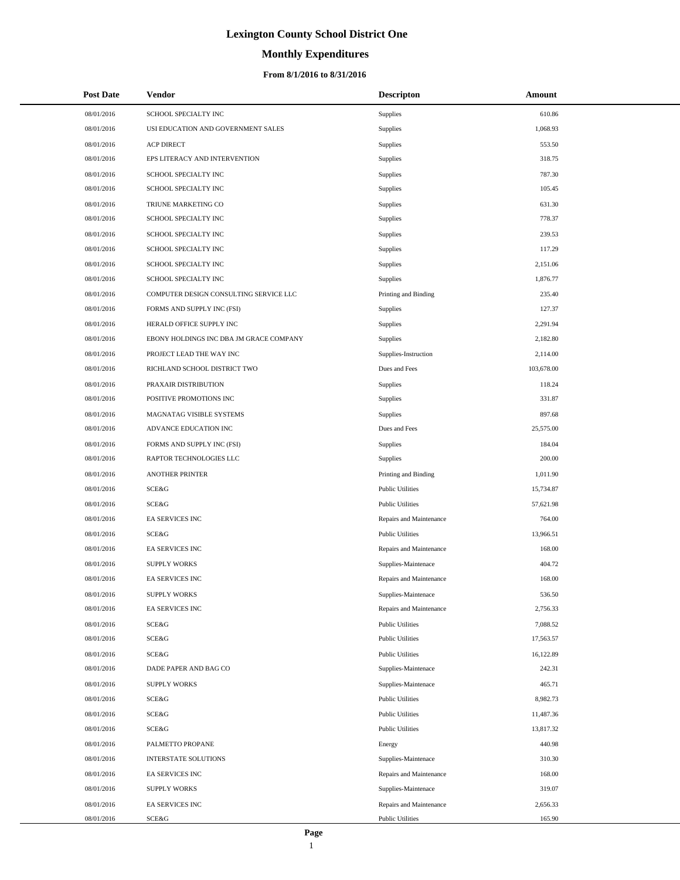# Lexington County School District One

## Monthly Expenditures

### From 8/1/2016 to 8/31/2016

| Post Date | Vendor | Descripton | Amount |
|---|---|---|---|
| 08/01/2016 | SCHOOL SPECIALTY INC | Supplies | 610.86 |
| 08/01/2016 | USI EDUCATION AND GOVERNMENT SALES | Supplies | 1,068.93 |
| 08/01/2016 | ACP DIRECT | Supplies | 553.50 |
| 08/01/2016 | EPS LITERACY AND INTERVENTION | Supplies | 318.75 |
| 08/01/2016 | SCHOOL SPECIALTY INC | Supplies | 787.30 |
| 08/01/2016 | SCHOOL SPECIALTY INC | Supplies | 105.45 |
| 08/01/2016 | TRIUNE MARKETING CO | Supplies | 631.30 |
| 08/01/2016 | SCHOOL SPECIALTY INC | Supplies | 778.37 |
| 08/01/2016 | SCHOOL SPECIALTY INC | Supplies | 239.53 |
| 08/01/2016 | SCHOOL SPECIALTY INC | Supplies | 117.29 |
| 08/01/2016 | SCHOOL SPECIALTY INC | Supplies | 2,151.06 |
| 08/01/2016 | SCHOOL SPECIALTY INC | Supplies | 1,876.77 |
| 08/01/2016 | COMPUTER DESIGN CONSULTING SERVICE LLC | Printing and Binding | 235.40 |
| 08/01/2016 | FORMS AND SUPPLY INC (FSI) | Supplies | 127.37 |
| 08/01/2016 | HERALD OFFICE SUPPLY INC | Supplies | 2,291.94 |
| 08/01/2016 | EBONY HOLDINGS INC DBA JM GRACE COMPANY | Supplies | 2,182.80 |
| 08/01/2016 | PROJECT LEAD THE WAY INC | Supplies-Instruction | 2,114.00 |
| 08/01/2016 | RICHLAND SCHOOL DISTRICT TWO | Dues and Fees | 103,678.00 |
| 08/01/2016 | PRAXAIR DISTRIBUTION | Supplies | 118.24 |
| 08/01/2016 | POSITIVE PROMOTIONS INC | Supplies | 331.87 |
| 08/01/2016 | MAGNATAG VISIBLE SYSTEMS | Supplies | 897.68 |
| 08/01/2016 | ADVANCE EDUCATION INC | Dues and Fees | 25,575.00 |
| 08/01/2016 | FORMS AND SUPPLY INC (FSI) | Supplies | 184.04 |
| 08/01/2016 | RAPTOR TECHNOLOGIES LLC | Supplies | 200.00 |
| 08/01/2016 | ANOTHER PRINTER | Printing and Binding | 1,011.90 |
| 08/01/2016 | SCE&G | Public Utilities | 15,734.87 |
| 08/01/2016 | SCE&G | Public Utilities | 57,621.98 |
| 08/01/2016 | EA SERVICES INC | Repairs and Maintenance | 764.00 |
| 08/01/2016 | SCE&G | Public Utilities | 13,966.51 |
| 08/01/2016 | EA SERVICES INC | Repairs and Maintenance | 168.00 |
| 08/01/2016 | SUPPLY WORKS | Supplies-Maintenace | 404.72 |
| 08/01/2016 | EA SERVICES INC | Repairs and Maintenance | 168.00 |
| 08/01/2016 | SUPPLY WORKS | Supplies-Maintenace | 536.50 |
| 08/01/2016 | EA SERVICES INC | Repairs and Maintenance | 2,756.33 |
| 08/01/2016 | SCE&G | Public Utilities | 7,088.52 |
| 08/01/2016 | SCE&G | Public Utilities | 17,563.57 |
| 08/01/2016 | SCE&G | Public Utilities | 16,122.89 |
| 08/01/2016 | DADE PAPER AND BAG CO | Supplies-Maintenace | 242.31 |
| 08/01/2016 | SUPPLY WORKS | Supplies-Maintenace | 465.71 |
| 08/01/2016 | SCE&G | Public Utilities | 8,982.73 |
| 08/01/2016 | SCE&G | Public Utilities | 11,487.36 |
| 08/01/2016 | SCE&G | Public Utilities | 13,817.32 |
| 08/01/2016 | PALMETTO PROPANE | Energy | 440.98 |
| 08/01/2016 | INTERSTATE SOLUTIONS | Supplies-Maintenace | 310.30 |
| 08/01/2016 | EA SERVICES INC | Repairs and Maintenance | 168.00 |
| 08/01/2016 | SUPPLY WORKS | Supplies-Maintenace | 319.07 |
| 08/01/2016 | EA SERVICES INC | Repairs and Maintenance | 2,656.33 |
| 08/01/2016 | SCE&G | Public Utilities | 165.90 |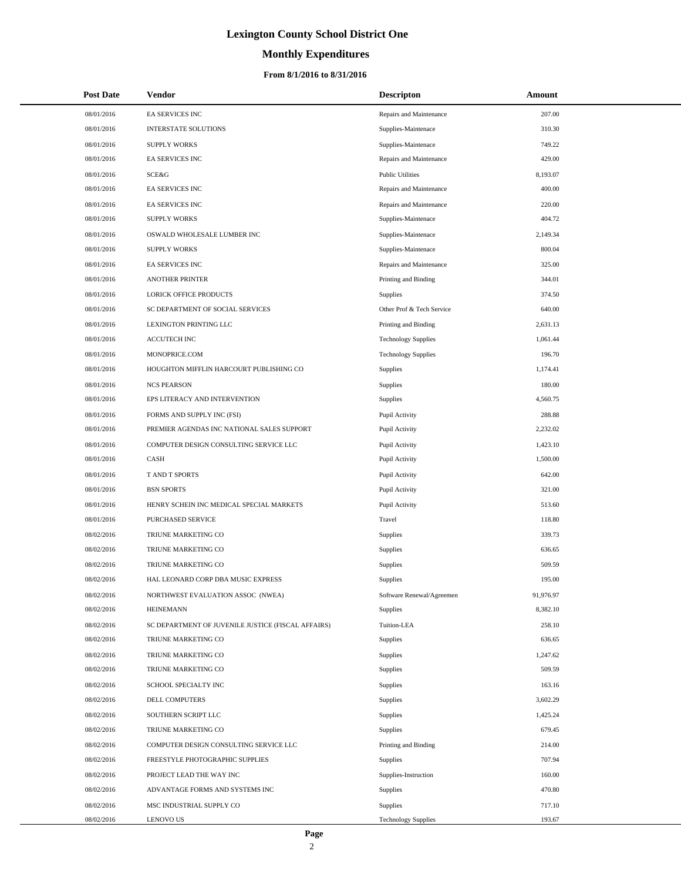# Lexington County School District One

## Monthly Expenditures

### From 8/1/2016 to 8/31/2016

| Post Date | Vendor | Descripton | Amount |
|---|---|---|---|
| 08/01/2016 | EA SERVICES INC | Repairs and Maintenance | 207.00 |
| 08/01/2016 | INTERSTATE SOLUTIONS | Supplies-Maintenace | 310.30 |
| 08/01/2016 | SUPPLY WORKS | Supplies-Maintenace | 749.22 |
| 08/01/2016 | EA SERVICES INC | Repairs and Maintenance | 429.00 |
| 08/01/2016 | SCE&G | Public Utilities | 8,193.07 |
| 08/01/2016 | EA SERVICES INC | Repairs and Maintenance | 400.00 |
| 08/01/2016 | EA SERVICES INC | Repairs and Maintenance | 220.00 |
| 08/01/2016 | SUPPLY WORKS | Supplies-Maintenace | 404.72 |
| 08/01/2016 | OSWALD WHOLESALE LUMBER INC | Supplies-Maintenace | 2,149.34 |
| 08/01/2016 | SUPPLY WORKS | Supplies-Maintenace | 800.04 |
| 08/01/2016 | EA SERVICES INC | Repairs and Maintenance | 325.00 |
| 08/01/2016 | ANOTHER PRINTER | Printing and Binding | 344.01 |
| 08/01/2016 | LORICK OFFICE PRODUCTS | Supplies | 374.50 |
| 08/01/2016 | SC DEPARTMENT OF SOCIAL SERVICES | Other Prof & Tech Service | 640.00 |
| 08/01/2016 | LEXINGTON PRINTING LLC | Printing and Binding | 2,631.13 |
| 08/01/2016 | ACCUTECH INC | Technology Supplies | 1,061.44 |
| 08/01/2016 | MONOPRICE.COM | Technology Supplies | 196.70 |
| 08/01/2016 | HOUGHTON MIFFLIN HARCOURT PUBLISHING CO | Supplies | 1,174.41 |
| 08/01/2016 | NCS PEARSON | Supplies | 180.00 |
| 08/01/2016 | EPS LITERACY AND INTERVENTION | Supplies | 4,560.75 |
| 08/01/2016 | FORMS AND SUPPLY INC (FSI) | Pupil Activity | 288.88 |
| 08/01/2016 | PREMIER AGENDAS INC NATIONAL SALES SUPPORT | Pupil Activity | 2,232.02 |
| 08/01/2016 | COMPUTER DESIGN CONSULTING SERVICE LLC | Pupil Activity | 1,423.10 |
| 08/01/2016 | CASH | Pupil Activity | 1,500.00 |
| 08/01/2016 | T AND T SPORTS | Pupil Activity | 642.00 |
| 08/01/2016 | BSN SPORTS | Pupil Activity | 321.00 |
| 08/01/2016 | HENRY SCHEIN INC MEDICAL SPECIAL MARKETS | Pupil Activity | 513.60 |
| 08/01/2016 | PURCHASED SERVICE | Travel | 118.80 |
| 08/02/2016 | TRIUNE MARKETING CO | Supplies | 339.73 |
| 08/02/2016 | TRIUNE MARKETING CO | Supplies | 636.65 |
| 08/02/2016 | TRIUNE MARKETING CO | Supplies | 509.59 |
| 08/02/2016 | HAL LEONARD CORP DBA MUSIC EXPRESS | Supplies | 195.00 |
| 08/02/2016 | NORTHWEST EVALUATION ASSOC (NWEA) | Software Renewal/Agreemen | 91,976.97 |
| 08/02/2016 | HEINEMANN | Supplies | 8,382.10 |
| 08/02/2016 | SC DEPARTMENT OF JUVENILE JUSTICE (FISCAL AFFAIRS) | Tuition-LEA | 258.10 |
| 08/02/2016 | TRIUNE MARKETING CO | Supplies | 636.65 |
| 08/02/2016 | TRIUNE MARKETING CO | Supplies | 1,247.62 |
| 08/02/2016 | TRIUNE MARKETING CO | Supplies | 509.59 |
| 08/02/2016 | SCHOOL SPECIALTY INC | Supplies | 163.16 |
| 08/02/2016 | DELL COMPUTERS | Supplies | 3,602.29 |
| 08/02/2016 | SOUTHERN SCRIPT LLC | Supplies | 1,425.24 |
| 08/02/2016 | TRIUNE MARKETING CO | Supplies | 679.45 |
| 08/02/2016 | COMPUTER DESIGN CONSULTING SERVICE LLC | Printing and Binding | 214.00 |
| 08/02/2016 | FREESTYLE PHOTOGRAPHIC SUPPLIES | Supplies | 707.94 |
| 08/02/2016 | PROJECT LEAD THE WAY INC | Supplies-Instruction | 160.00 |
| 08/02/2016 | ADVANTAGE FORMS AND SYSTEMS INC | Supplies | 470.80 |
| 08/02/2016 | MSC INDUSTRIAL SUPPLY CO | Supplies | 717.10 |
| 08/02/2016 | LENOVO US | Technology Supplies | 193.67 |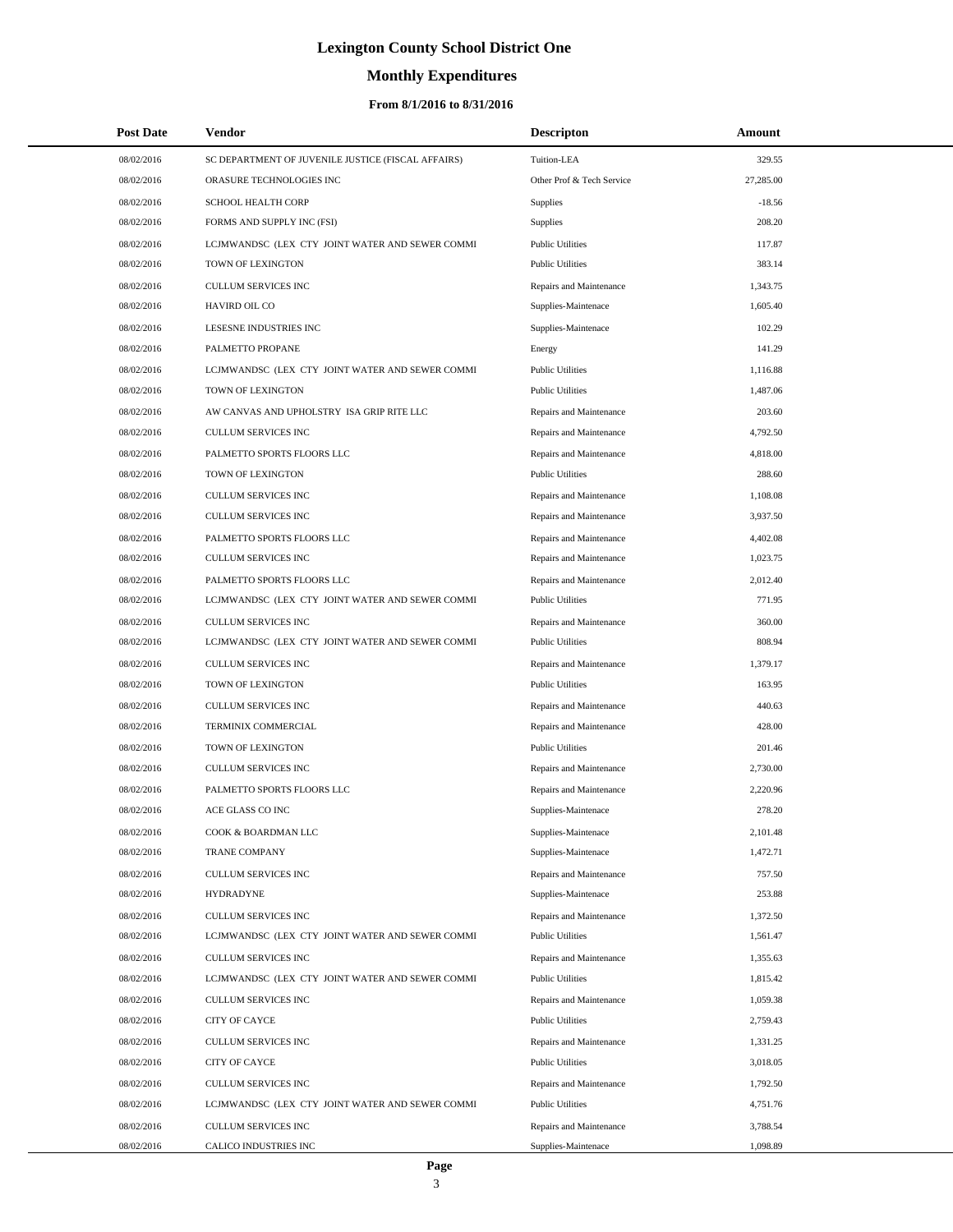# Lexington County School District One

## Monthly Expenditures

### From 8/1/2016 to 8/31/2016

| Post Date | Vendor | Descripton | Amount |
|---|---|---|---|
| 08/02/2016 | SC DEPARTMENT OF JUVENILE JUSTICE (FISCAL AFFAIRS) | Tuition-LEA | 329.55 |
| 08/02/2016 | ORASURE TECHNOLOGIES INC | Other Prof & Tech Service | 27,285.00 |
| 08/02/2016 | SCHOOL HEALTH CORP | Supplies | -18.56 |
| 08/02/2016 | FORMS AND SUPPLY INC (FSI) | Supplies | 208.20 |
| 08/02/2016 | LCJMWANDSC (LEX CTY JOINT WATER AND SEWER COMMI | Public Utilities | 117.87 |
| 08/02/2016 | TOWN OF LEXINGTON | Public Utilities | 383.14 |
| 08/02/2016 | CULLUM SERVICES INC | Repairs and Maintenance | 1,343.75 |
| 08/02/2016 | HAVIRD OIL CO | Supplies-Maintenace | 1,605.40 |
| 08/02/2016 | LESESNE INDUSTRIES INC | Supplies-Maintenace | 102.29 |
| 08/02/2016 | PALMETTO PROPANE | Energy | 141.29 |
| 08/02/2016 | LCJMWANDSC (LEX CTY JOINT WATER AND SEWER COMMI | Public Utilities | 1,116.88 |
| 08/02/2016 | TOWN OF LEXINGTON | Public Utilities | 1,487.06 |
| 08/02/2016 | AW CANVAS AND UPHOLSTRY ISA GRIP RITE LLC | Repairs and Maintenance | 203.60 |
| 08/02/2016 | CULLUM SERVICES INC | Repairs and Maintenance | 4,792.50 |
| 08/02/2016 | PALMETTO SPORTS FLOORS LLC | Repairs and Maintenance | 4,818.00 |
| 08/02/2016 | TOWN OF LEXINGTON | Public Utilities | 288.60 |
| 08/02/2016 | CULLUM SERVICES INC | Repairs and Maintenance | 1,108.08 |
| 08/02/2016 | CULLUM SERVICES INC | Repairs and Maintenance | 3,937.50 |
| 08/02/2016 | PALMETTO SPORTS FLOORS LLC | Repairs and Maintenance | 4,402.08 |
| 08/02/2016 | CULLUM SERVICES INC | Repairs and Maintenance | 1,023.75 |
| 08/02/2016 | PALMETTO SPORTS FLOORS LLC | Repairs and Maintenance | 2,012.40 |
| 08/02/2016 | LCJMWANDSC (LEX CTY JOINT WATER AND SEWER COMMI | Public Utilities | 771.95 |
| 08/02/2016 | CULLUM SERVICES INC | Repairs and Maintenance | 360.00 |
| 08/02/2016 | LCJMWANDSC (LEX CTY JOINT WATER AND SEWER COMMI | Public Utilities | 808.94 |
| 08/02/2016 | CULLUM SERVICES INC | Repairs and Maintenance | 1,379.17 |
| 08/02/2016 | TOWN OF LEXINGTON | Public Utilities | 163.95 |
| 08/02/2016 | CULLUM SERVICES INC | Repairs and Maintenance | 440.63 |
| 08/02/2016 | TERMINIX COMMERCIAL | Repairs and Maintenance | 428.00 |
| 08/02/2016 | TOWN OF LEXINGTON | Public Utilities | 201.46 |
| 08/02/2016 | CULLUM SERVICES INC | Repairs and Maintenance | 2,730.00 |
| 08/02/2016 | PALMETTO SPORTS FLOORS LLC | Repairs and Maintenance | 2,220.96 |
| 08/02/2016 | ACE GLASS CO INC | Supplies-Maintenace | 278.20 |
| 08/02/2016 | COOK & BOARDMAN LLC | Supplies-Maintenace | 2,101.48 |
| 08/02/2016 | TRANE COMPANY | Supplies-Maintenace | 1,472.71 |
| 08/02/2016 | CULLUM SERVICES INC | Repairs and Maintenance | 757.50 |
| 08/02/2016 | HYDRADYNE | Supplies-Maintenace | 253.88 |
| 08/02/2016 | CULLUM SERVICES INC | Repairs and Maintenance | 1,372.50 |
| 08/02/2016 | LCJMWANDSC (LEX CTY JOINT WATER AND SEWER COMMI | Public Utilities | 1,561.47 |
| 08/02/2016 | CULLUM SERVICES INC | Repairs and Maintenance | 1,355.63 |
| 08/02/2016 | LCJMWANDSC (LEX CTY JOINT WATER AND SEWER COMMI | Public Utilities | 1,815.42 |
| 08/02/2016 | CULLUM SERVICES INC | Repairs and Maintenance | 1,059.38 |
| 08/02/2016 | CITY OF CAYCE | Public Utilities | 2,759.43 |
| 08/02/2016 | CULLUM SERVICES INC | Repairs and Maintenance | 1,331.25 |
| 08/02/2016 | CITY OF CAYCE | Public Utilities | 3,018.05 |
| 08/02/2016 | CULLUM SERVICES INC | Repairs and Maintenance | 1,792.50 |
| 08/02/2016 | LCJMWANDSC (LEX CTY JOINT WATER AND SEWER COMMI | Public Utilities | 4,751.76 |
| 08/02/2016 | CULLUM SERVICES INC | Repairs and Maintenance | 3,788.54 |
| 08/02/2016 | CALICO INDUSTRIES INC | Supplies-Maintenace | 1,098.89 |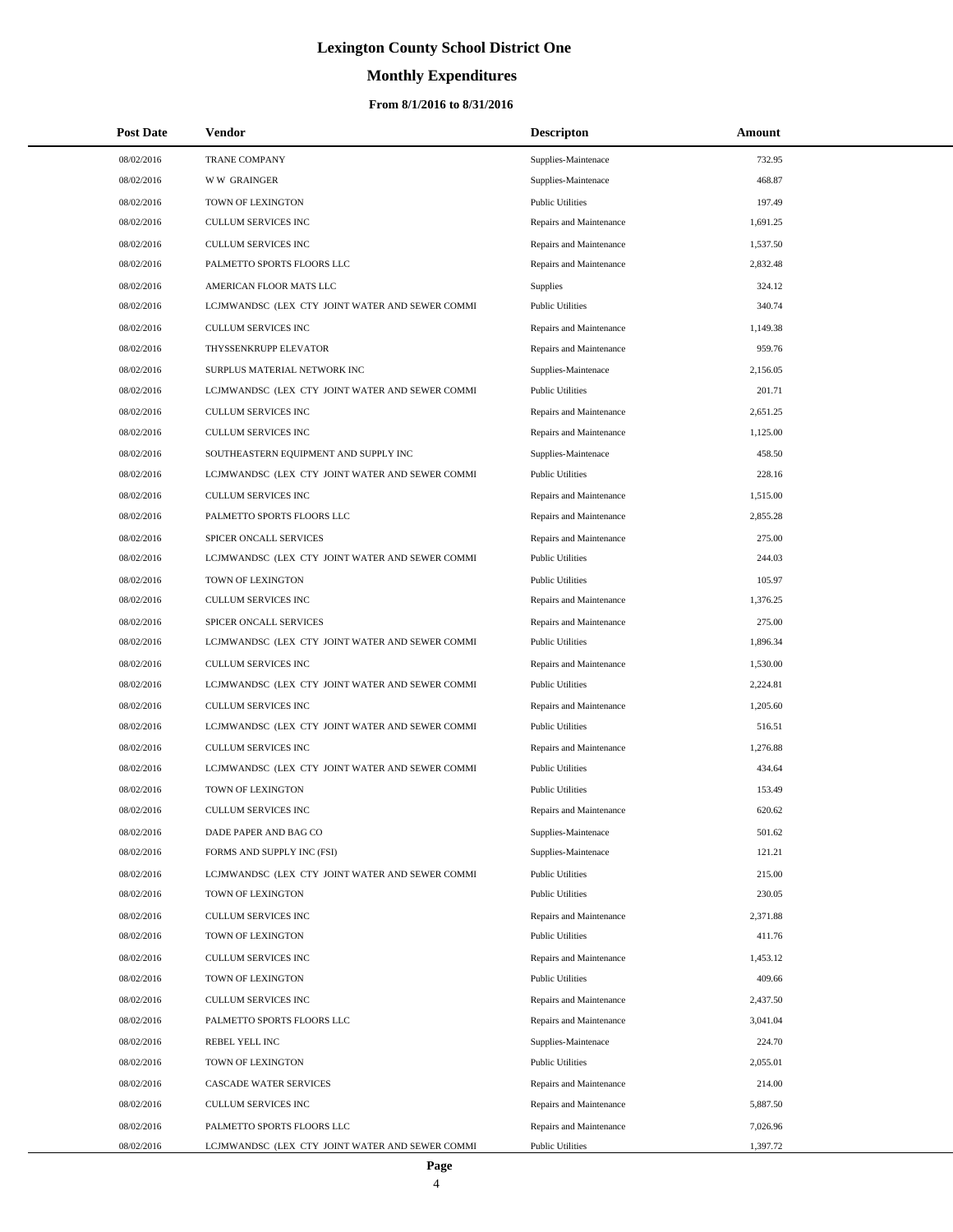# Lexington County School District One

## Monthly Expenditures

### From 8/1/2016 to 8/31/2016

| Post Date | Vendor | Descripton | Amount |
|---|---|---|---|
| 08/02/2016 | TRANE COMPANY | Supplies-Maintenace | 732.95 |
| 08/02/2016 | W W GRAINGER | Supplies-Maintenace | 468.87 |
| 08/02/2016 | TOWN OF LEXINGTON | Public Utilities | 197.49 |
| 08/02/2016 | CULLUM SERVICES INC | Repairs and Maintenance | 1,691.25 |
| 08/02/2016 | CULLUM SERVICES INC | Repairs and Maintenance | 1,537.50 |
| 08/02/2016 | PALMETTO SPORTS FLOORS LLC | Repairs and Maintenance | 2,832.48 |
| 08/02/2016 | AMERICAN FLOOR MATS LLC | Supplies | 324.12 |
| 08/02/2016 | LCJMWANDSC (LEX CTY JOINT WATER AND SEWER COMMI | Public Utilities | 340.74 |
| 08/02/2016 | CULLUM SERVICES INC | Repairs and Maintenance | 1,149.38 |
| 08/02/2016 | THYSSENKRUPP ELEVATOR | Repairs and Maintenance | 959.76 |
| 08/02/2016 | SURPLUS MATERIAL NETWORK INC | Supplies-Maintenace | 2,156.05 |
| 08/02/2016 | LCJMWANDSC (LEX CTY JOINT WATER AND SEWER COMMI | Public Utilities | 201.71 |
| 08/02/2016 | CULLUM SERVICES INC | Repairs and Maintenance | 2,651.25 |
| 08/02/2016 | CULLUM SERVICES INC | Repairs and Maintenance | 1,125.00 |
| 08/02/2016 | SOUTHEASTERN EQUIPMENT AND SUPPLY INC | Supplies-Maintenace | 458.50 |
| 08/02/2016 | LCJMWANDSC (LEX CTY JOINT WATER AND SEWER COMMI | Public Utilities | 228.16 |
| 08/02/2016 | CULLUM SERVICES INC | Repairs and Maintenance | 1,515.00 |
| 08/02/2016 | PALMETTO SPORTS FLOORS LLC | Repairs and Maintenance | 2,855.28 |
| 08/02/2016 | SPICER ONCALL SERVICES | Repairs and Maintenance | 275.00 |
| 08/02/2016 | LCJMWANDSC (LEX CTY JOINT WATER AND SEWER COMMI | Public Utilities | 244.03 |
| 08/02/2016 | TOWN OF LEXINGTON | Public Utilities | 105.97 |
| 08/02/2016 | CULLUM SERVICES INC | Repairs and Maintenance | 1,376.25 |
| 08/02/2016 | SPICER ONCALL SERVICES | Repairs and Maintenance | 275.00 |
| 08/02/2016 | LCJMWANDSC (LEX CTY JOINT WATER AND SEWER COMMI | Public Utilities | 1,896.34 |
| 08/02/2016 | CULLUM SERVICES INC | Repairs and Maintenance | 1,530.00 |
| 08/02/2016 | LCJMWANDSC (LEX CTY JOINT WATER AND SEWER COMMI | Public Utilities | 2,224.81 |
| 08/02/2016 | CULLUM SERVICES INC | Repairs and Maintenance | 1,205.60 |
| 08/02/2016 | LCJMWANDSC (LEX CTY JOINT WATER AND SEWER COMMI | Public Utilities | 516.51 |
| 08/02/2016 | CULLUM SERVICES INC | Repairs and Maintenance | 1,276.88 |
| 08/02/2016 | LCJMWANDSC (LEX CTY JOINT WATER AND SEWER COMMI | Public Utilities | 434.64 |
| 08/02/2016 | TOWN OF LEXINGTON | Public Utilities | 153.49 |
| 08/02/2016 | CULLUM SERVICES INC | Repairs and Maintenance | 620.62 |
| 08/02/2016 | DADE PAPER AND BAG CO | Supplies-Maintenace | 501.62 |
| 08/02/2016 | FORMS AND SUPPLY INC (FSI) | Supplies-Maintenace | 121.21 |
| 08/02/2016 | LCJMWANDSC (LEX CTY JOINT WATER AND SEWER COMMI | Public Utilities | 215.00 |
| 08/02/2016 | TOWN OF LEXINGTON | Public Utilities | 230.05 |
| 08/02/2016 | CULLUM SERVICES INC | Repairs and Maintenance | 2,371.88 |
| 08/02/2016 | TOWN OF LEXINGTON | Public Utilities | 411.76 |
| 08/02/2016 | CULLUM SERVICES INC | Repairs and Maintenance | 1,453.12 |
| 08/02/2016 | TOWN OF LEXINGTON | Public Utilities | 409.66 |
| 08/02/2016 | CULLUM SERVICES INC | Repairs and Maintenance | 2,437.50 |
| 08/02/2016 | PALMETTO SPORTS FLOORS LLC | Repairs and Maintenance | 3,041.04 |
| 08/02/2016 | REBEL YELL INC | Supplies-Maintenace | 224.70 |
| 08/02/2016 | TOWN OF LEXINGTON | Public Utilities | 2,055.01 |
| 08/02/2016 | CASCADE WATER SERVICES | Repairs and Maintenance | 214.00 |
| 08/02/2016 | CULLUM SERVICES INC | Repairs and Maintenance | 5,887.50 |
| 08/02/2016 | PALMETTO SPORTS FLOORS LLC | Repairs and Maintenance | 7,026.96 |
| 08/02/2016 | LCJMWANDSC (LEX CTY JOINT WATER AND SEWER COMMI | Public Utilities | 1,397.72 |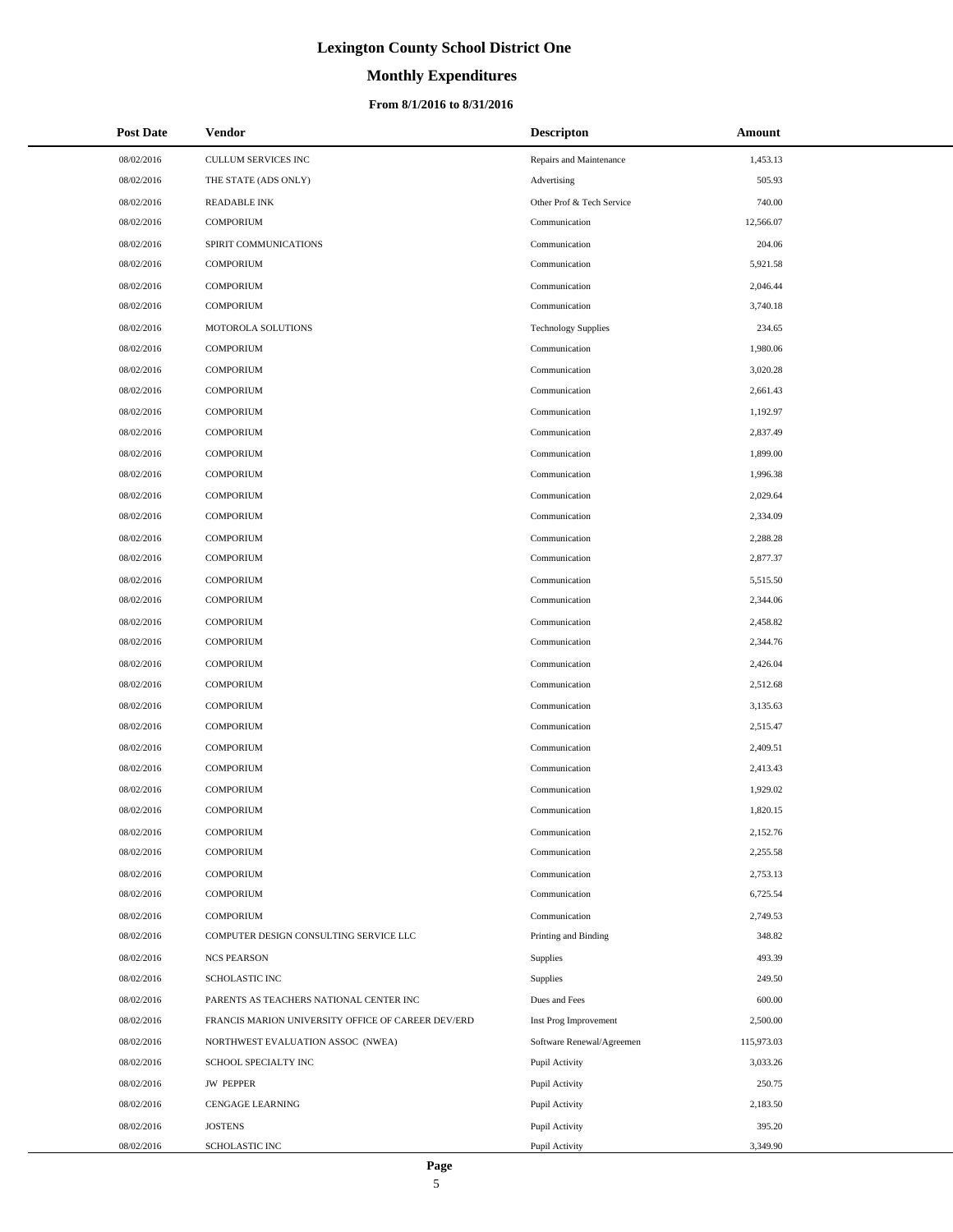# Lexington County School District One

## Monthly Expenditures

### From 8/1/2016 to 8/31/2016

| Post Date | Vendor | Descripton | Amount |
|---|---|---|---|
| 08/02/2016 | CULLUM SERVICES INC | Repairs and Maintenance | 1,453.13 |
| 08/02/2016 | THE STATE (ADS ONLY) | Advertising | 505.93 |
| 08/02/2016 | READABLE INK | Other Prof & Tech Service | 740.00 |
| 08/02/2016 | COMPORIUM | Communication | 12,566.07 |
| 08/02/2016 | SPIRIT COMMUNICATIONS | Communication | 204.06 |
| 08/02/2016 | COMPORIUM | Communication | 5,921.58 |
| 08/02/2016 | COMPORIUM | Communication | 2,046.44 |
| 08/02/2016 | COMPORIUM | Communication | 3,740.18 |
| 08/02/2016 | MOTOROLA SOLUTIONS | Technology Supplies | 234.65 |
| 08/02/2016 | COMPORIUM | Communication | 1,980.06 |
| 08/02/2016 | COMPORIUM | Communication | 3,020.28 |
| 08/02/2016 | COMPORIUM | Communication | 2,661.43 |
| 08/02/2016 | COMPORIUM | Communication | 1,192.97 |
| 08/02/2016 | COMPORIUM | Communication | 2,837.49 |
| 08/02/2016 | COMPORIUM | Communication | 1,899.00 |
| 08/02/2016 | COMPORIUM | Communication | 1,996.38 |
| 08/02/2016 | COMPORIUM | Communication | 2,029.64 |
| 08/02/2016 | COMPORIUM | Communication | 2,334.09 |
| 08/02/2016 | COMPORIUM | Communication | 2,288.28 |
| 08/02/2016 | COMPORIUM | Communication | 2,877.37 |
| 08/02/2016 | COMPORIUM | Communication | 5,515.50 |
| 08/02/2016 | COMPORIUM | Communication | 2,344.06 |
| 08/02/2016 | COMPORIUM | Communication | 2,458.82 |
| 08/02/2016 | COMPORIUM | Communication | 2,344.76 |
| 08/02/2016 | COMPORIUM | Communication | 2,426.04 |
| 08/02/2016 | COMPORIUM | Communication | 2,512.68 |
| 08/02/2016 | COMPORIUM | Communication | 3,135.63 |
| 08/02/2016 | COMPORIUM | Communication | 2,515.47 |
| 08/02/2016 | COMPORIUM | Communication | 2,409.51 |
| 08/02/2016 | COMPORIUM | Communication | 2,413.43 |
| 08/02/2016 | COMPORIUM | Communication | 1,929.02 |
| 08/02/2016 | COMPORIUM | Communication | 1,820.15 |
| 08/02/2016 | COMPORIUM | Communication | 2,152.76 |
| 08/02/2016 | COMPORIUM | Communication | 2,255.58 |
| 08/02/2016 | COMPORIUM | Communication | 2,753.13 |
| 08/02/2016 | COMPORIUM | Communication | 6,725.54 |
| 08/02/2016 | COMPORIUM | Communication | 2,749.53 |
| 08/02/2016 | COMPUTER DESIGN CONSULTING SERVICE LLC | Printing and Binding | 348.82 |
| 08/02/2016 | NCS PEARSON | Supplies | 493.39 |
| 08/02/2016 | SCHOLASTIC INC | Supplies | 249.50 |
| 08/02/2016 | PARENTS AS TEACHERS NATIONAL CENTER INC | Dues and Fees | 600.00 |
| 08/02/2016 | FRANCIS MARION UNIVERSITY OFFICE OF CAREER DEV/ERD | Inst Prog Improvement | 2,500.00 |
| 08/02/2016 | NORTHWEST EVALUATION ASSOC (NWEA) | Software Renewal/Agreemen | 115,973.03 |
| 08/02/2016 | SCHOOL SPECIALTY INC | Pupil Activity | 3,033.26 |
| 08/02/2016 | JW PEPPER | Pupil Activity | 250.75 |
| 08/02/2016 | CENGAGE LEARNING | Pupil Activity | 2,183.50 |
| 08/02/2016 | JOSTENS | Pupil Activity | 395.20 |
| 08/02/2016 | SCHOLASTIC INC | Pupil Activity | 3,349.90 |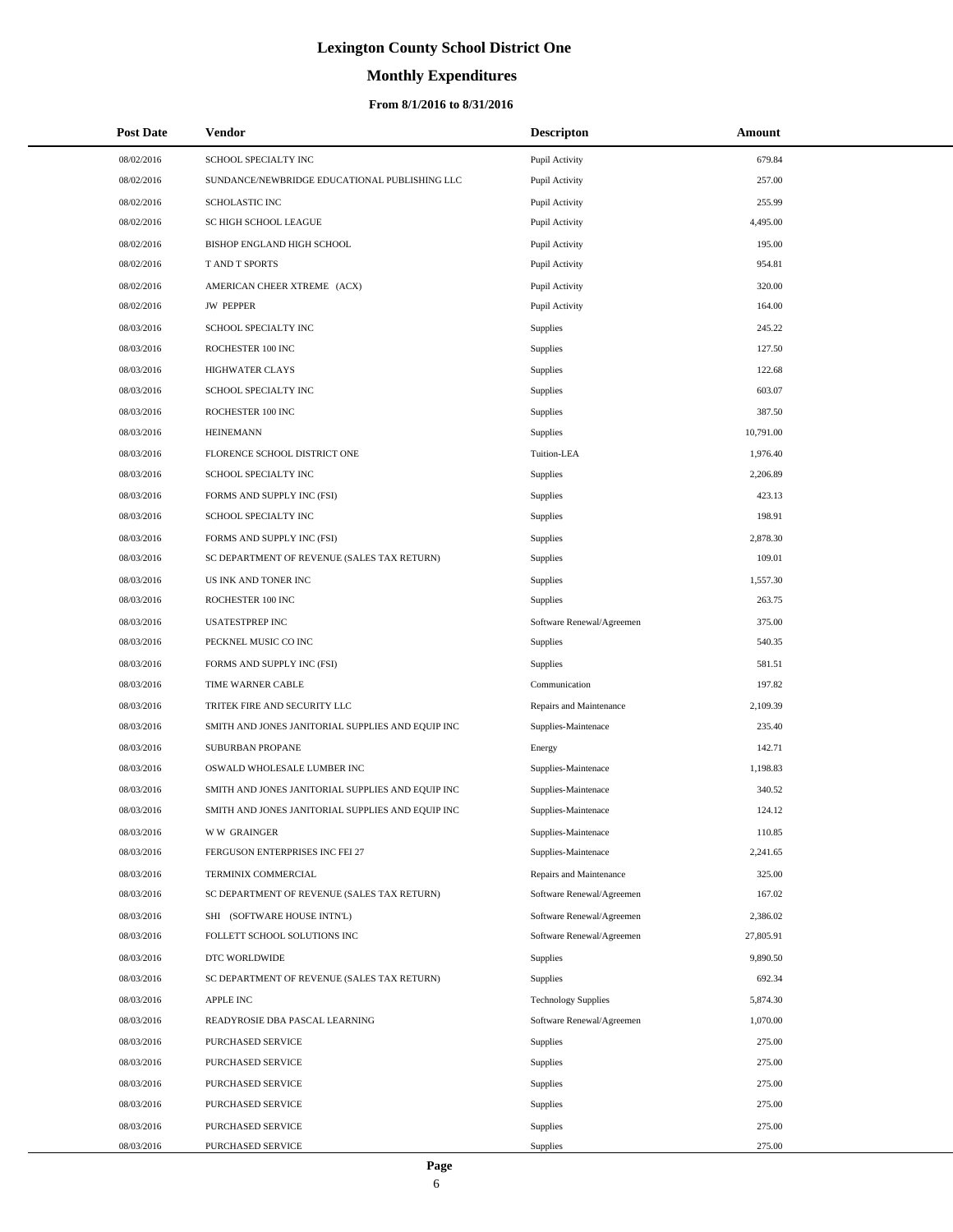# Lexington County School District One

## Monthly Expenditures

### From 8/1/2016 to 8/31/2016

| Post Date | Vendor | Descripton | Amount |
|---|---|---|---|
| 08/02/2016 | SCHOOL SPECIALTY INC | Pupil Activity | 679.84 |
| 08/02/2016 | SUNDANCE/NEWBRIDGE EDUCATIONAL PUBLISHING LLC | Pupil Activity | 257.00 |
| 08/02/2016 | SCHOLASTIC INC | Pupil Activity | 255.99 |
| 08/02/2016 | SC HIGH SCHOOL LEAGUE | Pupil Activity | 4,495.00 |
| 08/02/2016 | BISHOP ENGLAND HIGH SCHOOL | Pupil Activity | 195.00 |
| 08/02/2016 | T AND T SPORTS | Pupil Activity | 954.81 |
| 08/02/2016 | AMERICAN CHEER XTREME (ACX) | Pupil Activity | 320.00 |
| 08/02/2016 | JW PEPPER | Pupil Activity | 164.00 |
| 08/03/2016 | SCHOOL SPECIALTY INC | Supplies | 245.22 |
| 08/03/2016 | ROCHESTER 100 INC | Supplies | 127.50 |
| 08/03/2016 | HIGHWATER CLAYS | Supplies | 122.68 |
| 08/03/2016 | SCHOOL SPECIALTY INC | Supplies | 603.07 |
| 08/03/2016 | ROCHESTER 100 INC | Supplies | 387.50 |
| 08/03/2016 | HEINEMANN | Supplies | 10,791.00 |
| 08/03/2016 | FLORENCE SCHOOL DISTRICT ONE | Tuition-LEA | 1,976.40 |
| 08/03/2016 | SCHOOL SPECIALTY INC | Supplies | 2,206.89 |
| 08/03/2016 | FORMS AND SUPPLY INC (FSI) | Supplies | 423.13 |
| 08/03/2016 | SCHOOL SPECIALTY INC | Supplies | 198.91 |
| 08/03/2016 | FORMS AND SUPPLY INC (FSI) | Supplies | 2,878.30 |
| 08/03/2016 | SC DEPARTMENT OF REVENUE (SALES TAX RETURN) | Supplies | 109.01 |
| 08/03/2016 | US INK AND TONER INC | Supplies | 1,557.30 |
| 08/03/2016 | ROCHESTER 100 INC | Supplies | 263.75 |
| 08/03/2016 | USATESTPREP INC | Software Renewal/Agreemen | 375.00 |
| 08/03/2016 | PECKNEL MUSIC CO INC | Supplies | 540.35 |
| 08/03/2016 | FORMS AND SUPPLY INC (FSI) | Supplies | 581.51 |
| 08/03/2016 | TIME WARNER CABLE | Communication | 197.82 |
| 08/03/2016 | TRITEK FIRE AND SECURITY LLC | Repairs and Maintenance | 2,109.39 |
| 08/03/2016 | SMITH AND JONES JANITORIAL SUPPLIES AND EQUIP INC | Supplies-Maintenace | 235.40 |
| 08/03/2016 | SUBURBAN PROPANE | Energy | 142.71 |
| 08/03/2016 | OSWALD WHOLESALE LUMBER INC | Supplies-Maintenace | 1,198.83 |
| 08/03/2016 | SMITH AND JONES JANITORIAL SUPPLIES AND EQUIP INC | Supplies-Maintenace | 340.52 |
| 08/03/2016 | SMITH AND JONES JANITORIAL SUPPLIES AND EQUIP INC | Supplies-Maintenace | 124.12 |
| 08/03/2016 | W W GRAINGER | Supplies-Maintenace | 110.85 |
| 08/03/2016 | FERGUSON ENTERPRISES INC FEI 27 | Supplies-Maintenace | 2,241.65 |
| 08/03/2016 | TERMINIX COMMERCIAL | Repairs and Maintenance | 325.00 |
| 08/03/2016 | SC DEPARTMENT OF REVENUE (SALES TAX RETURN) | Software Renewal/Agreemen | 167.02 |
| 08/03/2016 | SHI (SOFTWARE HOUSE INTN'L) | Software Renewal/Agreemen | 2,386.02 |
| 08/03/2016 | FOLLETT SCHOOL SOLUTIONS INC | Software Renewal/Agreemen | 27,805.91 |
| 08/03/2016 | DTC WORLDWIDE | Supplies | 9,890.50 |
| 08/03/2016 | SC DEPARTMENT OF REVENUE (SALES TAX RETURN) | Supplies | 692.34 |
| 08/03/2016 | APPLE INC | Technology Supplies | 5,874.30 |
| 08/03/2016 | READYROSIE DBA PASCAL LEARNING | Software Renewal/Agreemen | 1,070.00 |
| 08/03/2016 | PURCHASED SERVICE | Supplies | 275.00 |
| 08/03/2016 | PURCHASED SERVICE | Supplies | 275.00 |
| 08/03/2016 | PURCHASED SERVICE | Supplies | 275.00 |
| 08/03/2016 | PURCHASED SERVICE | Supplies | 275.00 |
| 08/03/2016 | PURCHASED SERVICE | Supplies | 275.00 |
| 08/03/2016 | PURCHASED SERVICE | Supplies | 275.00 |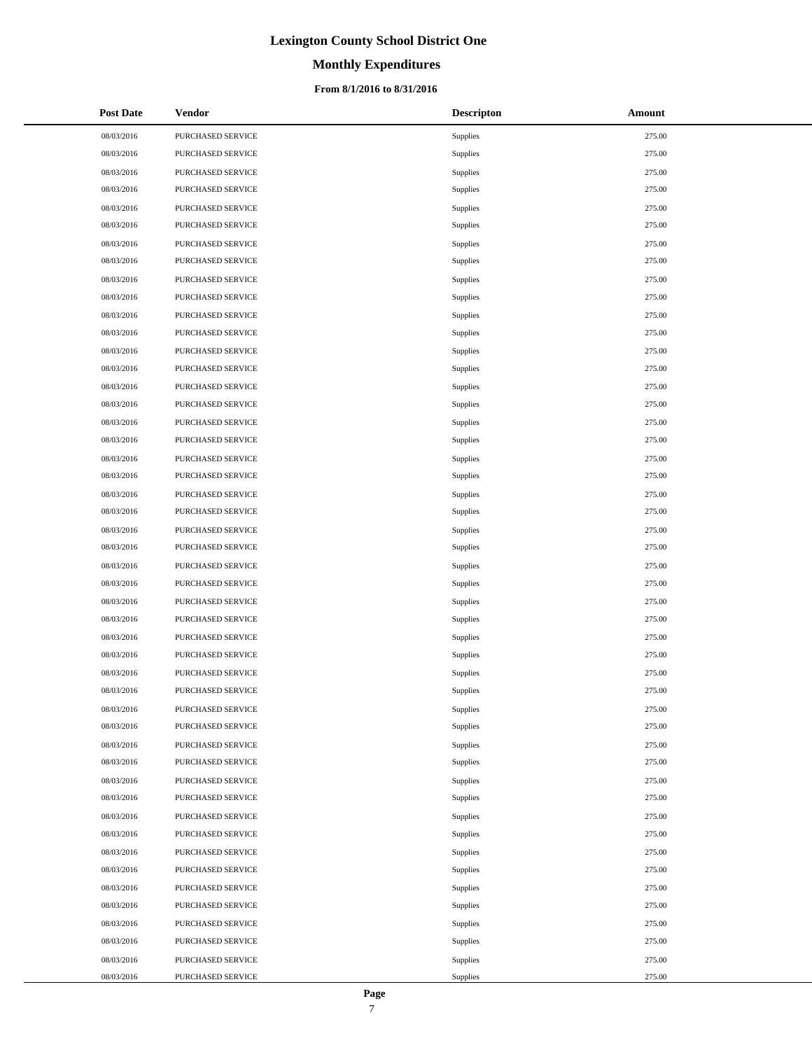# Lexington County School District One

## Monthly Expenditures

### From 8/1/2016 to 8/31/2016

| Post Date | Vendor | Descripton | Amount |
|---|---|---|---|
| 08/03/2016 | PURCHASED SERVICE | Supplies | 275.00 |
| 08/03/2016 | PURCHASED SERVICE | Supplies | 275.00 |
| 08/03/2016 | PURCHASED SERVICE | Supplies | 275.00 |
| 08/03/2016 | PURCHASED SERVICE | Supplies | 275.00 |
| 08/03/2016 | PURCHASED SERVICE | Supplies | 275.00 |
| 08/03/2016 | PURCHASED SERVICE | Supplies | 275.00 |
| 08/03/2016 | PURCHASED SERVICE | Supplies | 275.00 |
| 08/03/2016 | PURCHASED SERVICE | Supplies | 275.00 |
| 08/03/2016 | PURCHASED SERVICE | Supplies | 275.00 |
| 08/03/2016 | PURCHASED SERVICE | Supplies | 275.00 |
| 08/03/2016 | PURCHASED SERVICE | Supplies | 275.00 |
| 08/03/2016 | PURCHASED SERVICE | Supplies | 275.00 |
| 08/03/2016 | PURCHASED SERVICE | Supplies | 275.00 |
| 08/03/2016 | PURCHASED SERVICE | Supplies | 275.00 |
| 08/03/2016 | PURCHASED SERVICE | Supplies | 275.00 |
| 08/03/2016 | PURCHASED SERVICE | Supplies | 275.00 |
| 08/03/2016 | PURCHASED SERVICE | Supplies | 275.00 |
| 08/03/2016 | PURCHASED SERVICE | Supplies | 275.00 |
| 08/03/2016 | PURCHASED SERVICE | Supplies | 275.00 |
| 08/03/2016 | PURCHASED SERVICE | Supplies | 275.00 |
| 08/03/2016 | PURCHASED SERVICE | Supplies | 275.00 |
| 08/03/2016 | PURCHASED SERVICE | Supplies | 275.00 |
| 08/03/2016 | PURCHASED SERVICE | Supplies | 275.00 |
| 08/03/2016 | PURCHASED SERVICE | Supplies | 275.00 |
| 08/03/2016 | PURCHASED SERVICE | Supplies | 275.00 |
| 08/03/2016 | PURCHASED SERVICE | Supplies | 275.00 |
| 08/03/2016 | PURCHASED SERVICE | Supplies | 275.00 |
| 08/03/2016 | PURCHASED SERVICE | Supplies | 275.00 |
| 08/03/2016 | PURCHASED SERVICE | Supplies | 275.00 |
| 08/03/2016 | PURCHASED SERVICE | Supplies | 275.00 |
| 08/03/2016 | PURCHASED SERVICE | Supplies | 275.00 |
| 08/03/2016 | PURCHASED SERVICE | Supplies | 275.00 |
| 08/03/2016 | PURCHASED SERVICE | Supplies | 275.00 |
| 08/03/2016 | PURCHASED SERVICE | Supplies | 275.00 |
| 08/03/2016 | PURCHASED SERVICE | Supplies | 275.00 |
| 08/03/2016 | PURCHASED SERVICE | Supplies | 275.00 |
| 08/03/2016 | PURCHASED SERVICE | Supplies | 275.00 |
| 08/03/2016 | PURCHASED SERVICE | Supplies | 275.00 |
| 08/03/2016 | PURCHASED SERVICE | Supplies | 275.00 |
| 08/03/2016 | PURCHASED SERVICE | Supplies | 275.00 |
| 08/03/2016 | PURCHASED SERVICE | Supplies | 275.00 |
| 08/03/2016 | PURCHASED SERVICE | Supplies | 275.00 |
| 08/03/2016 | PURCHASED SERVICE | Supplies | 275.00 |
| 08/03/2016 | PURCHASED SERVICE | Supplies | 275.00 |
| 08/03/2016 | PURCHASED SERVICE | Supplies | 275.00 |
| 08/03/2016 | PURCHASED SERVICE | Supplies | 275.00 |
| 08/03/2016 | PURCHASED SERVICE | Supplies | 275.00 |
| 08/03/2016 | PURCHASED SERVICE | Supplies | 275.00 |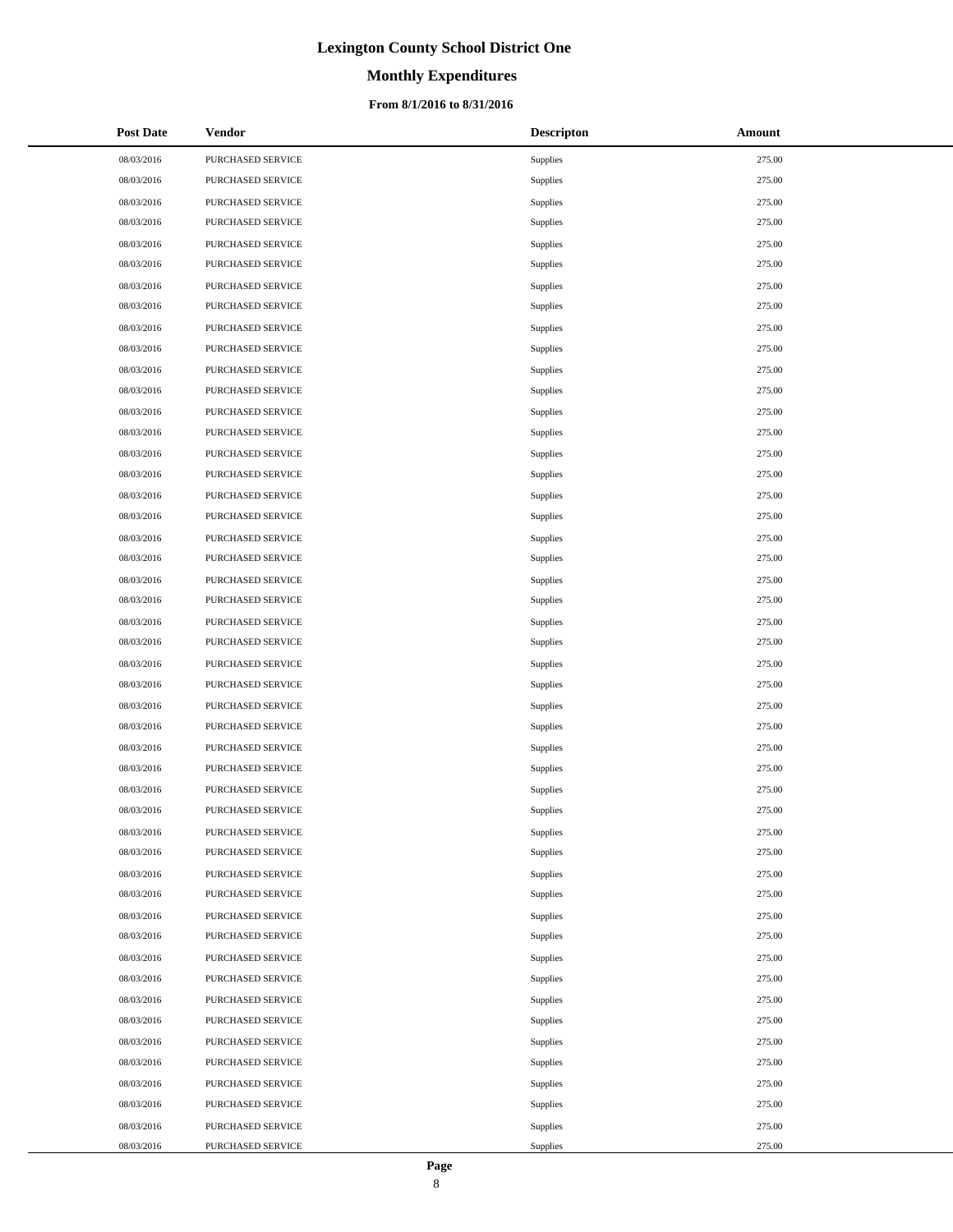# Lexington County School District One

## Monthly Expenditures

### From 8/1/2016 to 8/31/2016

| Post Date | Vendor | Descripton | Amount |
|---|---|---|---|
| 08/03/2016 | PURCHASED SERVICE | Supplies | 275.00 |
| 08/03/2016 | PURCHASED SERVICE | Supplies | 275.00 |
| 08/03/2016 | PURCHASED SERVICE | Supplies | 275.00 |
| 08/03/2016 | PURCHASED SERVICE | Supplies | 275.00 |
| 08/03/2016 | PURCHASED SERVICE | Supplies | 275.00 |
| 08/03/2016 | PURCHASED SERVICE | Supplies | 275.00 |
| 08/03/2016 | PURCHASED SERVICE | Supplies | 275.00 |
| 08/03/2016 | PURCHASED SERVICE | Supplies | 275.00 |
| 08/03/2016 | PURCHASED SERVICE | Supplies | 275.00 |
| 08/03/2016 | PURCHASED SERVICE | Supplies | 275.00 |
| 08/03/2016 | PURCHASED SERVICE | Supplies | 275.00 |
| 08/03/2016 | PURCHASED SERVICE | Supplies | 275.00 |
| 08/03/2016 | PURCHASED SERVICE | Supplies | 275.00 |
| 08/03/2016 | PURCHASED SERVICE | Supplies | 275.00 |
| 08/03/2016 | PURCHASED SERVICE | Supplies | 275.00 |
| 08/03/2016 | PURCHASED SERVICE | Supplies | 275.00 |
| 08/03/2016 | PURCHASED SERVICE | Supplies | 275.00 |
| 08/03/2016 | PURCHASED SERVICE | Supplies | 275.00 |
| 08/03/2016 | PURCHASED SERVICE | Supplies | 275.00 |
| 08/03/2016 | PURCHASED SERVICE | Supplies | 275.00 |
| 08/03/2016 | PURCHASED SERVICE | Supplies | 275.00 |
| 08/03/2016 | PURCHASED SERVICE | Supplies | 275.00 |
| 08/03/2016 | PURCHASED SERVICE | Supplies | 275.00 |
| 08/03/2016 | PURCHASED SERVICE | Supplies | 275.00 |
| 08/03/2016 | PURCHASED SERVICE | Supplies | 275.00 |
| 08/03/2016 | PURCHASED SERVICE | Supplies | 275.00 |
| 08/03/2016 | PURCHASED SERVICE | Supplies | 275.00 |
| 08/03/2016 | PURCHASED SERVICE | Supplies | 275.00 |
| 08/03/2016 | PURCHASED SERVICE | Supplies | 275.00 |
| 08/03/2016 | PURCHASED SERVICE | Supplies | 275.00 |
| 08/03/2016 | PURCHASED SERVICE | Supplies | 275.00 |
| 08/03/2016 | PURCHASED SERVICE | Supplies | 275.00 |
| 08/03/2016 | PURCHASED SERVICE | Supplies | 275.00 |
| 08/03/2016 | PURCHASED SERVICE | Supplies | 275.00 |
| 08/03/2016 | PURCHASED SERVICE | Supplies | 275.00 |
| 08/03/2016 | PURCHASED SERVICE | Supplies | 275.00 |
| 08/03/2016 | PURCHASED SERVICE | Supplies | 275.00 |
| 08/03/2016 | PURCHASED SERVICE | Supplies | 275.00 |
| 08/03/2016 | PURCHASED SERVICE | Supplies | 275.00 |
| 08/03/2016 | PURCHASED SERVICE | Supplies | 275.00 |
| 08/03/2016 | PURCHASED SERVICE | Supplies | 275.00 |
| 08/03/2016 | PURCHASED SERVICE | Supplies | 275.00 |
| 08/03/2016 | PURCHASED SERVICE | Supplies | 275.00 |
| 08/03/2016 | PURCHASED SERVICE | Supplies | 275.00 |
| 08/03/2016 | PURCHASED SERVICE | Supplies | 275.00 |
| 08/03/2016 | PURCHASED SERVICE | Supplies | 275.00 |
| 08/03/2016 | PURCHASED SERVICE | Supplies | 275.00 |
| 08/03/2016 | PURCHASED SERVICE | Supplies | 275.00 |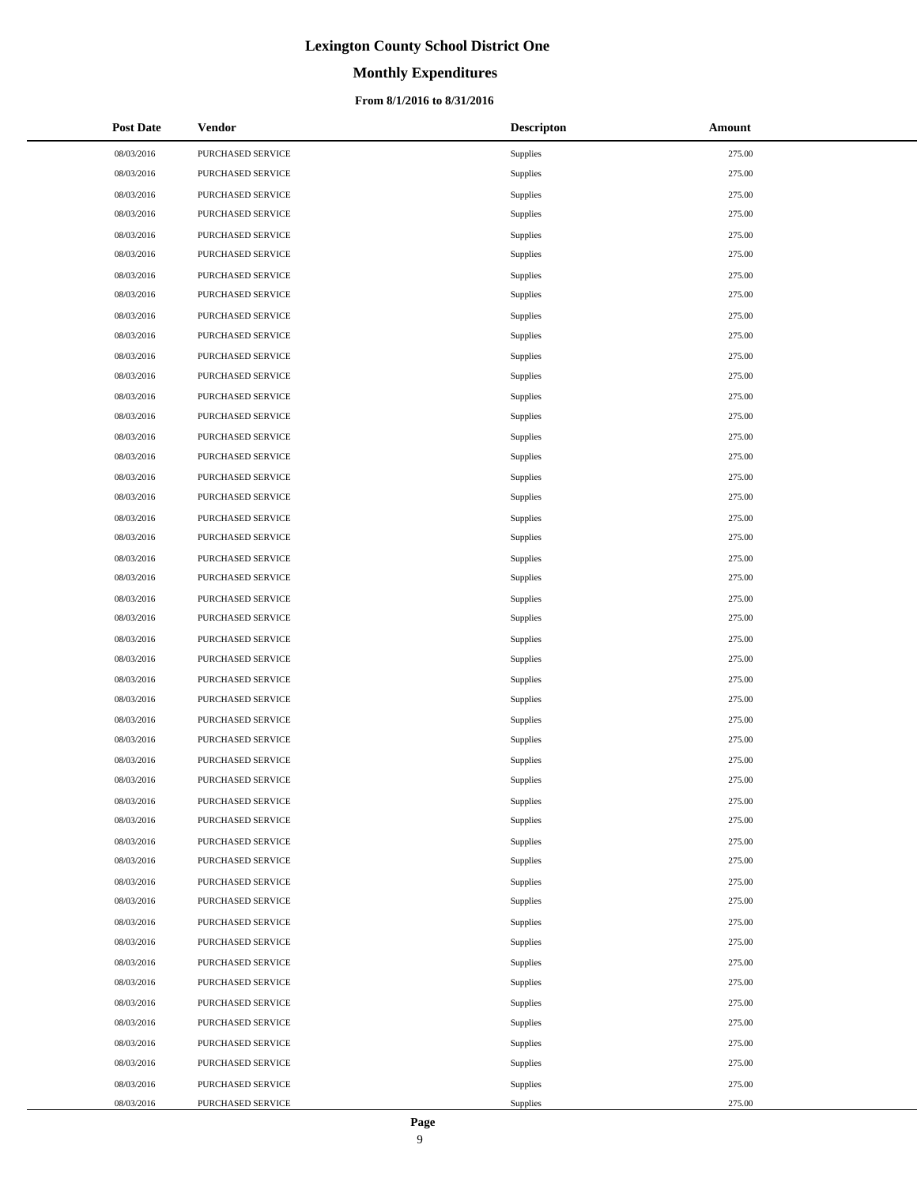# Lexington County School District One

## Monthly Expenditures

### From 8/1/2016 to 8/31/2016

| Post Date | Vendor | Descripton | Amount |
|---|---|---|---|
| 08/03/2016 | PURCHASED SERVICE | Supplies | 275.00 |
| 08/03/2016 | PURCHASED SERVICE | Supplies | 275.00 |
| 08/03/2016 | PURCHASED SERVICE | Supplies | 275.00 |
| 08/03/2016 | PURCHASED SERVICE | Supplies | 275.00 |
| 08/03/2016 | PURCHASED SERVICE | Supplies | 275.00 |
| 08/03/2016 | PURCHASED SERVICE | Supplies | 275.00 |
| 08/03/2016 | PURCHASED SERVICE | Supplies | 275.00 |
| 08/03/2016 | PURCHASED SERVICE | Supplies | 275.00 |
| 08/03/2016 | PURCHASED SERVICE | Supplies | 275.00 |
| 08/03/2016 | PURCHASED SERVICE | Supplies | 275.00 |
| 08/03/2016 | PURCHASED SERVICE | Supplies | 275.00 |
| 08/03/2016 | PURCHASED SERVICE | Supplies | 275.00 |
| 08/03/2016 | PURCHASED SERVICE | Supplies | 275.00 |
| 08/03/2016 | PURCHASED SERVICE | Supplies | 275.00 |
| 08/03/2016 | PURCHASED SERVICE | Supplies | 275.00 |
| 08/03/2016 | PURCHASED SERVICE | Supplies | 275.00 |
| 08/03/2016 | PURCHASED SERVICE | Supplies | 275.00 |
| 08/03/2016 | PURCHASED SERVICE | Supplies | 275.00 |
| 08/03/2016 | PURCHASED SERVICE | Supplies | 275.00 |
| 08/03/2016 | PURCHASED SERVICE | Supplies | 275.00 |
| 08/03/2016 | PURCHASED SERVICE | Supplies | 275.00 |
| 08/03/2016 | PURCHASED SERVICE | Supplies | 275.00 |
| 08/03/2016 | PURCHASED SERVICE | Supplies | 275.00 |
| 08/03/2016 | PURCHASED SERVICE | Supplies | 275.00 |
| 08/03/2016 | PURCHASED SERVICE | Supplies | 275.00 |
| 08/03/2016 | PURCHASED SERVICE | Supplies | 275.00 |
| 08/03/2016 | PURCHASED SERVICE | Supplies | 275.00 |
| 08/03/2016 | PURCHASED SERVICE | Supplies | 275.00 |
| 08/03/2016 | PURCHASED SERVICE | Supplies | 275.00 |
| 08/03/2016 | PURCHASED SERVICE | Supplies | 275.00 |
| 08/03/2016 | PURCHASED SERVICE | Supplies | 275.00 |
| 08/03/2016 | PURCHASED SERVICE | Supplies | 275.00 |
| 08/03/2016 | PURCHASED SERVICE | Supplies | 275.00 |
| 08/03/2016 | PURCHASED SERVICE | Supplies | 275.00 |
| 08/03/2016 | PURCHASED SERVICE | Supplies | 275.00 |
| 08/03/2016 | PURCHASED SERVICE | Supplies | 275.00 |
| 08/03/2016 | PURCHASED SERVICE | Supplies | 275.00 |
| 08/03/2016 | PURCHASED SERVICE | Supplies | 275.00 |
| 08/03/2016 | PURCHASED SERVICE | Supplies | 275.00 |
| 08/03/2016 | PURCHASED SERVICE | Supplies | 275.00 |
| 08/03/2016 | PURCHASED SERVICE | Supplies | 275.00 |
| 08/03/2016 | PURCHASED SERVICE | Supplies | 275.00 |
| 08/03/2016 | PURCHASED SERVICE | Supplies | 275.00 |
| 08/03/2016 | PURCHASED SERVICE | Supplies | 275.00 |
| 08/03/2016 | PURCHASED SERVICE | Supplies | 275.00 |
| 08/03/2016 | PURCHASED SERVICE | Supplies | 275.00 |
| 08/03/2016 | PURCHASED SERVICE | Supplies | 275.00 |
| 08/03/2016 | PURCHASED SERVICE | Supplies | 275.00 |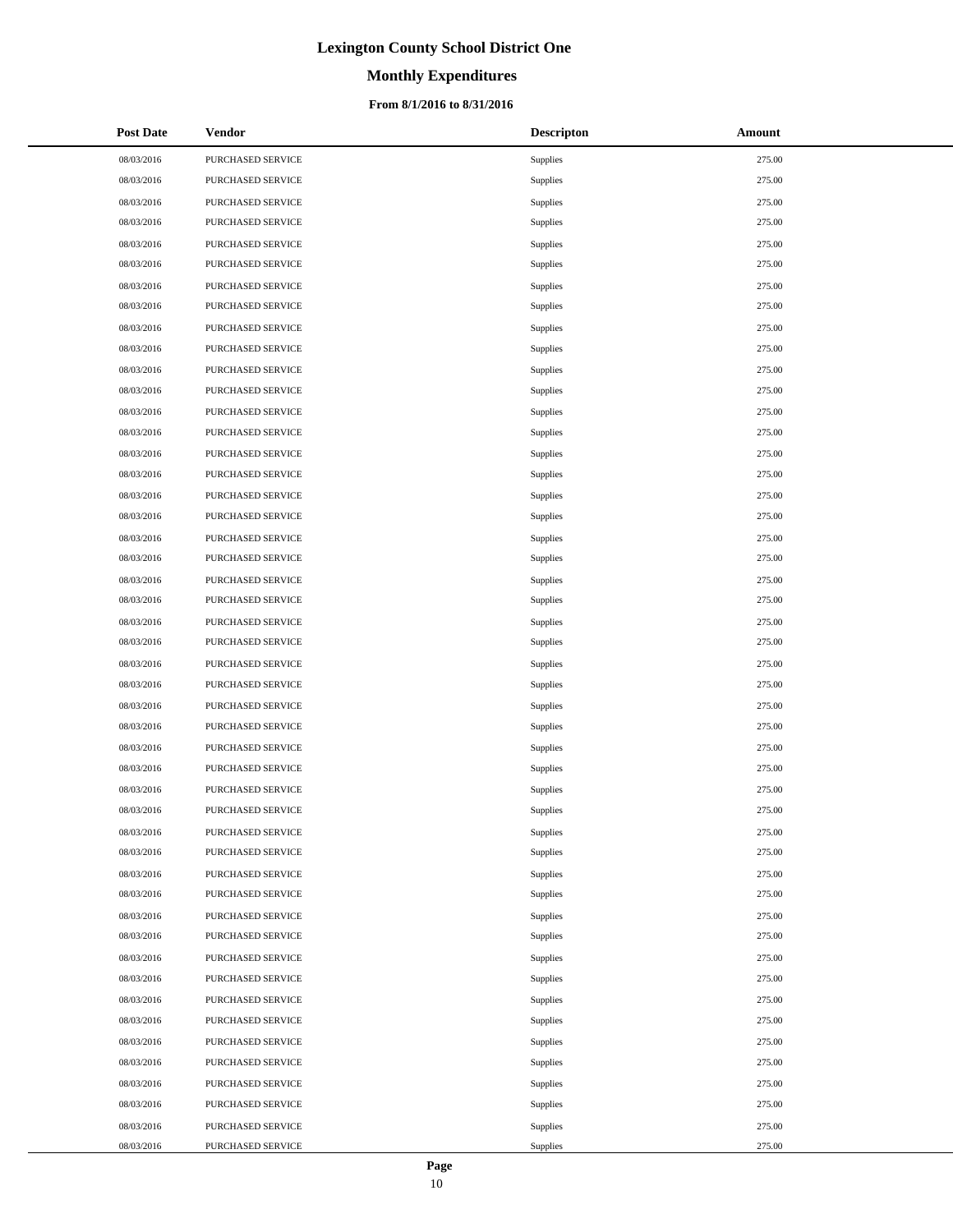# Lexington County School District One

## Monthly Expenditures

### From 8/1/2016 to 8/31/2016

| Post Date | Vendor | Descripton | Amount |
|---|---|---|---|
| 08/03/2016 | PURCHASED SERVICE | Supplies | 275.00 |
| 08/03/2016 | PURCHASED SERVICE | Supplies | 275.00 |
| 08/03/2016 | PURCHASED SERVICE | Supplies | 275.00 |
| 08/03/2016 | PURCHASED SERVICE | Supplies | 275.00 |
| 08/03/2016 | PURCHASED SERVICE | Supplies | 275.00 |
| 08/03/2016 | PURCHASED SERVICE | Supplies | 275.00 |
| 08/03/2016 | PURCHASED SERVICE | Supplies | 275.00 |
| 08/03/2016 | PURCHASED SERVICE | Supplies | 275.00 |
| 08/03/2016 | PURCHASED SERVICE | Supplies | 275.00 |
| 08/03/2016 | PURCHASED SERVICE | Supplies | 275.00 |
| 08/03/2016 | PURCHASED SERVICE | Supplies | 275.00 |
| 08/03/2016 | PURCHASED SERVICE | Supplies | 275.00 |
| 08/03/2016 | PURCHASED SERVICE | Supplies | 275.00 |
| 08/03/2016 | PURCHASED SERVICE | Supplies | 275.00 |
| 08/03/2016 | PURCHASED SERVICE | Supplies | 275.00 |
| 08/03/2016 | PURCHASED SERVICE | Supplies | 275.00 |
| 08/03/2016 | PURCHASED SERVICE | Supplies | 275.00 |
| 08/03/2016 | PURCHASED SERVICE | Supplies | 275.00 |
| 08/03/2016 | PURCHASED SERVICE | Supplies | 275.00 |
| 08/03/2016 | PURCHASED SERVICE | Supplies | 275.00 |
| 08/03/2016 | PURCHASED SERVICE | Supplies | 275.00 |
| 08/03/2016 | PURCHASED SERVICE | Supplies | 275.00 |
| 08/03/2016 | PURCHASED SERVICE | Supplies | 275.00 |
| 08/03/2016 | PURCHASED SERVICE | Supplies | 275.00 |
| 08/03/2016 | PURCHASED SERVICE | Supplies | 275.00 |
| 08/03/2016 | PURCHASED SERVICE | Supplies | 275.00 |
| 08/03/2016 | PURCHASED SERVICE | Supplies | 275.00 |
| 08/03/2016 | PURCHASED SERVICE | Supplies | 275.00 |
| 08/03/2016 | PURCHASED SERVICE | Supplies | 275.00 |
| 08/03/2016 | PURCHASED SERVICE | Supplies | 275.00 |
| 08/03/2016 | PURCHASED SERVICE | Supplies | 275.00 |
| 08/03/2016 | PURCHASED SERVICE | Supplies | 275.00 |
| 08/03/2016 | PURCHASED SERVICE | Supplies | 275.00 |
| 08/03/2016 | PURCHASED SERVICE | Supplies | 275.00 |
| 08/03/2016 | PURCHASED SERVICE | Supplies | 275.00 |
| 08/03/2016 | PURCHASED SERVICE | Supplies | 275.00 |
| 08/03/2016 | PURCHASED SERVICE | Supplies | 275.00 |
| 08/03/2016 | PURCHASED SERVICE | Supplies | 275.00 |
| 08/03/2016 | PURCHASED SERVICE | Supplies | 275.00 |
| 08/03/2016 | PURCHASED SERVICE | Supplies | 275.00 |
| 08/03/2016 | PURCHASED SERVICE | Supplies | 275.00 |
| 08/03/2016 | PURCHASED SERVICE | Supplies | 275.00 |
| 08/03/2016 | PURCHASED SERVICE | Supplies | 275.00 |
| 08/03/2016 | PURCHASED SERVICE | Supplies | 275.00 |
| 08/03/2016 | PURCHASED SERVICE | Supplies | 275.00 |
| 08/03/2016 | PURCHASED SERVICE | Supplies | 275.00 |
| 08/03/2016 | PURCHASED SERVICE | Supplies | 275.00 |
| 08/03/2016 | PURCHASED SERVICE | Supplies | 275.00 |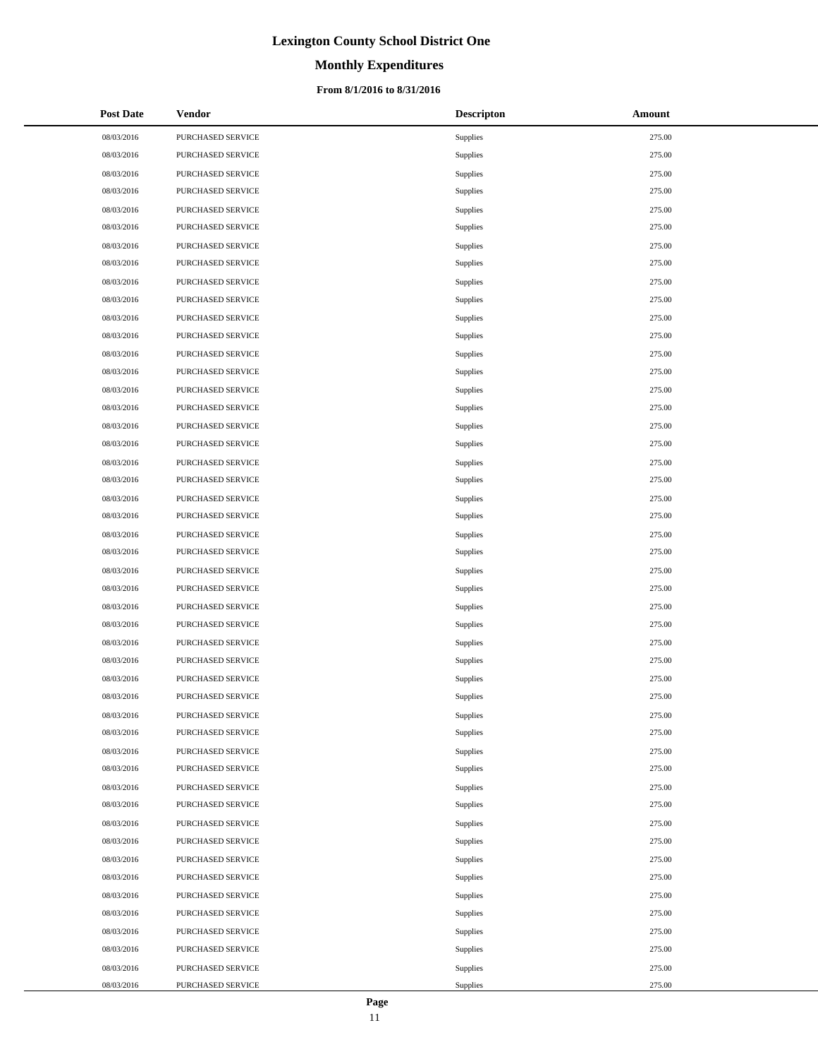# Lexington County School District One

## Monthly Expenditures

### From 8/1/2016 to 8/31/2016

| Post Date | Vendor | Descripton | Amount |
|---|---|---|---|
| 08/03/2016 | PURCHASED SERVICE | Supplies | 275.00 |
| 08/03/2016 | PURCHASED SERVICE | Supplies | 275.00 |
| 08/03/2016 | PURCHASED SERVICE | Supplies | 275.00 |
| 08/03/2016 | PURCHASED SERVICE | Supplies | 275.00 |
| 08/03/2016 | PURCHASED SERVICE | Supplies | 275.00 |
| 08/03/2016 | PURCHASED SERVICE | Supplies | 275.00 |
| 08/03/2016 | PURCHASED SERVICE | Supplies | 275.00 |
| 08/03/2016 | PURCHASED SERVICE | Supplies | 275.00 |
| 08/03/2016 | PURCHASED SERVICE | Supplies | 275.00 |
| 08/03/2016 | PURCHASED SERVICE | Supplies | 275.00 |
| 08/03/2016 | PURCHASED SERVICE | Supplies | 275.00 |
| 08/03/2016 | PURCHASED SERVICE | Supplies | 275.00 |
| 08/03/2016 | PURCHASED SERVICE | Supplies | 275.00 |
| 08/03/2016 | PURCHASED SERVICE | Supplies | 275.00 |
| 08/03/2016 | PURCHASED SERVICE | Supplies | 275.00 |
| 08/03/2016 | PURCHASED SERVICE | Supplies | 275.00 |
| 08/03/2016 | PURCHASED SERVICE | Supplies | 275.00 |
| 08/03/2016 | PURCHASED SERVICE | Supplies | 275.00 |
| 08/03/2016 | PURCHASED SERVICE | Supplies | 275.00 |
| 08/03/2016 | PURCHASED SERVICE | Supplies | 275.00 |
| 08/03/2016 | PURCHASED SERVICE | Supplies | 275.00 |
| 08/03/2016 | PURCHASED SERVICE | Supplies | 275.00 |
| 08/03/2016 | PURCHASED SERVICE | Supplies | 275.00 |
| 08/03/2016 | PURCHASED SERVICE | Supplies | 275.00 |
| 08/03/2016 | PURCHASED SERVICE | Supplies | 275.00 |
| 08/03/2016 | PURCHASED SERVICE | Supplies | 275.00 |
| 08/03/2016 | PURCHASED SERVICE | Supplies | 275.00 |
| 08/03/2016 | PURCHASED SERVICE | Supplies | 275.00 |
| 08/03/2016 | PURCHASED SERVICE | Supplies | 275.00 |
| 08/03/2016 | PURCHASED SERVICE | Supplies | 275.00 |
| 08/03/2016 | PURCHASED SERVICE | Supplies | 275.00 |
| 08/03/2016 | PURCHASED SERVICE | Supplies | 275.00 |
| 08/03/2016 | PURCHASED SERVICE | Supplies | 275.00 |
| 08/03/2016 | PURCHASED SERVICE | Supplies | 275.00 |
| 08/03/2016 | PURCHASED SERVICE | Supplies | 275.00 |
| 08/03/2016 | PURCHASED SERVICE | Supplies | 275.00 |
| 08/03/2016 | PURCHASED SERVICE | Supplies | 275.00 |
| 08/03/2016 | PURCHASED SERVICE | Supplies | 275.00 |
| 08/03/2016 | PURCHASED SERVICE | Supplies | 275.00 |
| 08/03/2016 | PURCHASED SERVICE | Supplies | 275.00 |
| 08/03/2016 | PURCHASED SERVICE | Supplies | 275.00 |
| 08/03/2016 | PURCHASED SERVICE | Supplies | 275.00 |
| 08/03/2016 | PURCHASED SERVICE | Supplies | 275.00 |
| 08/03/2016 | PURCHASED SERVICE | Supplies | 275.00 |
| 08/03/2016 | PURCHASED SERVICE | Supplies | 275.00 |
| 08/03/2016 | PURCHASED SERVICE | Supplies | 275.00 |
| 08/03/2016 | PURCHASED SERVICE | Supplies | 275.00 |
| 08/03/2016 | PURCHASED SERVICE | Supplies | 275.00 |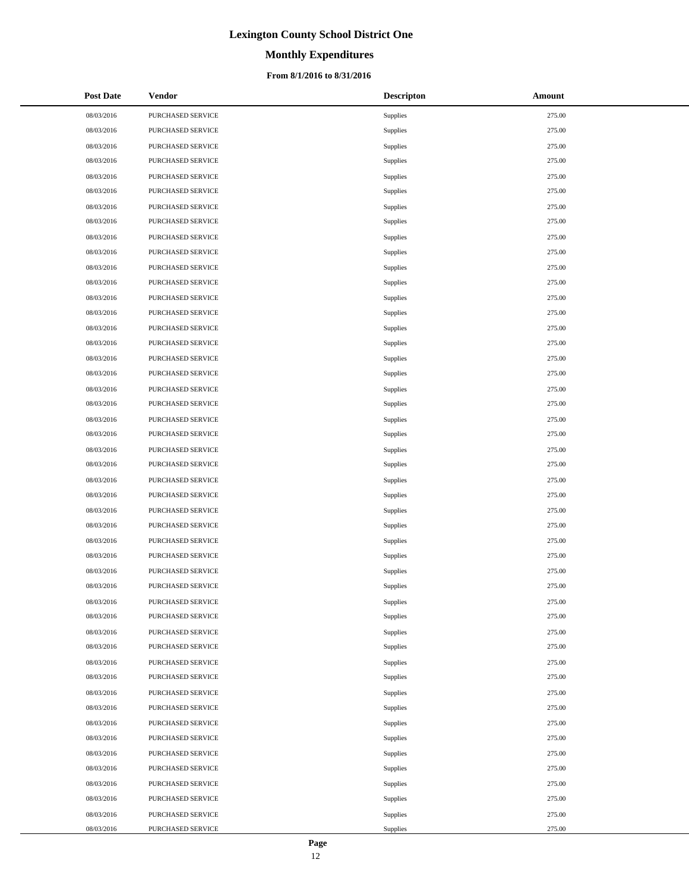# Lexington County School District One

## Monthly Expenditures

### From 8/1/2016 to 8/31/2016

| Post Date | Vendor | Descripton | Amount |
|---|---|---|---|
| 08/03/2016 | PURCHASED SERVICE | Supplies | 275.00 |
| 08/03/2016 | PURCHASED SERVICE | Supplies | 275.00 |
| 08/03/2016 | PURCHASED SERVICE | Supplies | 275.00 |
| 08/03/2016 | PURCHASED SERVICE | Supplies | 275.00 |
| 08/03/2016 | PURCHASED SERVICE | Supplies | 275.00 |
| 08/03/2016 | PURCHASED SERVICE | Supplies | 275.00 |
| 08/03/2016 | PURCHASED SERVICE | Supplies | 275.00 |
| 08/03/2016 | PURCHASED SERVICE | Supplies | 275.00 |
| 08/03/2016 | PURCHASED SERVICE | Supplies | 275.00 |
| 08/03/2016 | PURCHASED SERVICE | Supplies | 275.00 |
| 08/03/2016 | PURCHASED SERVICE | Supplies | 275.00 |
| 08/03/2016 | PURCHASED SERVICE | Supplies | 275.00 |
| 08/03/2016 | PURCHASED SERVICE | Supplies | 275.00 |
| 08/03/2016 | PURCHASED SERVICE | Supplies | 275.00 |
| 08/03/2016 | PURCHASED SERVICE | Supplies | 275.00 |
| 08/03/2016 | PURCHASED SERVICE | Supplies | 275.00 |
| 08/03/2016 | PURCHASED SERVICE | Supplies | 275.00 |
| 08/03/2016 | PURCHASED SERVICE | Supplies | 275.00 |
| 08/03/2016 | PURCHASED SERVICE | Supplies | 275.00 |
| 08/03/2016 | PURCHASED SERVICE | Supplies | 275.00 |
| 08/03/2016 | PURCHASED SERVICE | Supplies | 275.00 |
| 08/03/2016 | PURCHASED SERVICE | Supplies | 275.00 |
| 08/03/2016 | PURCHASED SERVICE | Supplies | 275.00 |
| 08/03/2016 | PURCHASED SERVICE | Supplies | 275.00 |
| 08/03/2016 | PURCHASED SERVICE | Supplies | 275.00 |
| 08/03/2016 | PURCHASED SERVICE | Supplies | 275.00 |
| 08/03/2016 | PURCHASED SERVICE | Supplies | 275.00 |
| 08/03/2016 | PURCHASED SERVICE | Supplies | 275.00 |
| 08/03/2016 | PURCHASED SERVICE | Supplies | 275.00 |
| 08/03/2016 | PURCHASED SERVICE | Supplies | 275.00 |
| 08/03/2016 | PURCHASED SERVICE | Supplies | 275.00 |
| 08/03/2016 | PURCHASED SERVICE | Supplies | 275.00 |
| 08/03/2016 | PURCHASED SERVICE | Supplies | 275.00 |
| 08/03/2016 | PURCHASED SERVICE | Supplies | 275.00 |
| 08/03/2016 | PURCHASED SERVICE | Supplies | 275.00 |
| 08/03/2016 | PURCHASED SERVICE | Supplies | 275.00 |
| 08/03/2016 | PURCHASED SERVICE | Supplies | 275.00 |
| 08/03/2016 | PURCHASED SERVICE | Supplies | 275.00 |
| 08/03/2016 | PURCHASED SERVICE | Supplies | 275.00 |
| 08/03/2016 | PURCHASED SERVICE | Supplies | 275.00 |
| 08/03/2016 | PURCHASED SERVICE | Supplies | 275.00 |
| 08/03/2016 | PURCHASED SERVICE | Supplies | 275.00 |
| 08/03/2016 | PURCHASED SERVICE | Supplies | 275.00 |
| 08/03/2016 | PURCHASED SERVICE | Supplies | 275.00 |
| 08/03/2016 | PURCHASED SERVICE | Supplies | 275.00 |
| 08/03/2016 | PURCHASED SERVICE | Supplies | 275.00 |
| 08/03/2016 | PURCHASED SERVICE | Supplies | 275.00 |
| 08/03/2016 | PURCHASED SERVICE | Supplies | 275.00 |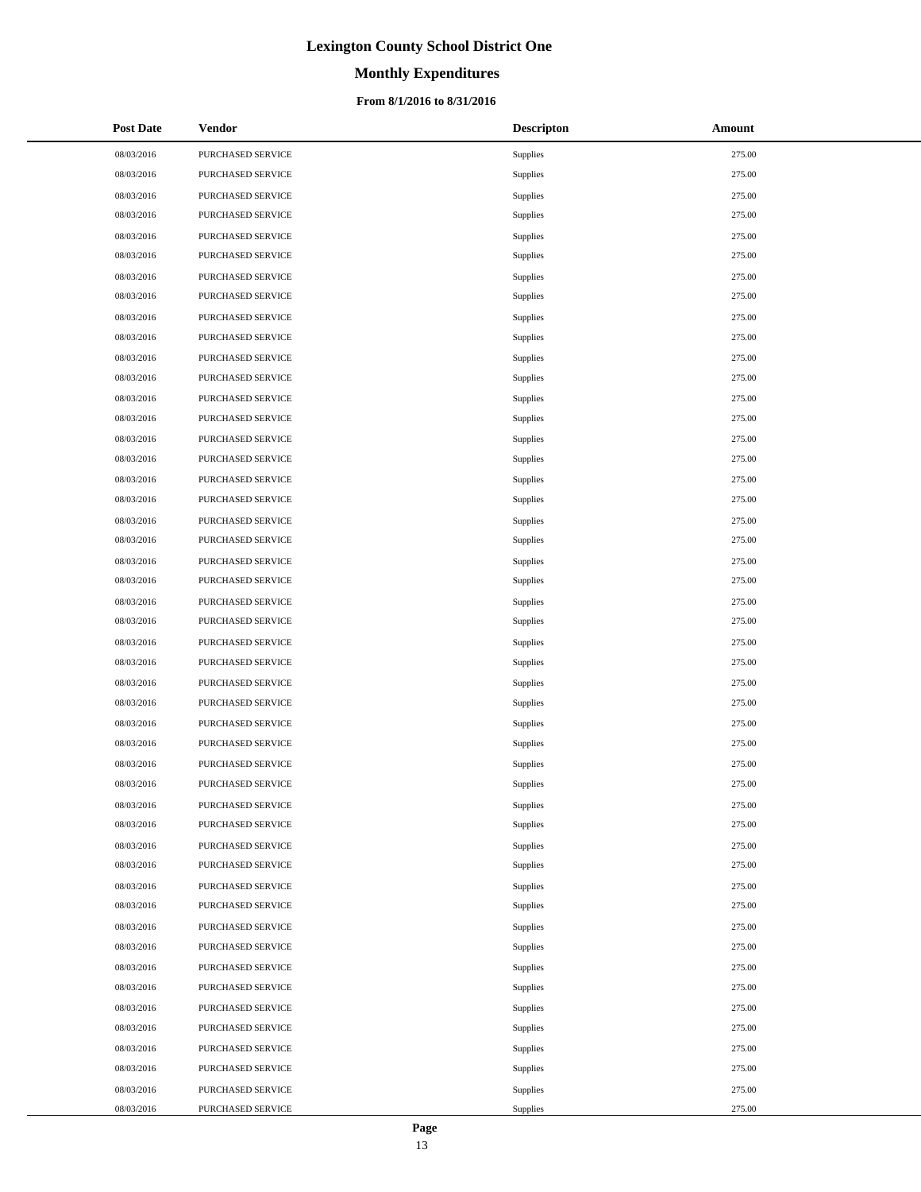# Lexington County School District One

## Monthly Expenditures

### From 8/1/2016 to 8/31/2016

| Post Date | Vendor | Descripton | Amount |
|---|---|---|---|
| 08/03/2016 | PURCHASED SERVICE | Supplies | 275.00 |
| 08/03/2016 | PURCHASED SERVICE | Supplies | 275.00 |
| 08/03/2016 | PURCHASED SERVICE | Supplies | 275.00 |
| 08/03/2016 | PURCHASED SERVICE | Supplies | 275.00 |
| 08/03/2016 | PURCHASED SERVICE | Supplies | 275.00 |
| 08/03/2016 | PURCHASED SERVICE | Supplies | 275.00 |
| 08/03/2016 | PURCHASED SERVICE | Supplies | 275.00 |
| 08/03/2016 | PURCHASED SERVICE | Supplies | 275.00 |
| 08/03/2016 | PURCHASED SERVICE | Supplies | 275.00 |
| 08/03/2016 | PURCHASED SERVICE | Supplies | 275.00 |
| 08/03/2016 | PURCHASED SERVICE | Supplies | 275.00 |
| 08/03/2016 | PURCHASED SERVICE | Supplies | 275.00 |
| 08/03/2016 | PURCHASED SERVICE | Supplies | 275.00 |
| 08/03/2016 | PURCHASED SERVICE | Supplies | 275.00 |
| 08/03/2016 | PURCHASED SERVICE | Supplies | 275.00 |
| 08/03/2016 | PURCHASED SERVICE | Supplies | 275.00 |
| 08/03/2016 | PURCHASED SERVICE | Supplies | 275.00 |
| 08/03/2016 | PURCHASED SERVICE | Supplies | 275.00 |
| 08/03/2016 | PURCHASED SERVICE | Supplies | 275.00 |
| 08/03/2016 | PURCHASED SERVICE | Supplies | 275.00 |
| 08/03/2016 | PURCHASED SERVICE | Supplies | 275.00 |
| 08/03/2016 | PURCHASED SERVICE | Supplies | 275.00 |
| 08/03/2016 | PURCHASED SERVICE | Supplies | 275.00 |
| 08/03/2016 | PURCHASED SERVICE | Supplies | 275.00 |
| 08/03/2016 | PURCHASED SERVICE | Supplies | 275.00 |
| 08/03/2016 | PURCHASED SERVICE | Supplies | 275.00 |
| 08/03/2016 | PURCHASED SERVICE | Supplies | 275.00 |
| 08/03/2016 | PURCHASED SERVICE | Supplies | 275.00 |
| 08/03/2016 | PURCHASED SERVICE | Supplies | 275.00 |
| 08/03/2016 | PURCHASED SERVICE | Supplies | 275.00 |
| 08/03/2016 | PURCHASED SERVICE | Supplies | 275.00 |
| 08/03/2016 | PURCHASED SERVICE | Supplies | 275.00 |
| 08/03/2016 | PURCHASED SERVICE | Supplies | 275.00 |
| 08/03/2016 | PURCHASED SERVICE | Supplies | 275.00 |
| 08/03/2016 | PURCHASED SERVICE | Supplies | 275.00 |
| 08/03/2016 | PURCHASED SERVICE | Supplies | 275.00 |
| 08/03/2016 | PURCHASED SERVICE | Supplies | 275.00 |
| 08/03/2016 | PURCHASED SERVICE | Supplies | 275.00 |
| 08/03/2016 | PURCHASED SERVICE | Supplies | 275.00 |
| 08/03/2016 | PURCHASED SERVICE | Supplies | 275.00 |
| 08/03/2016 | PURCHASED SERVICE | Supplies | 275.00 |
| 08/03/2016 | PURCHASED SERVICE | Supplies | 275.00 |
| 08/03/2016 | PURCHASED SERVICE | Supplies | 275.00 |
| 08/03/2016 | PURCHASED SERVICE | Supplies | 275.00 |
| 08/03/2016 | PURCHASED SERVICE | Supplies | 275.00 |
| 08/03/2016 | PURCHASED SERVICE | Supplies | 275.00 |
| 08/03/2016 | PURCHASED SERVICE | Supplies | 275.00 |
| 08/03/2016 | PURCHASED SERVICE | Supplies | 275.00 |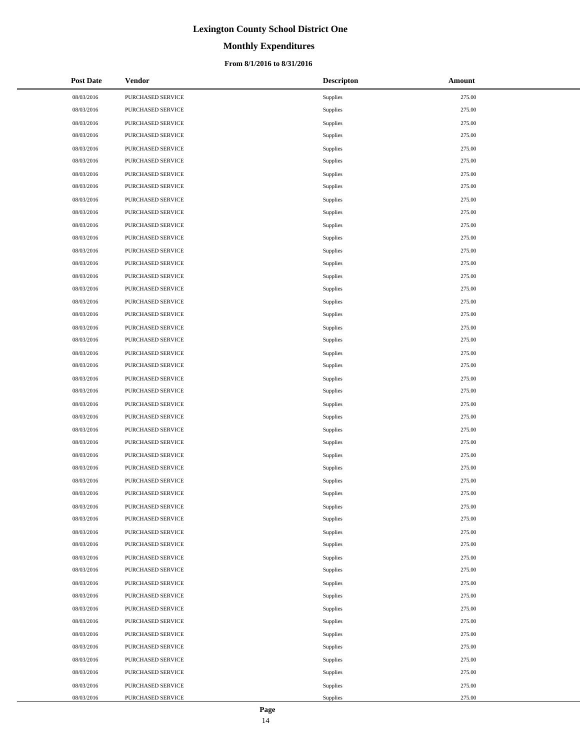# Lexington County School District One

## Monthly Expenditures

### From 8/1/2016 to 8/31/2016

| Post Date | Vendor | Descripton | Amount |
|---|---|---|---|
| 08/03/2016 | PURCHASED SERVICE | Supplies | 275.00 |
| 08/03/2016 | PURCHASED SERVICE | Supplies | 275.00 |
| 08/03/2016 | PURCHASED SERVICE | Supplies | 275.00 |
| 08/03/2016 | PURCHASED SERVICE | Supplies | 275.00 |
| 08/03/2016 | PURCHASED SERVICE | Supplies | 275.00 |
| 08/03/2016 | PURCHASED SERVICE | Supplies | 275.00 |
| 08/03/2016 | PURCHASED SERVICE | Supplies | 275.00 |
| 08/03/2016 | PURCHASED SERVICE | Supplies | 275.00 |
| 08/03/2016 | PURCHASED SERVICE | Supplies | 275.00 |
| 08/03/2016 | PURCHASED SERVICE | Supplies | 275.00 |
| 08/03/2016 | PURCHASED SERVICE | Supplies | 275.00 |
| 08/03/2016 | PURCHASED SERVICE | Supplies | 275.00 |
| 08/03/2016 | PURCHASED SERVICE | Supplies | 275.00 |
| 08/03/2016 | PURCHASED SERVICE | Supplies | 275.00 |
| 08/03/2016 | PURCHASED SERVICE | Supplies | 275.00 |
| 08/03/2016 | PURCHASED SERVICE | Supplies | 275.00 |
| 08/03/2016 | PURCHASED SERVICE | Supplies | 275.00 |
| 08/03/2016 | PURCHASED SERVICE | Supplies | 275.00 |
| 08/03/2016 | PURCHASED SERVICE | Supplies | 275.00 |
| 08/03/2016 | PURCHASED SERVICE | Supplies | 275.00 |
| 08/03/2016 | PURCHASED SERVICE | Supplies | 275.00 |
| 08/03/2016 | PURCHASED SERVICE | Supplies | 275.00 |
| 08/03/2016 | PURCHASED SERVICE | Supplies | 275.00 |
| 08/03/2016 | PURCHASED SERVICE | Supplies | 275.00 |
| 08/03/2016 | PURCHASED SERVICE | Supplies | 275.00 |
| 08/03/2016 | PURCHASED SERVICE | Supplies | 275.00 |
| 08/03/2016 | PURCHASED SERVICE | Supplies | 275.00 |
| 08/03/2016 | PURCHASED SERVICE | Supplies | 275.00 |
| 08/03/2016 | PURCHASED SERVICE | Supplies | 275.00 |
| 08/03/2016 | PURCHASED SERVICE | Supplies | 275.00 |
| 08/03/2016 | PURCHASED SERVICE | Supplies | 275.00 |
| 08/03/2016 | PURCHASED SERVICE | Supplies | 275.00 |
| 08/03/2016 | PURCHASED SERVICE | Supplies | 275.00 |
| 08/03/2016 | PURCHASED SERVICE | Supplies | 275.00 |
| 08/03/2016 | PURCHASED SERVICE | Supplies | 275.00 |
| 08/03/2016 | PURCHASED SERVICE | Supplies | 275.00 |
| 08/03/2016 | PURCHASED SERVICE | Supplies | 275.00 |
| 08/03/2016 | PURCHASED SERVICE | Supplies | 275.00 |
| 08/03/2016 | PURCHASED SERVICE | Supplies | 275.00 |
| 08/03/2016 | PURCHASED SERVICE | Supplies | 275.00 |
| 08/03/2016 | PURCHASED SERVICE | Supplies | 275.00 |
| 08/03/2016 | PURCHASED SERVICE | Supplies | 275.00 |
| 08/03/2016 | PURCHASED SERVICE | Supplies | 275.00 |
| 08/03/2016 | PURCHASED SERVICE | Supplies | 275.00 |
| 08/03/2016 | PURCHASED SERVICE | Supplies | 275.00 |
| 08/03/2016 | PURCHASED SERVICE | Supplies | 275.00 |
| 08/03/2016 | PURCHASED SERVICE | Supplies | 275.00 |
| 08/03/2016 | PURCHASED SERVICE | Supplies | 275.00 |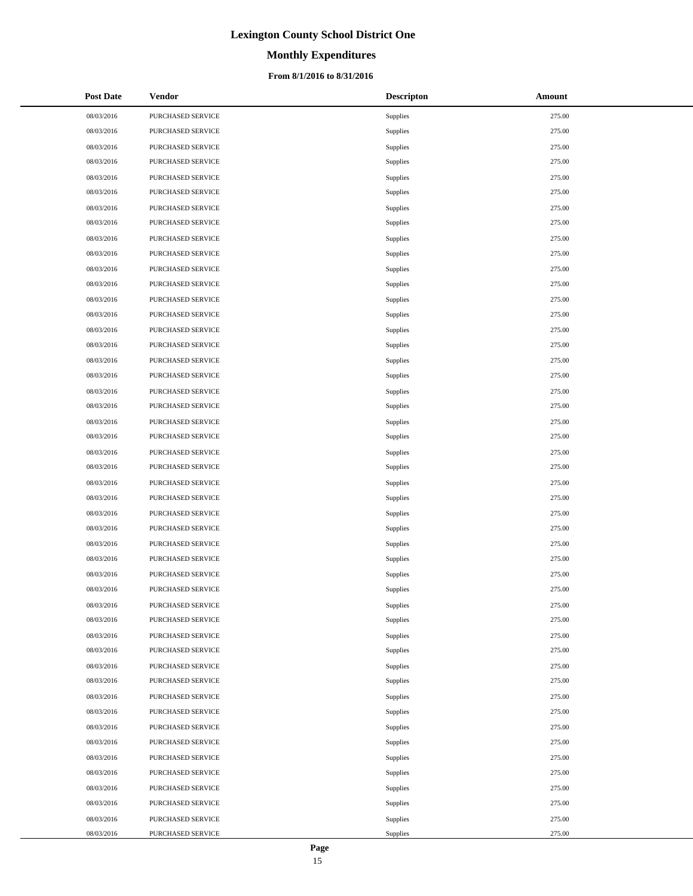# Lexington County School District One

## Monthly Expenditures

### From 8/1/2016 to 8/31/2016

| Post Date | Vendor | Descripton | Amount |
|---|---|---|---|
| 08/03/2016 | PURCHASED SERVICE | Supplies | 275.00 |
| 08/03/2016 | PURCHASED SERVICE | Supplies | 275.00 |
| 08/03/2016 | PURCHASED SERVICE | Supplies | 275.00 |
| 08/03/2016 | PURCHASED SERVICE | Supplies | 275.00 |
| 08/03/2016 | PURCHASED SERVICE | Supplies | 275.00 |
| 08/03/2016 | PURCHASED SERVICE | Supplies | 275.00 |
| 08/03/2016 | PURCHASED SERVICE | Supplies | 275.00 |
| 08/03/2016 | PURCHASED SERVICE | Supplies | 275.00 |
| 08/03/2016 | PURCHASED SERVICE | Supplies | 275.00 |
| 08/03/2016 | PURCHASED SERVICE | Supplies | 275.00 |
| 08/03/2016 | PURCHASED SERVICE | Supplies | 275.00 |
| 08/03/2016 | PURCHASED SERVICE | Supplies | 275.00 |
| 08/03/2016 | PURCHASED SERVICE | Supplies | 275.00 |
| 08/03/2016 | PURCHASED SERVICE | Supplies | 275.00 |
| 08/03/2016 | PURCHASED SERVICE | Supplies | 275.00 |
| 08/03/2016 | PURCHASED SERVICE | Supplies | 275.00 |
| 08/03/2016 | PURCHASED SERVICE | Supplies | 275.00 |
| 08/03/2016 | PURCHASED SERVICE | Supplies | 275.00 |
| 08/03/2016 | PURCHASED SERVICE | Supplies | 275.00 |
| 08/03/2016 | PURCHASED SERVICE | Supplies | 275.00 |
| 08/03/2016 | PURCHASED SERVICE | Supplies | 275.00 |
| 08/03/2016 | PURCHASED SERVICE | Supplies | 275.00 |
| 08/03/2016 | PURCHASED SERVICE | Supplies | 275.00 |
| 08/03/2016 | PURCHASED SERVICE | Supplies | 275.00 |
| 08/03/2016 | PURCHASED SERVICE | Supplies | 275.00 |
| 08/03/2016 | PURCHASED SERVICE | Supplies | 275.00 |
| 08/03/2016 | PURCHASED SERVICE | Supplies | 275.00 |
| 08/03/2016 | PURCHASED SERVICE | Supplies | 275.00 |
| 08/03/2016 | PURCHASED SERVICE | Supplies | 275.00 |
| 08/03/2016 | PURCHASED SERVICE | Supplies | 275.00 |
| 08/03/2016 | PURCHASED SERVICE | Supplies | 275.00 |
| 08/03/2016 | PURCHASED SERVICE | Supplies | 275.00 |
| 08/03/2016 | PURCHASED SERVICE | Supplies | 275.00 |
| 08/03/2016 | PURCHASED SERVICE | Supplies | 275.00 |
| 08/03/2016 | PURCHASED SERVICE | Supplies | 275.00 |
| 08/03/2016 | PURCHASED SERVICE | Supplies | 275.00 |
| 08/03/2016 | PURCHASED SERVICE | Supplies | 275.00 |
| 08/03/2016 | PURCHASED SERVICE | Supplies | 275.00 |
| 08/03/2016 | PURCHASED SERVICE | Supplies | 275.00 |
| 08/03/2016 | PURCHASED SERVICE | Supplies | 275.00 |
| 08/03/2016 | PURCHASED SERVICE | Supplies | 275.00 |
| 08/03/2016 | PURCHASED SERVICE | Supplies | 275.00 |
| 08/03/2016 | PURCHASED SERVICE | Supplies | 275.00 |
| 08/03/2016 | PURCHASED SERVICE | Supplies | 275.00 |
| 08/03/2016 | PURCHASED SERVICE | Supplies | 275.00 |
| 08/03/2016 | PURCHASED SERVICE | Supplies | 275.00 |
| 08/03/2016 | PURCHASED SERVICE | Supplies | 275.00 |
| 08/03/2016 | PURCHASED SERVICE | Supplies | 275.00 |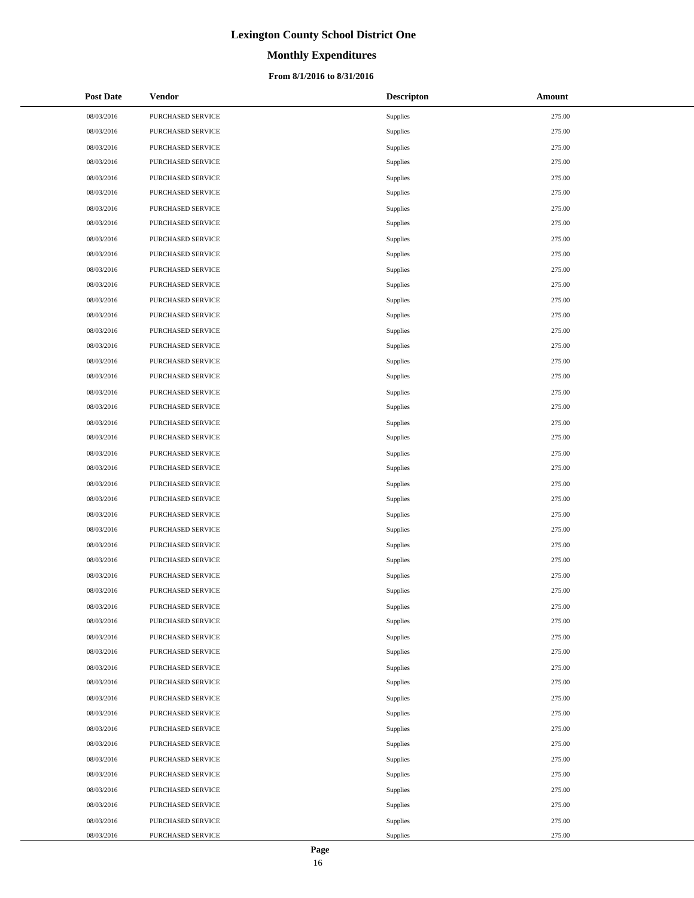# Lexington County School District One

## Monthly Expenditures

### From 8/1/2016 to 8/31/2016

| Post Date | Vendor | Descripton | Amount |
|---|---|---|---|
| 08/03/2016 | PURCHASED SERVICE | Supplies | 275.00 |
| 08/03/2016 | PURCHASED SERVICE | Supplies | 275.00 |
| 08/03/2016 | PURCHASED SERVICE | Supplies | 275.00 |
| 08/03/2016 | PURCHASED SERVICE | Supplies | 275.00 |
| 08/03/2016 | PURCHASED SERVICE | Supplies | 275.00 |
| 08/03/2016 | PURCHASED SERVICE | Supplies | 275.00 |
| 08/03/2016 | PURCHASED SERVICE | Supplies | 275.00 |
| 08/03/2016 | PURCHASED SERVICE | Supplies | 275.00 |
| 08/03/2016 | PURCHASED SERVICE | Supplies | 275.00 |
| 08/03/2016 | PURCHASED SERVICE | Supplies | 275.00 |
| 08/03/2016 | PURCHASED SERVICE | Supplies | 275.00 |
| 08/03/2016 | PURCHASED SERVICE | Supplies | 275.00 |
| 08/03/2016 | PURCHASED SERVICE | Supplies | 275.00 |
| 08/03/2016 | PURCHASED SERVICE | Supplies | 275.00 |
| 08/03/2016 | PURCHASED SERVICE | Supplies | 275.00 |
| 08/03/2016 | PURCHASED SERVICE | Supplies | 275.00 |
| 08/03/2016 | PURCHASED SERVICE | Supplies | 275.00 |
| 08/03/2016 | PURCHASED SERVICE | Supplies | 275.00 |
| 08/03/2016 | PURCHASED SERVICE | Supplies | 275.00 |
| 08/03/2016 | PURCHASED SERVICE | Supplies | 275.00 |
| 08/03/2016 | PURCHASED SERVICE | Supplies | 275.00 |
| 08/03/2016 | PURCHASED SERVICE | Supplies | 275.00 |
| 08/03/2016 | PURCHASED SERVICE | Supplies | 275.00 |
| 08/03/2016 | PURCHASED SERVICE | Supplies | 275.00 |
| 08/03/2016 | PURCHASED SERVICE | Supplies | 275.00 |
| 08/03/2016 | PURCHASED SERVICE | Supplies | 275.00 |
| 08/03/2016 | PURCHASED SERVICE | Supplies | 275.00 |
| 08/03/2016 | PURCHASED SERVICE | Supplies | 275.00 |
| 08/03/2016 | PURCHASED SERVICE | Supplies | 275.00 |
| 08/03/2016 | PURCHASED SERVICE | Supplies | 275.00 |
| 08/03/2016 | PURCHASED SERVICE | Supplies | 275.00 |
| 08/03/2016 | PURCHASED SERVICE | Supplies | 275.00 |
| 08/03/2016 | PURCHASED SERVICE | Supplies | 275.00 |
| 08/03/2016 | PURCHASED SERVICE | Supplies | 275.00 |
| 08/03/2016 | PURCHASED SERVICE | Supplies | 275.00 |
| 08/03/2016 | PURCHASED SERVICE | Supplies | 275.00 |
| 08/03/2016 | PURCHASED SERVICE | Supplies | 275.00 |
| 08/03/2016 | PURCHASED SERVICE | Supplies | 275.00 |
| 08/03/2016 | PURCHASED SERVICE | Supplies | 275.00 |
| 08/03/2016 | PURCHASED SERVICE | Supplies | 275.00 |
| 08/03/2016 | PURCHASED SERVICE | Supplies | 275.00 |
| 08/03/2016 | PURCHASED SERVICE | Supplies | 275.00 |
| 08/03/2016 | PURCHASED SERVICE | Supplies | 275.00 |
| 08/03/2016 | PURCHASED SERVICE | Supplies | 275.00 |
| 08/03/2016 | PURCHASED SERVICE | Supplies | 275.00 |
| 08/03/2016 | PURCHASED SERVICE | Supplies | 275.00 |
| 08/03/2016 | PURCHASED SERVICE | Supplies | 275.00 |
| 08/03/2016 | PURCHASED SERVICE | Supplies | 275.00 |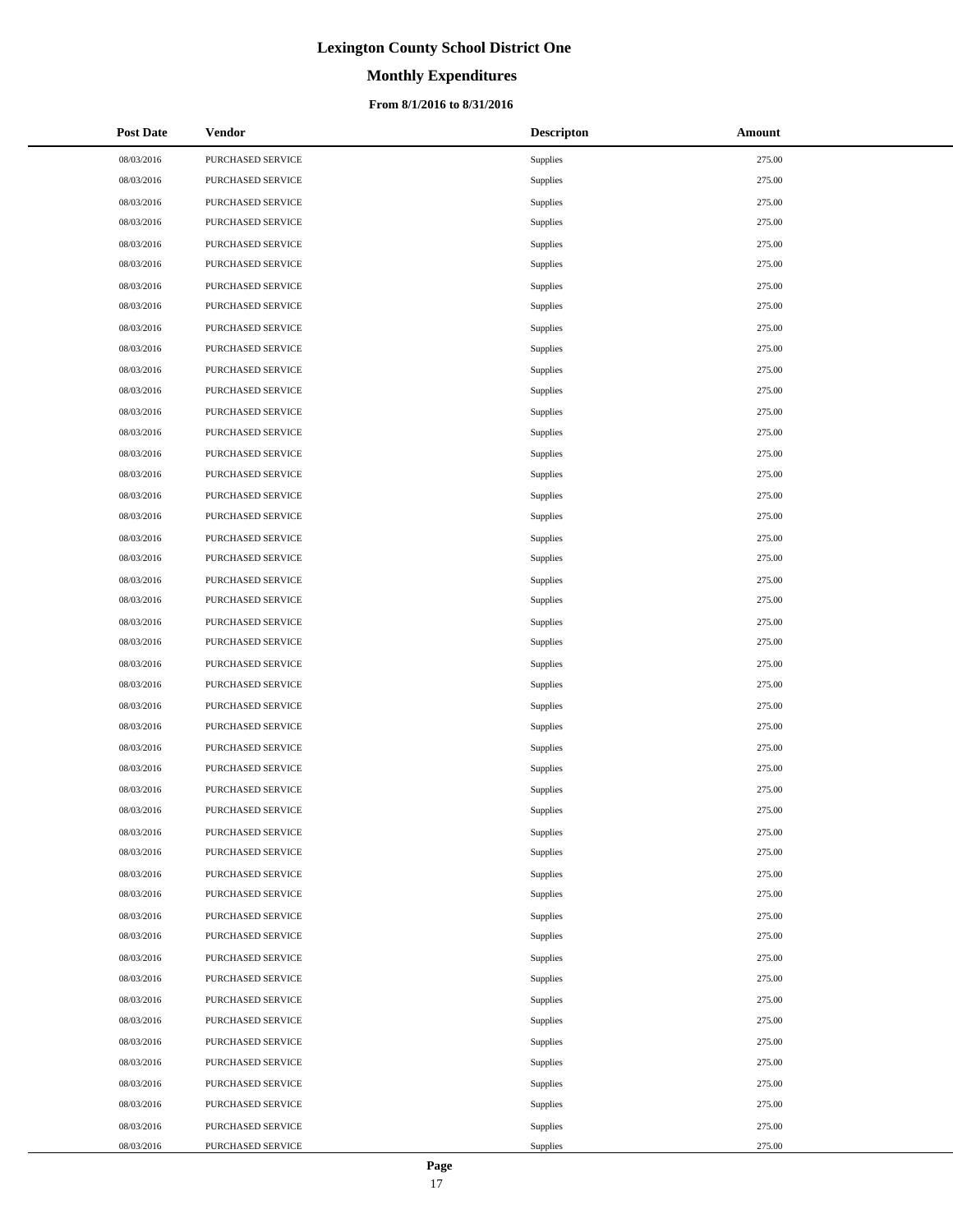# Lexington County School District One

## Monthly Expenditures

### From 8/1/2016 to 8/31/2016

| Post Date | Vendor | Descripton | Amount |
|---|---|---|---|
| 08/03/2016 | PURCHASED SERVICE | Supplies | 275.00 |
| 08/03/2016 | PURCHASED SERVICE | Supplies | 275.00 |
| 08/03/2016 | PURCHASED SERVICE | Supplies | 275.00 |
| 08/03/2016 | PURCHASED SERVICE | Supplies | 275.00 |
| 08/03/2016 | PURCHASED SERVICE | Supplies | 275.00 |
| 08/03/2016 | PURCHASED SERVICE | Supplies | 275.00 |
| 08/03/2016 | PURCHASED SERVICE | Supplies | 275.00 |
| 08/03/2016 | PURCHASED SERVICE | Supplies | 275.00 |
| 08/03/2016 | PURCHASED SERVICE | Supplies | 275.00 |
| 08/03/2016 | PURCHASED SERVICE | Supplies | 275.00 |
| 08/03/2016 | PURCHASED SERVICE | Supplies | 275.00 |
| 08/03/2016 | PURCHASED SERVICE | Supplies | 275.00 |
| 08/03/2016 | PURCHASED SERVICE | Supplies | 275.00 |
| 08/03/2016 | PURCHASED SERVICE | Supplies | 275.00 |
| 08/03/2016 | PURCHASED SERVICE | Supplies | 275.00 |
| 08/03/2016 | PURCHASED SERVICE | Supplies | 275.00 |
| 08/03/2016 | PURCHASED SERVICE | Supplies | 275.00 |
| 08/03/2016 | PURCHASED SERVICE | Supplies | 275.00 |
| 08/03/2016 | PURCHASED SERVICE | Supplies | 275.00 |
| 08/03/2016 | PURCHASED SERVICE | Supplies | 275.00 |
| 08/03/2016 | PURCHASED SERVICE | Supplies | 275.00 |
| 08/03/2016 | PURCHASED SERVICE | Supplies | 275.00 |
| 08/03/2016 | PURCHASED SERVICE | Supplies | 275.00 |
| 08/03/2016 | PURCHASED SERVICE | Supplies | 275.00 |
| 08/03/2016 | PURCHASED SERVICE | Supplies | 275.00 |
| 08/03/2016 | PURCHASED SERVICE | Supplies | 275.00 |
| 08/03/2016 | PURCHASED SERVICE | Supplies | 275.00 |
| 08/03/2016 | PURCHASED SERVICE | Supplies | 275.00 |
| 08/03/2016 | PURCHASED SERVICE | Supplies | 275.00 |
| 08/03/2016 | PURCHASED SERVICE | Supplies | 275.00 |
| 08/03/2016 | PURCHASED SERVICE | Supplies | 275.00 |
| 08/03/2016 | PURCHASED SERVICE | Supplies | 275.00 |
| 08/03/2016 | PURCHASED SERVICE | Supplies | 275.00 |
| 08/03/2016 | PURCHASED SERVICE | Supplies | 275.00 |
| 08/03/2016 | PURCHASED SERVICE | Supplies | 275.00 |
| 08/03/2016 | PURCHASED SERVICE | Supplies | 275.00 |
| 08/03/2016 | PURCHASED SERVICE | Supplies | 275.00 |
| 08/03/2016 | PURCHASED SERVICE | Supplies | 275.00 |
| 08/03/2016 | PURCHASED SERVICE | Supplies | 275.00 |
| 08/03/2016 | PURCHASED SERVICE | Supplies | 275.00 |
| 08/03/2016 | PURCHASED SERVICE | Supplies | 275.00 |
| 08/03/2016 | PURCHASED SERVICE | Supplies | 275.00 |
| 08/03/2016 | PURCHASED SERVICE | Supplies | 275.00 |
| 08/03/2016 | PURCHASED SERVICE | Supplies | 275.00 |
| 08/03/2016 | PURCHASED SERVICE | Supplies | 275.00 |
| 08/03/2016 | PURCHASED SERVICE | Supplies | 275.00 |
| 08/03/2016 | PURCHASED SERVICE | Supplies | 275.00 |
| 08/03/2016 | PURCHASED SERVICE | Supplies | 275.00 |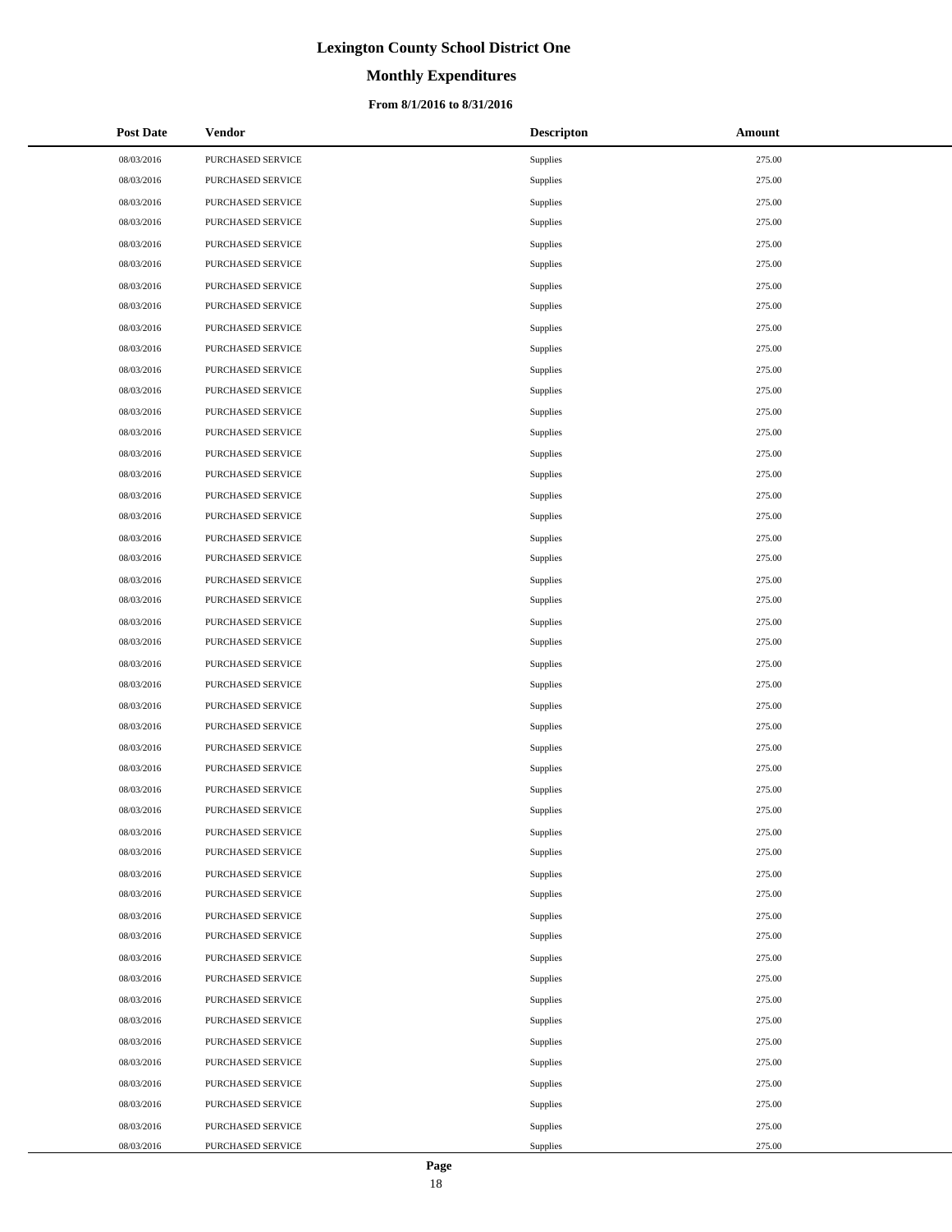# Lexington County School District One

## Monthly Expenditures

### From 8/1/2016 to 8/31/2016

| Post Date | Vendor | Descripton | Amount |
|---|---|---|---|
| 08/03/2016 | PURCHASED SERVICE | Supplies | 275.00 |
| 08/03/2016 | PURCHASED SERVICE | Supplies | 275.00 |
| 08/03/2016 | PURCHASED SERVICE | Supplies | 275.00 |
| 08/03/2016 | PURCHASED SERVICE | Supplies | 275.00 |
| 08/03/2016 | PURCHASED SERVICE | Supplies | 275.00 |
| 08/03/2016 | PURCHASED SERVICE | Supplies | 275.00 |
| 08/03/2016 | PURCHASED SERVICE | Supplies | 275.00 |
| 08/03/2016 | PURCHASED SERVICE | Supplies | 275.00 |
| 08/03/2016 | PURCHASED SERVICE | Supplies | 275.00 |
| 08/03/2016 | PURCHASED SERVICE | Supplies | 275.00 |
| 08/03/2016 | PURCHASED SERVICE | Supplies | 275.00 |
| 08/03/2016 | PURCHASED SERVICE | Supplies | 275.00 |
| 08/03/2016 | PURCHASED SERVICE | Supplies | 275.00 |
| 08/03/2016 | PURCHASED SERVICE | Supplies | 275.00 |
| 08/03/2016 | PURCHASED SERVICE | Supplies | 275.00 |
| 08/03/2016 | PURCHASED SERVICE | Supplies | 275.00 |
| 08/03/2016 | PURCHASED SERVICE | Supplies | 275.00 |
| 08/03/2016 | PURCHASED SERVICE | Supplies | 275.00 |
| 08/03/2016 | PURCHASED SERVICE | Supplies | 275.00 |
| 08/03/2016 | PURCHASED SERVICE | Supplies | 275.00 |
| 08/03/2016 | PURCHASED SERVICE | Supplies | 275.00 |
| 08/03/2016 | PURCHASED SERVICE | Supplies | 275.00 |
| 08/03/2016 | PURCHASED SERVICE | Supplies | 275.00 |
| 08/03/2016 | PURCHASED SERVICE | Supplies | 275.00 |
| 08/03/2016 | PURCHASED SERVICE | Supplies | 275.00 |
| 08/03/2016 | PURCHASED SERVICE | Supplies | 275.00 |
| 08/03/2016 | PURCHASED SERVICE | Supplies | 275.00 |
| 08/03/2016 | PURCHASED SERVICE | Supplies | 275.00 |
| 08/03/2016 | PURCHASED SERVICE | Supplies | 275.00 |
| 08/03/2016 | PURCHASED SERVICE | Supplies | 275.00 |
| 08/03/2016 | PURCHASED SERVICE | Supplies | 275.00 |
| 08/03/2016 | PURCHASED SERVICE | Supplies | 275.00 |
| 08/03/2016 | PURCHASED SERVICE | Supplies | 275.00 |
| 08/03/2016 | PURCHASED SERVICE | Supplies | 275.00 |
| 08/03/2016 | PURCHASED SERVICE | Supplies | 275.00 |
| 08/03/2016 | PURCHASED SERVICE | Supplies | 275.00 |
| 08/03/2016 | PURCHASED SERVICE | Supplies | 275.00 |
| 08/03/2016 | PURCHASED SERVICE | Supplies | 275.00 |
| 08/03/2016 | PURCHASED SERVICE | Supplies | 275.00 |
| 08/03/2016 | PURCHASED SERVICE | Supplies | 275.00 |
| 08/03/2016 | PURCHASED SERVICE | Supplies | 275.00 |
| 08/03/2016 | PURCHASED SERVICE | Supplies | 275.00 |
| 08/03/2016 | PURCHASED SERVICE | Supplies | 275.00 |
| 08/03/2016 | PURCHASED SERVICE | Supplies | 275.00 |
| 08/03/2016 | PURCHASED SERVICE | Supplies | 275.00 |
| 08/03/2016 | PURCHASED SERVICE | Supplies | 275.00 |
| 08/03/2016 | PURCHASED SERVICE | Supplies | 275.00 |
| 08/03/2016 | PURCHASED SERVICE | Supplies | 275.00 |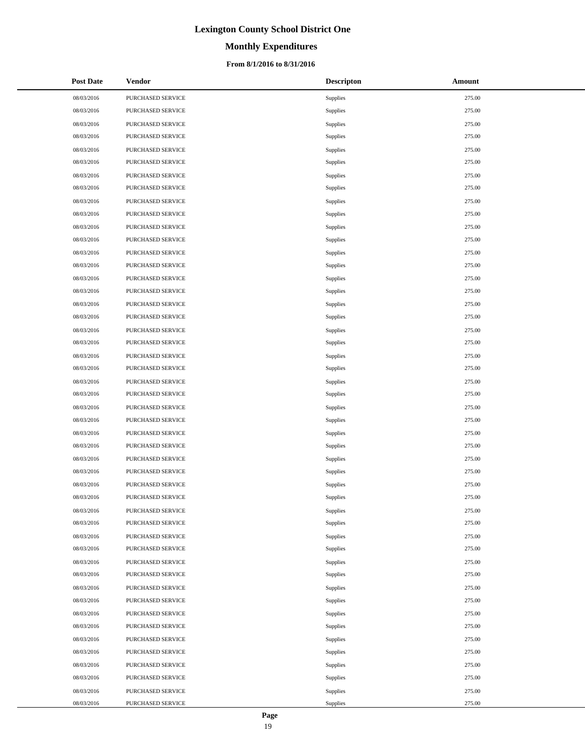# Lexington County School District One

## Monthly Expenditures

### From 8/1/2016 to 8/31/2016

| Post Date | Vendor | Descripton | Amount |
|---|---|---|---|
| 08/03/2016 | PURCHASED SERVICE | Supplies | 275.00 |
| 08/03/2016 | PURCHASED SERVICE | Supplies | 275.00 |
| 08/03/2016 | PURCHASED SERVICE | Supplies | 275.00 |
| 08/03/2016 | PURCHASED SERVICE | Supplies | 275.00 |
| 08/03/2016 | PURCHASED SERVICE | Supplies | 275.00 |
| 08/03/2016 | PURCHASED SERVICE | Supplies | 275.00 |
| 08/03/2016 | PURCHASED SERVICE | Supplies | 275.00 |
| 08/03/2016 | PURCHASED SERVICE | Supplies | 275.00 |
| 08/03/2016 | PURCHASED SERVICE | Supplies | 275.00 |
| 08/03/2016 | PURCHASED SERVICE | Supplies | 275.00 |
| 08/03/2016 | PURCHASED SERVICE | Supplies | 275.00 |
| 08/03/2016 | PURCHASED SERVICE | Supplies | 275.00 |
| 08/03/2016 | PURCHASED SERVICE | Supplies | 275.00 |
| 08/03/2016 | PURCHASED SERVICE | Supplies | 275.00 |
| 08/03/2016 | PURCHASED SERVICE | Supplies | 275.00 |
| 08/03/2016 | PURCHASED SERVICE | Supplies | 275.00 |
| 08/03/2016 | PURCHASED SERVICE | Supplies | 275.00 |
| 08/03/2016 | PURCHASED SERVICE | Supplies | 275.00 |
| 08/03/2016 | PURCHASED SERVICE | Supplies | 275.00 |
| 08/03/2016 | PURCHASED SERVICE | Supplies | 275.00 |
| 08/03/2016 | PURCHASED SERVICE | Supplies | 275.00 |
| 08/03/2016 | PURCHASED SERVICE | Supplies | 275.00 |
| 08/03/2016 | PURCHASED SERVICE | Supplies | 275.00 |
| 08/03/2016 | PURCHASED SERVICE | Supplies | 275.00 |
| 08/03/2016 | PURCHASED SERVICE | Supplies | 275.00 |
| 08/03/2016 | PURCHASED SERVICE | Supplies | 275.00 |
| 08/03/2016 | PURCHASED SERVICE | Supplies | 275.00 |
| 08/03/2016 | PURCHASED SERVICE | Supplies | 275.00 |
| 08/03/2016 | PURCHASED SERVICE | Supplies | 275.00 |
| 08/03/2016 | PURCHASED SERVICE | Supplies | 275.00 |
| 08/03/2016 | PURCHASED SERVICE | Supplies | 275.00 |
| 08/03/2016 | PURCHASED SERVICE | Supplies | 275.00 |
| 08/03/2016 | PURCHASED SERVICE | Supplies | 275.00 |
| 08/03/2016 | PURCHASED SERVICE | Supplies | 275.00 |
| 08/03/2016 | PURCHASED SERVICE | Supplies | 275.00 |
| 08/03/2016 | PURCHASED SERVICE | Supplies | 275.00 |
| 08/03/2016 | PURCHASED SERVICE | Supplies | 275.00 |
| 08/03/2016 | PURCHASED SERVICE | Supplies | 275.00 |
| 08/03/2016 | PURCHASED SERVICE | Supplies | 275.00 |
| 08/03/2016 | PURCHASED SERVICE | Supplies | 275.00 |
| 08/03/2016 | PURCHASED SERVICE | Supplies | 275.00 |
| 08/03/2016 | PURCHASED SERVICE | Supplies | 275.00 |
| 08/03/2016 | PURCHASED SERVICE | Supplies | 275.00 |
| 08/03/2016 | PURCHASED SERVICE | Supplies | 275.00 |
| 08/03/2016 | PURCHASED SERVICE | Supplies | 275.00 |
| 08/03/2016 | PURCHASED SERVICE | Supplies | 275.00 |
| 08/03/2016 | PURCHASED SERVICE | Supplies | 275.00 |
| 08/03/2016 | PURCHASED SERVICE | Supplies | 275.00 |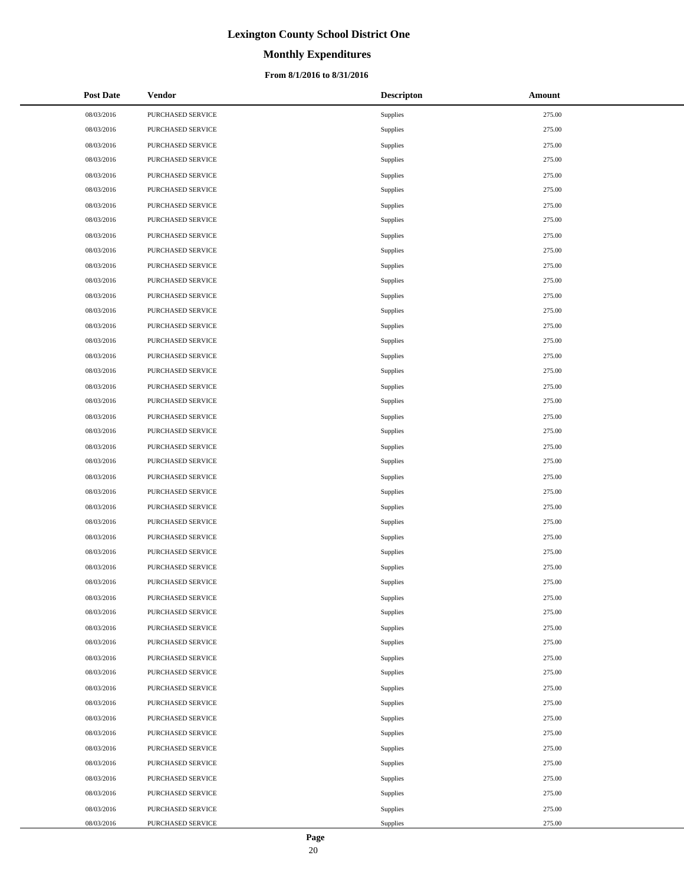# Lexington County School District One

## Monthly Expenditures

### From 8/1/2016 to 8/31/2016

| Post Date | Vendor | Descripton | Amount |
|---|---|---|---|
| 08/03/2016 | PURCHASED SERVICE | Supplies | 275.00 |
| 08/03/2016 | PURCHASED SERVICE | Supplies | 275.00 |
| 08/03/2016 | PURCHASED SERVICE | Supplies | 275.00 |
| 08/03/2016 | PURCHASED SERVICE | Supplies | 275.00 |
| 08/03/2016 | PURCHASED SERVICE | Supplies | 275.00 |
| 08/03/2016 | PURCHASED SERVICE | Supplies | 275.00 |
| 08/03/2016 | PURCHASED SERVICE | Supplies | 275.00 |
| 08/03/2016 | PURCHASED SERVICE | Supplies | 275.00 |
| 08/03/2016 | PURCHASED SERVICE | Supplies | 275.00 |
| 08/03/2016 | PURCHASED SERVICE | Supplies | 275.00 |
| 08/03/2016 | PURCHASED SERVICE | Supplies | 275.00 |
| 08/03/2016 | PURCHASED SERVICE | Supplies | 275.00 |
| 08/03/2016 | PURCHASED SERVICE | Supplies | 275.00 |
| 08/03/2016 | PURCHASED SERVICE | Supplies | 275.00 |
| 08/03/2016 | PURCHASED SERVICE | Supplies | 275.00 |
| 08/03/2016 | PURCHASED SERVICE | Supplies | 275.00 |
| 08/03/2016 | PURCHASED SERVICE | Supplies | 275.00 |
| 08/03/2016 | PURCHASED SERVICE | Supplies | 275.00 |
| 08/03/2016 | PURCHASED SERVICE | Supplies | 275.00 |
| 08/03/2016 | PURCHASED SERVICE | Supplies | 275.00 |
| 08/03/2016 | PURCHASED SERVICE | Supplies | 275.00 |
| 08/03/2016 | PURCHASED SERVICE | Supplies | 275.00 |
| 08/03/2016 | PURCHASED SERVICE | Supplies | 275.00 |
| 08/03/2016 | PURCHASED SERVICE | Supplies | 275.00 |
| 08/03/2016 | PURCHASED SERVICE | Supplies | 275.00 |
| 08/03/2016 | PURCHASED SERVICE | Supplies | 275.00 |
| 08/03/2016 | PURCHASED SERVICE | Supplies | 275.00 |
| 08/03/2016 | PURCHASED SERVICE | Supplies | 275.00 |
| 08/03/2016 | PURCHASED SERVICE | Supplies | 275.00 |
| 08/03/2016 | PURCHASED SERVICE | Supplies | 275.00 |
| 08/03/2016 | PURCHASED SERVICE | Supplies | 275.00 |
| 08/03/2016 | PURCHASED SERVICE | Supplies | 275.00 |
| 08/03/2016 | PURCHASED SERVICE | Supplies | 275.00 |
| 08/03/2016 | PURCHASED SERVICE | Supplies | 275.00 |
| 08/03/2016 | PURCHASED SERVICE | Supplies | 275.00 |
| 08/03/2016 | PURCHASED SERVICE | Supplies | 275.00 |
| 08/03/2016 | PURCHASED SERVICE | Supplies | 275.00 |
| 08/03/2016 | PURCHASED SERVICE | Supplies | 275.00 |
| 08/03/2016 | PURCHASED SERVICE | Supplies | 275.00 |
| 08/03/2016 | PURCHASED SERVICE | Supplies | 275.00 |
| 08/03/2016 | PURCHASED SERVICE | Supplies | 275.00 |
| 08/03/2016 | PURCHASED SERVICE | Supplies | 275.00 |
| 08/03/2016 | PURCHASED SERVICE | Supplies | 275.00 |
| 08/03/2016 | PURCHASED SERVICE | Supplies | 275.00 |
| 08/03/2016 | PURCHASED SERVICE | Supplies | 275.00 |
| 08/03/2016 | PURCHASED SERVICE | Supplies | 275.00 |
| 08/03/2016 | PURCHASED SERVICE | Supplies | 275.00 |
| 08/03/2016 | PURCHASED SERVICE | Supplies | 275.00 |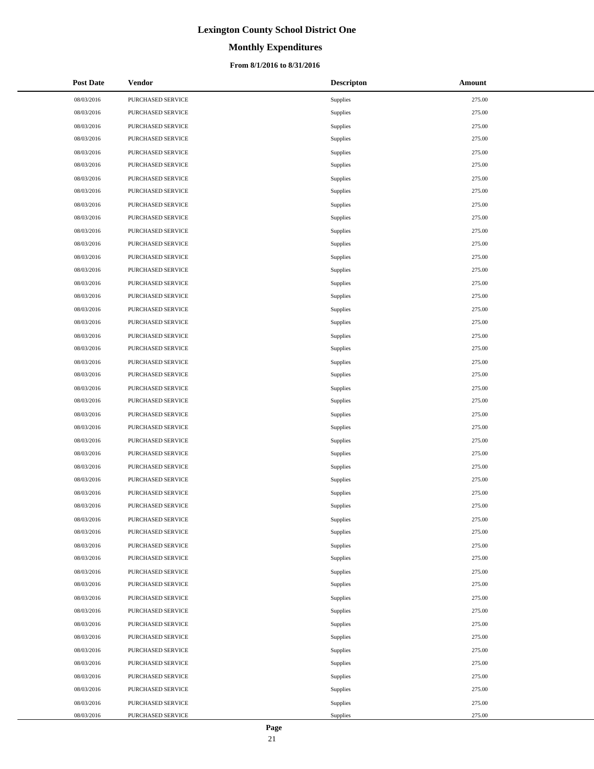# Lexington County School District One

## Monthly Expenditures

### From 8/1/2016 to 8/31/2016

| Post Date | Vendor | Descripton | Amount |
|---|---|---|---|
| 08/03/2016 | PURCHASED SERVICE | Supplies | 275.00 |
| 08/03/2016 | PURCHASED SERVICE | Supplies | 275.00 |
| 08/03/2016 | PURCHASED SERVICE | Supplies | 275.00 |
| 08/03/2016 | PURCHASED SERVICE | Supplies | 275.00 |
| 08/03/2016 | PURCHASED SERVICE | Supplies | 275.00 |
| 08/03/2016 | PURCHASED SERVICE | Supplies | 275.00 |
| 08/03/2016 | PURCHASED SERVICE | Supplies | 275.00 |
| 08/03/2016 | PURCHASED SERVICE | Supplies | 275.00 |
| 08/03/2016 | PURCHASED SERVICE | Supplies | 275.00 |
| 08/03/2016 | PURCHASED SERVICE | Supplies | 275.00 |
| 08/03/2016 | PURCHASED SERVICE | Supplies | 275.00 |
| 08/03/2016 | PURCHASED SERVICE | Supplies | 275.00 |
| 08/03/2016 | PURCHASED SERVICE | Supplies | 275.00 |
| 08/03/2016 | PURCHASED SERVICE | Supplies | 275.00 |
| 08/03/2016 | PURCHASED SERVICE | Supplies | 275.00 |
| 08/03/2016 | PURCHASED SERVICE | Supplies | 275.00 |
| 08/03/2016 | PURCHASED SERVICE | Supplies | 275.00 |
| 08/03/2016 | PURCHASED SERVICE | Supplies | 275.00 |
| 08/03/2016 | PURCHASED SERVICE | Supplies | 275.00 |
| 08/03/2016 | PURCHASED SERVICE | Supplies | 275.00 |
| 08/03/2016 | PURCHASED SERVICE | Supplies | 275.00 |
| 08/03/2016 | PURCHASED SERVICE | Supplies | 275.00 |
| 08/03/2016 | PURCHASED SERVICE | Supplies | 275.00 |
| 08/03/2016 | PURCHASED SERVICE | Supplies | 275.00 |
| 08/03/2016 | PURCHASED SERVICE | Supplies | 275.00 |
| 08/03/2016 | PURCHASED SERVICE | Supplies | 275.00 |
| 08/03/2016 | PURCHASED SERVICE | Supplies | 275.00 |
| 08/03/2016 | PURCHASED SERVICE | Supplies | 275.00 |
| 08/03/2016 | PURCHASED SERVICE | Supplies | 275.00 |
| 08/03/2016 | PURCHASED SERVICE | Supplies | 275.00 |
| 08/03/2016 | PURCHASED SERVICE | Supplies | 275.00 |
| 08/03/2016 | PURCHASED SERVICE | Supplies | 275.00 |
| 08/03/2016 | PURCHASED SERVICE | Supplies | 275.00 |
| 08/03/2016 | PURCHASED SERVICE | Supplies | 275.00 |
| 08/03/2016 | PURCHASED SERVICE | Supplies | 275.00 |
| 08/03/2016 | PURCHASED SERVICE | Supplies | 275.00 |
| 08/03/2016 | PURCHASED SERVICE | Supplies | 275.00 |
| 08/03/2016 | PURCHASED SERVICE | Supplies | 275.00 |
| 08/03/2016 | PURCHASED SERVICE | Supplies | 275.00 |
| 08/03/2016 | PURCHASED SERVICE | Supplies | 275.00 |
| 08/03/2016 | PURCHASED SERVICE | Supplies | 275.00 |
| 08/03/2016 | PURCHASED SERVICE | Supplies | 275.00 |
| 08/03/2016 | PURCHASED SERVICE | Supplies | 275.00 |
| 08/03/2016 | PURCHASED SERVICE | Supplies | 275.00 |
| 08/03/2016 | PURCHASED SERVICE | Supplies | 275.00 |
| 08/03/2016 | PURCHASED SERVICE | Supplies | 275.00 |
| 08/03/2016 | PURCHASED SERVICE | Supplies | 275.00 |
| 08/03/2016 | PURCHASED SERVICE | Supplies | 275.00 |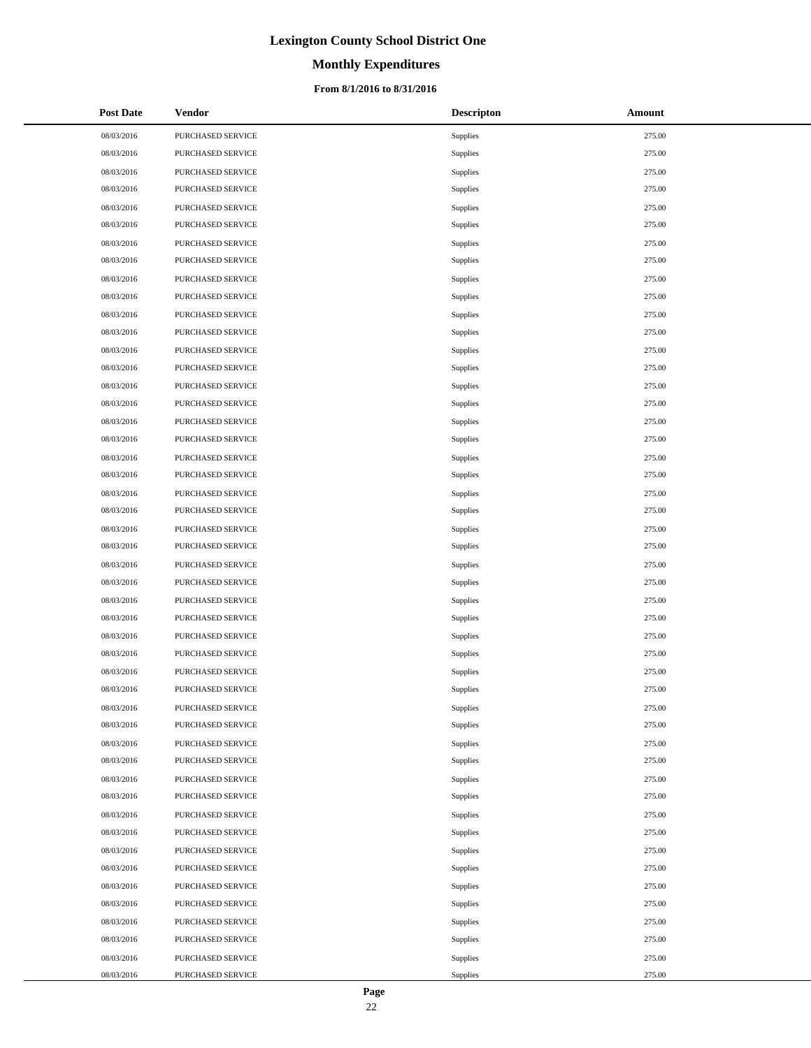# Lexington County School District One

## Monthly Expenditures

### From 8/1/2016 to 8/31/2016

| Post Date | Vendor | Descripton | Amount |
|---|---|---|---|
| 08/03/2016 | PURCHASED SERVICE | Supplies | 275.00 |
| 08/03/2016 | PURCHASED SERVICE | Supplies | 275.00 |
| 08/03/2016 | PURCHASED SERVICE | Supplies | 275.00 |
| 08/03/2016 | PURCHASED SERVICE | Supplies | 275.00 |
| 08/03/2016 | PURCHASED SERVICE | Supplies | 275.00 |
| 08/03/2016 | PURCHASED SERVICE | Supplies | 275.00 |
| 08/03/2016 | PURCHASED SERVICE | Supplies | 275.00 |
| 08/03/2016 | PURCHASED SERVICE | Supplies | 275.00 |
| 08/03/2016 | PURCHASED SERVICE | Supplies | 275.00 |
| 08/03/2016 | PURCHASED SERVICE | Supplies | 275.00 |
| 08/03/2016 | PURCHASED SERVICE | Supplies | 275.00 |
| 08/03/2016 | PURCHASED SERVICE | Supplies | 275.00 |
| 08/03/2016 | PURCHASED SERVICE | Supplies | 275.00 |
| 08/03/2016 | PURCHASED SERVICE | Supplies | 275.00 |
| 08/03/2016 | PURCHASED SERVICE | Supplies | 275.00 |
| 08/03/2016 | PURCHASED SERVICE | Supplies | 275.00 |
| 08/03/2016 | PURCHASED SERVICE | Supplies | 275.00 |
| 08/03/2016 | PURCHASED SERVICE | Supplies | 275.00 |
| 08/03/2016 | PURCHASED SERVICE | Supplies | 275.00 |
| 08/03/2016 | PURCHASED SERVICE | Supplies | 275.00 |
| 08/03/2016 | PURCHASED SERVICE | Supplies | 275.00 |
| 08/03/2016 | PURCHASED SERVICE | Supplies | 275.00 |
| 08/03/2016 | PURCHASED SERVICE | Supplies | 275.00 |
| 08/03/2016 | PURCHASED SERVICE | Supplies | 275.00 |
| 08/03/2016 | PURCHASED SERVICE | Supplies | 275.00 |
| 08/03/2016 | PURCHASED SERVICE | Supplies | 275.00 |
| 08/03/2016 | PURCHASED SERVICE | Supplies | 275.00 |
| 08/03/2016 | PURCHASED SERVICE | Supplies | 275.00 |
| 08/03/2016 | PURCHASED SERVICE | Supplies | 275.00 |
| 08/03/2016 | PURCHASED SERVICE | Supplies | 275.00 |
| 08/03/2016 | PURCHASED SERVICE | Supplies | 275.00 |
| 08/03/2016 | PURCHASED SERVICE | Supplies | 275.00 |
| 08/03/2016 | PURCHASED SERVICE | Supplies | 275.00 |
| 08/03/2016 | PURCHASED SERVICE | Supplies | 275.00 |
| 08/03/2016 | PURCHASED SERVICE | Supplies | 275.00 |
| 08/03/2016 | PURCHASED SERVICE | Supplies | 275.00 |
| 08/03/2016 | PURCHASED SERVICE | Supplies | 275.00 |
| 08/03/2016 | PURCHASED SERVICE | Supplies | 275.00 |
| 08/03/2016 | PURCHASED SERVICE | Supplies | 275.00 |
| 08/03/2016 | PURCHASED SERVICE | Supplies | 275.00 |
| 08/03/2016 | PURCHASED SERVICE | Supplies | 275.00 |
| 08/03/2016 | PURCHASED SERVICE | Supplies | 275.00 |
| 08/03/2016 | PURCHASED SERVICE | Supplies | 275.00 |
| 08/03/2016 | PURCHASED SERVICE | Supplies | 275.00 |
| 08/03/2016 | PURCHASED SERVICE | Supplies | 275.00 |
| 08/03/2016 | PURCHASED SERVICE | Supplies | 275.00 |
| 08/03/2016 | PURCHASED SERVICE | Supplies | 275.00 |
| 08/03/2016 | PURCHASED SERVICE | Supplies | 275.00 |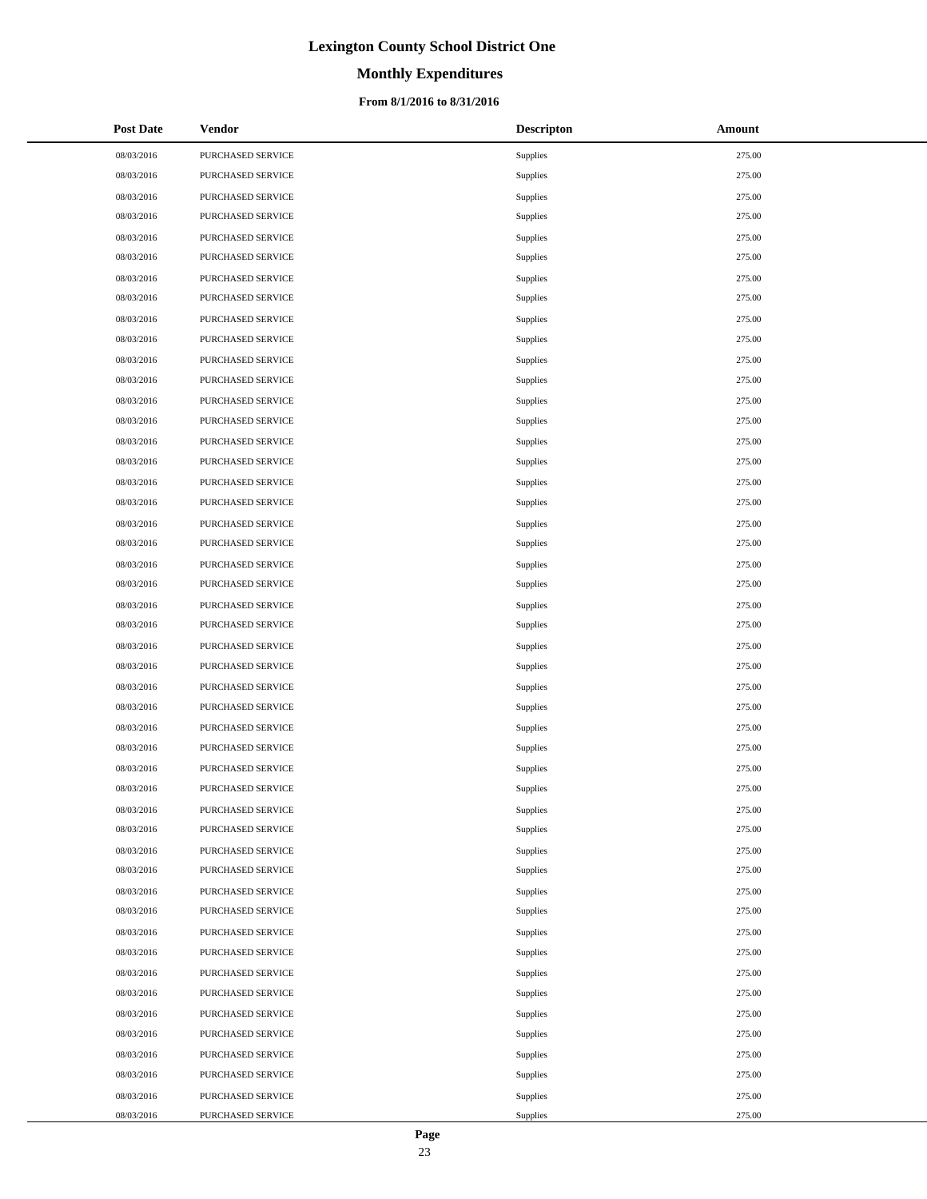# Lexington County School District One

## Monthly Expenditures

### From 8/1/2016 to 8/31/2016

| Post Date | Vendor | Descripton | Amount |
|---|---|---|---|
| 08/03/2016 | PURCHASED SERVICE | Supplies | 275.00 |
| 08/03/2016 | PURCHASED SERVICE | Supplies | 275.00 |
| 08/03/2016 | PURCHASED SERVICE | Supplies | 275.00 |
| 08/03/2016 | PURCHASED SERVICE | Supplies | 275.00 |
| 08/03/2016 | PURCHASED SERVICE | Supplies | 275.00 |
| 08/03/2016 | PURCHASED SERVICE | Supplies | 275.00 |
| 08/03/2016 | PURCHASED SERVICE | Supplies | 275.00 |
| 08/03/2016 | PURCHASED SERVICE | Supplies | 275.00 |
| 08/03/2016 | PURCHASED SERVICE | Supplies | 275.00 |
| 08/03/2016 | PURCHASED SERVICE | Supplies | 275.00 |
| 08/03/2016 | PURCHASED SERVICE | Supplies | 275.00 |
| 08/03/2016 | PURCHASED SERVICE | Supplies | 275.00 |
| 08/03/2016 | PURCHASED SERVICE | Supplies | 275.00 |
| 08/03/2016 | PURCHASED SERVICE | Supplies | 275.00 |
| 08/03/2016 | PURCHASED SERVICE | Supplies | 275.00 |
| 08/03/2016 | PURCHASED SERVICE | Supplies | 275.00 |
| 08/03/2016 | PURCHASED SERVICE | Supplies | 275.00 |
| 08/03/2016 | PURCHASED SERVICE | Supplies | 275.00 |
| 08/03/2016 | PURCHASED SERVICE | Supplies | 275.00 |
| 08/03/2016 | PURCHASED SERVICE | Supplies | 275.00 |
| 08/03/2016 | PURCHASED SERVICE | Supplies | 275.00 |
| 08/03/2016 | PURCHASED SERVICE | Supplies | 275.00 |
| 08/03/2016 | PURCHASED SERVICE | Supplies | 275.00 |
| 08/03/2016 | PURCHASED SERVICE | Supplies | 275.00 |
| 08/03/2016 | PURCHASED SERVICE | Supplies | 275.00 |
| 08/03/2016 | PURCHASED SERVICE | Supplies | 275.00 |
| 08/03/2016 | PURCHASED SERVICE | Supplies | 275.00 |
| 08/03/2016 | PURCHASED SERVICE | Supplies | 275.00 |
| 08/03/2016 | PURCHASED SERVICE | Supplies | 275.00 |
| 08/03/2016 | PURCHASED SERVICE | Supplies | 275.00 |
| 08/03/2016 | PURCHASED SERVICE | Supplies | 275.00 |
| 08/03/2016 | PURCHASED SERVICE | Supplies | 275.00 |
| 08/03/2016 | PURCHASED SERVICE | Supplies | 275.00 |
| 08/03/2016 | PURCHASED SERVICE | Supplies | 275.00 |
| 08/03/2016 | PURCHASED SERVICE | Supplies | 275.00 |
| 08/03/2016 | PURCHASED SERVICE | Supplies | 275.00 |
| 08/03/2016 | PURCHASED SERVICE | Supplies | 275.00 |
| 08/03/2016 | PURCHASED SERVICE | Supplies | 275.00 |
| 08/03/2016 | PURCHASED SERVICE | Supplies | 275.00 |
| 08/03/2016 | PURCHASED SERVICE | Supplies | 275.00 |
| 08/03/2016 | PURCHASED SERVICE | Supplies | 275.00 |
| 08/03/2016 | PURCHASED SERVICE | Supplies | 275.00 |
| 08/03/2016 | PURCHASED SERVICE | Supplies | 275.00 |
| 08/03/2016 | PURCHASED SERVICE | Supplies | 275.00 |
| 08/03/2016 | PURCHASED SERVICE | Supplies | 275.00 |
| 08/03/2016 | PURCHASED SERVICE | Supplies | 275.00 |
| 08/03/2016 | PURCHASED SERVICE | Supplies | 275.00 |
| 08/03/2016 | PURCHASED SERVICE | Supplies | 275.00 |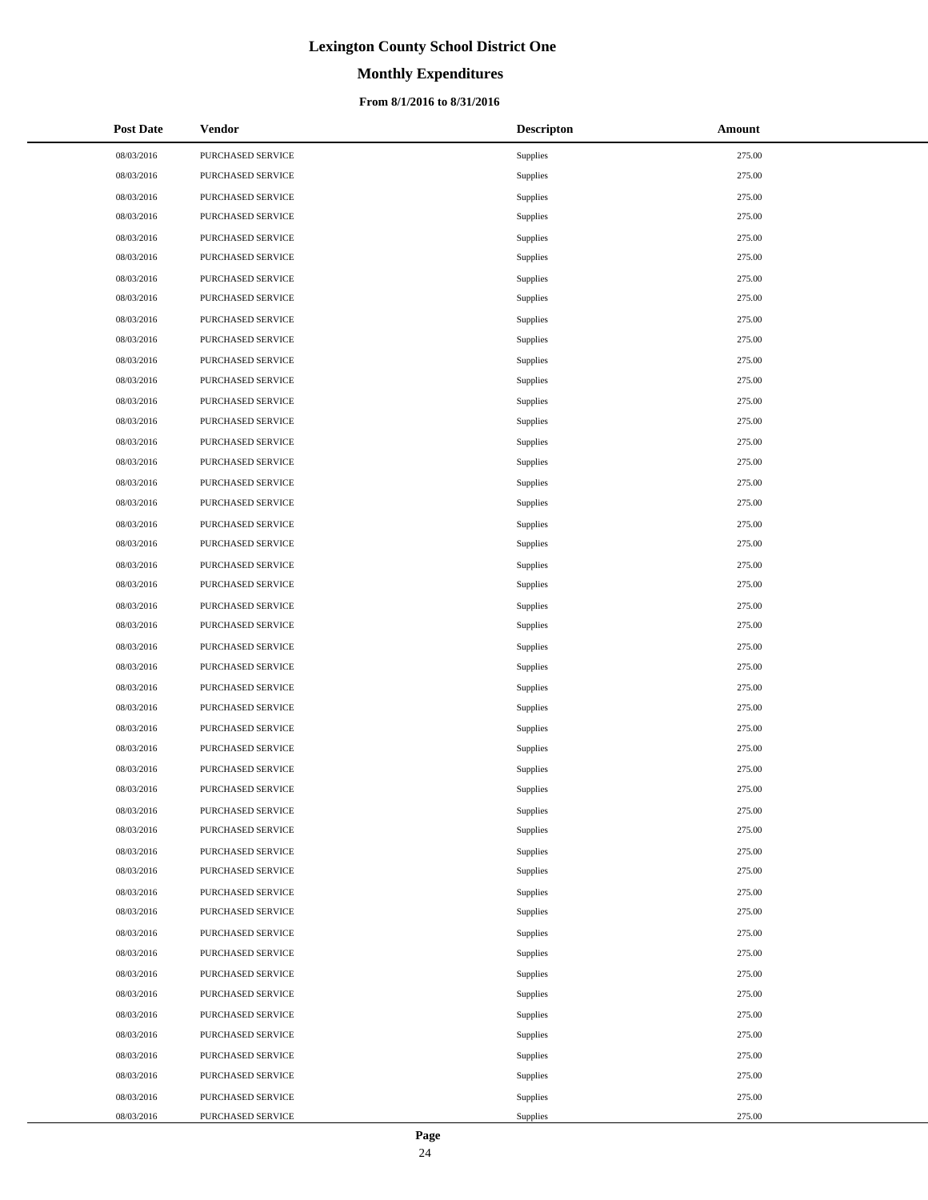# Lexington County School District One

## Monthly Expenditures

### From 8/1/2016 to 8/31/2016

| Post Date | Vendor | Descripton | Amount |
|---|---|---|---|
| 08/03/2016 | PURCHASED SERVICE | Supplies | 275.00 |
| 08/03/2016 | PURCHASED SERVICE | Supplies | 275.00 |
| 08/03/2016 | PURCHASED SERVICE | Supplies | 275.00 |
| 08/03/2016 | PURCHASED SERVICE | Supplies | 275.00 |
| 08/03/2016 | PURCHASED SERVICE | Supplies | 275.00 |
| 08/03/2016 | PURCHASED SERVICE | Supplies | 275.00 |
| 08/03/2016 | PURCHASED SERVICE | Supplies | 275.00 |
| 08/03/2016 | PURCHASED SERVICE | Supplies | 275.00 |
| 08/03/2016 | PURCHASED SERVICE | Supplies | 275.00 |
| 08/03/2016 | PURCHASED SERVICE | Supplies | 275.00 |
| 08/03/2016 | PURCHASED SERVICE | Supplies | 275.00 |
| 08/03/2016 | PURCHASED SERVICE | Supplies | 275.00 |
| 08/03/2016 | PURCHASED SERVICE | Supplies | 275.00 |
| 08/03/2016 | PURCHASED SERVICE | Supplies | 275.00 |
| 08/03/2016 | PURCHASED SERVICE | Supplies | 275.00 |
| 08/03/2016 | PURCHASED SERVICE | Supplies | 275.00 |
| 08/03/2016 | PURCHASED SERVICE | Supplies | 275.00 |
| 08/03/2016 | PURCHASED SERVICE | Supplies | 275.00 |
| 08/03/2016 | PURCHASED SERVICE | Supplies | 275.00 |
| 08/03/2016 | PURCHASED SERVICE | Supplies | 275.00 |
| 08/03/2016 | PURCHASED SERVICE | Supplies | 275.00 |
| 08/03/2016 | PURCHASED SERVICE | Supplies | 275.00 |
| 08/03/2016 | PURCHASED SERVICE | Supplies | 275.00 |
| 08/03/2016 | PURCHASED SERVICE | Supplies | 275.00 |
| 08/03/2016 | PURCHASED SERVICE | Supplies | 275.00 |
| 08/03/2016 | PURCHASED SERVICE | Supplies | 275.00 |
| 08/03/2016 | PURCHASED SERVICE | Supplies | 275.00 |
| 08/03/2016 | PURCHASED SERVICE | Supplies | 275.00 |
| 08/03/2016 | PURCHASED SERVICE | Supplies | 275.00 |
| 08/03/2016 | PURCHASED SERVICE | Supplies | 275.00 |
| 08/03/2016 | PURCHASED SERVICE | Supplies | 275.00 |
| 08/03/2016 | PURCHASED SERVICE | Supplies | 275.00 |
| 08/03/2016 | PURCHASED SERVICE | Supplies | 275.00 |
| 08/03/2016 | PURCHASED SERVICE | Supplies | 275.00 |
| 08/03/2016 | PURCHASED SERVICE | Supplies | 275.00 |
| 08/03/2016 | PURCHASED SERVICE | Supplies | 275.00 |
| 08/03/2016 | PURCHASED SERVICE | Supplies | 275.00 |
| 08/03/2016 | PURCHASED SERVICE | Supplies | 275.00 |
| 08/03/2016 | PURCHASED SERVICE | Supplies | 275.00 |
| 08/03/2016 | PURCHASED SERVICE | Supplies | 275.00 |
| 08/03/2016 | PURCHASED SERVICE | Supplies | 275.00 |
| 08/03/2016 | PURCHASED SERVICE | Supplies | 275.00 |
| 08/03/2016 | PURCHASED SERVICE | Supplies | 275.00 |
| 08/03/2016 | PURCHASED SERVICE | Supplies | 275.00 |
| 08/03/2016 | PURCHASED SERVICE | Supplies | 275.00 |
| 08/03/2016 | PURCHASED SERVICE | Supplies | 275.00 |
| 08/03/2016 | PURCHASED SERVICE | Supplies | 275.00 |
| 08/03/2016 | PURCHASED SERVICE | Supplies | 275.00 |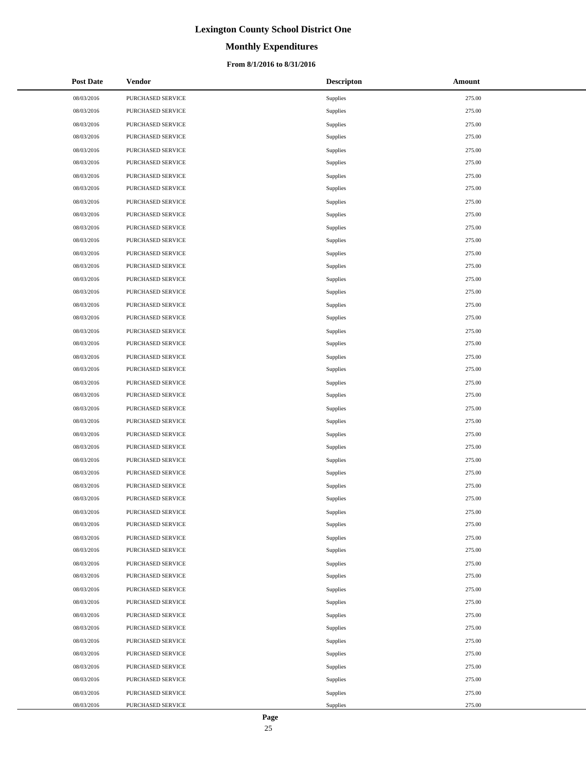# Lexington County School District One

## Monthly Expenditures

### From 8/1/2016 to 8/31/2016

| Post Date | Vendor | Descripton | Amount |
|---|---|---|---|
| 08/03/2016 | PURCHASED SERVICE | Supplies | 275.00 |
| 08/03/2016 | PURCHASED SERVICE | Supplies | 275.00 |
| 08/03/2016 | PURCHASED SERVICE | Supplies | 275.00 |
| 08/03/2016 | PURCHASED SERVICE | Supplies | 275.00 |
| 08/03/2016 | PURCHASED SERVICE | Supplies | 275.00 |
| 08/03/2016 | PURCHASED SERVICE | Supplies | 275.00 |
| 08/03/2016 | PURCHASED SERVICE | Supplies | 275.00 |
| 08/03/2016 | PURCHASED SERVICE | Supplies | 275.00 |
| 08/03/2016 | PURCHASED SERVICE | Supplies | 275.00 |
| 08/03/2016 | PURCHASED SERVICE | Supplies | 275.00 |
| 08/03/2016 | PURCHASED SERVICE | Supplies | 275.00 |
| 08/03/2016 | PURCHASED SERVICE | Supplies | 275.00 |
| 08/03/2016 | PURCHASED SERVICE | Supplies | 275.00 |
| 08/03/2016 | PURCHASED SERVICE | Supplies | 275.00 |
| 08/03/2016 | PURCHASED SERVICE | Supplies | 275.00 |
| 08/03/2016 | PURCHASED SERVICE | Supplies | 275.00 |
| 08/03/2016 | PURCHASED SERVICE | Supplies | 275.00 |
| 08/03/2016 | PURCHASED SERVICE | Supplies | 275.00 |
| 08/03/2016 | PURCHASED SERVICE | Supplies | 275.00 |
| 08/03/2016 | PURCHASED SERVICE | Supplies | 275.00 |
| 08/03/2016 | PURCHASED SERVICE | Supplies | 275.00 |
| 08/03/2016 | PURCHASED SERVICE | Supplies | 275.00 |
| 08/03/2016 | PURCHASED SERVICE | Supplies | 275.00 |
| 08/03/2016 | PURCHASED SERVICE | Supplies | 275.00 |
| 08/03/2016 | PURCHASED SERVICE | Supplies | 275.00 |
| 08/03/2016 | PURCHASED SERVICE | Supplies | 275.00 |
| 08/03/2016 | PURCHASED SERVICE | Supplies | 275.00 |
| 08/03/2016 | PURCHASED SERVICE | Supplies | 275.00 |
| 08/03/2016 | PURCHASED SERVICE | Supplies | 275.00 |
| 08/03/2016 | PURCHASED SERVICE | Supplies | 275.00 |
| 08/03/2016 | PURCHASED SERVICE | Supplies | 275.00 |
| 08/03/2016 | PURCHASED SERVICE | Supplies | 275.00 |
| 08/03/2016 | PURCHASED SERVICE | Supplies | 275.00 |
| 08/03/2016 | PURCHASED SERVICE | Supplies | 275.00 |
| 08/03/2016 | PURCHASED SERVICE | Supplies | 275.00 |
| 08/03/2016 | PURCHASED SERVICE | Supplies | 275.00 |
| 08/03/2016 | PURCHASED SERVICE | Supplies | 275.00 |
| 08/03/2016 | PURCHASED SERVICE | Supplies | 275.00 |
| 08/03/2016 | PURCHASED SERVICE | Supplies | 275.00 |
| 08/03/2016 | PURCHASED SERVICE | Supplies | 275.00 |
| 08/03/2016 | PURCHASED SERVICE | Supplies | 275.00 |
| 08/03/2016 | PURCHASED SERVICE | Supplies | 275.00 |
| 08/03/2016 | PURCHASED SERVICE | Supplies | 275.00 |
| 08/03/2016 | PURCHASED SERVICE | Supplies | 275.00 |
| 08/03/2016 | PURCHASED SERVICE | Supplies | 275.00 |
| 08/03/2016 | PURCHASED SERVICE | Supplies | 275.00 |
| 08/03/2016 | PURCHASED SERVICE | Supplies | 275.00 |
| 08/03/2016 | PURCHASED SERVICE | Supplies | 275.00 |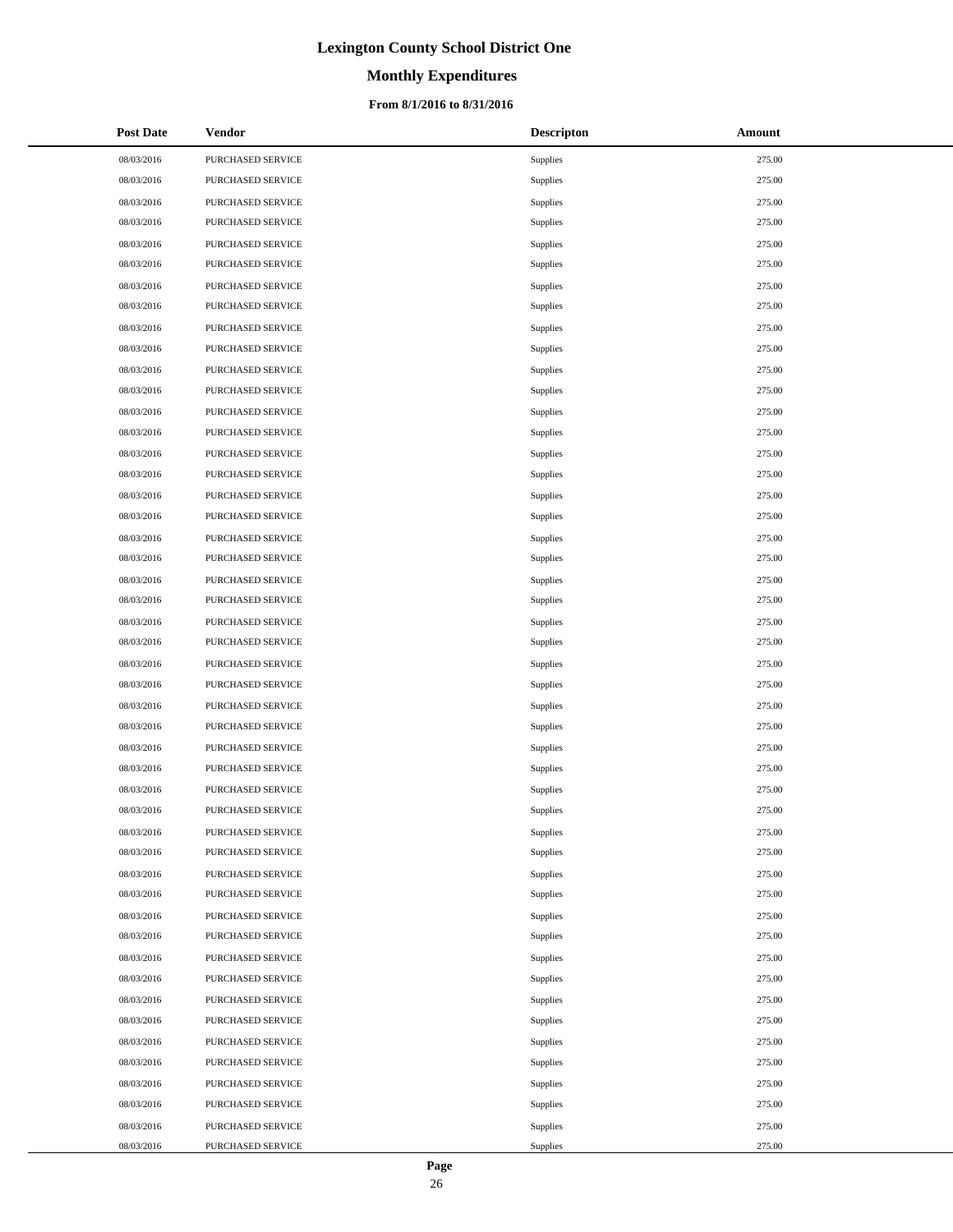# Lexington County School District One

## Monthly Expenditures

### From 8/1/2016 to 8/31/2016

| Post Date | Vendor | Descripton | Amount |
|---|---|---|---|
| 08/03/2016 | PURCHASED SERVICE | Supplies | 275.00 |
| 08/03/2016 | PURCHASED SERVICE | Supplies | 275.00 |
| 08/03/2016 | PURCHASED SERVICE | Supplies | 275.00 |
| 08/03/2016 | PURCHASED SERVICE | Supplies | 275.00 |
| 08/03/2016 | PURCHASED SERVICE | Supplies | 275.00 |
| 08/03/2016 | PURCHASED SERVICE | Supplies | 275.00 |
| 08/03/2016 | PURCHASED SERVICE | Supplies | 275.00 |
| 08/03/2016 | PURCHASED SERVICE | Supplies | 275.00 |
| 08/03/2016 | PURCHASED SERVICE | Supplies | 275.00 |
| 08/03/2016 | PURCHASED SERVICE | Supplies | 275.00 |
| 08/03/2016 | PURCHASED SERVICE | Supplies | 275.00 |
| 08/03/2016 | PURCHASED SERVICE | Supplies | 275.00 |
| 08/03/2016 | PURCHASED SERVICE | Supplies | 275.00 |
| 08/03/2016 | PURCHASED SERVICE | Supplies | 275.00 |
| 08/03/2016 | PURCHASED SERVICE | Supplies | 275.00 |
| 08/03/2016 | PURCHASED SERVICE | Supplies | 275.00 |
| 08/03/2016 | PURCHASED SERVICE | Supplies | 275.00 |
| 08/03/2016 | PURCHASED SERVICE | Supplies | 275.00 |
| 08/03/2016 | PURCHASED SERVICE | Supplies | 275.00 |
| 08/03/2016 | PURCHASED SERVICE | Supplies | 275.00 |
| 08/03/2016 | PURCHASED SERVICE | Supplies | 275.00 |
| 08/03/2016 | PURCHASED SERVICE | Supplies | 275.00 |
| 08/03/2016 | PURCHASED SERVICE | Supplies | 275.00 |
| 08/03/2016 | PURCHASED SERVICE | Supplies | 275.00 |
| 08/03/2016 | PURCHASED SERVICE | Supplies | 275.00 |
| 08/03/2016 | PURCHASED SERVICE | Supplies | 275.00 |
| 08/03/2016 | PURCHASED SERVICE | Supplies | 275.00 |
| 08/03/2016 | PURCHASED SERVICE | Supplies | 275.00 |
| 08/03/2016 | PURCHASED SERVICE | Supplies | 275.00 |
| 08/03/2016 | PURCHASED SERVICE | Supplies | 275.00 |
| 08/03/2016 | PURCHASED SERVICE | Supplies | 275.00 |
| 08/03/2016 | PURCHASED SERVICE | Supplies | 275.00 |
| 08/03/2016 | PURCHASED SERVICE | Supplies | 275.00 |
| 08/03/2016 | PURCHASED SERVICE | Supplies | 275.00 |
| 08/03/2016 | PURCHASED SERVICE | Supplies | 275.00 |
| 08/03/2016 | PURCHASED SERVICE | Supplies | 275.00 |
| 08/03/2016 | PURCHASED SERVICE | Supplies | 275.00 |
| 08/03/2016 | PURCHASED SERVICE | Supplies | 275.00 |
| 08/03/2016 | PURCHASED SERVICE | Supplies | 275.00 |
| 08/03/2016 | PURCHASED SERVICE | Supplies | 275.00 |
| 08/03/2016 | PURCHASED SERVICE | Supplies | 275.00 |
| 08/03/2016 | PURCHASED SERVICE | Supplies | 275.00 |
| 08/03/2016 | PURCHASED SERVICE | Supplies | 275.00 |
| 08/03/2016 | PURCHASED SERVICE | Supplies | 275.00 |
| 08/03/2016 | PURCHASED SERVICE | Supplies | 275.00 |
| 08/03/2016 | PURCHASED SERVICE | Supplies | 275.00 |
| 08/03/2016 | PURCHASED SERVICE | Supplies | 275.00 |
| 08/03/2016 | PURCHASED SERVICE | Supplies | 275.00 |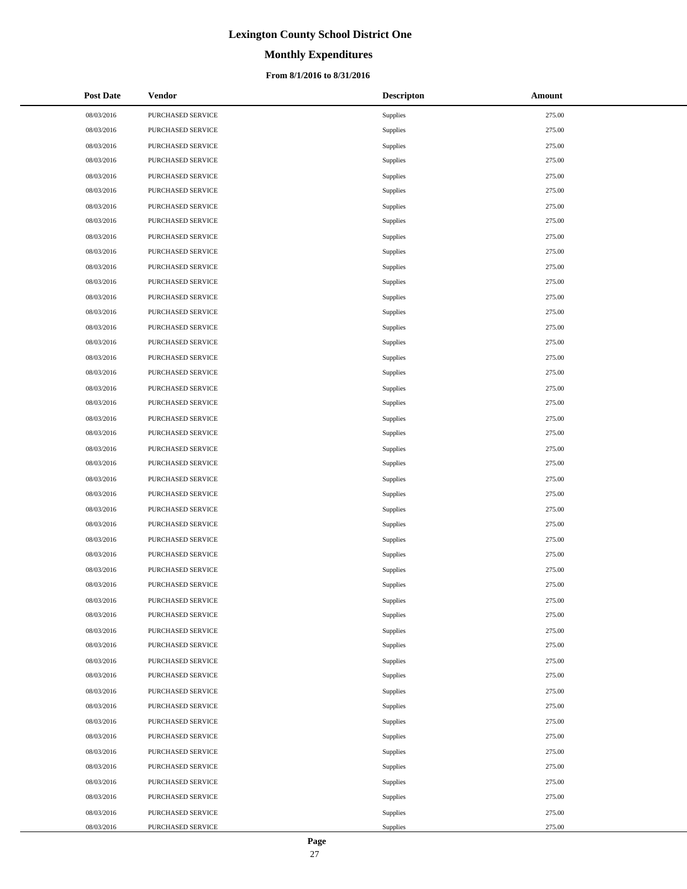# Lexington County School District One

## Monthly Expenditures

### From 8/1/2016 to 8/31/2016

| Post Date | Vendor | Descripton | Amount |
|---|---|---|---|
| 08/03/2016 | PURCHASED SERVICE | Supplies | 275.00 |
| 08/03/2016 | PURCHASED SERVICE | Supplies | 275.00 |
| 08/03/2016 | PURCHASED SERVICE | Supplies | 275.00 |
| 08/03/2016 | PURCHASED SERVICE | Supplies | 275.00 |
| 08/03/2016 | PURCHASED SERVICE | Supplies | 275.00 |
| 08/03/2016 | PURCHASED SERVICE | Supplies | 275.00 |
| 08/03/2016 | PURCHASED SERVICE | Supplies | 275.00 |
| 08/03/2016 | PURCHASED SERVICE | Supplies | 275.00 |
| 08/03/2016 | PURCHASED SERVICE | Supplies | 275.00 |
| 08/03/2016 | PURCHASED SERVICE | Supplies | 275.00 |
| 08/03/2016 | PURCHASED SERVICE | Supplies | 275.00 |
| 08/03/2016 | PURCHASED SERVICE | Supplies | 275.00 |
| 08/03/2016 | PURCHASED SERVICE | Supplies | 275.00 |
| 08/03/2016 | PURCHASED SERVICE | Supplies | 275.00 |
| 08/03/2016 | PURCHASED SERVICE | Supplies | 275.00 |
| 08/03/2016 | PURCHASED SERVICE | Supplies | 275.00 |
| 08/03/2016 | PURCHASED SERVICE | Supplies | 275.00 |
| 08/03/2016 | PURCHASED SERVICE | Supplies | 275.00 |
| 08/03/2016 | PURCHASED SERVICE | Supplies | 275.00 |
| 08/03/2016 | PURCHASED SERVICE | Supplies | 275.00 |
| 08/03/2016 | PURCHASED SERVICE | Supplies | 275.00 |
| 08/03/2016 | PURCHASED SERVICE | Supplies | 275.00 |
| 08/03/2016 | PURCHASED SERVICE | Supplies | 275.00 |
| 08/03/2016 | PURCHASED SERVICE | Supplies | 275.00 |
| 08/03/2016 | PURCHASED SERVICE | Supplies | 275.00 |
| 08/03/2016 | PURCHASED SERVICE | Supplies | 275.00 |
| 08/03/2016 | PURCHASED SERVICE | Supplies | 275.00 |
| 08/03/2016 | PURCHASED SERVICE | Supplies | 275.00 |
| 08/03/2016 | PURCHASED SERVICE | Supplies | 275.00 |
| 08/03/2016 | PURCHASED SERVICE | Supplies | 275.00 |
| 08/03/2016 | PURCHASED SERVICE | Supplies | 275.00 |
| 08/03/2016 | PURCHASED SERVICE | Supplies | 275.00 |
| 08/03/2016 | PURCHASED SERVICE | Supplies | 275.00 |
| 08/03/2016 | PURCHASED SERVICE | Supplies | 275.00 |
| 08/03/2016 | PURCHASED SERVICE | Supplies | 275.00 |
| 08/03/2016 | PURCHASED SERVICE | Supplies | 275.00 |
| 08/03/2016 | PURCHASED SERVICE | Supplies | 275.00 |
| 08/03/2016 | PURCHASED SERVICE | Supplies | 275.00 |
| 08/03/2016 | PURCHASED SERVICE | Supplies | 275.00 |
| 08/03/2016 | PURCHASED SERVICE | Supplies | 275.00 |
| 08/03/2016 | PURCHASED SERVICE | Supplies | 275.00 |
| 08/03/2016 | PURCHASED SERVICE | Supplies | 275.00 |
| 08/03/2016 | PURCHASED SERVICE | Supplies | 275.00 |
| 08/03/2016 | PURCHASED SERVICE | Supplies | 275.00 |
| 08/03/2016 | PURCHASED SERVICE | Supplies | 275.00 |
| 08/03/2016 | PURCHASED SERVICE | Supplies | 275.00 |
| 08/03/2016 | PURCHASED SERVICE | Supplies | 275.00 |
| 08/03/2016 | PURCHASED SERVICE | Supplies | 275.00 |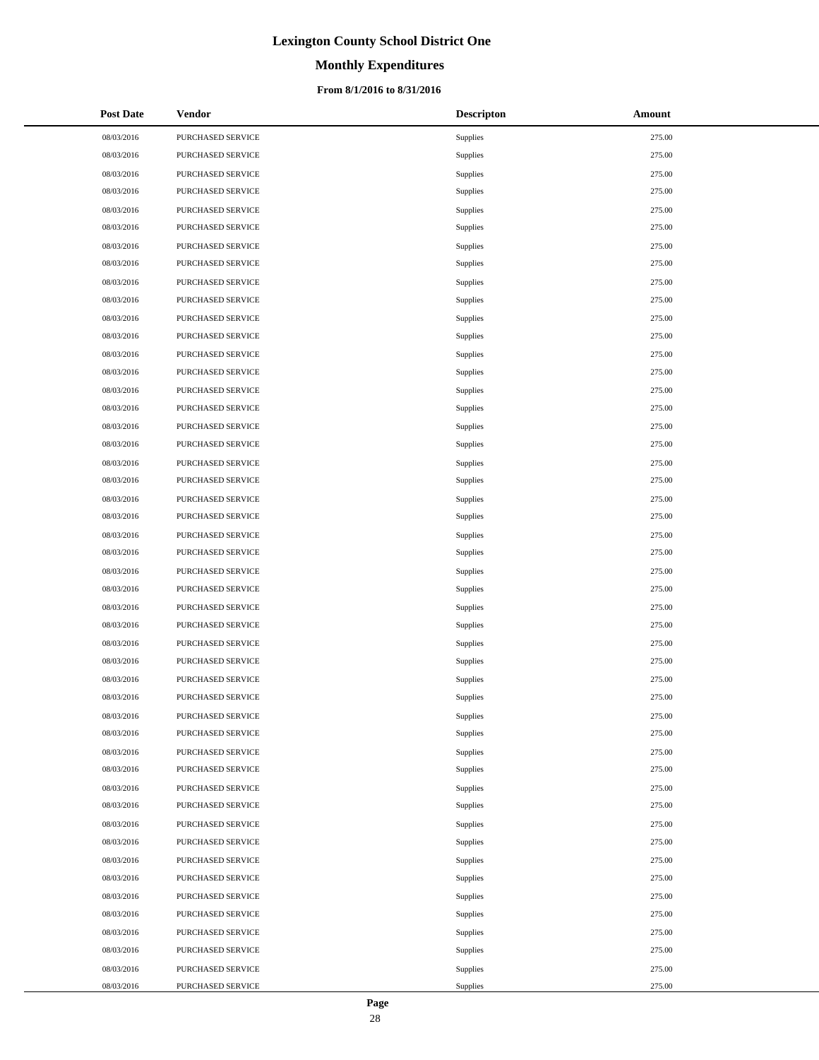# Lexington County School District One

## Monthly Expenditures

### From 8/1/2016 to 8/31/2016

| Post Date | Vendor | Descripton | Amount |
|---|---|---|---|
| 08/03/2016 | PURCHASED SERVICE | Supplies | 275.00 |
| 08/03/2016 | PURCHASED SERVICE | Supplies | 275.00 |
| 08/03/2016 | PURCHASED SERVICE | Supplies | 275.00 |
| 08/03/2016 | PURCHASED SERVICE | Supplies | 275.00 |
| 08/03/2016 | PURCHASED SERVICE | Supplies | 275.00 |
| 08/03/2016 | PURCHASED SERVICE | Supplies | 275.00 |
| 08/03/2016 | PURCHASED SERVICE | Supplies | 275.00 |
| 08/03/2016 | PURCHASED SERVICE | Supplies | 275.00 |
| 08/03/2016 | PURCHASED SERVICE | Supplies | 275.00 |
| 08/03/2016 | PURCHASED SERVICE | Supplies | 275.00 |
| 08/03/2016 | PURCHASED SERVICE | Supplies | 275.00 |
| 08/03/2016 | PURCHASED SERVICE | Supplies | 275.00 |
| 08/03/2016 | PURCHASED SERVICE | Supplies | 275.00 |
| 08/03/2016 | PURCHASED SERVICE | Supplies | 275.00 |
| 08/03/2016 | PURCHASED SERVICE | Supplies | 275.00 |
| 08/03/2016 | PURCHASED SERVICE | Supplies | 275.00 |
| 08/03/2016 | PURCHASED SERVICE | Supplies | 275.00 |
| 08/03/2016 | PURCHASED SERVICE | Supplies | 275.00 |
| 08/03/2016 | PURCHASED SERVICE | Supplies | 275.00 |
| 08/03/2016 | PURCHASED SERVICE | Supplies | 275.00 |
| 08/03/2016 | PURCHASED SERVICE | Supplies | 275.00 |
| 08/03/2016 | PURCHASED SERVICE | Supplies | 275.00 |
| 08/03/2016 | PURCHASED SERVICE | Supplies | 275.00 |
| 08/03/2016 | PURCHASED SERVICE | Supplies | 275.00 |
| 08/03/2016 | PURCHASED SERVICE | Supplies | 275.00 |
| 08/03/2016 | PURCHASED SERVICE | Supplies | 275.00 |
| 08/03/2016 | PURCHASED SERVICE | Supplies | 275.00 |
| 08/03/2016 | PURCHASED SERVICE | Supplies | 275.00 |
| 08/03/2016 | PURCHASED SERVICE | Supplies | 275.00 |
| 08/03/2016 | PURCHASED SERVICE | Supplies | 275.00 |
| 08/03/2016 | PURCHASED SERVICE | Supplies | 275.00 |
| 08/03/2016 | PURCHASED SERVICE | Supplies | 275.00 |
| 08/03/2016 | PURCHASED SERVICE | Supplies | 275.00 |
| 08/03/2016 | PURCHASED SERVICE | Supplies | 275.00 |
| 08/03/2016 | PURCHASED SERVICE | Supplies | 275.00 |
| 08/03/2016 | PURCHASED SERVICE | Supplies | 275.00 |
| 08/03/2016 | PURCHASED SERVICE | Supplies | 275.00 |
| 08/03/2016 | PURCHASED SERVICE | Supplies | 275.00 |
| 08/03/2016 | PURCHASED SERVICE | Supplies | 275.00 |
| 08/03/2016 | PURCHASED SERVICE | Supplies | 275.00 |
| 08/03/2016 | PURCHASED SERVICE | Supplies | 275.00 |
| 08/03/2016 | PURCHASED SERVICE | Supplies | 275.00 |
| 08/03/2016 | PURCHASED SERVICE | Supplies | 275.00 |
| 08/03/2016 | PURCHASED SERVICE | Supplies | 275.00 |
| 08/03/2016 | PURCHASED SERVICE | Supplies | 275.00 |
| 08/03/2016 | PURCHASED SERVICE | Supplies | 275.00 |
| 08/03/2016 | PURCHASED SERVICE | Supplies | 275.00 |
| 08/03/2016 | PURCHASED SERVICE | Supplies | 275.00 |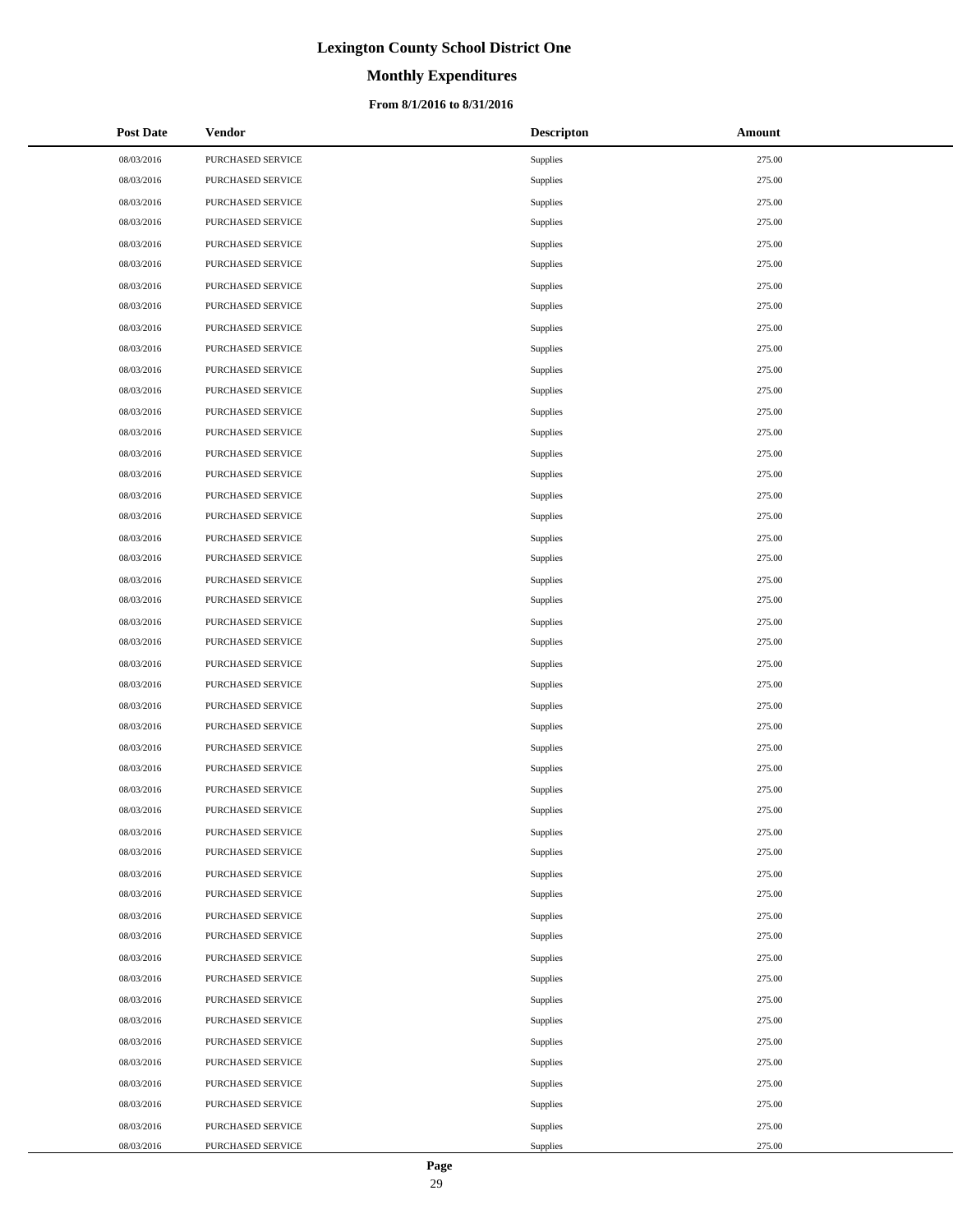# Lexington County School District One

## Monthly Expenditures

### From 8/1/2016 to 8/31/2016

| Post Date | Vendor | Descripton | Amount |
|---|---|---|---|
| 08/03/2016 | PURCHASED SERVICE | Supplies | 275.00 |
| 08/03/2016 | PURCHASED SERVICE | Supplies | 275.00 |
| 08/03/2016 | PURCHASED SERVICE | Supplies | 275.00 |
| 08/03/2016 | PURCHASED SERVICE | Supplies | 275.00 |
| 08/03/2016 | PURCHASED SERVICE | Supplies | 275.00 |
| 08/03/2016 | PURCHASED SERVICE | Supplies | 275.00 |
| 08/03/2016 | PURCHASED SERVICE | Supplies | 275.00 |
| 08/03/2016 | PURCHASED SERVICE | Supplies | 275.00 |
| 08/03/2016 | PURCHASED SERVICE | Supplies | 275.00 |
| 08/03/2016 | PURCHASED SERVICE | Supplies | 275.00 |
| 08/03/2016 | PURCHASED SERVICE | Supplies | 275.00 |
| 08/03/2016 | PURCHASED SERVICE | Supplies | 275.00 |
| 08/03/2016 | PURCHASED SERVICE | Supplies | 275.00 |
| 08/03/2016 | PURCHASED SERVICE | Supplies | 275.00 |
| 08/03/2016 | PURCHASED SERVICE | Supplies | 275.00 |
| 08/03/2016 | PURCHASED SERVICE | Supplies | 275.00 |
| 08/03/2016 | PURCHASED SERVICE | Supplies | 275.00 |
| 08/03/2016 | PURCHASED SERVICE | Supplies | 275.00 |
| 08/03/2016 | PURCHASED SERVICE | Supplies | 275.00 |
| 08/03/2016 | PURCHASED SERVICE | Supplies | 275.00 |
| 08/03/2016 | PURCHASED SERVICE | Supplies | 275.00 |
| 08/03/2016 | PURCHASED SERVICE | Supplies | 275.00 |
| 08/03/2016 | PURCHASED SERVICE | Supplies | 275.00 |
| 08/03/2016 | PURCHASED SERVICE | Supplies | 275.00 |
| 08/03/2016 | PURCHASED SERVICE | Supplies | 275.00 |
| 08/03/2016 | PURCHASED SERVICE | Supplies | 275.00 |
| 08/03/2016 | PURCHASED SERVICE | Supplies | 275.00 |
| 08/03/2016 | PURCHASED SERVICE | Supplies | 275.00 |
| 08/03/2016 | PURCHASED SERVICE | Supplies | 275.00 |
| 08/03/2016 | PURCHASED SERVICE | Supplies | 275.00 |
| 08/03/2016 | PURCHASED SERVICE | Supplies | 275.00 |
| 08/03/2016 | PURCHASED SERVICE | Supplies | 275.00 |
| 08/03/2016 | PURCHASED SERVICE | Supplies | 275.00 |
| 08/03/2016 | PURCHASED SERVICE | Supplies | 275.00 |
| 08/03/2016 | PURCHASED SERVICE | Supplies | 275.00 |
| 08/03/2016 | PURCHASED SERVICE | Supplies | 275.00 |
| 08/03/2016 | PURCHASED SERVICE | Supplies | 275.00 |
| 08/03/2016 | PURCHASED SERVICE | Supplies | 275.00 |
| 08/03/2016 | PURCHASED SERVICE | Supplies | 275.00 |
| 08/03/2016 | PURCHASED SERVICE | Supplies | 275.00 |
| 08/03/2016 | PURCHASED SERVICE | Supplies | 275.00 |
| 08/03/2016 | PURCHASED SERVICE | Supplies | 275.00 |
| 08/03/2016 | PURCHASED SERVICE | Supplies | 275.00 |
| 08/03/2016 | PURCHASED SERVICE | Supplies | 275.00 |
| 08/03/2016 | PURCHASED SERVICE | Supplies | 275.00 |
| 08/03/2016 | PURCHASED SERVICE | Supplies | 275.00 |
| 08/03/2016 | PURCHASED SERVICE | Supplies | 275.00 |
| 08/03/2016 | PURCHASED SERVICE | Supplies | 275.00 |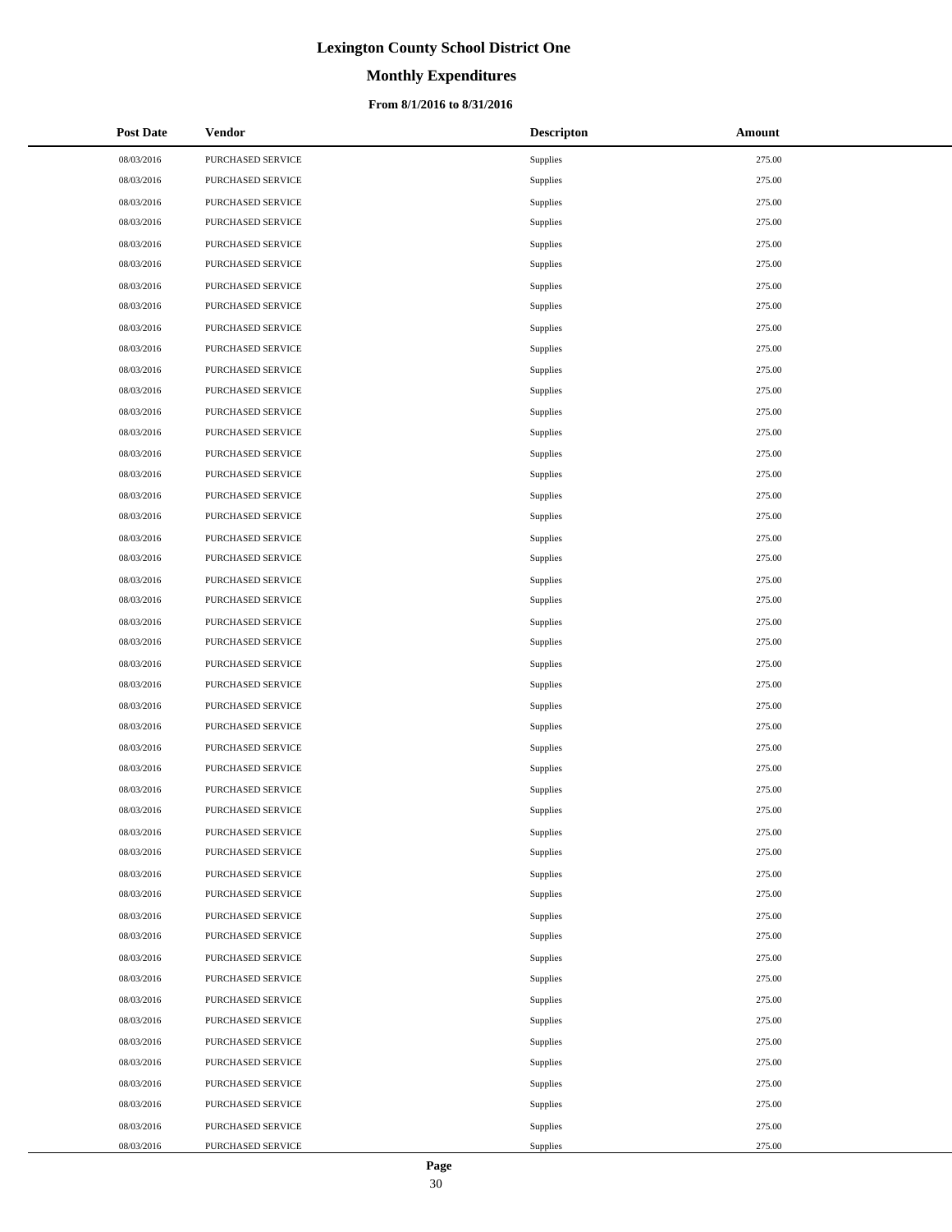# Lexington County School District One

## Monthly Expenditures

### From 8/1/2016 to 8/31/2016

| Post Date | Vendor | Descripton | Amount |
|---|---|---|---|
| 08/03/2016 | PURCHASED SERVICE | Supplies | 275.00 |
| 08/03/2016 | PURCHASED SERVICE | Supplies | 275.00 |
| 08/03/2016 | PURCHASED SERVICE | Supplies | 275.00 |
| 08/03/2016 | PURCHASED SERVICE | Supplies | 275.00 |
| 08/03/2016 | PURCHASED SERVICE | Supplies | 275.00 |
| 08/03/2016 | PURCHASED SERVICE | Supplies | 275.00 |
| 08/03/2016 | PURCHASED SERVICE | Supplies | 275.00 |
| 08/03/2016 | PURCHASED SERVICE | Supplies | 275.00 |
| 08/03/2016 | PURCHASED SERVICE | Supplies | 275.00 |
| 08/03/2016 | PURCHASED SERVICE | Supplies | 275.00 |
| 08/03/2016 | PURCHASED SERVICE | Supplies | 275.00 |
| 08/03/2016 | PURCHASED SERVICE | Supplies | 275.00 |
| 08/03/2016 | PURCHASED SERVICE | Supplies | 275.00 |
| 08/03/2016 | PURCHASED SERVICE | Supplies | 275.00 |
| 08/03/2016 | PURCHASED SERVICE | Supplies | 275.00 |
| 08/03/2016 | PURCHASED SERVICE | Supplies | 275.00 |
| 08/03/2016 | PURCHASED SERVICE | Supplies | 275.00 |
| 08/03/2016 | PURCHASED SERVICE | Supplies | 275.00 |
| 08/03/2016 | PURCHASED SERVICE | Supplies | 275.00 |
| 08/03/2016 | PURCHASED SERVICE | Supplies | 275.00 |
| 08/03/2016 | PURCHASED SERVICE | Supplies | 275.00 |
| 08/03/2016 | PURCHASED SERVICE | Supplies | 275.00 |
| 08/03/2016 | PURCHASED SERVICE | Supplies | 275.00 |
| 08/03/2016 | PURCHASED SERVICE | Supplies | 275.00 |
| 08/03/2016 | PURCHASED SERVICE | Supplies | 275.00 |
| 08/03/2016 | PURCHASED SERVICE | Supplies | 275.00 |
| 08/03/2016 | PURCHASED SERVICE | Supplies | 275.00 |
| 08/03/2016 | PURCHASED SERVICE | Supplies | 275.00 |
| 08/03/2016 | PURCHASED SERVICE | Supplies | 275.00 |
| 08/03/2016 | PURCHASED SERVICE | Supplies | 275.00 |
| 08/03/2016 | PURCHASED SERVICE | Supplies | 275.00 |
| 08/03/2016 | PURCHASED SERVICE | Supplies | 275.00 |
| 08/03/2016 | PURCHASED SERVICE | Supplies | 275.00 |
| 08/03/2016 | PURCHASED SERVICE | Supplies | 275.00 |
| 08/03/2016 | PURCHASED SERVICE | Supplies | 275.00 |
| 08/03/2016 | PURCHASED SERVICE | Supplies | 275.00 |
| 08/03/2016 | PURCHASED SERVICE | Supplies | 275.00 |
| 08/03/2016 | PURCHASED SERVICE | Supplies | 275.00 |
| 08/03/2016 | PURCHASED SERVICE | Supplies | 275.00 |
| 08/03/2016 | PURCHASED SERVICE | Supplies | 275.00 |
| 08/03/2016 | PURCHASED SERVICE | Supplies | 275.00 |
| 08/03/2016 | PURCHASED SERVICE | Supplies | 275.00 |
| 08/03/2016 | PURCHASED SERVICE | Supplies | 275.00 |
| 08/03/2016 | PURCHASED SERVICE | Supplies | 275.00 |
| 08/03/2016 | PURCHASED SERVICE | Supplies | 275.00 |
| 08/03/2016 | PURCHASED SERVICE | Supplies | 275.00 |
| 08/03/2016 | PURCHASED SERVICE | Supplies | 275.00 |
| 08/03/2016 | PURCHASED SERVICE | Supplies | 275.00 |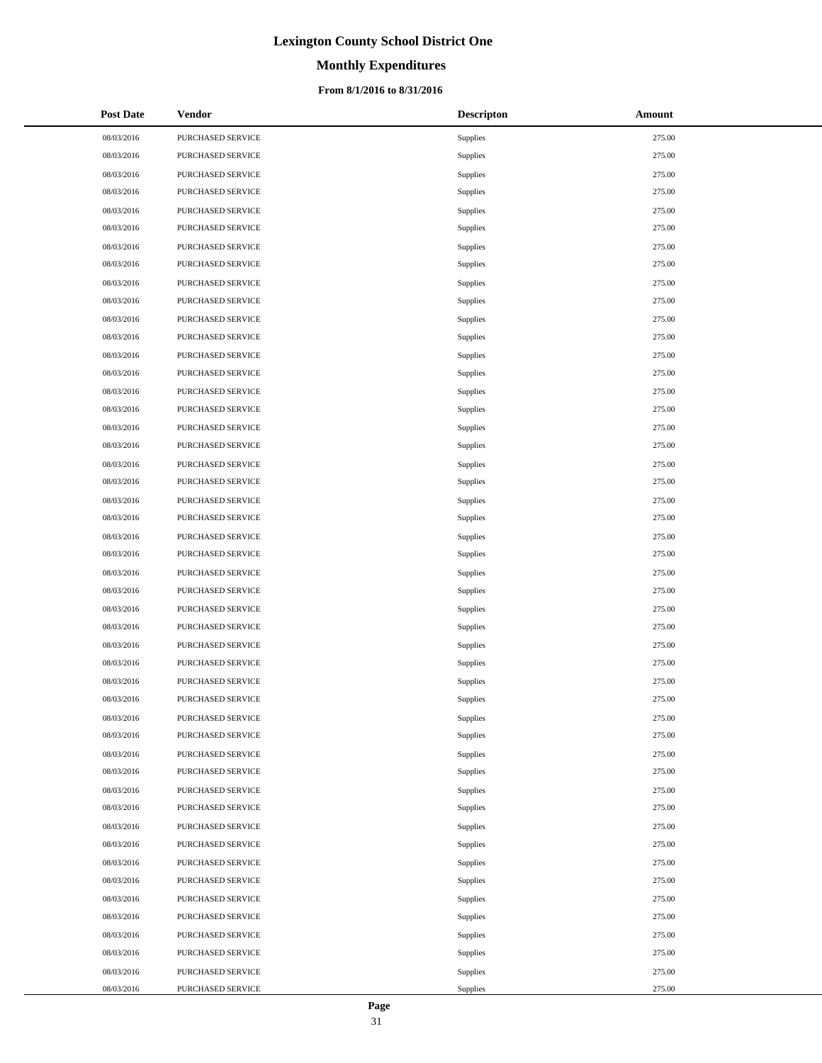# Lexington County School District One

## Monthly Expenditures

### From 8/1/2016 to 8/31/2016

| Post Date | Vendor | Descripton | Amount |
|---|---|---|---|
| 08/03/2016 | PURCHASED SERVICE | Supplies | 275.00 |
| 08/03/2016 | PURCHASED SERVICE | Supplies | 275.00 |
| 08/03/2016 | PURCHASED SERVICE | Supplies | 275.00 |
| 08/03/2016 | PURCHASED SERVICE | Supplies | 275.00 |
| 08/03/2016 | PURCHASED SERVICE | Supplies | 275.00 |
| 08/03/2016 | PURCHASED SERVICE | Supplies | 275.00 |
| 08/03/2016 | PURCHASED SERVICE | Supplies | 275.00 |
| 08/03/2016 | PURCHASED SERVICE | Supplies | 275.00 |
| 08/03/2016 | PURCHASED SERVICE | Supplies | 275.00 |
| 08/03/2016 | PURCHASED SERVICE | Supplies | 275.00 |
| 08/03/2016 | PURCHASED SERVICE | Supplies | 275.00 |
| 08/03/2016 | PURCHASED SERVICE | Supplies | 275.00 |
| 08/03/2016 | PURCHASED SERVICE | Supplies | 275.00 |
| 08/03/2016 | PURCHASED SERVICE | Supplies | 275.00 |
| 08/03/2016 | PURCHASED SERVICE | Supplies | 275.00 |
| 08/03/2016 | PURCHASED SERVICE | Supplies | 275.00 |
| 08/03/2016 | PURCHASED SERVICE | Supplies | 275.00 |
| 08/03/2016 | PURCHASED SERVICE | Supplies | 275.00 |
| 08/03/2016 | PURCHASED SERVICE | Supplies | 275.00 |
| 08/03/2016 | PURCHASED SERVICE | Supplies | 275.00 |
| 08/03/2016 | PURCHASED SERVICE | Supplies | 275.00 |
| 08/03/2016 | PURCHASED SERVICE | Supplies | 275.00 |
| 08/03/2016 | PURCHASED SERVICE | Supplies | 275.00 |
| 08/03/2016 | PURCHASED SERVICE | Supplies | 275.00 |
| 08/03/2016 | PURCHASED SERVICE | Supplies | 275.00 |
| 08/03/2016 | PURCHASED SERVICE | Supplies | 275.00 |
| 08/03/2016 | PURCHASED SERVICE | Supplies | 275.00 |
| 08/03/2016 | PURCHASED SERVICE | Supplies | 275.00 |
| 08/03/2016 | PURCHASED SERVICE | Supplies | 275.00 |
| 08/03/2016 | PURCHASED SERVICE | Supplies | 275.00 |
| 08/03/2016 | PURCHASED SERVICE | Supplies | 275.00 |
| 08/03/2016 | PURCHASED SERVICE | Supplies | 275.00 |
| 08/03/2016 | PURCHASED SERVICE | Supplies | 275.00 |
| 08/03/2016 | PURCHASED SERVICE | Supplies | 275.00 |
| 08/03/2016 | PURCHASED SERVICE | Supplies | 275.00 |
| 08/03/2016 | PURCHASED SERVICE | Supplies | 275.00 |
| 08/03/2016 | PURCHASED SERVICE | Supplies | 275.00 |
| 08/03/2016 | PURCHASED SERVICE | Supplies | 275.00 |
| 08/03/2016 | PURCHASED SERVICE | Supplies | 275.00 |
| 08/03/2016 | PURCHASED SERVICE | Supplies | 275.00 |
| 08/03/2016 | PURCHASED SERVICE | Supplies | 275.00 |
| 08/03/2016 | PURCHASED SERVICE | Supplies | 275.00 |
| 08/03/2016 | PURCHASED SERVICE | Supplies | 275.00 |
| 08/03/2016 | PURCHASED SERVICE | Supplies | 275.00 |
| 08/03/2016 | PURCHASED SERVICE | Supplies | 275.00 |
| 08/03/2016 | PURCHASED SERVICE | Supplies | 275.00 |
| 08/03/2016 | PURCHASED SERVICE | Supplies | 275.00 |
| 08/03/2016 | PURCHASED SERVICE | Supplies | 275.00 |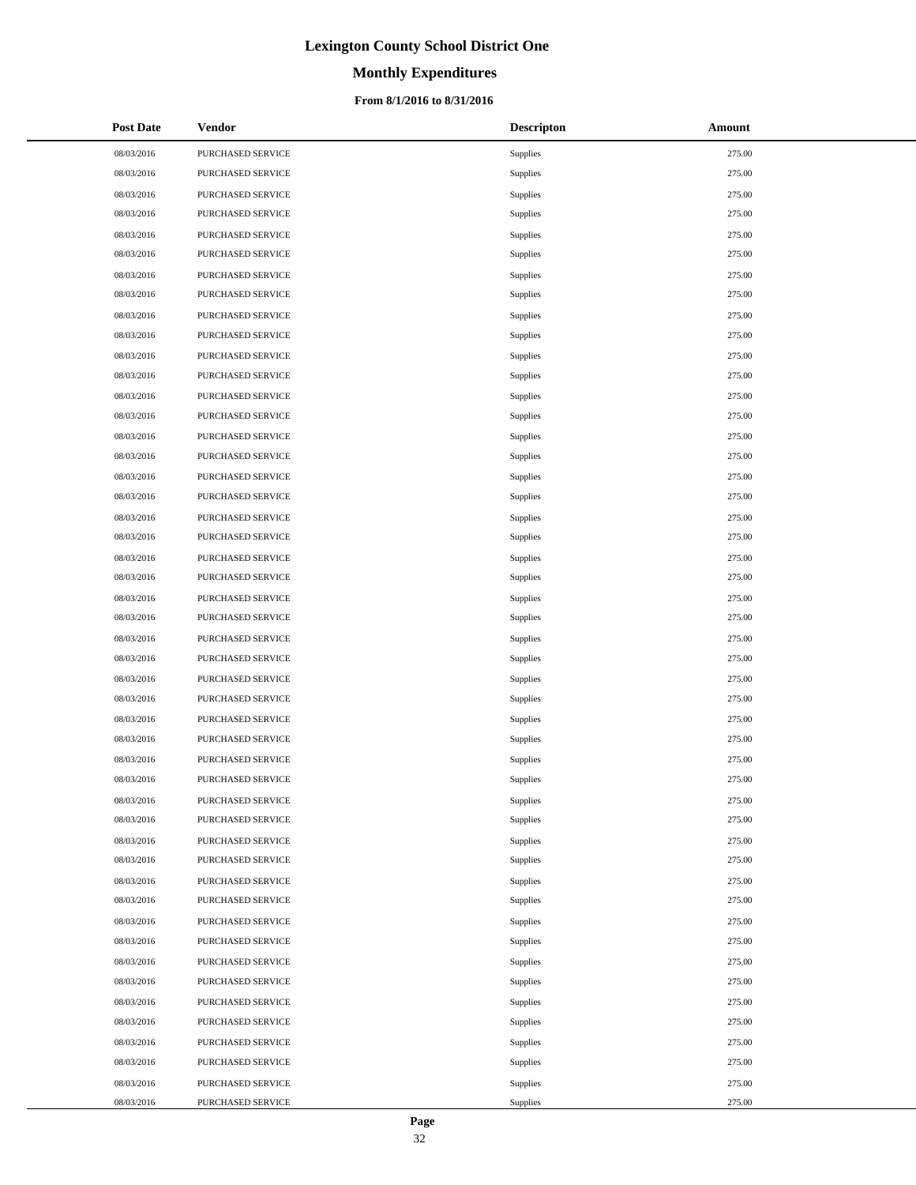# Lexington County School District One

## Monthly Expenditures

### From 8/1/2016 to 8/31/2016

| Post Date | Vendor | Descripton | Amount |
|---|---|---|---|
| 08/03/2016 | PURCHASED SERVICE | Supplies | 275.00 |
| 08/03/2016 | PURCHASED SERVICE | Supplies | 275.00 |
| 08/03/2016 | PURCHASED SERVICE | Supplies | 275.00 |
| 08/03/2016 | PURCHASED SERVICE | Supplies | 275.00 |
| 08/03/2016 | PURCHASED SERVICE | Supplies | 275.00 |
| 08/03/2016 | PURCHASED SERVICE | Supplies | 275.00 |
| 08/03/2016 | PURCHASED SERVICE | Supplies | 275.00 |
| 08/03/2016 | PURCHASED SERVICE | Supplies | 275.00 |
| 08/03/2016 | PURCHASED SERVICE | Supplies | 275.00 |
| 08/03/2016 | PURCHASED SERVICE | Supplies | 275.00 |
| 08/03/2016 | PURCHASED SERVICE | Supplies | 275.00 |
| 08/03/2016 | PURCHASED SERVICE | Supplies | 275.00 |
| 08/03/2016 | PURCHASED SERVICE | Supplies | 275.00 |
| 08/03/2016 | PURCHASED SERVICE | Supplies | 275.00 |
| 08/03/2016 | PURCHASED SERVICE | Supplies | 275.00 |
| 08/03/2016 | PURCHASED SERVICE | Supplies | 275.00 |
| 08/03/2016 | PURCHASED SERVICE | Supplies | 275.00 |
| 08/03/2016 | PURCHASED SERVICE | Supplies | 275.00 |
| 08/03/2016 | PURCHASED SERVICE | Supplies | 275.00 |
| 08/03/2016 | PURCHASED SERVICE | Supplies | 275.00 |
| 08/03/2016 | PURCHASED SERVICE | Supplies | 275.00 |
| 08/03/2016 | PURCHASED SERVICE | Supplies | 275.00 |
| 08/03/2016 | PURCHASED SERVICE | Supplies | 275.00 |
| 08/03/2016 | PURCHASED SERVICE | Supplies | 275.00 |
| 08/03/2016 | PURCHASED SERVICE | Supplies | 275.00 |
| 08/03/2016 | PURCHASED SERVICE | Supplies | 275.00 |
| 08/03/2016 | PURCHASED SERVICE | Supplies | 275.00 |
| 08/03/2016 | PURCHASED SERVICE | Supplies | 275.00 |
| 08/03/2016 | PURCHASED SERVICE | Supplies | 275.00 |
| 08/03/2016 | PURCHASED SERVICE | Supplies | 275.00 |
| 08/03/2016 | PURCHASED SERVICE | Supplies | 275.00 |
| 08/03/2016 | PURCHASED SERVICE | Supplies | 275.00 |
| 08/03/2016 | PURCHASED SERVICE | Supplies | 275.00 |
| 08/03/2016 | PURCHASED SERVICE | Supplies | 275.00 |
| 08/03/2016 | PURCHASED SERVICE | Supplies | 275.00 |
| 08/03/2016 | PURCHASED SERVICE | Supplies | 275.00 |
| 08/03/2016 | PURCHASED SERVICE | Supplies | 275.00 |
| 08/03/2016 | PURCHASED SERVICE | Supplies | 275.00 |
| 08/03/2016 | PURCHASED SERVICE | Supplies | 275.00 |
| 08/03/2016 | PURCHASED SERVICE | Supplies | 275.00 |
| 08/03/2016 | PURCHASED SERVICE | Supplies | 275.00 |
| 08/03/2016 | PURCHASED SERVICE | Supplies | 275.00 |
| 08/03/2016 | PURCHASED SERVICE | Supplies | 275.00 |
| 08/03/2016 | PURCHASED SERVICE | Supplies | 275.00 |
| 08/03/2016 | PURCHASED SERVICE | Supplies | 275.00 |
| 08/03/2016 | PURCHASED SERVICE | Supplies | 275.00 |
| 08/03/2016 | PURCHASED SERVICE | Supplies | 275.00 |
| 08/03/2016 | PURCHASED SERVICE | Supplies | 275.00 |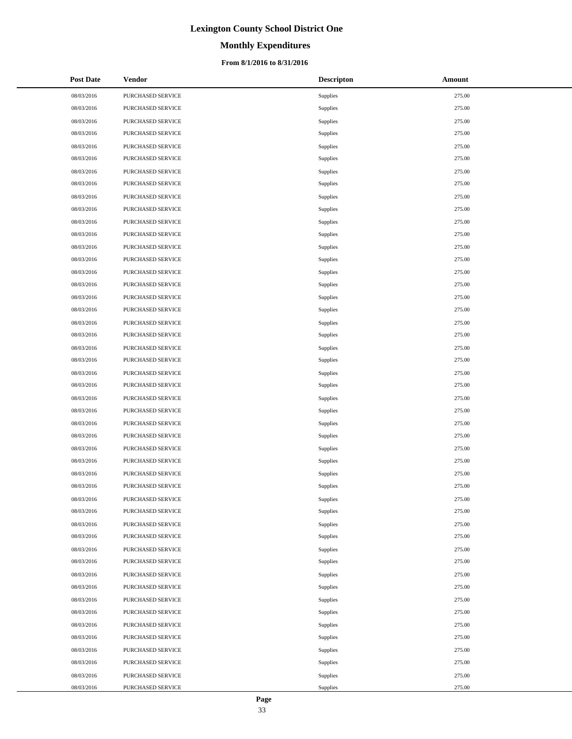# Lexington County School District One

## Monthly Expenditures

### From 8/1/2016 to 8/31/2016

| Post Date | Vendor | Descripton | Amount |
|---|---|---|---|
| 08/03/2016 | PURCHASED SERVICE | Supplies | 275.00 |
| 08/03/2016 | PURCHASED SERVICE | Supplies | 275.00 |
| 08/03/2016 | PURCHASED SERVICE | Supplies | 275.00 |
| 08/03/2016 | PURCHASED SERVICE | Supplies | 275.00 |
| 08/03/2016 | PURCHASED SERVICE | Supplies | 275.00 |
| 08/03/2016 | PURCHASED SERVICE | Supplies | 275.00 |
| 08/03/2016 | PURCHASED SERVICE | Supplies | 275.00 |
| 08/03/2016 | PURCHASED SERVICE | Supplies | 275.00 |
| 08/03/2016 | PURCHASED SERVICE | Supplies | 275.00 |
| 08/03/2016 | PURCHASED SERVICE | Supplies | 275.00 |
| 08/03/2016 | PURCHASED SERVICE | Supplies | 275.00 |
| 08/03/2016 | PURCHASED SERVICE | Supplies | 275.00 |
| 08/03/2016 | PURCHASED SERVICE | Supplies | 275.00 |
| 08/03/2016 | PURCHASED SERVICE | Supplies | 275.00 |
| 08/03/2016 | PURCHASED SERVICE | Supplies | 275.00 |
| 08/03/2016 | PURCHASED SERVICE | Supplies | 275.00 |
| 08/03/2016 | PURCHASED SERVICE | Supplies | 275.00 |
| 08/03/2016 | PURCHASED SERVICE | Supplies | 275.00 |
| 08/03/2016 | PURCHASED SERVICE | Supplies | 275.00 |
| 08/03/2016 | PURCHASED SERVICE | Supplies | 275.00 |
| 08/03/2016 | PURCHASED SERVICE | Supplies | 275.00 |
| 08/03/2016 | PURCHASED SERVICE | Supplies | 275.00 |
| 08/03/2016 | PURCHASED SERVICE | Supplies | 275.00 |
| 08/03/2016 | PURCHASED SERVICE | Supplies | 275.00 |
| 08/03/2016 | PURCHASED SERVICE | Supplies | 275.00 |
| 08/03/2016 | PURCHASED SERVICE | Supplies | 275.00 |
| 08/03/2016 | PURCHASED SERVICE | Supplies | 275.00 |
| 08/03/2016 | PURCHASED SERVICE | Supplies | 275.00 |
| 08/03/2016 | PURCHASED SERVICE | Supplies | 275.00 |
| 08/03/2016 | PURCHASED SERVICE | Supplies | 275.00 |
| 08/03/2016 | PURCHASED SERVICE | Supplies | 275.00 |
| 08/03/2016 | PURCHASED SERVICE | Supplies | 275.00 |
| 08/03/2016 | PURCHASED SERVICE | Supplies | 275.00 |
| 08/03/2016 | PURCHASED SERVICE | Supplies | 275.00 |
| 08/03/2016 | PURCHASED SERVICE | Supplies | 275.00 |
| 08/03/2016 | PURCHASED SERVICE | Supplies | 275.00 |
| 08/03/2016 | PURCHASED SERVICE | Supplies | 275.00 |
| 08/03/2016 | PURCHASED SERVICE | Supplies | 275.00 |
| 08/03/2016 | PURCHASED SERVICE | Supplies | 275.00 |
| 08/03/2016 | PURCHASED SERVICE | Supplies | 275.00 |
| 08/03/2016 | PURCHASED SERVICE | Supplies | 275.00 |
| 08/03/2016 | PURCHASED SERVICE | Supplies | 275.00 |
| 08/03/2016 | PURCHASED SERVICE | Supplies | 275.00 |
| 08/03/2016 | PURCHASED SERVICE | Supplies | 275.00 |
| 08/03/2016 | PURCHASED SERVICE | Supplies | 275.00 |
| 08/03/2016 | PURCHASED SERVICE | Supplies | 275.00 |
| 08/03/2016 | PURCHASED SERVICE | Supplies | 275.00 |
| 08/03/2016 | PURCHASED SERVICE | Supplies | 275.00 |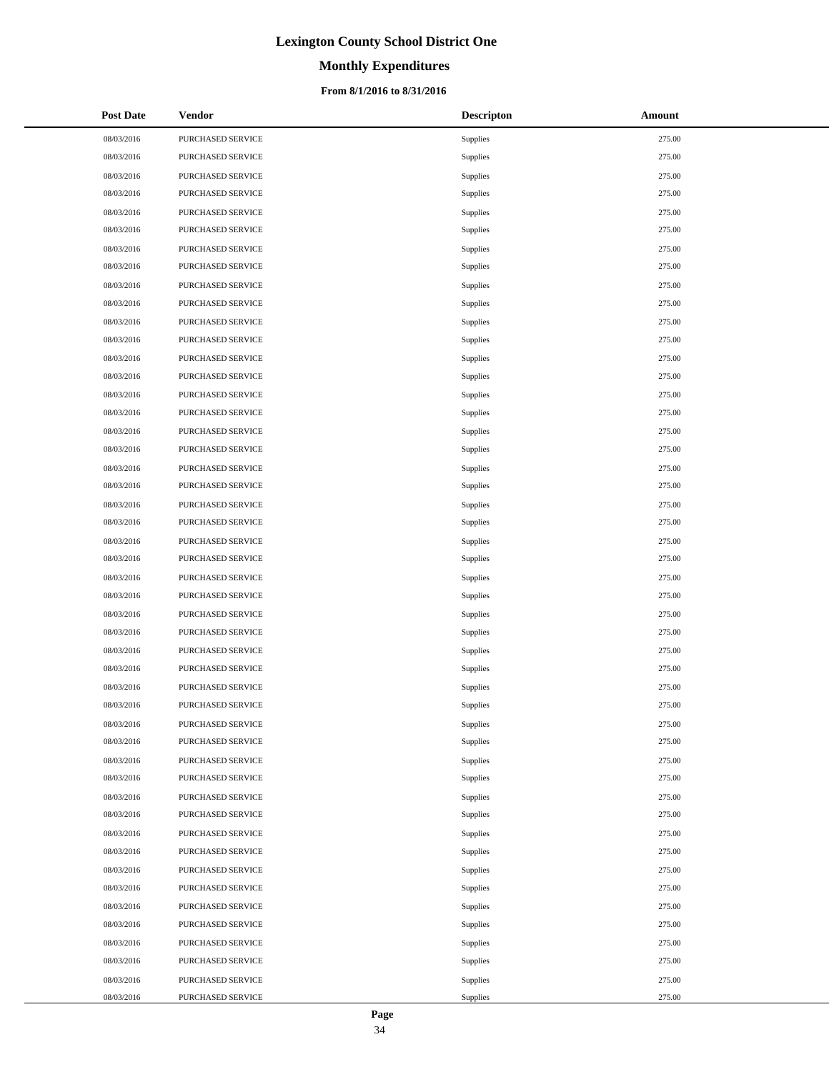# Lexington County School District One

## Monthly Expenditures

### From 8/1/2016 to 8/31/2016

| Post Date | Vendor | Descripton | Amount |
|---|---|---|---|
| 08/03/2016 | PURCHASED SERVICE | Supplies | 275.00 |
| 08/03/2016 | PURCHASED SERVICE | Supplies | 275.00 |
| 08/03/2016 | PURCHASED SERVICE | Supplies | 275.00 |
| 08/03/2016 | PURCHASED SERVICE | Supplies | 275.00 |
| 08/03/2016 | PURCHASED SERVICE | Supplies | 275.00 |
| 08/03/2016 | PURCHASED SERVICE | Supplies | 275.00 |
| 08/03/2016 | PURCHASED SERVICE | Supplies | 275.00 |
| 08/03/2016 | PURCHASED SERVICE | Supplies | 275.00 |
| 08/03/2016 | PURCHASED SERVICE | Supplies | 275.00 |
| 08/03/2016 | PURCHASED SERVICE | Supplies | 275.00 |
| 08/03/2016 | PURCHASED SERVICE | Supplies | 275.00 |
| 08/03/2016 | PURCHASED SERVICE | Supplies | 275.00 |
| 08/03/2016 | PURCHASED SERVICE | Supplies | 275.00 |
| 08/03/2016 | PURCHASED SERVICE | Supplies | 275.00 |
| 08/03/2016 | PURCHASED SERVICE | Supplies | 275.00 |
| 08/03/2016 | PURCHASED SERVICE | Supplies | 275.00 |
| 08/03/2016 | PURCHASED SERVICE | Supplies | 275.00 |
| 08/03/2016 | PURCHASED SERVICE | Supplies | 275.00 |
| 08/03/2016 | PURCHASED SERVICE | Supplies | 275.00 |
| 08/03/2016 | PURCHASED SERVICE | Supplies | 275.00 |
| 08/03/2016 | PURCHASED SERVICE | Supplies | 275.00 |
| 08/03/2016 | PURCHASED SERVICE | Supplies | 275.00 |
| 08/03/2016 | PURCHASED SERVICE | Supplies | 275.00 |
| 08/03/2016 | PURCHASED SERVICE | Supplies | 275.00 |
| 08/03/2016 | PURCHASED SERVICE | Supplies | 275.00 |
| 08/03/2016 | PURCHASED SERVICE | Supplies | 275.00 |
| 08/03/2016 | PURCHASED SERVICE | Supplies | 275.00 |
| 08/03/2016 | PURCHASED SERVICE | Supplies | 275.00 |
| 08/03/2016 | PURCHASED SERVICE | Supplies | 275.00 |
| 08/03/2016 | PURCHASED SERVICE | Supplies | 275.00 |
| 08/03/2016 | PURCHASED SERVICE | Supplies | 275.00 |
| 08/03/2016 | PURCHASED SERVICE | Supplies | 275.00 |
| 08/03/2016 | PURCHASED SERVICE | Supplies | 275.00 |
| 08/03/2016 | PURCHASED SERVICE | Supplies | 275.00 |
| 08/03/2016 | PURCHASED SERVICE | Supplies | 275.00 |
| 08/03/2016 | PURCHASED SERVICE | Supplies | 275.00 |
| 08/03/2016 | PURCHASED SERVICE | Supplies | 275.00 |
| 08/03/2016 | PURCHASED SERVICE | Supplies | 275.00 |
| 08/03/2016 | PURCHASED SERVICE | Supplies | 275.00 |
| 08/03/2016 | PURCHASED SERVICE | Supplies | 275.00 |
| 08/03/2016 | PURCHASED SERVICE | Supplies | 275.00 |
| 08/03/2016 | PURCHASED SERVICE | Supplies | 275.00 |
| 08/03/2016 | PURCHASED SERVICE | Supplies | 275.00 |
| 08/03/2016 | PURCHASED SERVICE | Supplies | 275.00 |
| 08/03/2016 | PURCHASED SERVICE | Supplies | 275.00 |
| 08/03/2016 | PURCHASED SERVICE | Supplies | 275.00 |
| 08/03/2016 | PURCHASED SERVICE | Supplies | 275.00 |
| 08/03/2016 | PURCHASED SERVICE | Supplies | 275.00 |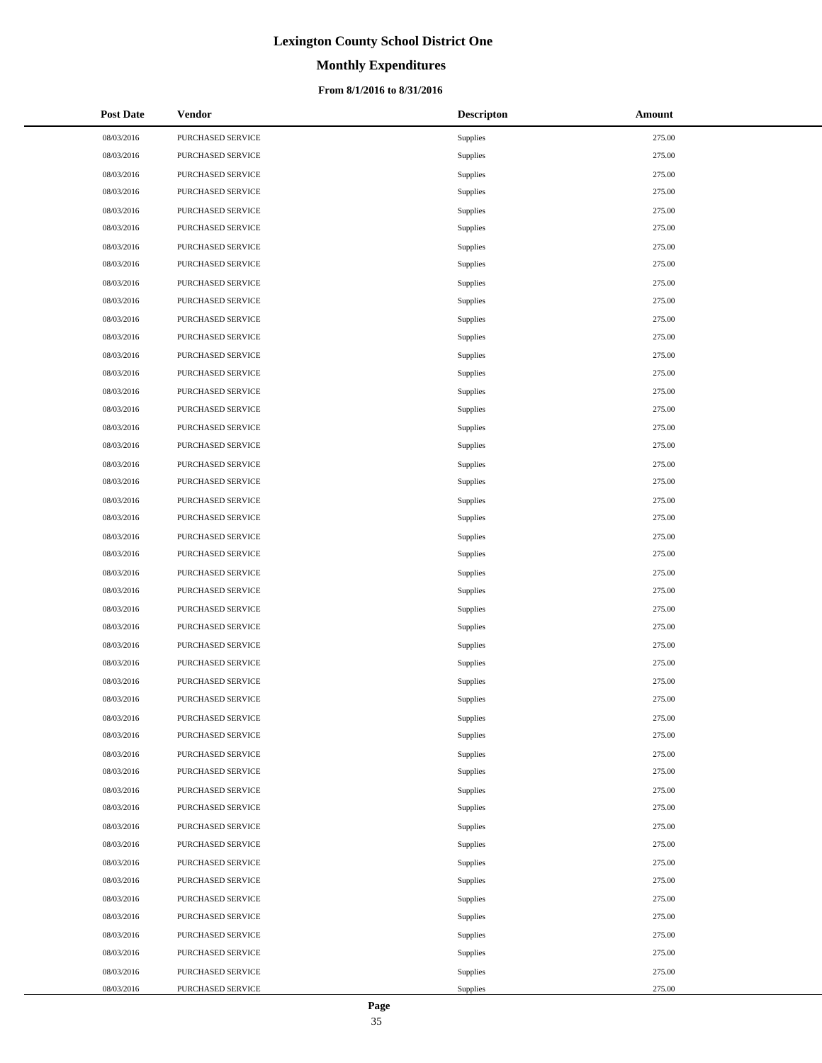# Lexington County School District One

## Monthly Expenditures

### From 8/1/2016 to 8/31/2016

| Post Date | Vendor | Descripton | Amount |
|---|---|---|---|
| 08/03/2016 | PURCHASED SERVICE | Supplies | 275.00 |
| 08/03/2016 | PURCHASED SERVICE | Supplies | 275.00 |
| 08/03/2016 | PURCHASED SERVICE | Supplies | 275.00 |
| 08/03/2016 | PURCHASED SERVICE | Supplies | 275.00 |
| 08/03/2016 | PURCHASED SERVICE | Supplies | 275.00 |
| 08/03/2016 | PURCHASED SERVICE | Supplies | 275.00 |
| 08/03/2016 | PURCHASED SERVICE | Supplies | 275.00 |
| 08/03/2016 | PURCHASED SERVICE | Supplies | 275.00 |
| 08/03/2016 | PURCHASED SERVICE | Supplies | 275.00 |
| 08/03/2016 | PURCHASED SERVICE | Supplies | 275.00 |
| 08/03/2016 | PURCHASED SERVICE | Supplies | 275.00 |
| 08/03/2016 | PURCHASED SERVICE | Supplies | 275.00 |
| 08/03/2016 | PURCHASED SERVICE | Supplies | 275.00 |
| 08/03/2016 | PURCHASED SERVICE | Supplies | 275.00 |
| 08/03/2016 | PURCHASED SERVICE | Supplies | 275.00 |
| 08/03/2016 | PURCHASED SERVICE | Supplies | 275.00 |
| 08/03/2016 | PURCHASED SERVICE | Supplies | 275.00 |
| 08/03/2016 | PURCHASED SERVICE | Supplies | 275.00 |
| 08/03/2016 | PURCHASED SERVICE | Supplies | 275.00 |
| 08/03/2016 | PURCHASED SERVICE | Supplies | 275.00 |
| 08/03/2016 | PURCHASED SERVICE | Supplies | 275.00 |
| 08/03/2016 | PURCHASED SERVICE | Supplies | 275.00 |
| 08/03/2016 | PURCHASED SERVICE | Supplies | 275.00 |
| 08/03/2016 | PURCHASED SERVICE | Supplies | 275.00 |
| 08/03/2016 | PURCHASED SERVICE | Supplies | 275.00 |
| 08/03/2016 | PURCHASED SERVICE | Supplies | 275.00 |
| 08/03/2016 | PURCHASED SERVICE | Supplies | 275.00 |
| 08/03/2016 | PURCHASED SERVICE | Supplies | 275.00 |
| 08/03/2016 | PURCHASED SERVICE | Supplies | 275.00 |
| 08/03/2016 | PURCHASED SERVICE | Supplies | 275.00 |
| 08/03/2016 | PURCHASED SERVICE | Supplies | 275.00 |
| 08/03/2016 | PURCHASED SERVICE | Supplies | 275.00 |
| 08/03/2016 | PURCHASED SERVICE | Supplies | 275.00 |
| 08/03/2016 | PURCHASED SERVICE | Supplies | 275.00 |
| 08/03/2016 | PURCHASED SERVICE | Supplies | 275.00 |
| 08/03/2016 | PURCHASED SERVICE | Supplies | 275.00 |
| 08/03/2016 | PURCHASED SERVICE | Supplies | 275.00 |
| 08/03/2016 | PURCHASED SERVICE | Supplies | 275.00 |
| 08/03/2016 | PURCHASED SERVICE | Supplies | 275.00 |
| 08/03/2016 | PURCHASED SERVICE | Supplies | 275.00 |
| 08/03/2016 | PURCHASED SERVICE | Supplies | 275.00 |
| 08/03/2016 | PURCHASED SERVICE | Supplies | 275.00 |
| 08/03/2016 | PURCHASED SERVICE | Supplies | 275.00 |
| 08/03/2016 | PURCHASED SERVICE | Supplies | 275.00 |
| 08/03/2016 | PURCHASED SERVICE | Supplies | 275.00 |
| 08/03/2016 | PURCHASED SERVICE | Supplies | 275.00 |
| 08/03/2016 | PURCHASED SERVICE | Supplies | 275.00 |
| 08/03/2016 | PURCHASED SERVICE | Supplies | 275.00 |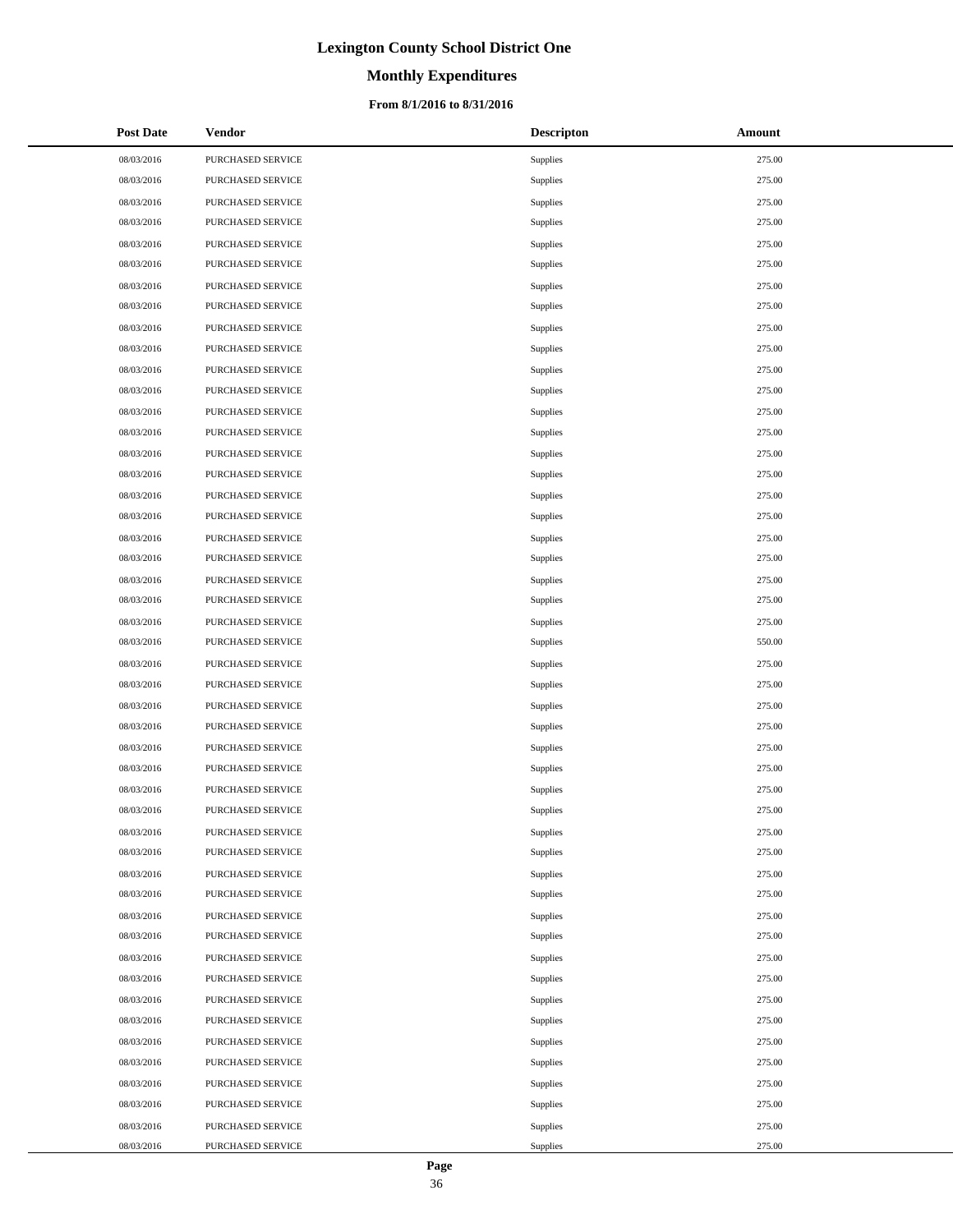# Lexington County School District One

## Monthly Expenditures

### From 8/1/2016 to 8/31/2016

| Post Date | Vendor | Descripton | Amount |
|---|---|---|---|
| 08/03/2016 | PURCHASED SERVICE | Supplies | 275.00 |
| 08/03/2016 | PURCHASED SERVICE | Supplies | 275.00 |
| 08/03/2016 | PURCHASED SERVICE | Supplies | 275.00 |
| 08/03/2016 | PURCHASED SERVICE | Supplies | 275.00 |
| 08/03/2016 | PURCHASED SERVICE | Supplies | 275.00 |
| 08/03/2016 | PURCHASED SERVICE | Supplies | 275.00 |
| 08/03/2016 | PURCHASED SERVICE | Supplies | 275.00 |
| 08/03/2016 | PURCHASED SERVICE | Supplies | 275.00 |
| 08/03/2016 | PURCHASED SERVICE | Supplies | 275.00 |
| 08/03/2016 | PURCHASED SERVICE | Supplies | 275.00 |
| 08/03/2016 | PURCHASED SERVICE | Supplies | 275.00 |
| 08/03/2016 | PURCHASED SERVICE | Supplies | 275.00 |
| 08/03/2016 | PURCHASED SERVICE | Supplies | 275.00 |
| 08/03/2016 | PURCHASED SERVICE | Supplies | 275.00 |
| 08/03/2016 | PURCHASED SERVICE | Supplies | 275.00 |
| 08/03/2016 | PURCHASED SERVICE | Supplies | 275.00 |
| 08/03/2016 | PURCHASED SERVICE | Supplies | 275.00 |
| 08/03/2016 | PURCHASED SERVICE | Supplies | 275.00 |
| 08/03/2016 | PURCHASED SERVICE | Supplies | 275.00 |
| 08/03/2016 | PURCHASED SERVICE | Supplies | 275.00 |
| 08/03/2016 | PURCHASED SERVICE | Supplies | 275.00 |
| 08/03/2016 | PURCHASED SERVICE | Supplies | 275.00 |
| 08/03/2016 | PURCHASED SERVICE | Supplies | 275.00 |
| 08/03/2016 | PURCHASED SERVICE | Supplies | 550.00 |
| 08/03/2016 | PURCHASED SERVICE | Supplies | 275.00 |
| 08/03/2016 | PURCHASED SERVICE | Supplies | 275.00 |
| 08/03/2016 | PURCHASED SERVICE | Supplies | 275.00 |
| 08/03/2016 | PURCHASED SERVICE | Supplies | 275.00 |
| 08/03/2016 | PURCHASED SERVICE | Supplies | 275.00 |
| 08/03/2016 | PURCHASED SERVICE | Supplies | 275.00 |
| 08/03/2016 | PURCHASED SERVICE | Supplies | 275.00 |
| 08/03/2016 | PURCHASED SERVICE | Supplies | 275.00 |
| 08/03/2016 | PURCHASED SERVICE | Supplies | 275.00 |
| 08/03/2016 | PURCHASED SERVICE | Supplies | 275.00 |
| 08/03/2016 | PURCHASED SERVICE | Supplies | 275.00 |
| 08/03/2016 | PURCHASED SERVICE | Supplies | 275.00 |
| 08/03/2016 | PURCHASED SERVICE | Supplies | 275.00 |
| 08/03/2016 | PURCHASED SERVICE | Supplies | 275.00 |
| 08/03/2016 | PURCHASED SERVICE | Supplies | 275.00 |
| 08/03/2016 | PURCHASED SERVICE | Supplies | 275.00 |
| 08/03/2016 | PURCHASED SERVICE | Supplies | 275.00 |
| 08/03/2016 | PURCHASED SERVICE | Supplies | 275.00 |
| 08/03/2016 | PURCHASED SERVICE | Supplies | 275.00 |
| 08/03/2016 | PURCHASED SERVICE | Supplies | 275.00 |
| 08/03/2016 | PURCHASED SERVICE | Supplies | 275.00 |
| 08/03/2016 | PURCHASED SERVICE | Supplies | 275.00 |
| 08/03/2016 | PURCHASED SERVICE | Supplies | 275.00 |
| 08/03/2016 | PURCHASED SERVICE | Supplies | 275.00 |
| 08/03/2016 | PURCHASED SERVICE | Supplies | 275.00 |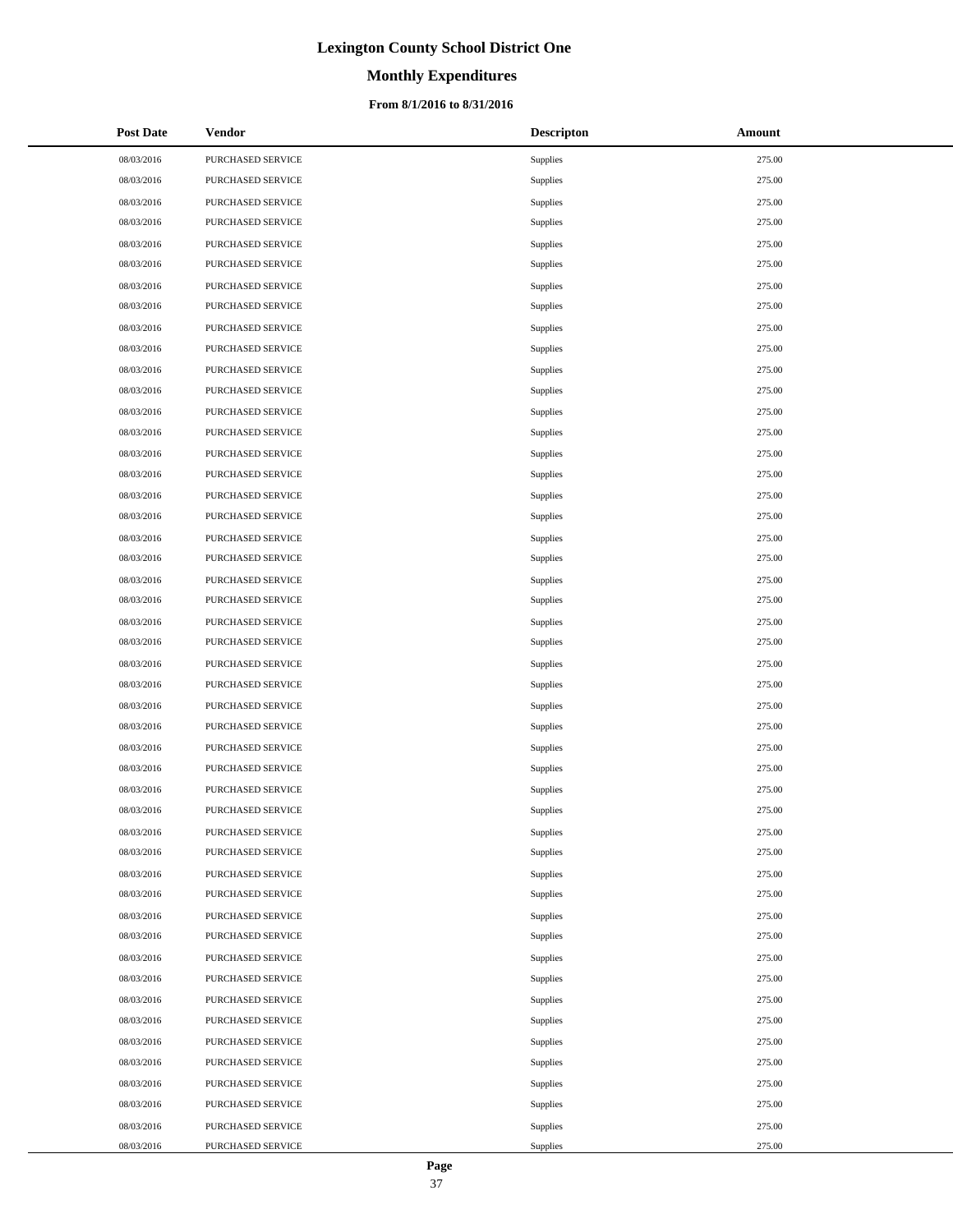# Lexington County School District One

## Monthly Expenditures

### From 8/1/2016 to 8/31/2016

| Post Date | Vendor | Descripton | Amount |
|---|---|---|---|
| 08/03/2016 | PURCHASED SERVICE | Supplies | 275.00 |
| 08/03/2016 | PURCHASED SERVICE | Supplies | 275.00 |
| 08/03/2016 | PURCHASED SERVICE | Supplies | 275.00 |
| 08/03/2016 | PURCHASED SERVICE | Supplies | 275.00 |
| 08/03/2016 | PURCHASED SERVICE | Supplies | 275.00 |
| 08/03/2016 | PURCHASED SERVICE | Supplies | 275.00 |
| 08/03/2016 | PURCHASED SERVICE | Supplies | 275.00 |
| 08/03/2016 | PURCHASED SERVICE | Supplies | 275.00 |
| 08/03/2016 | PURCHASED SERVICE | Supplies | 275.00 |
| 08/03/2016 | PURCHASED SERVICE | Supplies | 275.00 |
| 08/03/2016 | PURCHASED SERVICE | Supplies | 275.00 |
| 08/03/2016 | PURCHASED SERVICE | Supplies | 275.00 |
| 08/03/2016 | PURCHASED SERVICE | Supplies | 275.00 |
| 08/03/2016 | PURCHASED SERVICE | Supplies | 275.00 |
| 08/03/2016 | PURCHASED SERVICE | Supplies | 275.00 |
| 08/03/2016 | PURCHASED SERVICE | Supplies | 275.00 |
| 08/03/2016 | PURCHASED SERVICE | Supplies | 275.00 |
| 08/03/2016 | PURCHASED SERVICE | Supplies | 275.00 |
| 08/03/2016 | PURCHASED SERVICE | Supplies | 275.00 |
| 08/03/2016 | PURCHASED SERVICE | Supplies | 275.00 |
| 08/03/2016 | PURCHASED SERVICE | Supplies | 275.00 |
| 08/03/2016 | PURCHASED SERVICE | Supplies | 275.00 |
| 08/03/2016 | PURCHASED SERVICE | Supplies | 275.00 |
| 08/03/2016 | PURCHASED SERVICE | Supplies | 275.00 |
| 08/03/2016 | PURCHASED SERVICE | Supplies | 275.00 |
| 08/03/2016 | PURCHASED SERVICE | Supplies | 275.00 |
| 08/03/2016 | PURCHASED SERVICE | Supplies | 275.00 |
| 08/03/2016 | PURCHASED SERVICE | Supplies | 275.00 |
| 08/03/2016 | PURCHASED SERVICE | Supplies | 275.00 |
| 08/03/2016 | PURCHASED SERVICE | Supplies | 275.00 |
| 08/03/2016 | PURCHASED SERVICE | Supplies | 275.00 |
| 08/03/2016 | PURCHASED SERVICE | Supplies | 275.00 |
| 08/03/2016 | PURCHASED SERVICE | Supplies | 275.00 |
| 08/03/2016 | PURCHASED SERVICE | Supplies | 275.00 |
| 08/03/2016 | PURCHASED SERVICE | Supplies | 275.00 |
| 08/03/2016 | PURCHASED SERVICE | Supplies | 275.00 |
| 08/03/2016 | PURCHASED SERVICE | Supplies | 275.00 |
| 08/03/2016 | PURCHASED SERVICE | Supplies | 275.00 |
| 08/03/2016 | PURCHASED SERVICE | Supplies | 275.00 |
| 08/03/2016 | PURCHASED SERVICE | Supplies | 275.00 |
| 08/03/2016 | PURCHASED SERVICE | Supplies | 275.00 |
| 08/03/2016 | PURCHASED SERVICE | Supplies | 275.00 |
| 08/03/2016 | PURCHASED SERVICE | Supplies | 275.00 |
| 08/03/2016 | PURCHASED SERVICE | Supplies | 275.00 |
| 08/03/2016 | PURCHASED SERVICE | Supplies | 275.00 |
| 08/03/2016 | PURCHASED SERVICE | Supplies | 275.00 |
| 08/03/2016 | PURCHASED SERVICE | Supplies | 275.00 |
| 08/03/2016 | PURCHASED SERVICE | Supplies | 275.00 |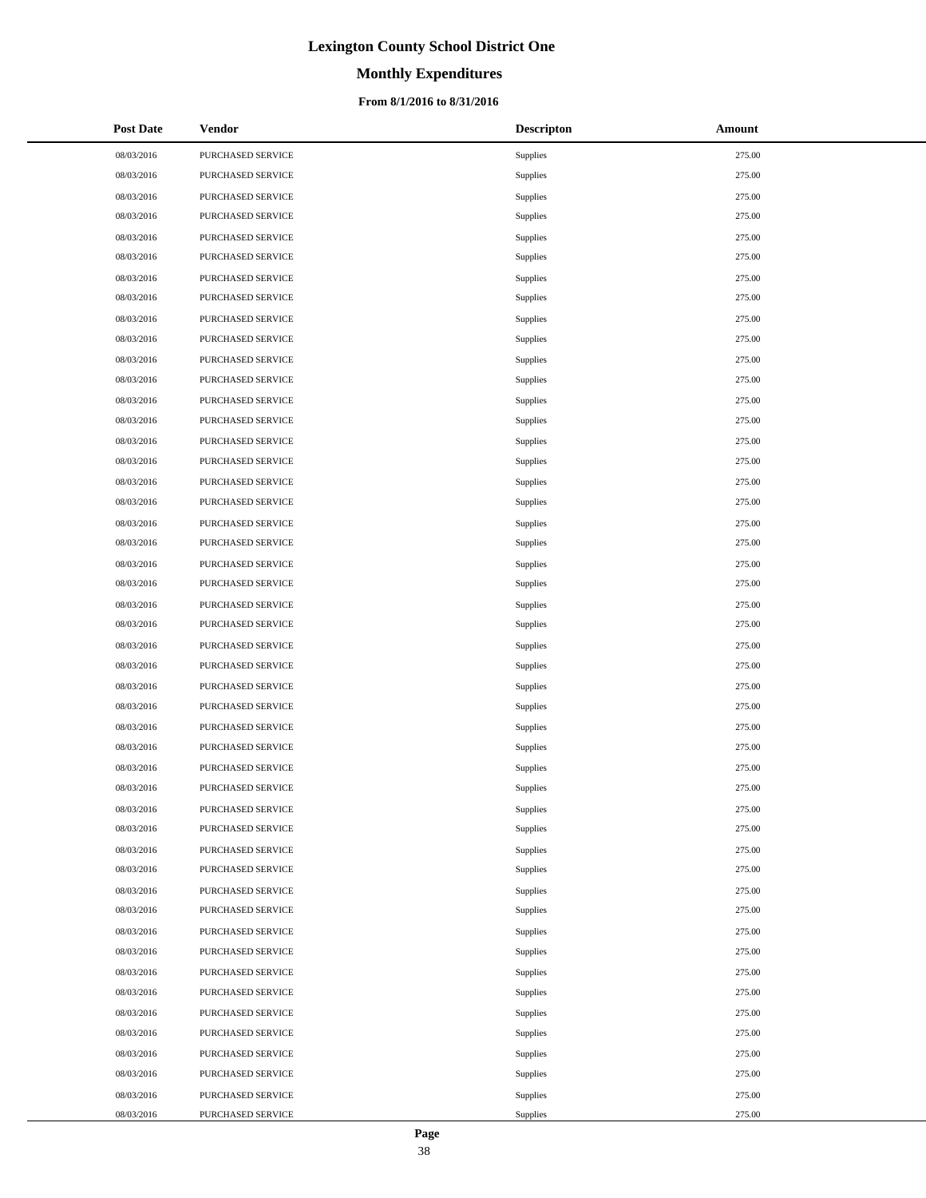# Lexington County School District One

## Monthly Expenditures

### From 8/1/2016 to 8/31/2016

| Post Date | Vendor | Descripton | Amount |
|---|---|---|---|
| 08/03/2016 | PURCHASED SERVICE | Supplies | 275.00 |
| 08/03/2016 | PURCHASED SERVICE | Supplies | 275.00 |
| 08/03/2016 | PURCHASED SERVICE | Supplies | 275.00 |
| 08/03/2016 | PURCHASED SERVICE | Supplies | 275.00 |
| 08/03/2016 | PURCHASED SERVICE | Supplies | 275.00 |
| 08/03/2016 | PURCHASED SERVICE | Supplies | 275.00 |
| 08/03/2016 | PURCHASED SERVICE | Supplies | 275.00 |
| 08/03/2016 | PURCHASED SERVICE | Supplies | 275.00 |
| 08/03/2016 | PURCHASED SERVICE | Supplies | 275.00 |
| 08/03/2016 | PURCHASED SERVICE | Supplies | 275.00 |
| 08/03/2016 | PURCHASED SERVICE | Supplies | 275.00 |
| 08/03/2016 | PURCHASED SERVICE | Supplies | 275.00 |
| 08/03/2016 | PURCHASED SERVICE | Supplies | 275.00 |
| 08/03/2016 | PURCHASED SERVICE | Supplies | 275.00 |
| 08/03/2016 | PURCHASED SERVICE | Supplies | 275.00 |
| 08/03/2016 | PURCHASED SERVICE | Supplies | 275.00 |
| 08/03/2016 | PURCHASED SERVICE | Supplies | 275.00 |
| 08/03/2016 | PURCHASED SERVICE | Supplies | 275.00 |
| 08/03/2016 | PURCHASED SERVICE | Supplies | 275.00 |
| 08/03/2016 | PURCHASED SERVICE | Supplies | 275.00 |
| 08/03/2016 | PURCHASED SERVICE | Supplies | 275.00 |
| 08/03/2016 | PURCHASED SERVICE | Supplies | 275.00 |
| 08/03/2016 | PURCHASED SERVICE | Supplies | 275.00 |
| 08/03/2016 | PURCHASED SERVICE | Supplies | 275.00 |
| 08/03/2016 | PURCHASED SERVICE | Supplies | 275.00 |
| 08/03/2016 | PURCHASED SERVICE | Supplies | 275.00 |
| 08/03/2016 | PURCHASED SERVICE | Supplies | 275.00 |
| 08/03/2016 | PURCHASED SERVICE | Supplies | 275.00 |
| 08/03/2016 | PURCHASED SERVICE | Supplies | 275.00 |
| 08/03/2016 | PURCHASED SERVICE | Supplies | 275.00 |
| 08/03/2016 | PURCHASED SERVICE | Supplies | 275.00 |
| 08/03/2016 | PURCHASED SERVICE | Supplies | 275.00 |
| 08/03/2016 | PURCHASED SERVICE | Supplies | 275.00 |
| 08/03/2016 | PURCHASED SERVICE | Supplies | 275.00 |
| 08/03/2016 | PURCHASED SERVICE | Supplies | 275.00 |
| 08/03/2016 | PURCHASED SERVICE | Supplies | 275.00 |
| 08/03/2016 | PURCHASED SERVICE | Supplies | 275.00 |
| 08/03/2016 | PURCHASED SERVICE | Supplies | 275.00 |
| 08/03/2016 | PURCHASED SERVICE | Supplies | 275.00 |
| 08/03/2016 | PURCHASED SERVICE | Supplies | 275.00 |
| 08/03/2016 | PURCHASED SERVICE | Supplies | 275.00 |
| 08/03/2016 | PURCHASED SERVICE | Supplies | 275.00 |
| 08/03/2016 | PURCHASED SERVICE | Supplies | 275.00 |
| 08/03/2016 | PURCHASED SERVICE | Supplies | 275.00 |
| 08/03/2016 | PURCHASED SERVICE | Supplies | 275.00 |
| 08/03/2016 | PURCHASED SERVICE | Supplies | 275.00 |
| 08/03/2016 | PURCHASED SERVICE | Supplies | 275.00 |
| 08/03/2016 | PURCHASED SERVICE | Supplies | 275.00 |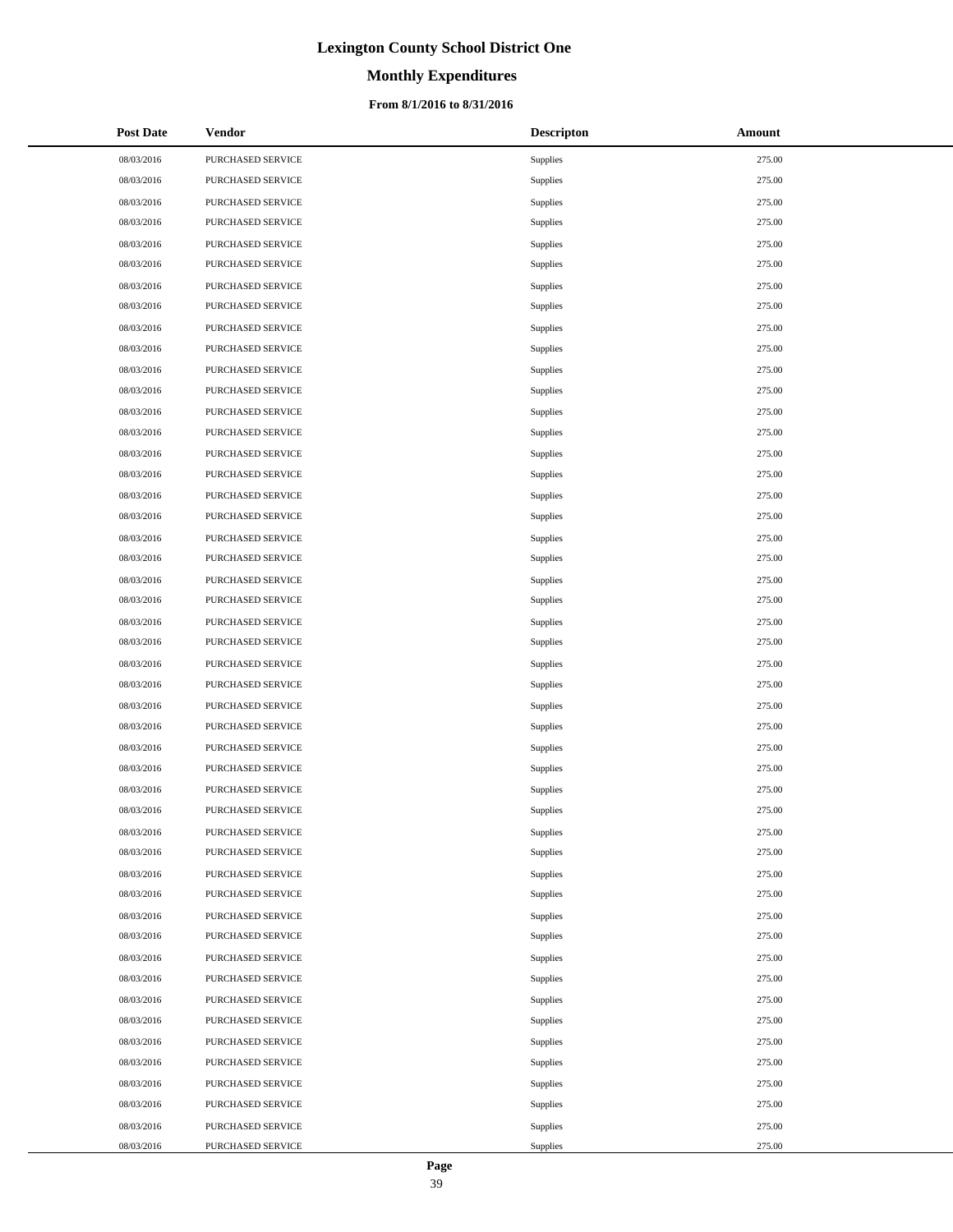# Lexington County School District One

## Monthly Expenditures

### From 8/1/2016 to 8/31/2016

| Post Date | Vendor | Descripton | Amount |
|---|---|---|---|
| 08/03/2016 | PURCHASED SERVICE | Supplies | 275.00 |
| 08/03/2016 | PURCHASED SERVICE | Supplies | 275.00 |
| 08/03/2016 | PURCHASED SERVICE | Supplies | 275.00 |
| 08/03/2016 | PURCHASED SERVICE | Supplies | 275.00 |
| 08/03/2016 | PURCHASED SERVICE | Supplies | 275.00 |
| 08/03/2016 | PURCHASED SERVICE | Supplies | 275.00 |
| 08/03/2016 | PURCHASED SERVICE | Supplies | 275.00 |
| 08/03/2016 | PURCHASED SERVICE | Supplies | 275.00 |
| 08/03/2016 | PURCHASED SERVICE | Supplies | 275.00 |
| 08/03/2016 | PURCHASED SERVICE | Supplies | 275.00 |
| 08/03/2016 | PURCHASED SERVICE | Supplies | 275.00 |
| 08/03/2016 | PURCHASED SERVICE | Supplies | 275.00 |
| 08/03/2016 | PURCHASED SERVICE | Supplies | 275.00 |
| 08/03/2016 | PURCHASED SERVICE | Supplies | 275.00 |
| 08/03/2016 | PURCHASED SERVICE | Supplies | 275.00 |
| 08/03/2016 | PURCHASED SERVICE | Supplies | 275.00 |
| 08/03/2016 | PURCHASED SERVICE | Supplies | 275.00 |
| 08/03/2016 | PURCHASED SERVICE | Supplies | 275.00 |
| 08/03/2016 | PURCHASED SERVICE | Supplies | 275.00 |
| 08/03/2016 | PURCHASED SERVICE | Supplies | 275.00 |
| 08/03/2016 | PURCHASED SERVICE | Supplies | 275.00 |
| 08/03/2016 | PURCHASED SERVICE | Supplies | 275.00 |
| 08/03/2016 | PURCHASED SERVICE | Supplies | 275.00 |
| 08/03/2016 | PURCHASED SERVICE | Supplies | 275.00 |
| 08/03/2016 | PURCHASED SERVICE | Supplies | 275.00 |
| 08/03/2016 | PURCHASED SERVICE | Supplies | 275.00 |
| 08/03/2016 | PURCHASED SERVICE | Supplies | 275.00 |
| 08/03/2016 | PURCHASED SERVICE | Supplies | 275.00 |
| 08/03/2016 | PURCHASED SERVICE | Supplies | 275.00 |
| 08/03/2016 | PURCHASED SERVICE | Supplies | 275.00 |
| 08/03/2016 | PURCHASED SERVICE | Supplies | 275.00 |
| 08/03/2016 | PURCHASED SERVICE | Supplies | 275.00 |
| 08/03/2016 | PURCHASED SERVICE | Supplies | 275.00 |
| 08/03/2016 | PURCHASED SERVICE | Supplies | 275.00 |
| 08/03/2016 | PURCHASED SERVICE | Supplies | 275.00 |
| 08/03/2016 | PURCHASED SERVICE | Supplies | 275.00 |
| 08/03/2016 | PURCHASED SERVICE | Supplies | 275.00 |
| 08/03/2016 | PURCHASED SERVICE | Supplies | 275.00 |
| 08/03/2016 | PURCHASED SERVICE | Supplies | 275.00 |
| 08/03/2016 | PURCHASED SERVICE | Supplies | 275.00 |
| 08/03/2016 | PURCHASED SERVICE | Supplies | 275.00 |
| 08/03/2016 | PURCHASED SERVICE | Supplies | 275.00 |
| 08/03/2016 | PURCHASED SERVICE | Supplies | 275.00 |
| 08/03/2016 | PURCHASED SERVICE | Supplies | 275.00 |
| 08/03/2016 | PURCHASED SERVICE | Supplies | 275.00 |
| 08/03/2016 | PURCHASED SERVICE | Supplies | 275.00 |
| 08/03/2016 | PURCHASED SERVICE | Supplies | 275.00 |
| 08/03/2016 | PURCHASED SERVICE | Supplies | 275.00 |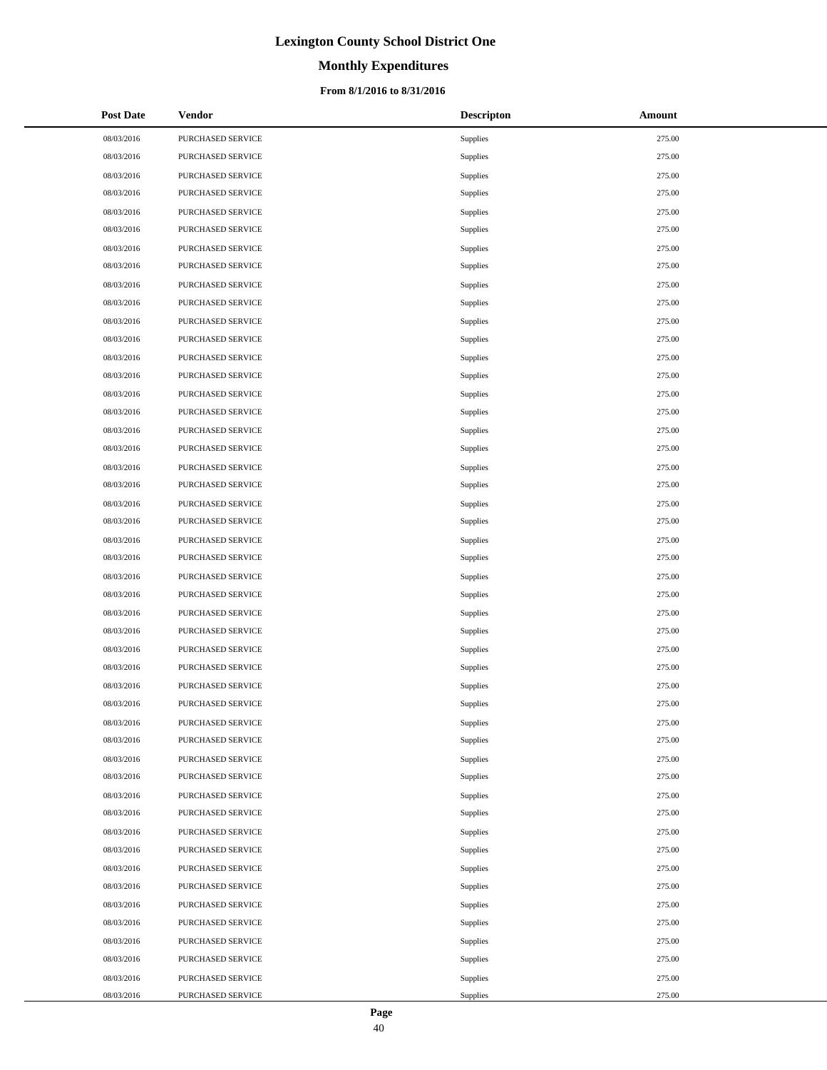# Lexington County School District One

## Monthly Expenditures

### From 8/1/2016 to 8/31/2016

| Post Date | Vendor | Descripton | Amount |
|---|---|---|---|
| 08/03/2016 | PURCHASED SERVICE | Supplies | 275.00 |
| 08/03/2016 | PURCHASED SERVICE | Supplies | 275.00 |
| 08/03/2016 | PURCHASED SERVICE | Supplies | 275.00 |
| 08/03/2016 | PURCHASED SERVICE | Supplies | 275.00 |
| 08/03/2016 | PURCHASED SERVICE | Supplies | 275.00 |
| 08/03/2016 | PURCHASED SERVICE | Supplies | 275.00 |
| 08/03/2016 | PURCHASED SERVICE | Supplies | 275.00 |
| 08/03/2016 | PURCHASED SERVICE | Supplies | 275.00 |
| 08/03/2016 | PURCHASED SERVICE | Supplies | 275.00 |
| 08/03/2016 | PURCHASED SERVICE | Supplies | 275.00 |
| 08/03/2016 | PURCHASED SERVICE | Supplies | 275.00 |
| 08/03/2016 | PURCHASED SERVICE | Supplies | 275.00 |
| 08/03/2016 | PURCHASED SERVICE | Supplies | 275.00 |
| 08/03/2016 | PURCHASED SERVICE | Supplies | 275.00 |
| 08/03/2016 | PURCHASED SERVICE | Supplies | 275.00 |
| 08/03/2016 | PURCHASED SERVICE | Supplies | 275.00 |
| 08/03/2016 | PURCHASED SERVICE | Supplies | 275.00 |
| 08/03/2016 | PURCHASED SERVICE | Supplies | 275.00 |
| 08/03/2016 | PURCHASED SERVICE | Supplies | 275.00 |
| 08/03/2016 | PURCHASED SERVICE | Supplies | 275.00 |
| 08/03/2016 | PURCHASED SERVICE | Supplies | 275.00 |
| 08/03/2016 | PURCHASED SERVICE | Supplies | 275.00 |
| 08/03/2016 | PURCHASED SERVICE | Supplies | 275.00 |
| 08/03/2016 | PURCHASED SERVICE | Supplies | 275.00 |
| 08/03/2016 | PURCHASED SERVICE | Supplies | 275.00 |
| 08/03/2016 | PURCHASED SERVICE | Supplies | 275.00 |
| 08/03/2016 | PURCHASED SERVICE | Supplies | 275.00 |
| 08/03/2016 | PURCHASED SERVICE | Supplies | 275.00 |
| 08/03/2016 | PURCHASED SERVICE | Supplies | 275.00 |
| 08/03/2016 | PURCHASED SERVICE | Supplies | 275.00 |
| 08/03/2016 | PURCHASED SERVICE | Supplies | 275.00 |
| 08/03/2016 | PURCHASED SERVICE | Supplies | 275.00 |
| 08/03/2016 | PURCHASED SERVICE | Supplies | 275.00 |
| 08/03/2016 | PURCHASED SERVICE | Supplies | 275.00 |
| 08/03/2016 | PURCHASED SERVICE | Supplies | 275.00 |
| 08/03/2016 | PURCHASED SERVICE | Supplies | 275.00 |
| 08/03/2016 | PURCHASED SERVICE | Supplies | 275.00 |
| 08/03/2016 | PURCHASED SERVICE | Supplies | 275.00 |
| 08/03/2016 | PURCHASED SERVICE | Supplies | 275.00 |
| 08/03/2016 | PURCHASED SERVICE | Supplies | 275.00 |
| 08/03/2016 | PURCHASED SERVICE | Supplies | 275.00 |
| 08/03/2016 | PURCHASED SERVICE | Supplies | 275.00 |
| 08/03/2016 | PURCHASED SERVICE | Supplies | 275.00 |
| 08/03/2016 | PURCHASED SERVICE | Supplies | 275.00 |
| 08/03/2016 | PURCHASED SERVICE | Supplies | 275.00 |
| 08/03/2016 | PURCHASED SERVICE | Supplies | 275.00 |
| 08/03/2016 | PURCHASED SERVICE | Supplies | 275.00 |
| 08/03/2016 | PURCHASED SERVICE | Supplies | 275.00 |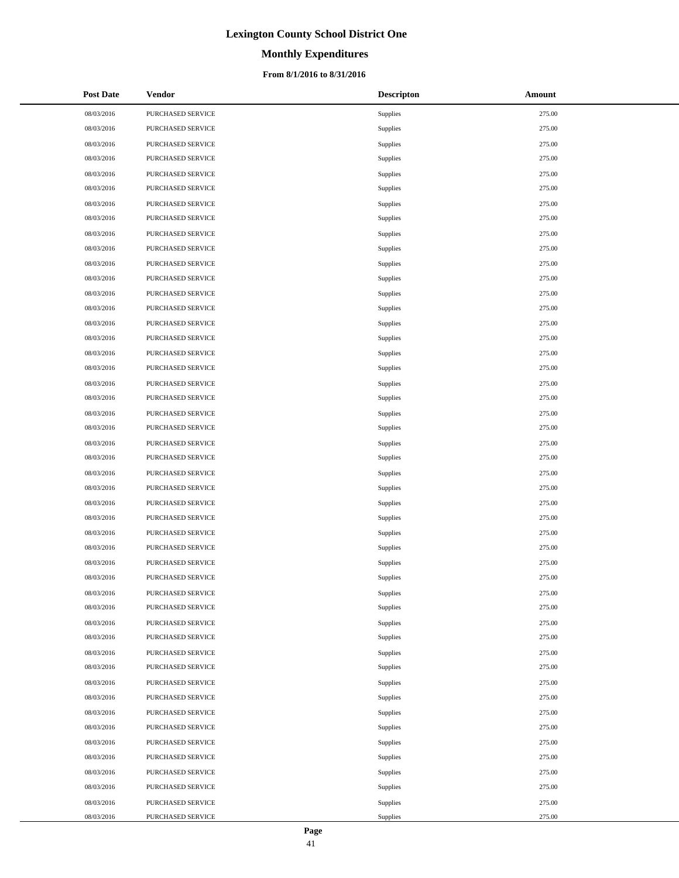# Lexington County School District One

## Monthly Expenditures

### From 8/1/2016 to 8/31/2016

| Post Date | Vendor | Descripton | Amount |
|---|---|---|---|
| 08/03/2016 | PURCHASED SERVICE | Supplies | 275.00 |
| 08/03/2016 | PURCHASED SERVICE | Supplies | 275.00 |
| 08/03/2016 | PURCHASED SERVICE | Supplies | 275.00 |
| 08/03/2016 | PURCHASED SERVICE | Supplies | 275.00 |
| 08/03/2016 | PURCHASED SERVICE | Supplies | 275.00 |
| 08/03/2016 | PURCHASED SERVICE | Supplies | 275.00 |
| 08/03/2016 | PURCHASED SERVICE | Supplies | 275.00 |
| 08/03/2016 | PURCHASED SERVICE | Supplies | 275.00 |
| 08/03/2016 | PURCHASED SERVICE | Supplies | 275.00 |
| 08/03/2016 | PURCHASED SERVICE | Supplies | 275.00 |
| 08/03/2016 | PURCHASED SERVICE | Supplies | 275.00 |
| 08/03/2016 | PURCHASED SERVICE | Supplies | 275.00 |
| 08/03/2016 | PURCHASED SERVICE | Supplies | 275.00 |
| 08/03/2016 | PURCHASED SERVICE | Supplies | 275.00 |
| 08/03/2016 | PURCHASED SERVICE | Supplies | 275.00 |
| 08/03/2016 | PURCHASED SERVICE | Supplies | 275.00 |
| 08/03/2016 | PURCHASED SERVICE | Supplies | 275.00 |
| 08/03/2016 | PURCHASED SERVICE | Supplies | 275.00 |
| 08/03/2016 | PURCHASED SERVICE | Supplies | 275.00 |
| 08/03/2016 | PURCHASED SERVICE | Supplies | 275.00 |
| 08/03/2016 | PURCHASED SERVICE | Supplies | 275.00 |
| 08/03/2016 | PURCHASED SERVICE | Supplies | 275.00 |
| 08/03/2016 | PURCHASED SERVICE | Supplies | 275.00 |
| 08/03/2016 | PURCHASED SERVICE | Supplies | 275.00 |
| 08/03/2016 | PURCHASED SERVICE | Supplies | 275.00 |
| 08/03/2016 | PURCHASED SERVICE | Supplies | 275.00 |
| 08/03/2016 | PURCHASED SERVICE | Supplies | 275.00 |
| 08/03/2016 | PURCHASED SERVICE | Supplies | 275.00 |
| 08/03/2016 | PURCHASED SERVICE | Supplies | 275.00 |
| 08/03/2016 | PURCHASED SERVICE | Supplies | 275.00 |
| 08/03/2016 | PURCHASED SERVICE | Supplies | 275.00 |
| 08/03/2016 | PURCHASED SERVICE | Supplies | 275.00 |
| 08/03/2016 | PURCHASED SERVICE | Supplies | 275.00 |
| 08/03/2016 | PURCHASED SERVICE | Supplies | 275.00 |
| 08/03/2016 | PURCHASED SERVICE | Supplies | 275.00 |
| 08/03/2016 | PURCHASED SERVICE | Supplies | 275.00 |
| 08/03/2016 | PURCHASED SERVICE | Supplies | 275.00 |
| 08/03/2016 | PURCHASED SERVICE | Supplies | 275.00 |
| 08/03/2016 | PURCHASED SERVICE | Supplies | 275.00 |
| 08/03/2016 | PURCHASED SERVICE | Supplies | 275.00 |
| 08/03/2016 | PURCHASED SERVICE | Supplies | 275.00 |
| 08/03/2016 | PURCHASED SERVICE | Supplies | 275.00 |
| 08/03/2016 | PURCHASED SERVICE | Supplies | 275.00 |
| 08/03/2016 | PURCHASED SERVICE | Supplies | 275.00 |
| 08/03/2016 | PURCHASED SERVICE | Supplies | 275.00 |
| 08/03/2016 | PURCHASED SERVICE | Supplies | 275.00 |
| 08/03/2016 | PURCHASED SERVICE | Supplies | 275.00 |
| 08/03/2016 | PURCHASED SERVICE | Supplies | 275.00 |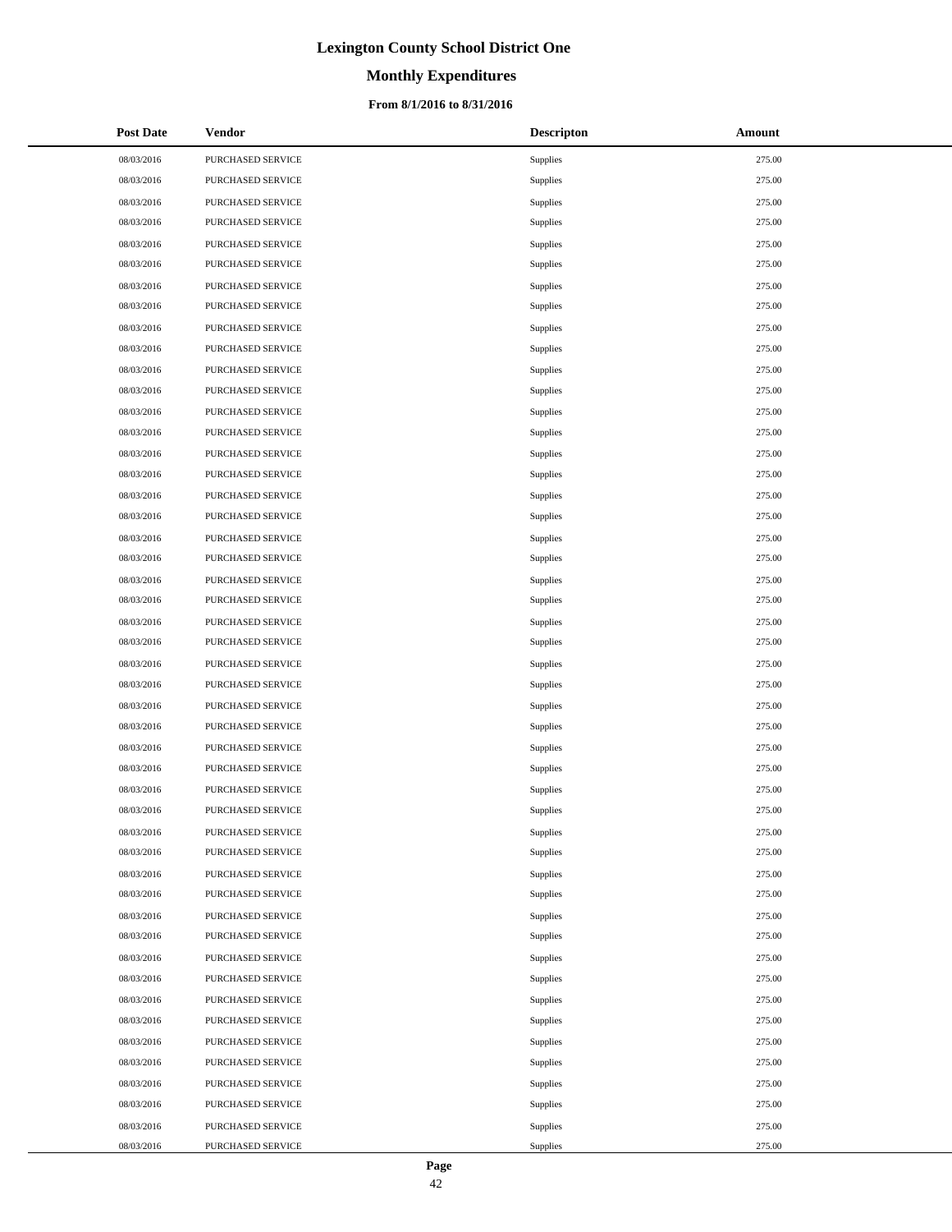| Post Date | Vendor | Descripton | Amount |
| --- | --- | --- | --- |
| 08/03/2016 | PURCHASED SERVICE | Supplies | 275.00 |
| 08/03/2016 | PURCHASED SERVICE | Supplies | 275.00 |
| 08/03/2016 | PURCHASED SERVICE | Supplies | 275.00 |
| 08/03/2016 | PURCHASED SERVICE | Supplies | 275.00 |
| 08/03/2016 | PURCHASED SERVICE | Supplies | 275.00 |
| 08/03/2016 | PURCHASED SERVICE | Supplies | 275.00 |
| 08/03/2016 | PURCHASED SERVICE | Supplies | 275.00 |
| 08/03/2016 | PURCHASED SERVICE | Supplies | 275.00 |
| 08/03/2016 | PURCHASED SERVICE | Supplies | 275.00 |
| 08/03/2016 | PURCHASED SERVICE | Supplies | 275.00 |
| 08/03/2016 | PURCHASED SERVICE | Supplies | 275.00 |
| 08/03/2016 | PURCHASED SERVICE | Supplies | 275.00 |
| 08/03/2016 | PURCHASED SERVICE | Supplies | 275.00 |
| 08/03/2016 | PURCHASED SERVICE | Supplies | 275.00 |
| 08/03/2016 | PURCHASED SERVICE | Supplies | 275.00 |
| 08/03/2016 | PURCHASED SERVICE | Supplies | 275.00 |
| 08/03/2016 | PURCHASED SERVICE | Supplies | 275.00 |
| 08/03/2016 | PURCHASED SERVICE | Supplies | 275.00 |
| 08/03/2016 | PURCHASED SERVICE | Supplies | 275.00 |
| 08/03/2016 | PURCHASED SERVICE | Supplies | 275.00 |
| 08/03/2016 | PURCHASED SERVICE | Supplies | 275.00 |
| 08/03/2016 | PURCHASED SERVICE | Supplies | 275.00 |
| 08/03/2016 | PURCHASED SERVICE | Supplies | 275.00 |
| 08/03/2016 | PURCHASED SERVICE | Supplies | 275.00 |
| 08/03/2016 | PURCHASED SERVICE | Supplies | 275.00 |
| 08/03/2016 | PURCHASED SERVICE | Supplies | 275.00 |
| 08/03/2016 | PURCHASED SERVICE | Supplies | 275.00 |
| 08/03/2016 | PURCHASED SERVICE | Supplies | 275.00 |
| 08/03/2016 | PURCHASED SERVICE | Supplies | 275.00 |
| 08/03/2016 | PURCHASED SERVICE | Supplies | 275.00 |
| 08/03/2016 | PURCHASED SERVICE | Supplies | 275.00 |
| 08/03/2016 | PURCHASED SERVICE | Supplies | 275.00 |
| 08/03/2016 | PURCHASED SERVICE | Supplies | 275.00 |
| 08/03/2016 | PURCHASED SERVICE | Supplies | 275.00 |
| 08/03/2016 | PURCHASED SERVICE | Supplies | 275.00 |
| 08/03/2016 | PURCHASED SERVICE | Supplies | 275.00 |
| 08/03/2016 | PURCHASED SERVICE | Supplies | 275.00 |
| 08/03/2016 | PURCHASED SERVICE | Supplies | 275.00 |
| 08/03/2016 | PURCHASED SERVICE | Supplies | 275.00 |
| 08/03/2016 | PURCHASED SERVICE | Supplies | 275.00 |
| 08/03/2016 | PURCHASED SERVICE | Supplies | 275.00 |
| 08/03/2016 | PURCHASED SERVICE | Supplies | 275.00 |
| 08/03/2016 | PURCHASED SERVICE | Supplies | 275.00 |
| 08/03/2016 | PURCHASED SERVICE | Supplies | 275.00 |
| 08/03/2016 | PURCHASED SERVICE | Supplies | 275.00 |
| 08/03/2016 | PURCHASED SERVICE | Supplies | 275.00 |
| 08/03/2016 | PURCHASED SERVICE | Supplies | 275.00 |
| 08/03/2016 | PURCHASED SERVICE | Supplies | 275.00 |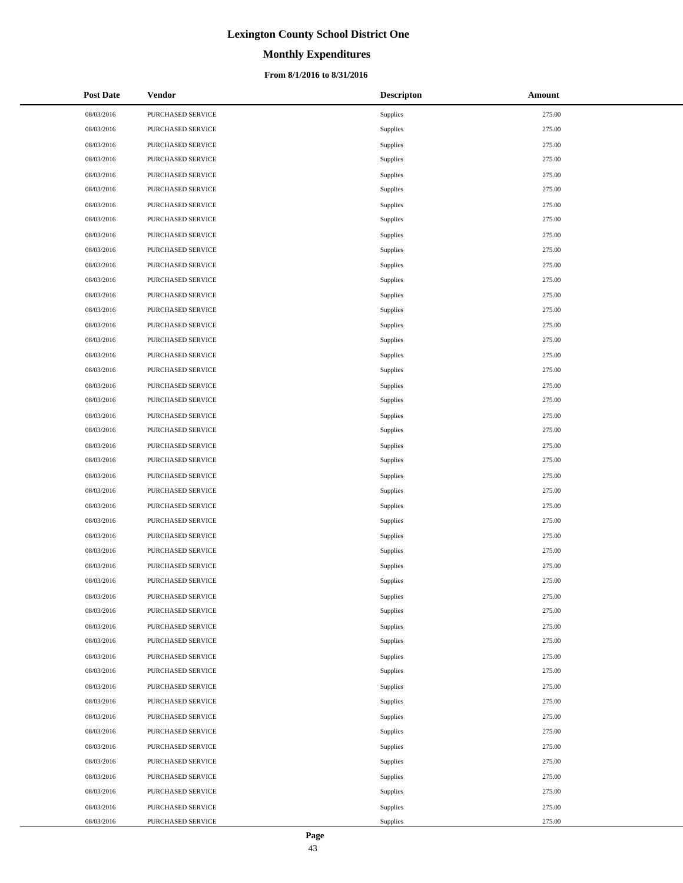# Lexington County School District One

## Monthly Expenditures

### From 8/1/2016 to 8/31/2016

| Post Date | Vendor | Descripton | Amount |
|---|---|---|---|
| 08/03/2016 | PURCHASED SERVICE | Supplies | 275.00 |
| 08/03/2016 | PURCHASED SERVICE | Supplies | 275.00 |
| 08/03/2016 | PURCHASED SERVICE | Supplies | 275.00 |
| 08/03/2016 | PURCHASED SERVICE | Supplies | 275.00 |
| 08/03/2016 | PURCHASED SERVICE | Supplies | 275.00 |
| 08/03/2016 | PURCHASED SERVICE | Supplies | 275.00 |
| 08/03/2016 | PURCHASED SERVICE | Supplies | 275.00 |
| 08/03/2016 | PURCHASED SERVICE | Supplies | 275.00 |
| 08/03/2016 | PURCHASED SERVICE | Supplies | 275.00 |
| 08/03/2016 | PURCHASED SERVICE | Supplies | 275.00 |
| 08/03/2016 | PURCHASED SERVICE | Supplies | 275.00 |
| 08/03/2016 | PURCHASED SERVICE | Supplies | 275.00 |
| 08/03/2016 | PURCHASED SERVICE | Supplies | 275.00 |
| 08/03/2016 | PURCHASED SERVICE | Supplies | 275.00 |
| 08/03/2016 | PURCHASED SERVICE | Supplies | 275.00 |
| 08/03/2016 | PURCHASED SERVICE | Supplies | 275.00 |
| 08/03/2016 | PURCHASED SERVICE | Supplies | 275.00 |
| 08/03/2016 | PURCHASED SERVICE | Supplies | 275.00 |
| 08/03/2016 | PURCHASED SERVICE | Supplies | 275.00 |
| 08/03/2016 | PURCHASED SERVICE | Supplies | 275.00 |
| 08/03/2016 | PURCHASED SERVICE | Supplies | 275.00 |
| 08/03/2016 | PURCHASED SERVICE | Supplies | 275.00 |
| 08/03/2016 | PURCHASED SERVICE | Supplies | 275.00 |
| 08/03/2016 | PURCHASED SERVICE | Supplies | 275.00 |
| 08/03/2016 | PURCHASED SERVICE | Supplies | 275.00 |
| 08/03/2016 | PURCHASED SERVICE | Supplies | 275.00 |
| 08/03/2016 | PURCHASED SERVICE | Supplies | 275.00 |
| 08/03/2016 | PURCHASED SERVICE | Supplies | 275.00 |
| 08/03/2016 | PURCHASED SERVICE | Supplies | 275.00 |
| 08/03/2016 | PURCHASED SERVICE | Supplies | 275.00 |
| 08/03/2016 | PURCHASED SERVICE | Supplies | 275.00 |
| 08/03/2016 | PURCHASED SERVICE | Supplies | 275.00 |
| 08/03/2016 | PURCHASED SERVICE | Supplies | 275.00 |
| 08/03/2016 | PURCHASED SERVICE | Supplies | 275.00 |
| 08/03/2016 | PURCHASED SERVICE | Supplies | 275.00 |
| 08/03/2016 | PURCHASED SERVICE | Supplies | 275.00 |
| 08/03/2016 | PURCHASED SERVICE | Supplies | 275.00 |
| 08/03/2016 | PURCHASED SERVICE | Supplies | 275.00 |
| 08/03/2016 | PURCHASED SERVICE | Supplies | 275.00 |
| 08/03/2016 | PURCHASED SERVICE | Supplies | 275.00 |
| 08/03/2016 | PURCHASED SERVICE | Supplies | 275.00 |
| 08/03/2016 | PURCHASED SERVICE | Supplies | 275.00 |
| 08/03/2016 | PURCHASED SERVICE | Supplies | 275.00 |
| 08/03/2016 | PURCHASED SERVICE | Supplies | 275.00 |
| 08/03/2016 | PURCHASED SERVICE | Supplies | 275.00 |
| 08/03/2016 | PURCHASED SERVICE | Supplies | 275.00 |
| 08/03/2016 | PURCHASED SERVICE | Supplies | 275.00 |
| 08/03/2016 | PURCHASED SERVICE | Supplies | 275.00 |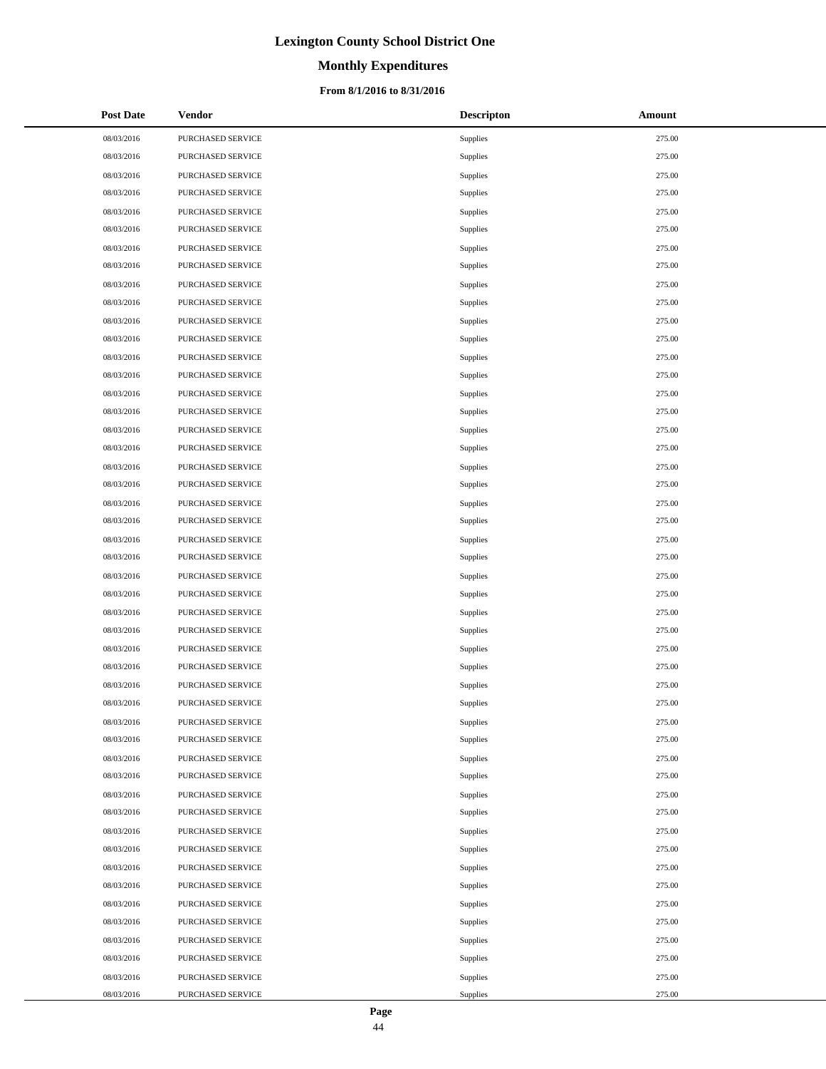# Lexington County School District One

## Monthly Expenditures

### From 8/1/2016 to 8/31/2016

| Post Date | Vendor | Descripton | Amount |
|---|---|---|---|
| 08/03/2016 | PURCHASED SERVICE | Supplies | 275.00 |
| 08/03/2016 | PURCHASED SERVICE | Supplies | 275.00 |
| 08/03/2016 | PURCHASED SERVICE | Supplies | 275.00 |
| 08/03/2016 | PURCHASED SERVICE | Supplies | 275.00 |
| 08/03/2016 | PURCHASED SERVICE | Supplies | 275.00 |
| 08/03/2016 | PURCHASED SERVICE | Supplies | 275.00 |
| 08/03/2016 | PURCHASED SERVICE | Supplies | 275.00 |
| 08/03/2016 | PURCHASED SERVICE | Supplies | 275.00 |
| 08/03/2016 | PURCHASED SERVICE | Supplies | 275.00 |
| 08/03/2016 | PURCHASED SERVICE | Supplies | 275.00 |
| 08/03/2016 | PURCHASED SERVICE | Supplies | 275.00 |
| 08/03/2016 | PURCHASED SERVICE | Supplies | 275.00 |
| 08/03/2016 | PURCHASED SERVICE | Supplies | 275.00 |
| 08/03/2016 | PURCHASED SERVICE | Supplies | 275.00 |
| 08/03/2016 | PURCHASED SERVICE | Supplies | 275.00 |
| 08/03/2016 | PURCHASED SERVICE | Supplies | 275.00 |
| 08/03/2016 | PURCHASED SERVICE | Supplies | 275.00 |
| 08/03/2016 | PURCHASED SERVICE | Supplies | 275.00 |
| 08/03/2016 | PURCHASED SERVICE | Supplies | 275.00 |
| 08/03/2016 | PURCHASED SERVICE | Supplies | 275.00 |
| 08/03/2016 | PURCHASED SERVICE | Supplies | 275.00 |
| 08/03/2016 | PURCHASED SERVICE | Supplies | 275.00 |
| 08/03/2016 | PURCHASED SERVICE | Supplies | 275.00 |
| 08/03/2016 | PURCHASED SERVICE | Supplies | 275.00 |
| 08/03/2016 | PURCHASED SERVICE | Supplies | 275.00 |
| 08/03/2016 | PURCHASED SERVICE | Supplies | 275.00 |
| 08/03/2016 | PURCHASED SERVICE | Supplies | 275.00 |
| 08/03/2016 | PURCHASED SERVICE | Supplies | 275.00 |
| 08/03/2016 | PURCHASED SERVICE | Supplies | 275.00 |
| 08/03/2016 | PURCHASED SERVICE | Supplies | 275.00 |
| 08/03/2016 | PURCHASED SERVICE | Supplies | 275.00 |
| 08/03/2016 | PURCHASED SERVICE | Supplies | 275.00 |
| 08/03/2016 | PURCHASED SERVICE | Supplies | 275.00 |
| 08/03/2016 | PURCHASED SERVICE | Supplies | 275.00 |
| 08/03/2016 | PURCHASED SERVICE | Supplies | 275.00 |
| 08/03/2016 | PURCHASED SERVICE | Supplies | 275.00 |
| 08/03/2016 | PURCHASED SERVICE | Supplies | 275.00 |
| 08/03/2016 | PURCHASED SERVICE | Supplies | 275.00 |
| 08/03/2016 | PURCHASED SERVICE | Supplies | 275.00 |
| 08/03/2016 | PURCHASED SERVICE | Supplies | 275.00 |
| 08/03/2016 | PURCHASED SERVICE | Supplies | 275.00 |
| 08/03/2016 | PURCHASED SERVICE | Supplies | 275.00 |
| 08/03/2016 | PURCHASED SERVICE | Supplies | 275.00 |
| 08/03/2016 | PURCHASED SERVICE | Supplies | 275.00 |
| 08/03/2016 | PURCHASED SERVICE | Supplies | 275.00 |
| 08/03/2016 | PURCHASED SERVICE | Supplies | 275.00 |
| 08/03/2016 | PURCHASED SERVICE | Supplies | 275.00 |
| 08/03/2016 | PURCHASED SERVICE | Supplies | 275.00 |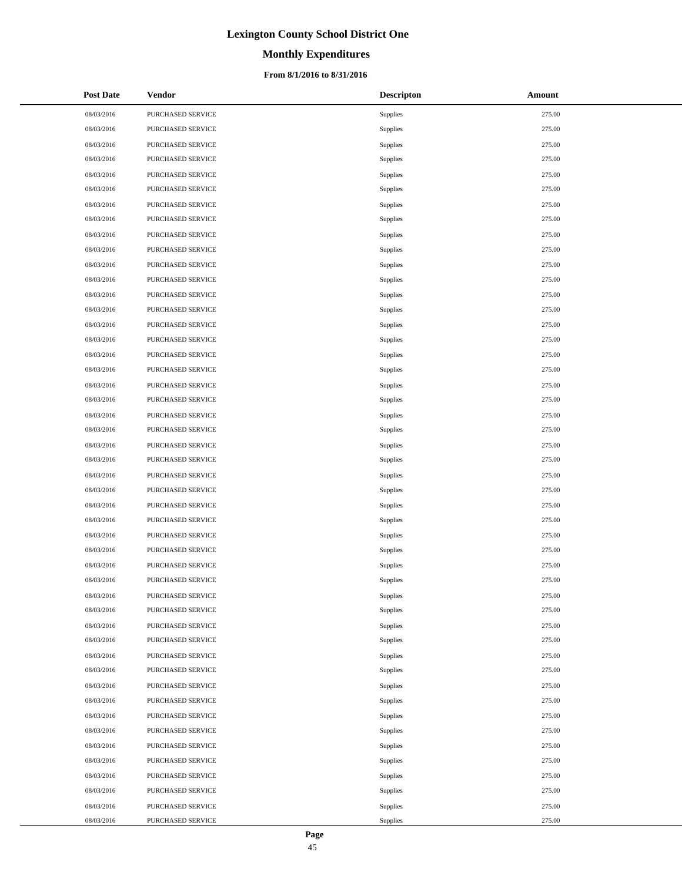# Lexington County School District One

## Monthly Expenditures

### From 8/1/2016 to 8/31/2016

| Post Date | Vendor | Descripton | Amount |
|---|---|---|---|
| 08/03/2016 | PURCHASED SERVICE | Supplies | 275.00 |
| 08/03/2016 | PURCHASED SERVICE | Supplies | 275.00 |
| 08/03/2016 | PURCHASED SERVICE | Supplies | 275.00 |
| 08/03/2016 | PURCHASED SERVICE | Supplies | 275.00 |
| 08/03/2016 | PURCHASED SERVICE | Supplies | 275.00 |
| 08/03/2016 | PURCHASED SERVICE | Supplies | 275.00 |
| 08/03/2016 | PURCHASED SERVICE | Supplies | 275.00 |
| 08/03/2016 | PURCHASED SERVICE | Supplies | 275.00 |
| 08/03/2016 | PURCHASED SERVICE | Supplies | 275.00 |
| 08/03/2016 | PURCHASED SERVICE | Supplies | 275.00 |
| 08/03/2016 | PURCHASED SERVICE | Supplies | 275.00 |
| 08/03/2016 | PURCHASED SERVICE | Supplies | 275.00 |
| 08/03/2016 | PURCHASED SERVICE | Supplies | 275.00 |
| 08/03/2016 | PURCHASED SERVICE | Supplies | 275.00 |
| 08/03/2016 | PURCHASED SERVICE | Supplies | 275.00 |
| 08/03/2016 | PURCHASED SERVICE | Supplies | 275.00 |
| 08/03/2016 | PURCHASED SERVICE | Supplies | 275.00 |
| 08/03/2016 | PURCHASED SERVICE | Supplies | 275.00 |
| 08/03/2016 | PURCHASED SERVICE | Supplies | 275.00 |
| 08/03/2016 | PURCHASED SERVICE | Supplies | 275.00 |
| 08/03/2016 | PURCHASED SERVICE | Supplies | 275.00 |
| 08/03/2016 | PURCHASED SERVICE | Supplies | 275.00 |
| 08/03/2016 | PURCHASED SERVICE | Supplies | 275.00 |
| 08/03/2016 | PURCHASED SERVICE | Supplies | 275.00 |
| 08/03/2016 | PURCHASED SERVICE | Supplies | 275.00 |
| 08/03/2016 | PURCHASED SERVICE | Supplies | 275.00 |
| 08/03/2016 | PURCHASED SERVICE | Supplies | 275.00 |
| 08/03/2016 | PURCHASED SERVICE | Supplies | 275.00 |
| 08/03/2016 | PURCHASED SERVICE | Supplies | 275.00 |
| 08/03/2016 | PURCHASED SERVICE | Supplies | 275.00 |
| 08/03/2016 | PURCHASED SERVICE | Supplies | 275.00 |
| 08/03/2016 | PURCHASED SERVICE | Supplies | 275.00 |
| 08/03/2016 | PURCHASED SERVICE | Supplies | 275.00 |
| 08/03/2016 | PURCHASED SERVICE | Supplies | 275.00 |
| 08/03/2016 | PURCHASED SERVICE | Supplies | 275.00 |
| 08/03/2016 | PURCHASED SERVICE | Supplies | 275.00 |
| 08/03/2016 | PURCHASED SERVICE | Supplies | 275.00 |
| 08/03/2016 | PURCHASED SERVICE | Supplies | 275.00 |
| 08/03/2016 | PURCHASED SERVICE | Supplies | 275.00 |
| 08/03/2016 | PURCHASED SERVICE | Supplies | 275.00 |
| 08/03/2016 | PURCHASED SERVICE | Supplies | 275.00 |
| 08/03/2016 | PURCHASED SERVICE | Supplies | 275.00 |
| 08/03/2016 | PURCHASED SERVICE | Supplies | 275.00 |
| 08/03/2016 | PURCHASED SERVICE | Supplies | 275.00 |
| 08/03/2016 | PURCHASED SERVICE | Supplies | 275.00 |
| 08/03/2016 | PURCHASED SERVICE | Supplies | 275.00 |
| 08/03/2016 | PURCHASED SERVICE | Supplies | 275.00 |
| 08/03/2016 | PURCHASED SERVICE | Supplies | 275.00 |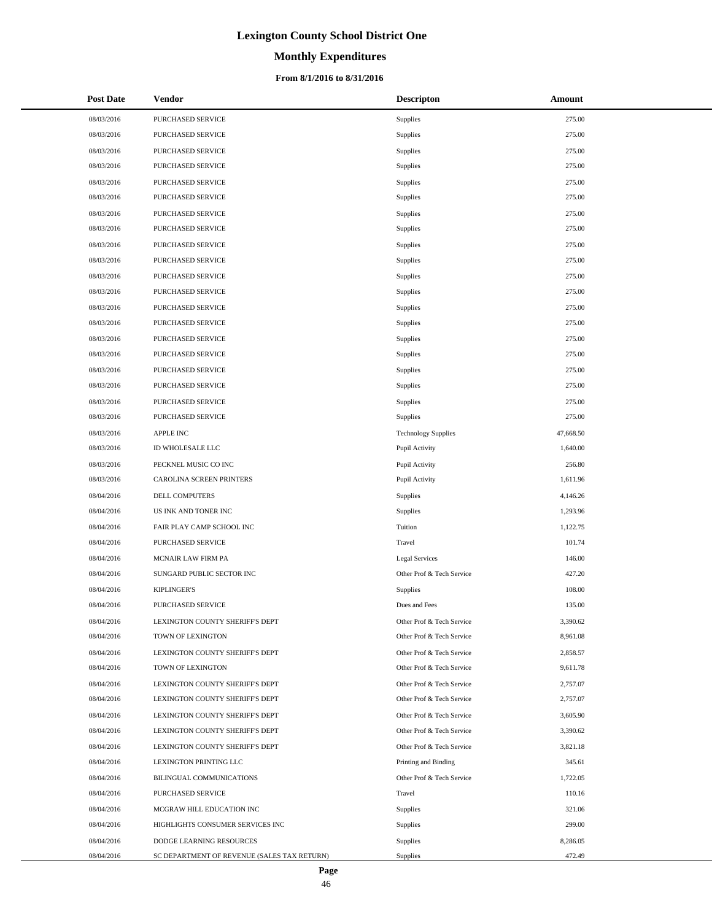# Lexington County School District One

## Monthly Expenditures

### From 8/1/2016 to 8/31/2016

| Post Date | Vendor | Descripton | Amount |
|---|---|---|---|
| 08/03/2016 | PURCHASED SERVICE | Supplies | 275.00 |
| 08/03/2016 | PURCHASED SERVICE | Supplies | 275.00 |
| 08/03/2016 | PURCHASED SERVICE | Supplies | 275.00 |
| 08/03/2016 | PURCHASED SERVICE | Supplies | 275.00 |
| 08/03/2016 | PURCHASED SERVICE | Supplies | 275.00 |
| 08/03/2016 | PURCHASED SERVICE | Supplies | 275.00 |
| 08/03/2016 | PURCHASED SERVICE | Supplies | 275.00 |
| 08/03/2016 | PURCHASED SERVICE | Supplies | 275.00 |
| 08/03/2016 | PURCHASED SERVICE | Supplies | 275.00 |
| 08/03/2016 | PURCHASED SERVICE | Supplies | 275.00 |
| 08/03/2016 | PURCHASED SERVICE | Supplies | 275.00 |
| 08/03/2016 | PURCHASED SERVICE | Supplies | 275.00 |
| 08/03/2016 | PURCHASED SERVICE | Supplies | 275.00 |
| 08/03/2016 | PURCHASED SERVICE | Supplies | 275.00 |
| 08/03/2016 | PURCHASED SERVICE | Supplies | 275.00 |
| 08/03/2016 | PURCHASED SERVICE | Supplies | 275.00 |
| 08/03/2016 | PURCHASED SERVICE | Supplies | 275.00 |
| 08/03/2016 | PURCHASED SERVICE | Supplies | 275.00 |
| 08/03/2016 | PURCHASED SERVICE | Supplies | 275.00 |
| 08/03/2016 | PURCHASED SERVICE | Supplies | 275.00 |
| 08/03/2016 | APPLE INC | Technology Supplies | 47,668.50 |
| 08/03/2016 | ID WHOLESALE LLC | Pupil Activity | 1,640.00 |
| 08/03/2016 | PECKNEL MUSIC CO INC | Pupil Activity | 256.80 |
| 08/03/2016 | CAROLINA SCREEN PRINTERS | Pupil Activity | 1,611.96 |
| 08/04/2016 | DELL COMPUTERS | Supplies | 4,146.26 |
| 08/04/2016 | US INK AND TONER INC | Supplies | 1,293.96 |
| 08/04/2016 | FAIR PLAY CAMP SCHOOL INC | Tuition | 1,122.75 |
| 08/04/2016 | PURCHASED SERVICE | Travel | 101.74 |
| 08/04/2016 | MCNAIR LAW FIRM PA | Legal Services | 146.00 |
| 08/04/2016 | SUNGARD PUBLIC SECTOR INC | Other Prof & Tech Service | 427.20 |
| 08/04/2016 | KIPLINGER'S | Supplies | 108.00 |
| 08/04/2016 | PURCHASED SERVICE | Dues and Fees | 135.00 |
| 08/04/2016 | LEXINGTON COUNTY SHERIFF'S DEPT | Other Prof & Tech Service | 3,390.62 |
| 08/04/2016 | TOWN OF LEXINGTON | Other Prof & Tech Service | 8,961.08 |
| 08/04/2016 | LEXINGTON COUNTY SHERIFF'S DEPT | Other Prof & Tech Service | 2,858.57 |
| 08/04/2016 | TOWN OF LEXINGTON | Other Prof & Tech Service | 9,611.78 |
| 08/04/2016 | LEXINGTON COUNTY SHERIFF'S DEPT | Other Prof & Tech Service | 2,757.07 |
| 08/04/2016 | LEXINGTON COUNTY SHERIFF'S DEPT | Other Prof & Tech Service | 2,757.07 |
| 08/04/2016 | LEXINGTON COUNTY SHERIFF'S DEPT | Other Prof & Tech Service | 3,605.90 |
| 08/04/2016 | LEXINGTON COUNTY SHERIFF'S DEPT | Other Prof & Tech Service | 3,390.62 |
| 08/04/2016 | LEXINGTON COUNTY SHERIFF'S DEPT | Other Prof & Tech Service | 3,821.18 |
| 08/04/2016 | LEXINGTON PRINTING LLC | Printing and Binding | 345.61 |
| 08/04/2016 | BILINGUAL COMMUNICATIONS | Other Prof & Tech Service | 1,722.05 |
| 08/04/2016 | PURCHASED SERVICE | Travel | 110.16 |
| 08/04/2016 | MCGRAW HILL EDUCATION INC | Supplies | 321.06 |
| 08/04/2016 | HIGHLIGHTS CONSUMER SERVICES INC | Supplies | 299.00 |
| 08/04/2016 | DODGE LEARNING RESOURCES | Supplies | 8,286.05 |
| 08/04/2016 | SC DEPARTMENT OF REVENUE (SALES TAX RETURN) | Supplies | 472.49 |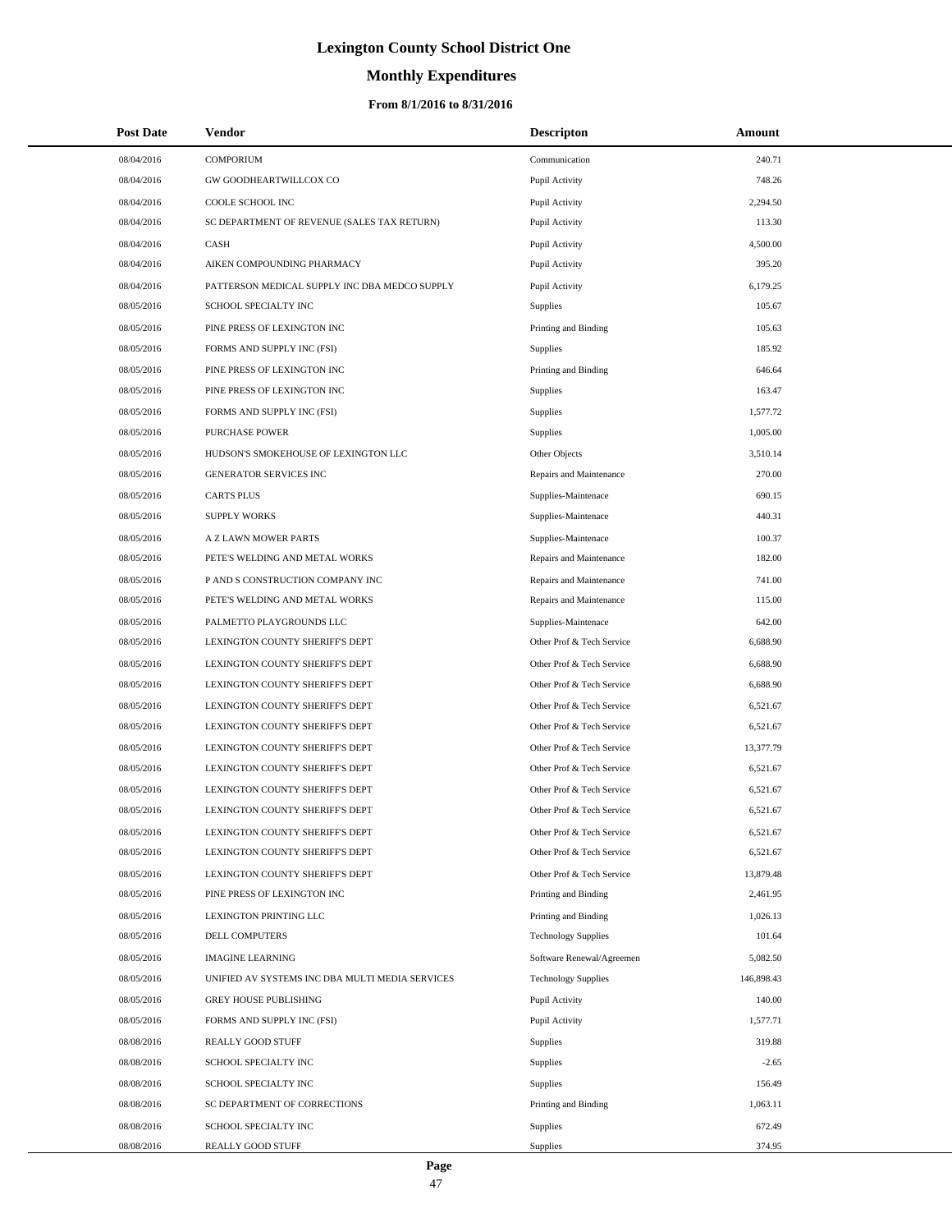# Lexington County School District One

## Monthly Expenditures

### From 8/1/2016 to 8/31/2016

| Post Date | Vendor | Descripton | Amount |
|---|---|---|---|
| 08/04/2016 | COMPORIUM | Communication | 240.71 |
| 08/04/2016 | GW GOODHEARTWILLCOX CO | Pupil Activity | 748.26 |
| 08/04/2016 | COOLE SCHOOL INC | Pupil Activity | 2,294.50 |
| 08/04/2016 | SC DEPARTMENT OF REVENUE (SALES TAX RETURN) | Pupil Activity | 113.30 |
| 08/04/2016 | CASH | Pupil Activity | 4,500.00 |
| 08/04/2016 | AIKEN COMPOUNDING PHARMACY | Pupil Activity | 395.20 |
| 08/04/2016 | PATTERSON MEDICAL SUPPLY INC DBA MEDCO SUPPLY | Pupil Activity | 6,179.25 |
| 08/05/2016 | SCHOOL SPECIALTY INC | Supplies | 105.67 |
| 08/05/2016 | PINE PRESS OF LEXINGTON INC | Printing and Binding | 105.63 |
| 08/05/2016 | FORMS AND SUPPLY INC (FSI) | Supplies | 185.92 |
| 08/05/2016 | PINE PRESS OF LEXINGTON INC | Printing and Binding | 646.64 |
| 08/05/2016 | PINE PRESS OF LEXINGTON INC | Supplies | 163.47 |
| 08/05/2016 | FORMS AND SUPPLY INC (FSI) | Supplies | 1,577.72 |
| 08/05/2016 | PURCHASE POWER | Supplies | 1,005.00 |
| 08/05/2016 | HUDSON'S SMOKEHOUSE OF LEXINGTON LLC | Other Objects | 3,510.14 |
| 08/05/2016 | GENERATOR SERVICES INC | Repairs and Maintenance | 270.00 |
| 08/05/2016 | CARTS PLUS | Supplies-Maintenace | 690.15 |
| 08/05/2016 | SUPPLY WORKS | Supplies-Maintenace | 440.31 |
| 08/05/2016 | A Z LAWN MOWER PARTS | Supplies-Maintenace | 100.37 |
| 08/05/2016 | PETE'S WELDING AND METAL WORKS | Repairs and Maintenance | 182.00 |
| 08/05/2016 | P AND S CONSTRUCTION COMPANY INC | Repairs and Maintenance | 741.00 |
| 08/05/2016 | PETE'S WELDING AND METAL WORKS | Repairs and Maintenance | 115.00 |
| 08/05/2016 | PALMETTO PLAYGROUNDS LLC | Supplies-Maintenace | 642.00 |
| 08/05/2016 | LEXINGTON COUNTY SHERIFF'S DEPT | Other Prof & Tech Service | 6,688.90 |
| 08/05/2016 | LEXINGTON COUNTY SHERIFF'S DEPT | Other Prof & Tech Service | 6,688.90 |
| 08/05/2016 | LEXINGTON COUNTY SHERIFF'S DEPT | Other Prof & Tech Service | 6,688.90 |
| 08/05/2016 | LEXINGTON COUNTY SHERIFF'S DEPT | Other Prof & Tech Service | 6,521.67 |
| 08/05/2016 | LEXINGTON COUNTY SHERIFF'S DEPT | Other Prof & Tech Service | 6,521.67 |
| 08/05/2016 | LEXINGTON COUNTY SHERIFF'S DEPT | Other Prof & Tech Service | 13,377.79 |
| 08/05/2016 | LEXINGTON COUNTY SHERIFF'S DEPT | Other Prof & Tech Service | 6,521.67 |
| 08/05/2016 | LEXINGTON COUNTY SHERIFF'S DEPT | Other Prof & Tech Service | 6,521.67 |
| 08/05/2016 | LEXINGTON COUNTY SHERIFF'S DEPT | Other Prof & Tech Service | 6,521.67 |
| 08/05/2016 | LEXINGTON COUNTY SHERIFF'S DEPT | Other Prof & Tech Service | 6,521.67 |
| 08/05/2016 | LEXINGTON COUNTY SHERIFF'S DEPT | Other Prof & Tech Service | 6,521.67 |
| 08/05/2016 | LEXINGTON COUNTY SHERIFF'S DEPT | Other Prof & Tech Service | 13,879.48 |
| 08/05/2016 | PINE PRESS OF LEXINGTON INC | Printing and Binding | 2,461.95 |
| 08/05/2016 | LEXINGTON PRINTING LLC | Printing and Binding | 1,026.13 |
| 08/05/2016 | DELL COMPUTERS | Technology Supplies | 101.64 |
| 08/05/2016 | IMAGINE LEARNING | Software Renewal/Agreemen | 5,082.50 |
| 08/05/2016 | UNIFIED AV SYSTEMS INC DBA MULTI MEDIA SERVICES | Technology Supplies | 146,898.43 |
| 08/05/2016 | GREY HOUSE PUBLISHING | Pupil Activity | 140.00 |
| 08/05/2016 | FORMS AND SUPPLY INC (FSI) | Pupil Activity | 1,577.71 |
| 08/08/2016 | REALLY GOOD STUFF | Supplies | 319.88 |
| 08/08/2016 | SCHOOL SPECIALTY INC | Supplies | -2.65 |
| 08/08/2016 | SCHOOL SPECIALTY INC | Supplies | 156.49 |
| 08/08/2016 | SC DEPARTMENT OF CORRECTIONS | Printing and Binding | 1,063.11 |
| 08/08/2016 | SCHOOL SPECIALTY INC | Supplies | 672.49 |
| 08/08/2016 | REALLY GOOD STUFF | Supplies | 374.95 |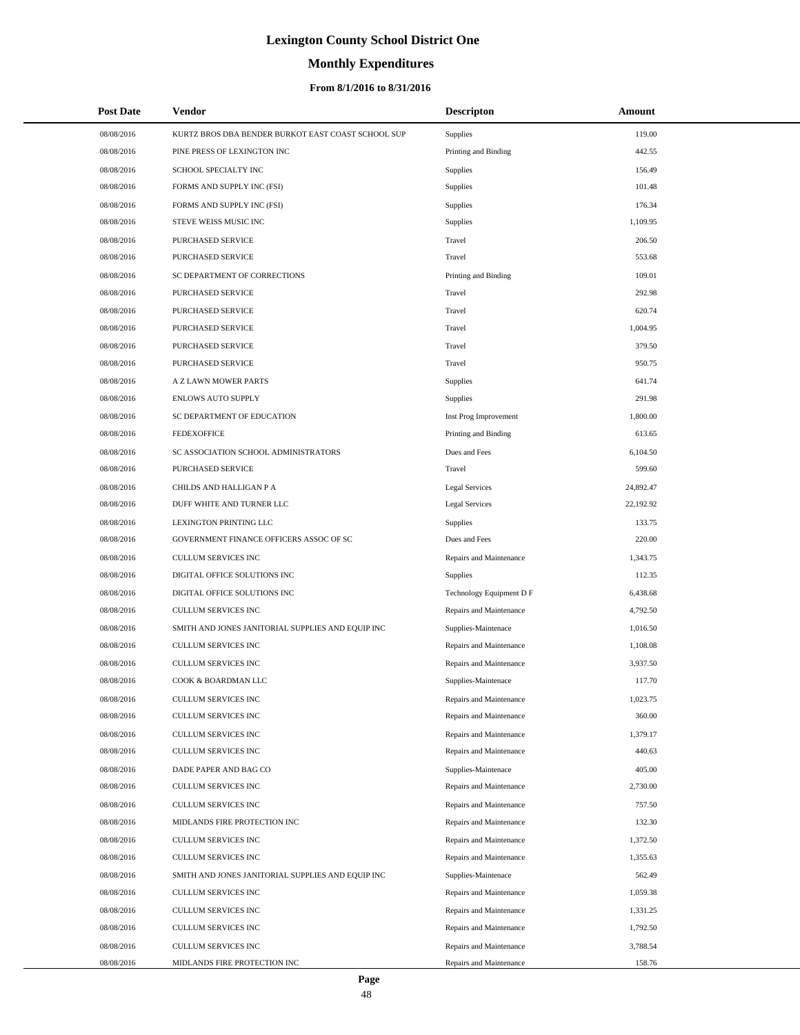# Lexington County School District One

## Monthly Expenditures

### From 8/1/2016 to 8/31/2016

| Post Date | Vendor | Descripton | Amount |
|---|---|---|---|
| 08/08/2016 | KURTZ BROS DBA BENDER BURKOT EAST COAST SCHOOL SUP | Supplies | 119.00 |
| 08/08/2016 | PINE PRESS OF LEXINGTON INC | Printing and Binding | 442.55 |
| 08/08/2016 | SCHOOL SPECIALTY INC | Supplies | 156.49 |
| 08/08/2016 | FORMS AND SUPPLY INC (FSI) | Supplies | 101.48 |
| 08/08/2016 | FORMS AND SUPPLY INC (FSI) | Supplies | 176.34 |
| 08/08/2016 | STEVE WEISS MUSIC INC | Supplies | 1,109.95 |
| 08/08/2016 | PURCHASED SERVICE | Travel | 206.50 |
| 08/08/2016 | PURCHASED SERVICE | Travel | 553.68 |
| 08/08/2016 | SC DEPARTMENT OF CORRECTIONS | Printing and Binding | 109.01 |
| 08/08/2016 | PURCHASED SERVICE | Travel | 292.98 |
| 08/08/2016 | PURCHASED SERVICE | Travel | 620.74 |
| 08/08/2016 | PURCHASED SERVICE | Travel | 1,004.95 |
| 08/08/2016 | PURCHASED SERVICE | Travel | 379.50 |
| 08/08/2016 | PURCHASED SERVICE | Travel | 950.75 |
| 08/08/2016 | A Z LAWN MOWER PARTS | Supplies | 641.74 |
| 08/08/2016 | ENLOWS AUTO SUPPLY | Supplies | 291.98 |
| 08/08/2016 | SC DEPARTMENT OF EDUCATION | Inst Prog Improvement | 1,800.00 |
| 08/08/2016 | FEDEXOFFICE | Printing and Binding | 613.65 |
| 08/08/2016 | SC ASSOCIATION SCHOOL ADMINISTRATORS | Dues and Fees | 6,104.50 |
| 08/08/2016 | PURCHASED SERVICE | Travel | 599.60 |
| 08/08/2016 | CHILDS AND HALLIGAN P A | Legal Services | 24,892.47 |
| 08/08/2016 | DUFF WHITE AND TURNER LLC | Legal Services | 22,192.92 |
| 08/08/2016 | LEXINGTON PRINTING LLC | Supplies | 133.75 |
| 08/08/2016 | GOVERNMENT FINANCE OFFICERS ASSOC OF SC | Dues and Fees | 220.00 |
| 08/08/2016 | CULLUM SERVICES INC | Repairs and Maintenance | 1,343.75 |
| 08/08/2016 | DIGITAL OFFICE SOLUTIONS INC | Supplies | 112.35 |
| 08/08/2016 | DIGITAL OFFICE SOLUTIONS INC | Technology Equipment D F | 6,438.68 |
| 08/08/2016 | CULLUM SERVICES INC | Repairs and Maintenance | 4,792.50 |
| 08/08/2016 | SMITH AND JONES JANITORIAL SUPPLIES AND EQUIP INC | Supplies-Maintenace | 1,016.50 |
| 08/08/2016 | CULLUM SERVICES INC | Repairs and Maintenance | 1,108.08 |
| 08/08/2016 | CULLUM SERVICES INC | Repairs and Maintenance | 3,937.50 |
| 08/08/2016 | COOK & BOARDMAN LLC | Supplies-Maintenace | 117.70 |
| 08/08/2016 | CULLUM SERVICES INC | Repairs and Maintenance | 1,023.75 |
| 08/08/2016 | CULLUM SERVICES INC | Repairs and Maintenance | 360.00 |
| 08/08/2016 | CULLUM SERVICES INC | Repairs and Maintenance | 1,379.17 |
| 08/08/2016 | CULLUM SERVICES INC | Repairs and Maintenance | 440.63 |
| 08/08/2016 | DADE PAPER AND BAG CO | Supplies-Maintenace | 405.00 |
| 08/08/2016 | CULLUM SERVICES INC | Repairs and Maintenance | 2,730.00 |
| 08/08/2016 | CULLUM SERVICES INC | Repairs and Maintenance | 757.50 |
| 08/08/2016 | MIDLANDS FIRE PROTECTION INC | Repairs and Maintenance | 132.30 |
| 08/08/2016 | CULLUM SERVICES INC | Repairs and Maintenance | 1,372.50 |
| 08/08/2016 | CULLUM SERVICES INC | Repairs and Maintenance | 1,355.63 |
| 08/08/2016 | SMITH AND JONES JANITORIAL SUPPLIES AND EQUIP INC | Supplies-Maintenace | 562.49 |
| 08/08/2016 | CULLUM SERVICES INC | Repairs and Maintenance | 1,059.38 |
| 08/08/2016 | CULLUM SERVICES INC | Repairs and Maintenance | 1,331.25 |
| 08/08/2016 | CULLUM SERVICES INC | Repairs and Maintenance | 1,792.50 |
| 08/08/2016 | CULLUM SERVICES INC | Repairs and Maintenance | 3,788.54 |
| 08/08/2016 | MIDLANDS FIRE PROTECTION INC | Repairs and Maintenance | 158.76 |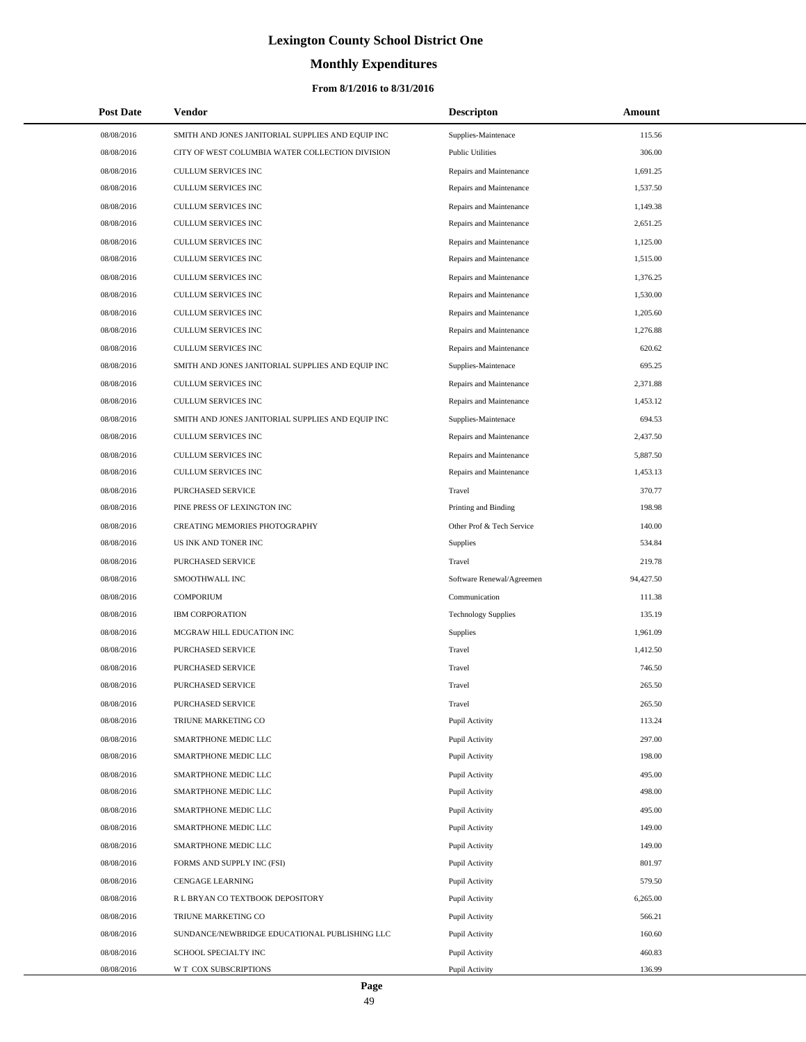# Lexington County School District One

## Monthly Expenditures

### From 8/1/2016 to 8/31/2016

| Post Date | Vendor | Descripton | Amount |
|---|---|---|---|
| 08/08/2016 | SMITH AND JONES JANITORIAL SUPPLIES AND EQUIP INC | Supplies-Maintenace | 115.56 |
| 08/08/2016 | CITY OF WEST COLUMBIA WATER COLLECTION DIVISION | Public Utilities | 306.00 |
| 08/08/2016 | CULLUM SERVICES INC | Repairs and Maintenance | 1,691.25 |
| 08/08/2016 | CULLUM SERVICES INC | Repairs and Maintenance | 1,537.50 |
| 08/08/2016 | CULLUM SERVICES INC | Repairs and Maintenance | 1,149.38 |
| 08/08/2016 | CULLUM SERVICES INC | Repairs and Maintenance | 2,651.25 |
| 08/08/2016 | CULLUM SERVICES INC | Repairs and Maintenance | 1,125.00 |
| 08/08/2016 | CULLUM SERVICES INC | Repairs and Maintenance | 1,515.00 |
| 08/08/2016 | CULLUM SERVICES INC | Repairs and Maintenance | 1,376.25 |
| 08/08/2016 | CULLUM SERVICES INC | Repairs and Maintenance | 1,530.00 |
| 08/08/2016 | CULLUM SERVICES INC | Repairs and Maintenance | 1,205.60 |
| 08/08/2016 | CULLUM SERVICES INC | Repairs and Maintenance | 1,276.88 |
| 08/08/2016 | CULLUM SERVICES INC | Repairs and Maintenance | 620.62 |
| 08/08/2016 | SMITH AND JONES JANITORIAL SUPPLIES AND EQUIP INC | Supplies-Maintenace | 695.25 |
| 08/08/2016 | CULLUM SERVICES INC | Repairs and Maintenance | 2,371.88 |
| 08/08/2016 | CULLUM SERVICES INC | Repairs and Maintenance | 1,453.12 |
| 08/08/2016 | SMITH AND JONES JANITORIAL SUPPLIES AND EQUIP INC | Supplies-Maintenace | 694.53 |
| 08/08/2016 | CULLUM SERVICES INC | Repairs and Maintenance | 2,437.50 |
| 08/08/2016 | CULLUM SERVICES INC | Repairs and Maintenance | 5,887.50 |
| 08/08/2016 | CULLUM SERVICES INC | Repairs and Maintenance | 1,453.13 |
| 08/08/2016 | PURCHASED SERVICE | Travel | 370.77 |
| 08/08/2016 | PINE PRESS OF LEXINGTON INC | Printing and Binding | 198.98 |
| 08/08/2016 | CREATING MEMORIES PHOTOGRAPHY | Other Prof & Tech Service | 140.00 |
| 08/08/2016 | US INK AND TONER INC | Supplies | 534.84 |
| 08/08/2016 | PURCHASED SERVICE | Travel | 219.78 |
| 08/08/2016 | SMOOTHWALL INC | Software Renewal/Agreemen | 94,427.50 |
| 08/08/2016 | COMPORIUM | Communication | 111.38 |
| 08/08/2016 | IBM CORPORATION | Technology Supplies | 135.19 |
| 08/08/2016 | MCGRAW HILL EDUCATION INC | Supplies | 1,961.09 |
| 08/08/2016 | PURCHASED SERVICE | Travel | 1,412.50 |
| 08/08/2016 | PURCHASED SERVICE | Travel | 746.50 |
| 08/08/2016 | PURCHASED SERVICE | Travel | 265.50 |
| 08/08/2016 | PURCHASED SERVICE | Travel | 265.50 |
| 08/08/2016 | TRIUNE MARKETING CO | Pupil Activity | 113.24 |
| 08/08/2016 | SMARTPHONE MEDIC LLC | Pupil Activity | 297.00 |
| 08/08/2016 | SMARTPHONE MEDIC LLC | Pupil Activity | 198.00 |
| 08/08/2016 | SMARTPHONE MEDIC LLC | Pupil Activity | 495.00 |
| 08/08/2016 | SMARTPHONE MEDIC LLC | Pupil Activity | 498.00 |
| 08/08/2016 | SMARTPHONE MEDIC LLC | Pupil Activity | 495.00 |
| 08/08/2016 | SMARTPHONE MEDIC LLC | Pupil Activity | 149.00 |
| 08/08/2016 | SMARTPHONE MEDIC LLC | Pupil Activity | 149.00 |
| 08/08/2016 | FORMS AND SUPPLY INC (FSI) | Pupil Activity | 801.97 |
| 08/08/2016 | CENGAGE LEARNING | Pupil Activity | 579.50 |
| 08/08/2016 | R L BRYAN CO TEXTBOOK DEPOSITORY | Pupil Activity | 6,265.00 |
| 08/08/2016 | TRIUNE MARKETING CO | Pupil Activity | 566.21 |
| 08/08/2016 | SUNDANCE/NEWBRIDGE EDUCATIONAL PUBLISHING LLC | Pupil Activity | 160.60 |
| 08/08/2016 | SCHOOL SPECIALTY INC | Pupil Activity | 460.83 |
| 08/08/2016 | W T COX SUBSCRIPTIONS | Pupil Activity | 136.99 |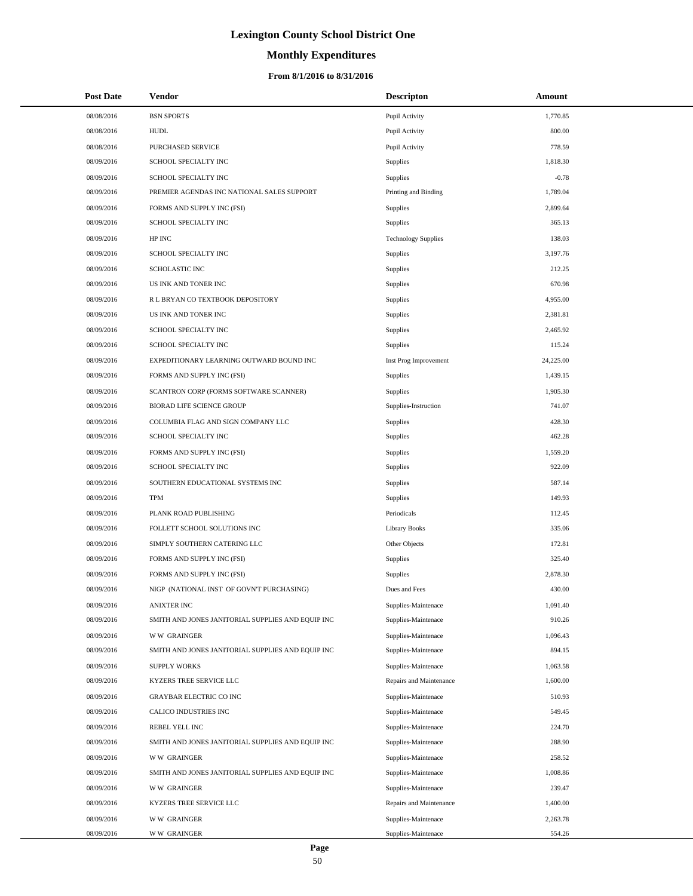# Lexington County School District One

## Monthly Expenditures

### From 8/1/2016 to 8/31/2016

| Post Date | Vendor | Descripton | Amount |
|---|---|---|---|
| 08/08/2016 | BSN SPORTS | Pupil Activity | 1,770.85 |
| 08/08/2016 | HUDL | Pupil Activity | 800.00 |
| 08/08/2016 | PURCHASED SERVICE | Pupil Activity | 778.59 |
| 08/09/2016 | SCHOOL SPECIALTY INC | Supplies | 1,818.30 |
| 08/09/2016 | SCHOOL SPECIALTY INC | Supplies | -0.78 |
| 08/09/2016 | PREMIER AGENDAS INC NATIONAL SALES SUPPORT | Printing and Binding | 1,789.04 |
| 08/09/2016 | FORMS AND SUPPLY INC (FSI) | Supplies | 2,899.64 |
| 08/09/2016 | SCHOOL SPECIALTY INC | Supplies | 365.13 |
| 08/09/2016 | HP INC | Technology Supplies | 138.03 |
| 08/09/2016 | SCHOOL SPECIALTY INC | Supplies | 3,197.76 |
| 08/09/2016 | SCHOLASTIC INC | Supplies | 212.25 |
| 08/09/2016 | US INK AND TONER INC | Supplies | 670.98 |
| 08/09/2016 | R L BRYAN CO TEXTBOOK DEPOSITORY | Supplies | 4,955.00 |
| 08/09/2016 | US INK AND TONER INC | Supplies | 2,381.81 |
| 08/09/2016 | SCHOOL SPECIALTY INC | Supplies | 2,465.92 |
| 08/09/2016 | SCHOOL SPECIALTY INC | Supplies | 115.24 |
| 08/09/2016 | EXPEDITIONARY LEARNING OUTWARD BOUND INC | Inst Prog Improvement | 24,225.00 |
| 08/09/2016 | FORMS AND SUPPLY INC (FSI) | Supplies | 1,439.15 |
| 08/09/2016 | SCANTRON CORP (FORMS SOFTWARE SCANNER) | Supplies | 1,905.30 |
| 08/09/2016 | BIORAD LIFE SCIENCE GROUP | Supplies-Instruction | 741.07 |
| 08/09/2016 | COLUMBIA FLAG AND SIGN COMPANY LLC | Supplies | 428.30 |
| 08/09/2016 | SCHOOL SPECIALTY INC | Supplies | 462.28 |
| 08/09/2016 | FORMS AND SUPPLY INC (FSI) | Supplies | 1,559.20 |
| 08/09/2016 | SCHOOL SPECIALTY INC | Supplies | 922.09 |
| 08/09/2016 | SOUTHERN EDUCATIONAL SYSTEMS INC | Supplies | 587.14 |
| 08/09/2016 | TPM | Supplies | 149.93 |
| 08/09/2016 | PLANK ROAD PUBLISHING | Periodicals | 112.45 |
| 08/09/2016 | FOLLETT SCHOOL SOLUTIONS INC | Library Books | 335.06 |
| 08/09/2016 | SIMPLY SOUTHERN CATERING LLC | Other Objects | 172.81 |
| 08/09/2016 | FORMS AND SUPPLY INC (FSI) | Supplies | 325.40 |
| 08/09/2016 | FORMS AND SUPPLY INC (FSI) | Supplies | 2,878.30 |
| 08/09/2016 | NIGP (NATIONAL INST OF GOVN'T PURCHASING) | Dues and Fees | 430.00 |
| 08/09/2016 | ANIXTER INC | Supplies-Maintenace | 1,091.40 |
| 08/09/2016 | SMITH AND JONES JANITORIAL SUPPLIES AND EQUIP INC | Supplies-Maintenace | 910.26 |
| 08/09/2016 | W W GRAINGER | Supplies-Maintenace | 1,096.43 |
| 08/09/2016 | SMITH AND JONES JANITORIAL SUPPLIES AND EQUIP INC | Supplies-Maintenace | 894.15 |
| 08/09/2016 | SUPPLY WORKS | Supplies-Maintenace | 1,063.58 |
| 08/09/2016 | KYZERS TREE SERVICE LLC | Repairs and Maintenance | 1,600.00 |
| 08/09/2016 | GRAYBAR ELECTRIC CO INC | Supplies-Maintenace | 510.93 |
| 08/09/2016 | CALICO INDUSTRIES INC | Supplies-Maintenace | 549.45 |
| 08/09/2016 | REBEL YELL INC | Supplies-Maintenace | 224.70 |
| 08/09/2016 | SMITH AND JONES JANITORIAL SUPPLIES AND EQUIP INC | Supplies-Maintenace | 288.90 |
| 08/09/2016 | W W GRAINGER | Supplies-Maintenace | 258.52 |
| 08/09/2016 | SMITH AND JONES JANITORIAL SUPPLIES AND EQUIP INC | Supplies-Maintenace | 1,008.86 |
| 08/09/2016 | W W GRAINGER | Supplies-Maintenace | 239.47 |
| 08/09/2016 | KYZERS TREE SERVICE LLC | Repairs and Maintenance | 1,400.00 |
| 08/09/2016 | W W GRAINGER | Supplies-Maintenace | 2,263.78 |
| 08/09/2016 | W W GRAINGER | Supplies-Maintenace | 554.26 |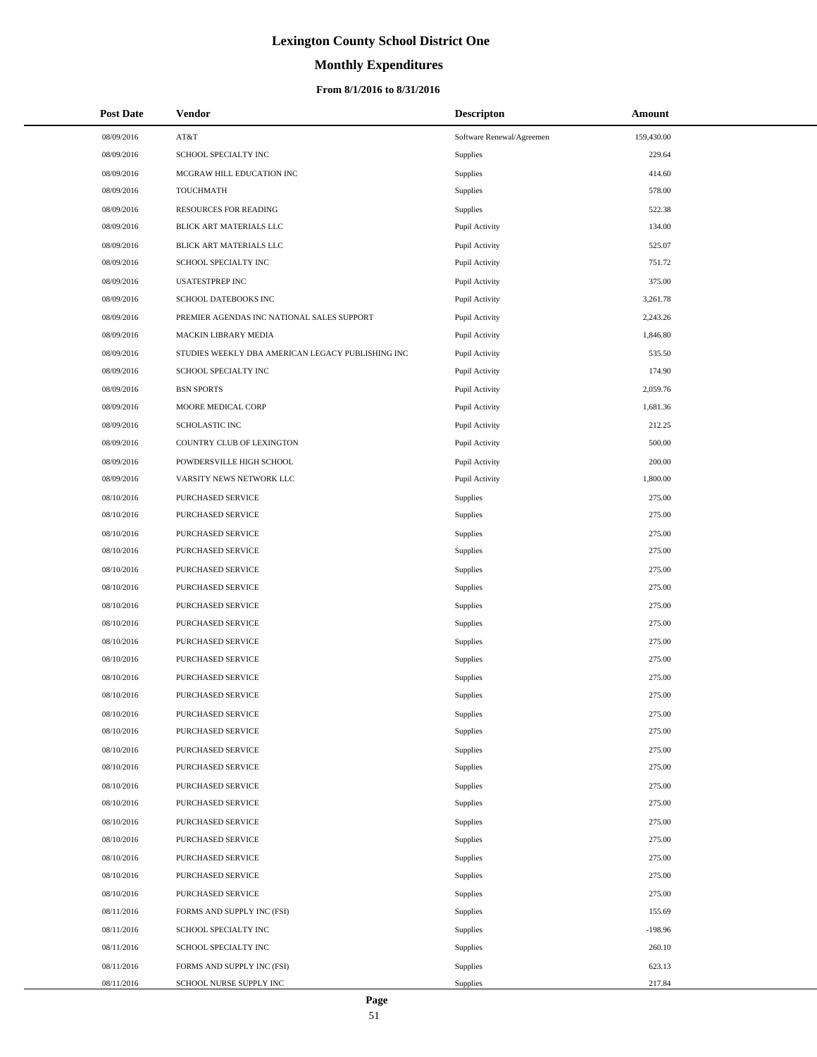# Lexington County School District One

## Monthly Expenditures

### From 8/1/2016 to 8/31/2016

| Post Date | Vendor | Descripton | Amount |
|---|---|---|---|
| 08/09/2016 | AT&T | Software Renewal/Agreemen | 159,430.00 |
| 08/09/2016 | SCHOOL SPECIALTY INC | Supplies | 229.64 |
| 08/09/2016 | MCGRAW HILL EDUCATION INC | Supplies | 414.60 |
| 08/09/2016 | TOUCHMATH | Supplies | 578.00 |
| 08/09/2016 | RESOURCES FOR READING | Supplies | 522.38 |
| 08/09/2016 | BLICK ART MATERIALS LLC | Pupil Activity | 134.00 |
| 08/09/2016 | BLICK ART MATERIALS LLC | Pupil Activity | 525.07 |
| 08/09/2016 | SCHOOL SPECIALTY INC | Pupil Activity | 751.72 |
| 08/09/2016 | USATESTPREP INC | Pupil Activity | 375.00 |
| 08/09/2016 | SCHOOL DATEBOOKS INC | Pupil Activity | 3,261.78 |
| 08/09/2016 | PREMIER AGENDAS INC NATIONAL SALES SUPPORT | Pupil Activity | 2,243.26 |
| 08/09/2016 | MACKIN LIBRARY MEDIA | Pupil Activity | 1,846.80 |
| 08/09/2016 | STUDIES WEEKLY DBA AMERICAN LEGACY PUBLISHING INC | Pupil Activity | 535.50 |
| 08/09/2016 | SCHOOL SPECIALTY INC | Pupil Activity | 174.90 |
| 08/09/2016 | BSN SPORTS | Pupil Activity | 2,059.76 |
| 08/09/2016 | MOORE MEDICAL CORP | Pupil Activity | 1,681.36 |
| 08/09/2016 | SCHOLASTIC INC | Pupil Activity | 212.25 |
| 08/09/2016 | COUNTRY CLUB OF LEXINGTON | Pupil Activity | 500.00 |
| 08/09/2016 | POWDERSVILLE HIGH SCHOOL | Pupil Activity | 200.00 |
| 08/09/2016 | VARSITY NEWS NETWORK LLC | Pupil Activity | 1,800.00 |
| 08/10/2016 | PURCHASED SERVICE | Supplies | 275.00 |
| 08/10/2016 | PURCHASED SERVICE | Supplies | 275.00 |
| 08/10/2016 | PURCHASED SERVICE | Supplies | 275.00 |
| 08/10/2016 | PURCHASED SERVICE | Supplies | 275.00 |
| 08/10/2016 | PURCHASED SERVICE | Supplies | 275.00 |
| 08/10/2016 | PURCHASED SERVICE | Supplies | 275.00 |
| 08/10/2016 | PURCHASED SERVICE | Supplies | 275.00 |
| 08/10/2016 | PURCHASED SERVICE | Supplies | 275.00 |
| 08/10/2016 | PURCHASED SERVICE | Supplies | 275.00 |
| 08/10/2016 | PURCHASED SERVICE | Supplies | 275.00 |
| 08/10/2016 | PURCHASED SERVICE | Supplies | 275.00 |
| 08/10/2016 | PURCHASED SERVICE | Supplies | 275.00 |
| 08/10/2016 | PURCHASED SERVICE | Supplies | 275.00 |
| 08/10/2016 | PURCHASED SERVICE | Supplies | 275.00 |
| 08/10/2016 | PURCHASED SERVICE | Supplies | 275.00 |
| 08/10/2016 | PURCHASED SERVICE | Supplies | 275.00 |
| 08/10/2016 | PURCHASED SERVICE | Supplies | 275.00 |
| 08/10/2016 | PURCHASED SERVICE | Supplies | 275.00 |
| 08/10/2016 | PURCHASED SERVICE | Supplies | 275.00 |
| 08/10/2016 | PURCHASED SERVICE | Supplies | 275.00 |
| 08/10/2016 | PURCHASED SERVICE | Supplies | 275.00 |
| 08/10/2016 | PURCHASED SERVICE | Supplies | 275.00 |
| 08/10/2016 | PURCHASED SERVICE | Supplies | 275.00 |
| 08/11/2016 | FORMS AND SUPPLY INC (FSI) | Supplies | 155.69 |
| 08/11/2016 | SCHOOL SPECIALTY INC | Supplies | -198.96 |
| 08/11/2016 | SCHOOL SPECIALTY INC | Supplies | 260.10 |
| 08/11/2016 | FORMS AND SUPPLY INC (FSI) | Supplies | 623.13 |
| 08/11/2016 | SCHOOL NURSE SUPPLY INC | Supplies | 217.84 |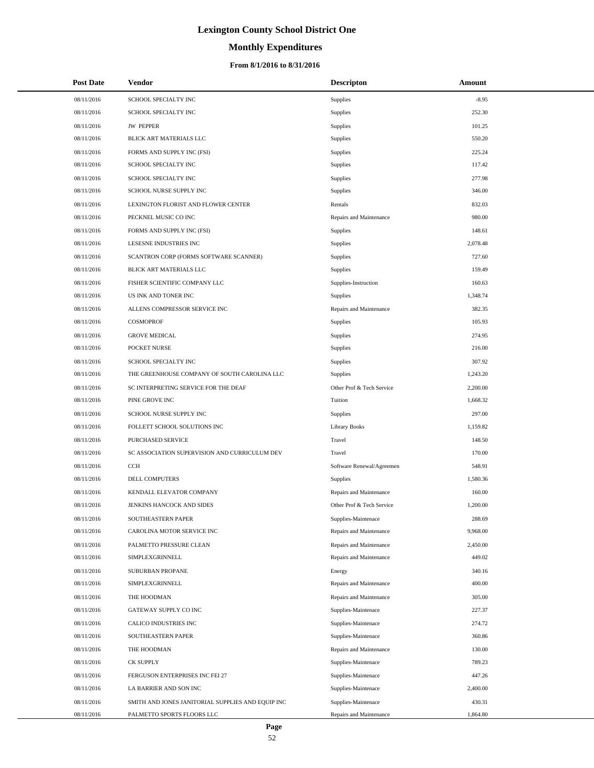# Lexington County School District One

## Monthly Expenditures

### From 8/1/2016 to 8/31/2016

| Post Date | Vendor | Descripton | Amount |
|---|---|---|---|
| 08/11/2016 | SCHOOL SPECIALTY INC | Supplies | -8.95 |
| 08/11/2016 | SCHOOL SPECIALTY INC | Supplies | 252.30 |
| 08/11/2016 | JW PEPPER | Supplies | 101.25 |
| 08/11/2016 | BLICK ART MATERIALS LLC | Supplies | 550.20 |
| 08/11/2016 | FORMS AND SUPPLY INC (FSI) | Supplies | 225.24 |
| 08/11/2016 | SCHOOL SPECIALTY INC | Supplies | 117.42 |
| 08/11/2016 | SCHOOL SPECIALTY INC | Supplies | 277.98 |
| 08/11/2016 | SCHOOL NURSE SUPPLY INC | Supplies | 346.00 |
| 08/11/2016 | LEXINGTON FLORIST AND FLOWER CENTER | Rentals | 832.03 |
| 08/11/2016 | PECKNEL MUSIC CO INC | Repairs and Maintenance | 980.00 |
| 08/11/2016 | FORMS AND SUPPLY INC (FSI) | Supplies | 148.61 |
| 08/11/2016 | LESESNE INDUSTRIES INC | Supplies | 2,078.48 |
| 08/11/2016 | SCANTRON CORP (FORMS SOFTWARE SCANNER) | Supplies | 727.60 |
| 08/11/2016 | BLICK ART MATERIALS LLC | Supplies | 159.49 |
| 08/11/2016 | FISHER SCIENTIFIC COMPANY LLC | Supplies-Instruction | 160.63 |
| 08/11/2016 | US INK AND TONER INC | Supplies | 1,348.74 |
| 08/11/2016 | ALLENS COMPRESSOR SERVICE INC | Repairs and Maintenance | 382.35 |
| 08/11/2016 | COSMOPROF | Supplies | 105.93 |
| 08/11/2016 | GROVE MEDICAL | Supplies | 274.95 |
| 08/11/2016 | POCKET NURSE | Supplies | 216.00 |
| 08/11/2016 | SCHOOL SPECIALTY INC | Supplies | 307.92 |
| 08/11/2016 | THE GREENHOUSE COMPANY OF SOUTH CAROLINA LLC | Supplies | 1,243.20 |
| 08/11/2016 | SC INTERPRETING SERVICE FOR THE DEAF | Other Prof & Tech Service | 2,200.00 |
| 08/11/2016 | PINE GROVE INC | Tuition | 1,668.32 |
| 08/11/2016 | SCHOOL NURSE SUPPLY INC | Supplies | 297.00 |
| 08/11/2016 | FOLLETT SCHOOL SOLUTIONS INC | Library Books | 1,159.82 |
| 08/11/2016 | PURCHASED SERVICE | Travel | 148.50 |
| 08/11/2016 | SC ASSOCIATION SUPERVISION AND CURRICULUM DEV | Travel | 170.00 |
| 08/11/2016 | CCH | Software Renewal/Agreemen | 548.91 |
| 08/11/2016 | DELL COMPUTERS | Supplies | 1,580.36 |
| 08/11/2016 | KENDALL ELEVATOR COMPANY | Repairs and Maintenance | 160.00 |
| 08/11/2016 | JENKINS HANCOCK AND SIDES | Other Prof & Tech Service | 1,200.00 |
| 08/11/2016 | SOUTHEASTERN PAPER | Supplies-Maintenace | 288.69 |
| 08/11/2016 | CAROLINA MOTOR SERVICE INC | Repairs and Maintenance | 9,968.00 |
| 08/11/2016 | PALMETTO PRESSURE CLEAN | Repairs and Maintenance | 2,450.00 |
| 08/11/2016 | SIMPLEXGRINNELL | Repairs and Maintenance | 449.02 |
| 08/11/2016 | SUBURBAN PROPANE | Energy | 340.16 |
| 08/11/2016 | SIMPLEXGRINNELL | Repairs and Maintenance | 400.00 |
| 08/11/2016 | THE HOODMAN | Repairs and Maintenance | 305.00 |
| 08/11/2016 | GATEWAY SUPPLY CO INC | Supplies-Maintenace | 227.37 |
| 08/11/2016 | CALICO INDUSTRIES INC | Supplies-Maintenace | 274.72 |
| 08/11/2016 | SOUTHEASTERN PAPER | Supplies-Maintenace | 360.86 |
| 08/11/2016 | THE HOODMAN | Repairs and Maintenance | 130.00 |
| 08/11/2016 | CK SUPPLY | Supplies-Maintenace | 789.23 |
| 08/11/2016 | FERGUSON ENTERPRISES INC FEI 27 | Supplies-Maintenace | 447.26 |
| 08/11/2016 | LA BARRIER AND SON INC | Supplies-Maintenace | 2,400.00 |
| 08/11/2016 | SMITH AND JONES JANITORIAL SUPPLIES AND EQUIP INC | Supplies-Maintenace | 430.31 |
| 08/11/2016 | PALMETTO SPORTS FLOORS LLC | Repairs and Maintenance | 1,864.80 |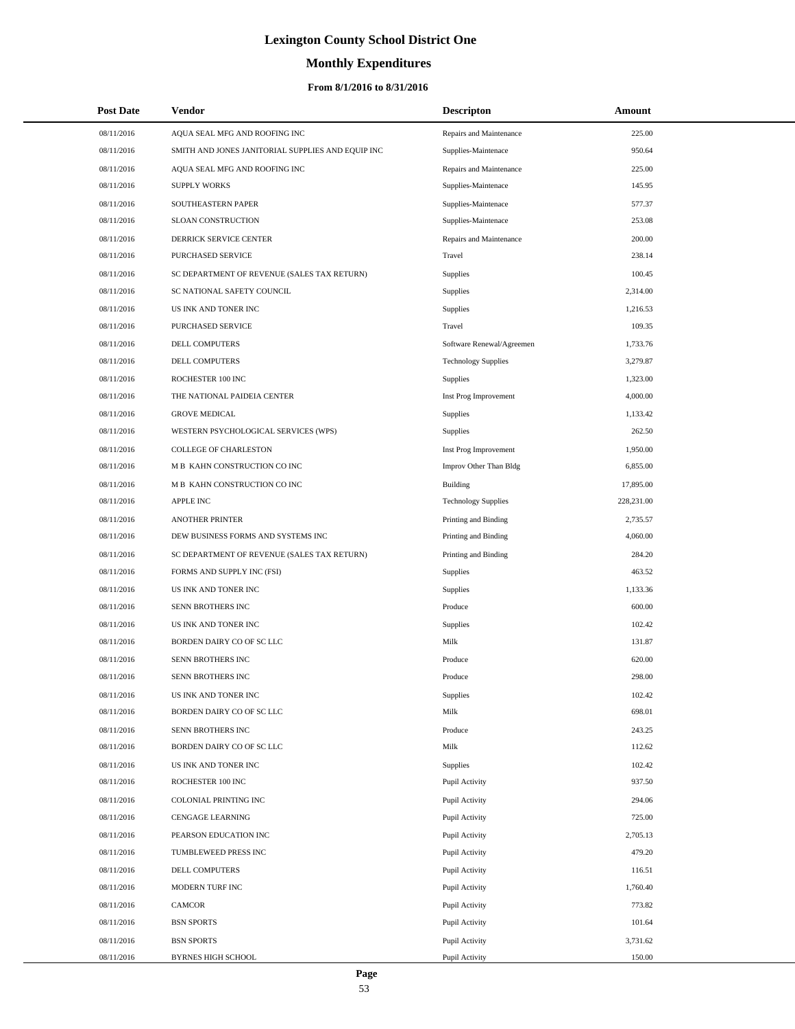# Lexington County School District One

## Monthly Expenditures

### From 8/1/2016 to 8/31/2016

| Post Date | Vendor | Descripton | Amount |
|---|---|---|---|
| 08/11/2016 | AQUA SEAL MFG AND ROOFING INC | Repairs and Maintenance | 225.00 |
| 08/11/2016 | SMITH AND JONES JANITORIAL SUPPLIES AND EQUIP INC | Supplies-Maintenace | 950.64 |
| 08/11/2016 | AQUA SEAL MFG AND ROOFING INC | Repairs and Maintenance | 225.00 |
| 08/11/2016 | SUPPLY WORKS | Supplies-Maintenace | 145.95 |
| 08/11/2016 | SOUTHEASTERN PAPER | Supplies-Maintenace | 577.37 |
| 08/11/2016 | SLOAN CONSTRUCTION | Supplies-Maintenace | 253.08 |
| 08/11/2016 | DERRICK SERVICE CENTER | Repairs and Maintenance | 200.00 |
| 08/11/2016 | PURCHASED SERVICE | Travel | 238.14 |
| 08/11/2016 | SC DEPARTMENT OF REVENUE (SALES TAX RETURN) | Supplies | 100.45 |
| 08/11/2016 | SC NATIONAL SAFETY COUNCIL | Supplies | 2,314.00 |
| 08/11/2016 | US INK AND TONER INC | Supplies | 1,216.53 |
| 08/11/2016 | PURCHASED SERVICE | Travel | 109.35 |
| 08/11/2016 | DELL COMPUTERS | Software Renewal/Agreemen | 1,733.76 |
| 08/11/2016 | DELL COMPUTERS | Technology Supplies | 3,279.87 |
| 08/11/2016 | ROCHESTER 100 INC | Supplies | 1,323.00 |
| 08/11/2016 | THE NATIONAL PAIDEIA CENTER | Inst Prog Improvement | 4,000.00 |
| 08/11/2016 | GROVE MEDICAL | Supplies | 1,133.42 |
| 08/11/2016 | WESTERN PSYCHOLOGICAL SERVICES (WPS) | Supplies | 262.50 |
| 08/11/2016 | COLLEGE OF CHARLESTON | Inst Prog Improvement | 1,950.00 |
| 08/11/2016 | M B KAHN CONSTRUCTION CO INC | Improv Other Than Bldg | 6,855.00 |
| 08/11/2016 | M B KAHN CONSTRUCTION CO INC | Building | 17,895.00 |
| 08/11/2016 | APPLE INC | Technology Supplies | 228,231.00 |
| 08/11/2016 | ANOTHER PRINTER | Printing and Binding | 2,735.57 |
| 08/11/2016 | DEW BUSINESS FORMS AND SYSTEMS INC | Printing and Binding | 4,060.00 |
| 08/11/2016 | SC DEPARTMENT OF REVENUE (SALES TAX RETURN) | Printing and Binding | 284.20 |
| 08/11/2016 | FORMS AND SUPPLY INC (FSI) | Supplies | 463.52 |
| 08/11/2016 | US INK AND TONER INC | Supplies | 1,133.36 |
| 08/11/2016 | SENN BROTHERS INC | Produce | 600.00 |
| 08/11/2016 | US INK AND TONER INC | Supplies | 102.42 |
| 08/11/2016 | BORDEN DAIRY CO OF SC LLC | Milk | 131.87 |
| 08/11/2016 | SENN BROTHERS INC | Produce | 620.00 |
| 08/11/2016 | SENN BROTHERS INC | Produce | 298.00 |
| 08/11/2016 | US INK AND TONER INC | Supplies | 102.42 |
| 08/11/2016 | BORDEN DAIRY CO OF SC LLC | Milk | 698.01 |
| 08/11/2016 | SENN BROTHERS INC | Produce | 243.25 |
| 08/11/2016 | BORDEN DAIRY CO OF SC LLC | Milk | 112.62 |
| 08/11/2016 | US INK AND TONER INC | Supplies | 102.42 |
| 08/11/2016 | ROCHESTER 100 INC | Pupil Activity | 937.50 |
| 08/11/2016 | COLONIAL PRINTING INC | Pupil Activity | 294.06 |
| 08/11/2016 | CENGAGE LEARNING | Pupil Activity | 725.00 |
| 08/11/2016 | PEARSON EDUCATION INC | Pupil Activity | 2,705.13 |
| 08/11/2016 | TUMBLEWEED PRESS INC | Pupil Activity | 479.20 |
| 08/11/2016 | DELL COMPUTERS | Pupil Activity | 116.51 |
| 08/11/2016 | MODERN TURF INC | Pupil Activity | 1,760.40 |
| 08/11/2016 | CAMCOR | Pupil Activity | 773.82 |
| 08/11/2016 | BSN SPORTS | Pupil Activity | 101.64 |
| 08/11/2016 | BSN SPORTS | Pupil Activity | 3,731.62 |
| 08/11/2016 | BYRNES HIGH SCHOOL | Pupil Activity | 150.00 |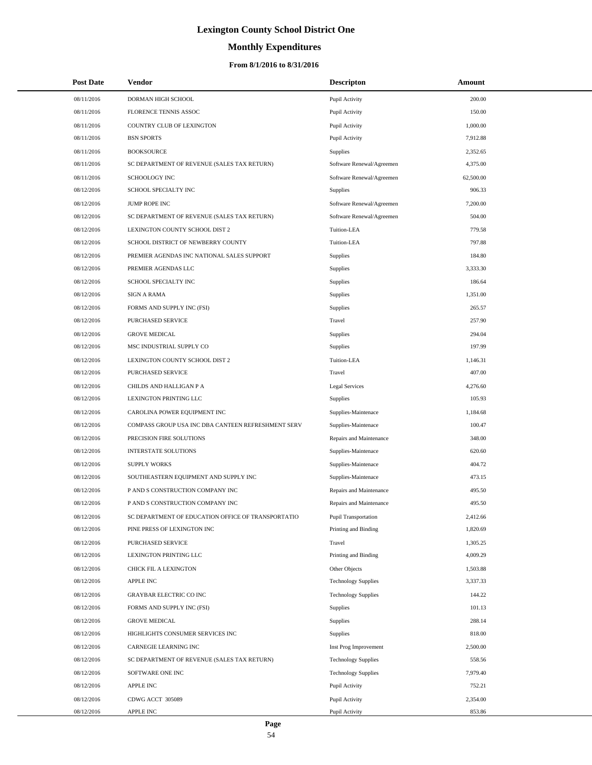# Lexington County School District One

## Monthly Expenditures

### From 8/1/2016 to 8/31/2016

| Post Date | Vendor | Descripton | Amount |
|---|---|---|---|
| 08/11/2016 | DORMAN HIGH SCHOOL | Pupil Activity | 200.00 |
| 08/11/2016 | FLORENCE TENNIS ASSOC | Pupil Activity | 150.00 |
| 08/11/2016 | COUNTRY CLUB OF LEXINGTON | Pupil Activity | 1,000.00 |
| 08/11/2016 | BSN SPORTS | Pupil Activity | 7,912.88 |
| 08/11/2016 | BOOKSOURCE | Supplies | 2,352.65 |
| 08/11/2016 | SC DEPARTMENT OF REVENUE (SALES TAX RETURN) | Software Renewal/Agreemen | 4,375.00 |
| 08/11/2016 | SCHOOLOGY INC | Software Renewal/Agreemen | 62,500.00 |
| 08/12/2016 | SCHOOL SPECIALTY INC | Supplies | 906.33 |
| 08/12/2016 | JUMP ROPE INC | Software Renewal/Agreemen | 7,200.00 |
| 08/12/2016 | SC DEPARTMENT OF REVENUE (SALES TAX RETURN) | Software Renewal/Agreemen | 504.00 |
| 08/12/2016 | LEXINGTON COUNTY SCHOOL DIST 2 | Tuition-LEA | 779.58 |
| 08/12/2016 | SCHOOL DISTRICT OF NEWBERRY COUNTY | Tuition-LEA | 797.88 |
| 08/12/2016 | PREMIER AGENDAS INC NATIONAL SALES SUPPORT | Supplies | 184.80 |
| 08/12/2016 | PREMIER AGENDAS LLC | Supplies | 3,333.30 |
| 08/12/2016 | SCHOOL SPECIALTY INC | Supplies | 186.64 |
| 08/12/2016 | SIGN A RAMA | Supplies | 1,351.00 |
| 08/12/2016 | FORMS AND SUPPLY INC (FSI) | Supplies | 265.57 |
| 08/12/2016 | PURCHASED SERVICE | Travel | 257.90 |
| 08/12/2016 | GROVE MEDICAL | Supplies | 294.04 |
| 08/12/2016 | MSC INDUSTRIAL SUPPLY CO | Supplies | 197.99 |
| 08/12/2016 | LEXINGTON COUNTY SCHOOL DIST 2 | Tuition-LEA | 1,146.31 |
| 08/12/2016 | PURCHASED SERVICE | Travel | 407.00 |
| 08/12/2016 | CHILDS AND HALLIGAN P A | Legal Services | 4,276.60 |
| 08/12/2016 | LEXINGTON PRINTING LLC | Supplies | 105.93 |
| 08/12/2016 | CAROLINA POWER EQUIPMENT INC | Supplies-Maintenace | 1,184.68 |
| 08/12/2016 | COMPASS GROUP USA INC DBA CANTEEN REFRESHMENT SERV | Supplies-Maintenace | 100.47 |
| 08/12/2016 | PRECISION FIRE SOLUTIONS | Repairs and Maintenance | 348.00 |
| 08/12/2016 | INTERSTATE SOLUTIONS | Supplies-Maintenace | 620.60 |
| 08/12/2016 | SUPPLY WORKS | Supplies-Maintenace | 404.72 |
| 08/12/2016 | SOUTHEASTERN EQUIPMENT AND SUPPLY INC | Supplies-Maintenace | 473.15 |
| 08/12/2016 | P AND S CONSTRUCTION COMPANY INC | Repairs and Maintenance | 495.50 |
| 08/12/2016 | P AND S CONSTRUCTION COMPANY INC | Repairs and Maintenance | 495.50 |
| 08/12/2016 | SC DEPARTMENT OF EDUCATION OFFICE OF TRANSPORTATIO | Pupil Transportation | 2,412.66 |
| 08/12/2016 | PINE PRESS OF LEXINGTON INC | Printing and Binding | 1,820.69 |
| 08/12/2016 | PURCHASED SERVICE | Travel | 1,305.25 |
| 08/12/2016 | LEXINGTON PRINTING LLC | Printing and Binding | 4,009.29 |
| 08/12/2016 | CHICK FIL A LEXINGTON | Other Objects | 1,503.88 |
| 08/12/2016 | APPLE INC | Technology Supplies | 3,337.33 |
| 08/12/2016 | GRAYBAR ELECTRIC CO INC | Technology Supplies | 144.22 |
| 08/12/2016 | FORMS AND SUPPLY INC (FSI) | Supplies | 101.13 |
| 08/12/2016 | GROVE MEDICAL | Supplies | 288.14 |
| 08/12/2016 | HIGHLIGHTS CONSUMER SERVICES INC | Supplies | 818.00 |
| 08/12/2016 | CARNEGIE LEARNING INC | Inst Prog Improvement | 2,500.00 |
| 08/12/2016 | SC DEPARTMENT OF REVENUE (SALES TAX RETURN) | Technology Supplies | 558.56 |
| 08/12/2016 | SOFTWARE ONE INC | Technology Supplies | 7,979.40 |
| 08/12/2016 | APPLE INC | Pupil Activity | 752.21 |
| 08/12/2016 | CDWG ACCT 305089 | Pupil Activity | 2,354.00 |
| 08/12/2016 | APPLE INC | Pupil Activity | 853.86 |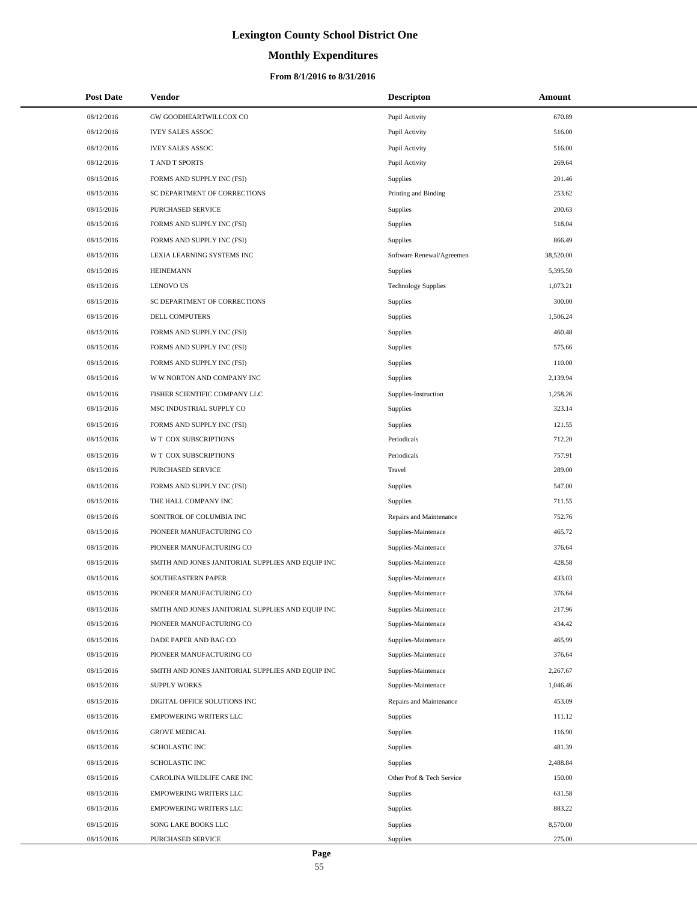# Lexington County School District One

## Monthly Expenditures

### From 8/1/2016 to 8/31/2016

| Post Date | Vendor | Descripton | Amount |
|---|---|---|---|
| 08/12/2016 | GW GOODHEARTWILLCOX CO | Pupil Activity | 670.89 |
| 08/12/2016 | IVEY SALES ASSOC | Pupil Activity | 516.00 |
| 08/12/2016 | IVEY SALES ASSOC | Pupil Activity | 516.00 |
| 08/12/2016 | T AND T SPORTS | Pupil Activity | 269.64 |
| 08/15/2016 | FORMS AND SUPPLY INC (FSI) | Supplies | 201.46 |
| 08/15/2016 | SC DEPARTMENT OF CORRECTIONS | Printing and Binding | 253.62 |
| 08/15/2016 | PURCHASED SERVICE | Supplies | 200.63 |
| 08/15/2016 | FORMS AND SUPPLY INC (FSI) | Supplies | 518.04 |
| 08/15/2016 | FORMS AND SUPPLY INC (FSI) | Supplies | 866.49 |
| 08/15/2016 | LEXIA LEARNING SYSTEMS INC | Software Renewal/Agreemen | 38,520.00 |
| 08/15/2016 | HEINEMANN | Supplies | 5,395.50 |
| 08/15/2016 | LENOVO US | Technology Supplies | 1,073.21 |
| 08/15/2016 | SC DEPARTMENT OF CORRECTIONS | Supplies | 300.00 |
| 08/15/2016 | DELL COMPUTERS | Supplies | 1,506.24 |
| 08/15/2016 | FORMS AND SUPPLY INC (FSI) | Supplies | 460.48 |
| 08/15/2016 | FORMS AND SUPPLY INC (FSI) | Supplies | 575.66 |
| 08/15/2016 | FORMS AND SUPPLY INC (FSI) | Supplies | 110.00 |
| 08/15/2016 | W W NORTON AND COMPANY INC | Supplies | 2,139.94 |
| 08/15/2016 | FISHER SCIENTIFIC COMPANY LLC | Supplies-Instruction | 1,258.26 |
| 08/15/2016 | MSC INDUSTRIAL SUPPLY CO | Supplies | 323.14 |
| 08/15/2016 | FORMS AND SUPPLY INC (FSI) | Supplies | 121.55 |
| 08/15/2016 | W T COX SUBSCRIPTIONS | Periodicals | 712.20 |
| 08/15/2016 | W T COX SUBSCRIPTIONS | Periodicals | 757.91 |
| 08/15/2016 | PURCHASED SERVICE | Travel | 289.00 |
| 08/15/2016 | FORMS AND SUPPLY INC (FSI) | Supplies | 547.00 |
| 08/15/2016 | THE HALL COMPANY INC | Supplies | 711.55 |
| 08/15/2016 | SONITROL OF COLUMBIA INC | Repairs and Maintenance | 752.76 |
| 08/15/2016 | PIONEER MANUFACTURING CO | Supplies-Maintenace | 465.72 |
| 08/15/2016 | PIONEER MANUFACTURING CO | Supplies-Maintenace | 376.64 |
| 08/15/2016 | SMITH AND JONES JANITORIAL SUPPLIES AND EQUIP INC | Supplies-Maintenace | 428.58 |
| 08/15/2016 | SOUTHEASTERN PAPER | Supplies-Maintenace | 433.03 |
| 08/15/2016 | PIONEER MANUFACTURING CO | Supplies-Maintenace | 376.64 |
| 08/15/2016 | SMITH AND JONES JANITORIAL SUPPLIES AND EQUIP INC | Supplies-Maintenace | 217.96 |
| 08/15/2016 | PIONEER MANUFACTURING CO | Supplies-Maintenace | 434.42 |
| 08/15/2016 | DADE PAPER AND BAG CO | Supplies-Maintenace | 465.99 |
| 08/15/2016 | PIONEER MANUFACTURING CO | Supplies-Maintenace | 376.64 |
| 08/15/2016 | SMITH AND JONES JANITORIAL SUPPLIES AND EQUIP INC | Supplies-Maintenace | 2,267.67 |
| 08/15/2016 | SUPPLY WORKS | Supplies-Maintenace | 1,046.46 |
| 08/15/2016 | DIGITAL OFFICE SOLUTIONS INC | Repairs and Maintenance | 453.09 |
| 08/15/2016 | EMPOWERING WRITERS LLC | Supplies | 111.12 |
| 08/15/2016 | GROVE MEDICAL | Supplies | 116.90 |
| 08/15/2016 | SCHOLASTIC INC | Supplies | 481.39 |
| 08/15/2016 | SCHOLASTIC INC | Supplies | 2,488.84 |
| 08/15/2016 | CAROLINA WILDLIFE CARE INC | Other Prof & Tech Service | 150.00 |
| 08/15/2016 | EMPOWERING WRITERS LLC | Supplies | 631.58 |
| 08/15/2016 | EMPOWERING WRITERS LLC | Supplies | 883.22 |
| 08/15/2016 | SONG LAKE BOOKS LLC | Supplies | 8,570.00 |
| 08/15/2016 | PURCHASED SERVICE | Supplies | 275.00 |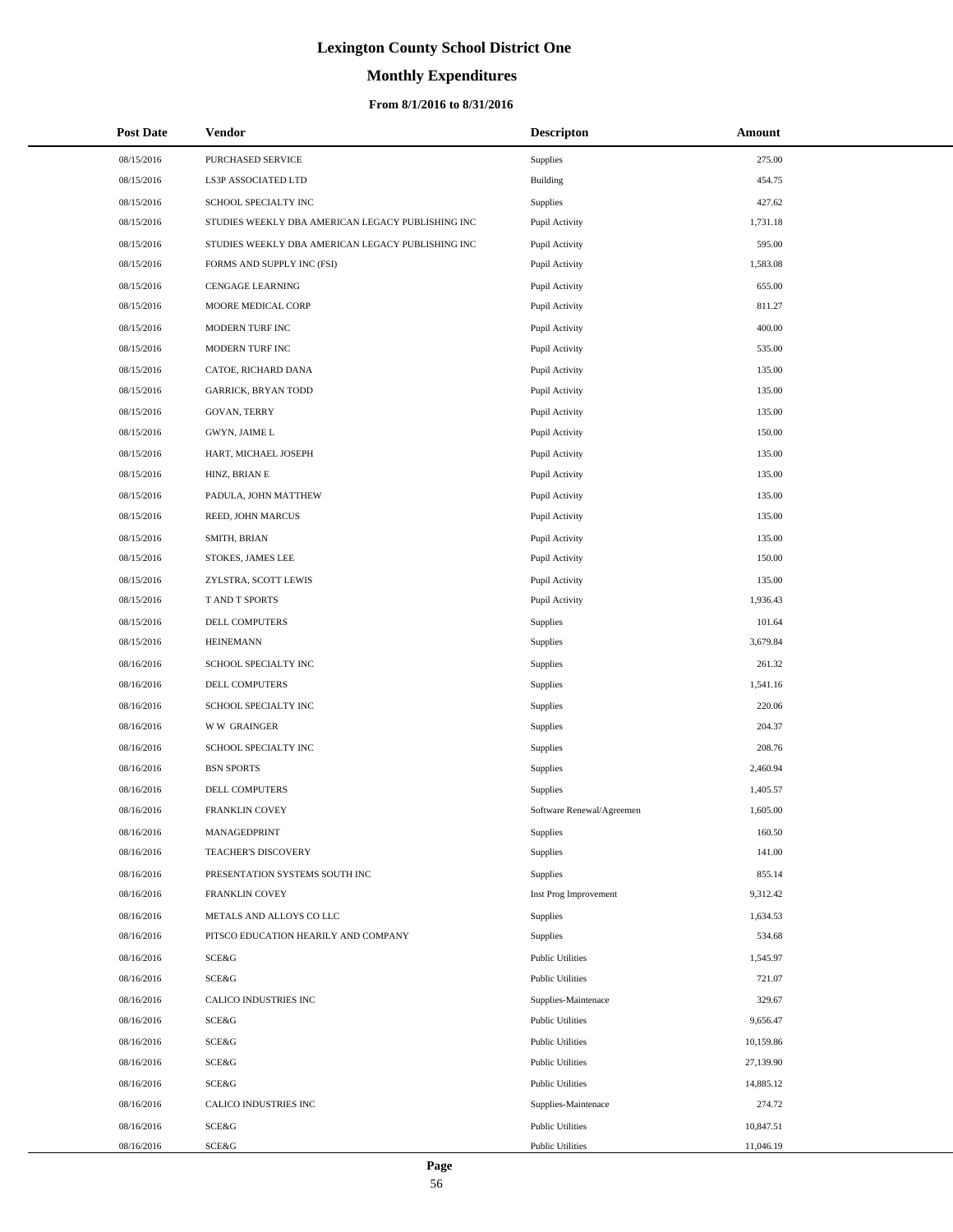# Lexington County School District One

## Monthly Expenditures

### From 8/1/2016 to 8/31/2016

| Post Date | Vendor | Descripton | Amount |
|---|---|---|---|
| 08/15/2016 | PURCHASED SERVICE | Supplies | 275.00 |
| 08/15/2016 | LS3P ASSOCIATED LTD | Building | 454.75 |
| 08/15/2016 | SCHOOL SPECIALTY INC | Supplies | 427.62 |
| 08/15/2016 | STUDIES WEEKLY DBA AMERICAN LEGACY PUBLISHING INC | Pupil Activity | 1,731.18 |
| 08/15/2016 | STUDIES WEEKLY DBA AMERICAN LEGACY PUBLISHING INC | Pupil Activity | 595.00 |
| 08/15/2016 | FORMS AND SUPPLY INC (FSI) | Pupil Activity | 1,583.08 |
| 08/15/2016 | CENGAGE LEARNING | Pupil Activity | 655.00 |
| 08/15/2016 | MOORE MEDICAL CORP | Pupil Activity | 811.27 |
| 08/15/2016 | MODERN TURF INC | Pupil Activity | 400.00 |
| 08/15/2016 | MODERN TURF INC | Pupil Activity | 535.00 |
| 08/15/2016 | CATOE, RICHARD DANA | Pupil Activity | 135.00 |
| 08/15/2016 | GARRICK, BRYAN TODD | Pupil Activity | 135.00 |
| 08/15/2016 | GOVAN, TERRY | Pupil Activity | 135.00 |
| 08/15/2016 | GWYN, JAIME L | Pupil Activity | 150.00 |
| 08/15/2016 | HART, MICHAEL JOSEPH | Pupil Activity | 135.00 |
| 08/15/2016 | HINZ, BRIAN E | Pupil Activity | 135.00 |
| 08/15/2016 | PADULA, JOHN MATTHEW | Pupil Activity | 135.00 |
| 08/15/2016 | REED, JOHN MARCUS | Pupil Activity | 135.00 |
| 08/15/2016 | SMITH, BRIAN | Pupil Activity | 135.00 |
| 08/15/2016 | STOKES, JAMES LEE | Pupil Activity | 150.00 |
| 08/15/2016 | ZYLSTRA, SCOTT LEWIS | Pupil Activity | 135.00 |
| 08/15/2016 | T AND T SPORTS | Pupil Activity | 1,936.43 |
| 08/15/2016 | DELL COMPUTERS | Supplies | 101.64 |
| 08/15/2016 | HEINEMANN | Supplies | 3,679.84 |
| 08/16/2016 | SCHOOL SPECIALTY INC | Supplies | 261.32 |
| 08/16/2016 | DELL COMPUTERS | Supplies | 1,541.16 |
| 08/16/2016 | SCHOOL SPECIALTY INC | Supplies | 220.06 |
| 08/16/2016 | W W GRAINGER | Supplies | 204.37 |
| 08/16/2016 | SCHOOL SPECIALTY INC | Supplies | 208.76 |
| 08/16/2016 | BSN SPORTS | Supplies | 2,460.94 |
| 08/16/2016 | DELL COMPUTERS | Supplies | 1,405.57 |
| 08/16/2016 | FRANKLIN COVEY | Software Renewal/Agreemen | 1,605.00 |
| 08/16/2016 | MANAGEDPRINT | Supplies | 160.50 |
| 08/16/2016 | TEACHER'S DISCOVERY | Supplies | 141.00 |
| 08/16/2016 | PRESENTATION SYSTEMS SOUTH INC | Supplies | 855.14 |
| 08/16/2016 | FRANKLIN COVEY | Inst Prog Improvement | 9,312.42 |
| 08/16/2016 | METALS AND ALLOYS CO LLC | Supplies | 1,634.53 |
| 08/16/2016 | PITSCO EDUCATION HEARILY AND COMPANY | Supplies | 534.68 |
| 08/16/2016 | SCE&G | Public Utilities | 1,545.97 |
| 08/16/2016 | SCE&G | Public Utilities | 721.07 |
| 08/16/2016 | CALICO INDUSTRIES INC | Supplies-Maintenace | 329.67 |
| 08/16/2016 | SCE&G | Public Utilities | 9,656.47 |
| 08/16/2016 | SCE&G | Public Utilities | 10,159.86 |
| 08/16/2016 | SCE&G | Public Utilities | 27,139.90 |
| 08/16/2016 | SCE&G | Public Utilities | 14,885.12 |
| 08/16/2016 | CALICO INDUSTRIES INC | Supplies-Maintenace | 274.72 |
| 08/16/2016 | SCE&G | Public Utilities | 10,847.51 |
| 08/16/2016 | SCE&G | Public Utilities | 11,046.19 |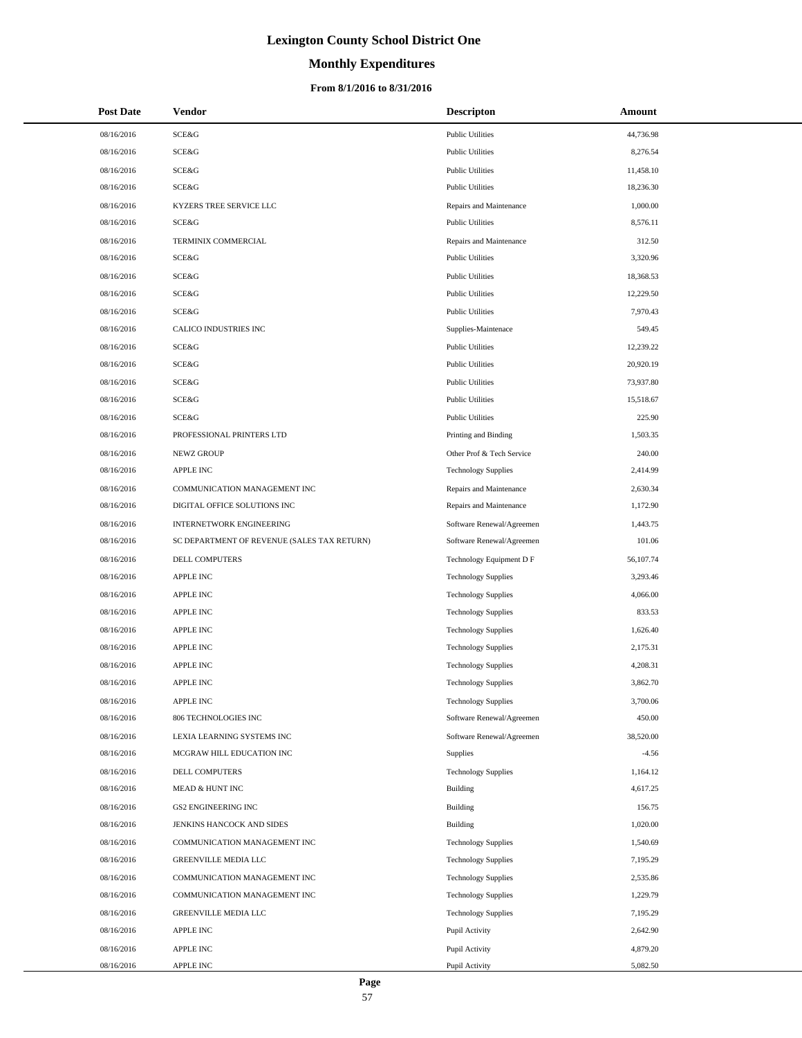# Lexington County School District One

## Monthly Expenditures

### From 8/1/2016 to 8/31/2016

| Post Date | Vendor | Descripton | Amount |
|---|---|---|---|
| 08/16/2016 | SCE&G | Public Utilities | 44,736.98 |
| 08/16/2016 | SCE&G | Public Utilities | 8,276.54 |
| 08/16/2016 | SCE&G | Public Utilities | 11,458.10 |
| 08/16/2016 | SCE&G | Public Utilities | 18,236.30 |
| 08/16/2016 | KYZERS TREE SERVICE LLC | Repairs and Maintenance | 1,000.00 |
| 08/16/2016 | SCE&G | Public Utilities | 8,576.11 |
| 08/16/2016 | TERMINIX COMMERCIAL | Repairs and Maintenance | 312.50 |
| 08/16/2016 | SCE&G | Public Utilities | 3,320.96 |
| 08/16/2016 | SCE&G | Public Utilities | 18,368.53 |
| 08/16/2016 | SCE&G | Public Utilities | 12,229.50 |
| 08/16/2016 | SCE&G | Public Utilities | 7,970.43 |
| 08/16/2016 | CALICO INDUSTRIES INC | Supplies-Maintenace | 549.45 |
| 08/16/2016 | SCE&G | Public Utilities | 12,239.22 |
| 08/16/2016 | SCE&G | Public Utilities | 20,920.19 |
| 08/16/2016 | SCE&G | Public Utilities | 73,937.80 |
| 08/16/2016 | SCE&G | Public Utilities | 15,518.67 |
| 08/16/2016 | SCE&G | Public Utilities | 225.90 |
| 08/16/2016 | PROFESSIONAL PRINTERS LTD | Printing and Binding | 1,503.35 |
| 08/16/2016 | NEWZ GROUP | Other Prof & Tech Service | 240.00 |
| 08/16/2016 | APPLE INC | Technology Supplies | 2,414.99 |
| 08/16/2016 | COMMUNICATION MANAGEMENT INC | Repairs and Maintenance | 2,630.34 |
| 08/16/2016 | DIGITAL OFFICE SOLUTIONS INC | Repairs and Maintenance | 1,172.90 |
| 08/16/2016 | INTERNETWORK ENGINEERING | Software Renewal/Agreemen | 1,443.75 |
| 08/16/2016 | SC DEPARTMENT OF REVENUE (SALES TAX RETURN) | Software Renewal/Agreemen | 101.06 |
| 08/16/2016 | DELL COMPUTERS | Technology Equipment D F | 56,107.74 |
| 08/16/2016 | APPLE INC | Technology Supplies | 3,293.46 |
| 08/16/2016 | APPLE INC | Technology Supplies | 4,066.00 |
| 08/16/2016 | APPLE INC | Technology Supplies | 833.53 |
| 08/16/2016 | APPLE INC | Technology Supplies | 1,626.40 |
| 08/16/2016 | APPLE INC | Technology Supplies | 2,175.31 |
| 08/16/2016 | APPLE INC | Technology Supplies | 4,208.31 |
| 08/16/2016 | APPLE INC | Technology Supplies | 3,862.70 |
| 08/16/2016 | APPLE INC | Technology Supplies | 3,700.06 |
| 08/16/2016 | 806 TECHNOLOGIES INC | Software Renewal/Agreemen | 450.00 |
| 08/16/2016 | LEXIA LEARNING SYSTEMS INC | Software Renewal/Agreemen | 38,520.00 |
| 08/16/2016 | MCGRAW HILL EDUCATION INC | Supplies | -4.56 |
| 08/16/2016 | DELL COMPUTERS | Technology Supplies | 1,164.12 |
| 08/16/2016 | MEAD & HUNT INC | Building | 4,617.25 |
| 08/16/2016 | GS2 ENGINEERING INC | Building | 156.75 |
| 08/16/2016 | JENKINS HANCOCK AND SIDES | Building | 1,020.00 |
| 08/16/2016 | COMMUNICATION MANAGEMENT INC | Technology Supplies | 1,540.69 |
| 08/16/2016 | GREENVILLE MEDIA LLC | Technology Supplies | 7,195.29 |
| 08/16/2016 | COMMUNICATION MANAGEMENT INC | Technology Supplies | 2,535.86 |
| 08/16/2016 | COMMUNICATION MANAGEMENT INC | Technology Supplies | 1,229.79 |
| 08/16/2016 | GREENVILLE MEDIA LLC | Technology Supplies | 7,195.29 |
| 08/16/2016 | APPLE INC | Pupil Activity | 2,642.90 |
| 08/16/2016 | APPLE INC | Pupil Activity | 4,879.20 |
| 08/16/2016 | APPLE INC | Pupil Activity | 5,082.50 |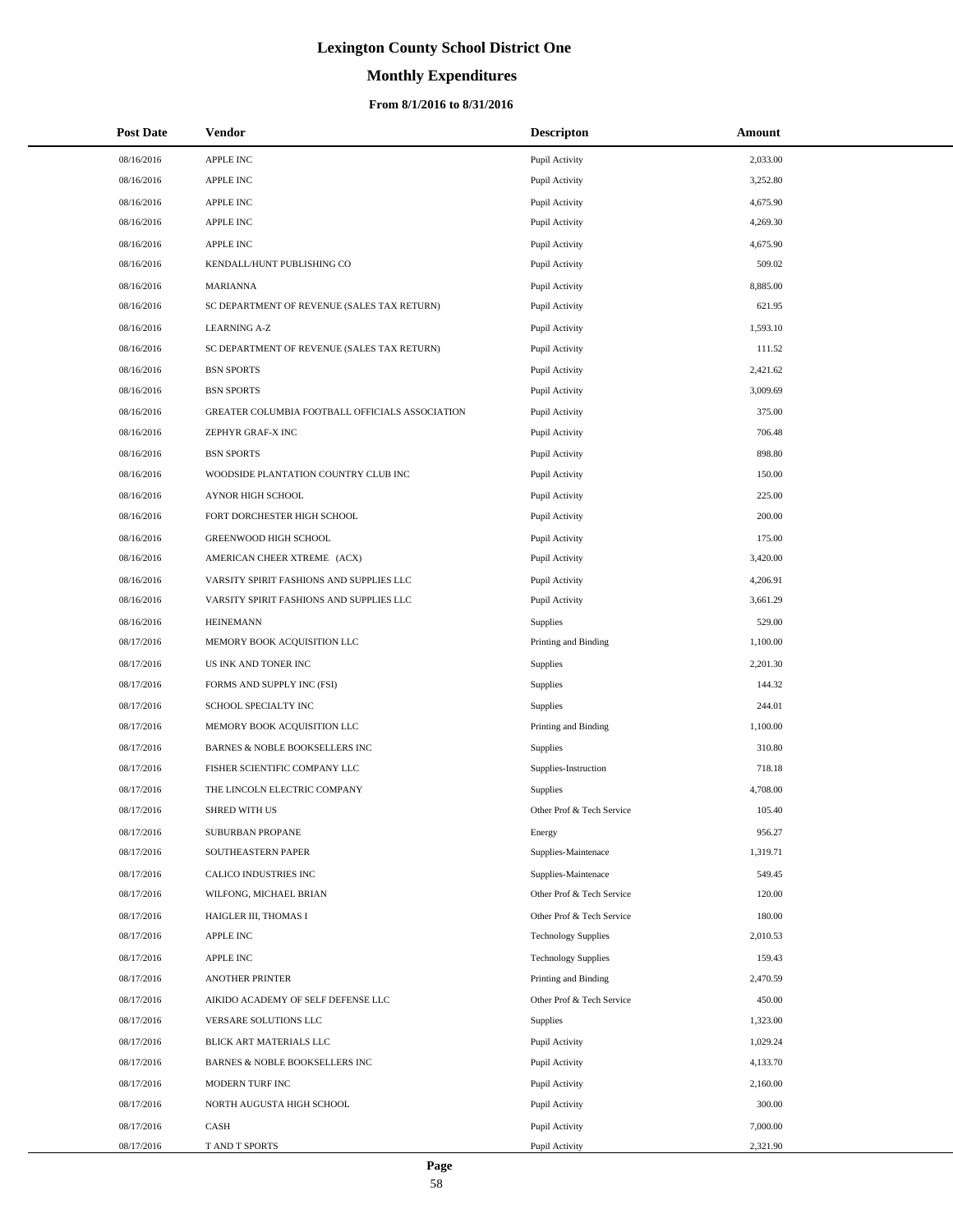# Lexington County School District One

## Monthly Expenditures

### From 8/1/2016 to 8/31/2016

| Post Date | Vendor | Descripton | Amount |
|---|---|---|---|
| 08/16/2016 | APPLE INC | Pupil Activity | 2,033.00 |
| 08/16/2016 | APPLE INC | Pupil Activity | 3,252.80 |
| 08/16/2016 | APPLE INC | Pupil Activity | 4,675.90 |
| 08/16/2016 | APPLE INC | Pupil Activity | 4,269.30 |
| 08/16/2016 | APPLE INC | Pupil Activity | 4,675.90 |
| 08/16/2016 | KENDALL/HUNT PUBLISHING CO | Pupil Activity | 509.02 |
| 08/16/2016 | MARIANNA | Pupil Activity | 8,885.00 |
| 08/16/2016 | SC DEPARTMENT OF REVENUE (SALES TAX RETURN) | Pupil Activity | 621.95 |
| 08/16/2016 | LEARNING A-Z | Pupil Activity | 1,593.10 |
| 08/16/2016 | SC DEPARTMENT OF REVENUE (SALES TAX RETURN) | Pupil Activity | 111.52 |
| 08/16/2016 | BSN SPORTS | Pupil Activity | 2,421.62 |
| 08/16/2016 | BSN SPORTS | Pupil Activity | 3,009.69 |
| 08/16/2016 | GREATER COLUMBIA FOOTBALL OFFICIALS ASSOCIATION | Pupil Activity | 375.00 |
| 08/16/2016 | ZEPHYR GRAF-X INC | Pupil Activity | 706.48 |
| 08/16/2016 | BSN SPORTS | Pupil Activity | 898.80 |
| 08/16/2016 | WOODSIDE PLANTATION COUNTRY CLUB INC | Pupil Activity | 150.00 |
| 08/16/2016 | AYNOR HIGH SCHOOL | Pupil Activity | 225.00 |
| 08/16/2016 | FORT DORCHESTER HIGH SCHOOL | Pupil Activity | 200.00 |
| 08/16/2016 | GREENWOOD HIGH SCHOOL | Pupil Activity | 175.00 |
| 08/16/2016 | AMERICAN CHEER XTREME (ACX) | Pupil Activity | 3,420.00 |
| 08/16/2016 | VARSITY SPIRIT FASHIONS AND SUPPLIES LLC | Pupil Activity | 4,206.91 |
| 08/16/2016 | VARSITY SPIRIT FASHIONS AND SUPPLIES LLC | Pupil Activity | 3,661.29 |
| 08/16/2016 | HEINEMANN | Supplies | 529.00 |
| 08/17/2016 | MEMORY BOOK ACQUISITION LLC | Printing and Binding | 1,100.00 |
| 08/17/2016 | US INK AND TONER INC | Supplies | 2,201.30 |
| 08/17/2016 | FORMS AND SUPPLY INC (FSI) | Supplies | 144.32 |
| 08/17/2016 | SCHOOL SPECIALTY INC | Supplies | 244.01 |
| 08/17/2016 | MEMORY BOOK ACQUISITION LLC | Printing and Binding | 1,100.00 |
| 08/17/2016 | BARNES & NOBLE BOOKSELLERS INC | Supplies | 310.80 |
| 08/17/2016 | FISHER SCIENTIFIC COMPANY LLC | Supplies-Instruction | 718.18 |
| 08/17/2016 | THE LINCOLN ELECTRIC COMPANY | Supplies | 4,708.00 |
| 08/17/2016 | SHRED WITH US | Other Prof & Tech Service | 105.40 |
| 08/17/2016 | SUBURBAN PROPANE | Energy | 956.27 |
| 08/17/2016 | SOUTHEASTERN PAPER | Supplies-Maintenace | 1,319.71 |
| 08/17/2016 | CALICO INDUSTRIES INC | Supplies-Maintenace | 549.45 |
| 08/17/2016 | WILFONG, MICHAEL BRIAN | Other Prof & Tech Service | 120.00 |
| 08/17/2016 | HAIGLER III, THOMAS I | Other Prof & Tech Service | 180.00 |
| 08/17/2016 | APPLE INC | Technology Supplies | 2,010.53 |
| 08/17/2016 | APPLE INC | Technology Supplies | 159.43 |
| 08/17/2016 | ANOTHER PRINTER | Printing and Binding | 2,470.59 |
| 08/17/2016 | AIKIDO ACADEMY OF SELF DEFENSE LLC | Other Prof & Tech Service | 450.00 |
| 08/17/2016 | VERSARE SOLUTIONS LLC | Supplies | 1,323.00 |
| 08/17/2016 | BLICK ART MATERIALS LLC | Pupil Activity | 1,029.24 |
| 08/17/2016 | BARNES & NOBLE BOOKSELLERS INC | Pupil Activity | 4,133.70 |
| 08/17/2016 | MODERN TURF INC | Pupil Activity | 2,160.00 |
| 08/17/2016 | NORTH AUGUSTA HIGH SCHOOL | Pupil Activity | 300.00 |
| 08/17/2016 | CASH | Pupil Activity | 7,000.00 |
| 08/17/2016 | T AND T SPORTS | Pupil Activity | 2,321.90 |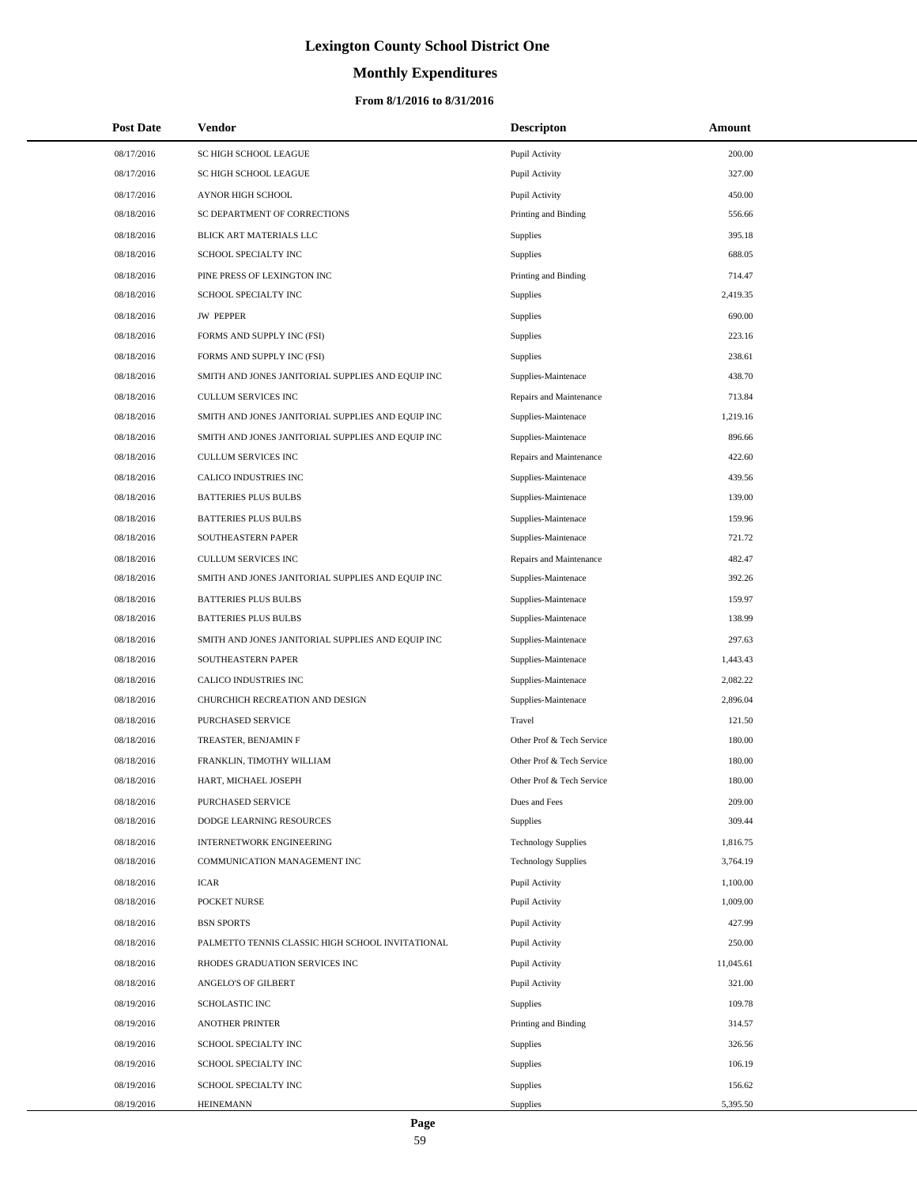# Lexington County School District One

## Monthly Expenditures

### From 8/1/2016 to 8/31/2016

| Post Date | Vendor | Descripton | Amount |
|---|---|---|---|
| 08/17/2016 | SC HIGH SCHOOL LEAGUE | Pupil Activity | 200.00 |
| 08/17/2016 | SC HIGH SCHOOL LEAGUE | Pupil Activity | 327.00 |
| 08/17/2016 | AYNOR HIGH SCHOOL | Pupil Activity | 450.00 |
| 08/18/2016 | SC DEPARTMENT OF CORRECTIONS | Printing and Binding | 556.66 |
| 08/18/2016 | BLICK ART MATERIALS LLC | Supplies | 395.18 |
| 08/18/2016 | SCHOOL SPECIALTY INC | Supplies | 688.05 |
| 08/18/2016 | PINE PRESS OF LEXINGTON INC | Printing and Binding | 714.47 |
| 08/18/2016 | SCHOOL SPECIALTY INC | Supplies | 2,419.35 |
| 08/18/2016 | JW PEPPER | Supplies | 690.00 |
| 08/18/2016 | FORMS AND SUPPLY INC (FSI) | Supplies | 223.16 |
| 08/18/2016 | FORMS AND SUPPLY INC (FSI) | Supplies | 238.61 |
| 08/18/2016 | SMITH AND JONES JANITORIAL SUPPLIES AND EQUIP INC | Supplies-Maintenace | 438.70 |
| 08/18/2016 | CULLUM SERVICES INC | Repairs and Maintenance | 713.84 |
| 08/18/2016 | SMITH AND JONES JANITORIAL SUPPLIES AND EQUIP INC | Supplies-Maintenace | 1,219.16 |
| 08/18/2016 | SMITH AND JONES JANITORIAL SUPPLIES AND EQUIP INC | Supplies-Maintenace | 896.66 |
| 08/18/2016 | CULLUM SERVICES INC | Repairs and Maintenance | 422.60 |
| 08/18/2016 | CALICO INDUSTRIES INC | Supplies-Maintenace | 439.56 |
| 08/18/2016 | BATTERIES PLUS BULBS | Supplies-Maintenace | 139.00 |
| 08/18/2016 | BATTERIES PLUS BULBS | Supplies-Maintenace | 159.96 |
| 08/18/2016 | SOUTHEASTERN PAPER | Supplies-Maintenace | 721.72 |
| 08/18/2016 | CULLUM SERVICES INC | Repairs and Maintenance | 482.47 |
| 08/18/2016 | SMITH AND JONES JANITORIAL SUPPLIES AND EQUIP INC | Supplies-Maintenace | 392.26 |
| 08/18/2016 | BATTERIES PLUS BULBS | Supplies-Maintenace | 159.97 |
| 08/18/2016 | BATTERIES PLUS BULBS | Supplies-Maintenace | 138.99 |
| 08/18/2016 | SMITH AND JONES JANITORIAL SUPPLIES AND EQUIP INC | Supplies-Maintenace | 297.63 |
| 08/18/2016 | SOUTHEASTERN PAPER | Supplies-Maintenace | 1,443.43 |
| 08/18/2016 | CALICO INDUSTRIES INC | Supplies-Maintenace | 2,082.22 |
| 08/18/2016 | CHURCHICH RECREATION AND DESIGN | Supplies-Maintenace | 2,896.04 |
| 08/18/2016 | PURCHASED SERVICE | Travel | 121.50 |
| 08/18/2016 | TREASTER, BENJAMIN F | Other Prof & Tech Service | 180.00 |
| 08/18/2016 | FRANKLIN, TIMOTHY WILLIAM | Other Prof & Tech Service | 180.00 |
| 08/18/2016 | HART, MICHAEL JOSEPH | Other Prof & Tech Service | 180.00 |
| 08/18/2016 | PURCHASED SERVICE | Dues and Fees | 209.00 |
| 08/18/2016 | DODGE LEARNING RESOURCES | Supplies | 309.44 |
| 08/18/2016 | INTERNETWORK ENGINEERING | Technology Supplies | 1,816.75 |
| 08/18/2016 | COMMUNICATION MANAGEMENT INC | Technology Supplies | 3,764.19 |
| 08/18/2016 | ICAR | Pupil Activity | 1,100.00 |
| 08/18/2016 | POCKET NURSE | Pupil Activity | 1,009.00 |
| 08/18/2016 | BSN SPORTS | Pupil Activity | 427.99 |
| 08/18/2016 | PALMETTO TENNIS CLASSIC HIGH SCHOOL INVITATIONAL | Pupil Activity | 250.00 |
| 08/18/2016 | RHODES GRADUATION SERVICES INC | Pupil Activity | 11,045.61 |
| 08/18/2016 | ANGELO'S OF GILBERT | Pupil Activity | 321.00 |
| 08/19/2016 | SCHOLASTIC INC | Supplies | 109.78 |
| 08/19/2016 | ANOTHER PRINTER | Printing and Binding | 314.57 |
| 08/19/2016 | SCHOOL SPECIALTY INC | Supplies | 326.56 |
| 08/19/2016 | SCHOOL SPECIALTY INC | Supplies | 106.19 |
| 08/19/2016 | SCHOOL SPECIALTY INC | Supplies | 156.62 |
| 08/19/2016 | HEINEMANN | Supplies | 5,395.50 |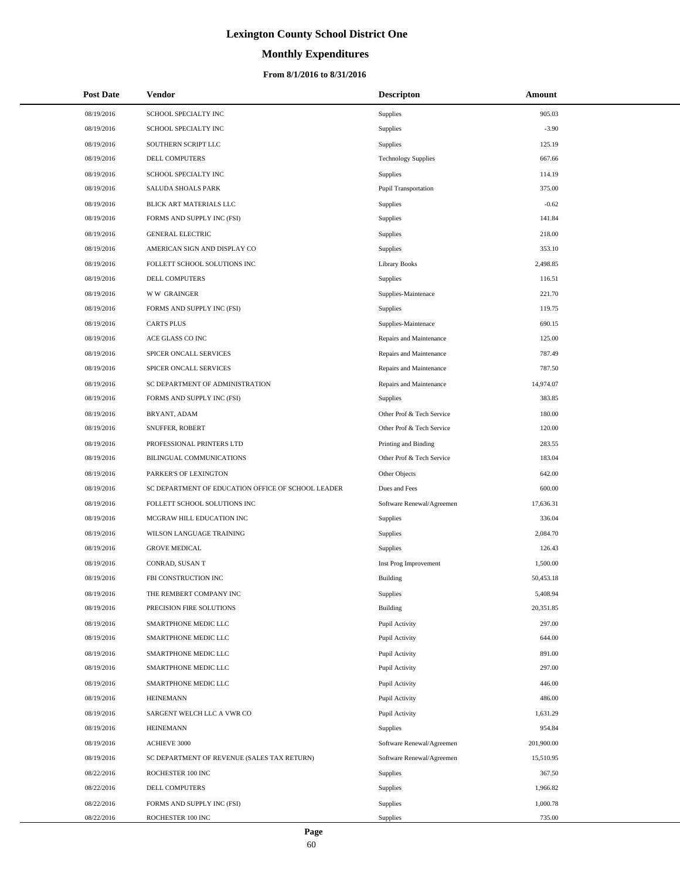# Lexington County School District One

## Monthly Expenditures

### From 8/1/2016 to 8/31/2016

| Post Date | Vendor | Descripton | Amount |
|---|---|---|---|
| 08/19/2016 | SCHOOL SPECIALTY INC | Supplies | 905.03 |
| 08/19/2016 | SCHOOL SPECIALTY INC | Supplies | -3.90 |
| 08/19/2016 | SOUTHERN SCRIPT LLC | Supplies | 125.19 |
| 08/19/2016 | DELL COMPUTERS | Technology Supplies | 667.66 |
| 08/19/2016 | SCHOOL SPECIALTY INC | Supplies | 114.19 |
| 08/19/2016 | SALUDA SHOALS PARK | Pupil Transportation | 375.00 |
| 08/19/2016 | BLICK ART MATERIALS LLC | Supplies | -0.62 |
| 08/19/2016 | FORMS AND SUPPLY INC (FSI) | Supplies | 141.84 |
| 08/19/2016 | GENERAL ELECTRIC | Supplies | 218.00 |
| 08/19/2016 | AMERICAN SIGN AND DISPLAY CO | Supplies | 353.10 |
| 08/19/2016 | FOLLETT SCHOOL SOLUTIONS INC | Library Books | 2,498.85 |
| 08/19/2016 | DELL COMPUTERS | Supplies | 116.51 |
| 08/19/2016 | W W GRAINGER | Supplies-Maintenace | 221.70 |
| 08/19/2016 | FORMS AND SUPPLY INC (FSI) | Supplies | 119.75 |
| 08/19/2016 | CARTS PLUS | Supplies-Maintenace | 690.15 |
| 08/19/2016 | ACE GLASS CO INC | Repairs and Maintenance | 125.00 |
| 08/19/2016 | SPICER ONCALL SERVICES | Repairs and Maintenance | 787.49 |
| 08/19/2016 | SPICER ONCALL SERVICES | Repairs and Maintenance | 787.50 |
| 08/19/2016 | SC DEPARTMENT OF ADMINISTRATION | Repairs and Maintenance | 14,974.07 |
| 08/19/2016 | FORMS AND SUPPLY INC (FSI) | Supplies | 383.85 |
| 08/19/2016 | BRYANT, ADAM | Other Prof & Tech Service | 180.00 |
| 08/19/2016 | SNUFFER, ROBERT | Other Prof & Tech Service | 120.00 |
| 08/19/2016 | PROFESSIONAL PRINTERS LTD | Printing and Binding | 283.55 |
| 08/19/2016 | BILINGUAL COMMUNICATIONS | Other Prof & Tech Service | 183.04 |
| 08/19/2016 | PARKER'S OF LEXINGTON | Other Objects | 642.00 |
| 08/19/2016 | SC DEPARTMENT OF EDUCATION OFFICE OF SCHOOL LEADER | Dues and Fees | 600.00 |
| 08/19/2016 | FOLLETT SCHOOL SOLUTIONS INC | Software Renewal/Agreemen | 17,636.31 |
| 08/19/2016 | MCGRAW HILL EDUCATION INC | Supplies | 336.04 |
| 08/19/2016 | WILSON LANGUAGE TRAINING | Supplies | 2,084.70 |
| 08/19/2016 | GROVE MEDICAL | Supplies | 126.43 |
| 08/19/2016 | CONRAD, SUSAN T | Inst Prog Improvement | 1,500.00 |
| 08/19/2016 | FBI CONSTRUCTION INC | Building | 50,453.18 |
| 08/19/2016 | THE REMBERT COMPANY INC | Supplies | 5,408.94 |
| 08/19/2016 | PRECISION FIRE SOLUTIONS | Building | 20,351.85 |
| 08/19/2016 | SMARTPHONE MEDIC LLC | Pupil Activity | 297.00 |
| 08/19/2016 | SMARTPHONE MEDIC LLC | Pupil Activity | 644.00 |
| 08/19/2016 | SMARTPHONE MEDIC LLC | Pupil Activity | 891.00 |
| 08/19/2016 | SMARTPHONE MEDIC LLC | Pupil Activity | 297.00 |
| 08/19/2016 | SMARTPHONE MEDIC LLC | Pupil Activity | 446.00 |
| 08/19/2016 | HEINEMANN | Pupil Activity | 486.00 |
| 08/19/2016 | SARGENT WELCH LLC A VWR CO | Pupil Activity | 1,631.29 |
| 08/19/2016 | HEINEMANN | Supplies | 954.84 |
| 08/19/2016 | ACHIEVE 3000 | Software Renewal/Agreemen | 201,900.00 |
| 08/19/2016 | SC DEPARTMENT OF REVENUE (SALES TAX RETURN) | Software Renewal/Agreemen | 15,510.95 |
| 08/22/2016 | ROCHESTER 100 INC | Supplies | 367.50 |
| 08/22/2016 | DELL COMPUTERS | Supplies | 1,966.82 |
| 08/22/2016 | FORMS AND SUPPLY INC (FSI) | Supplies | 1,000.78 |
| 08/22/2016 | ROCHESTER 100 INC | Supplies | 735.00 |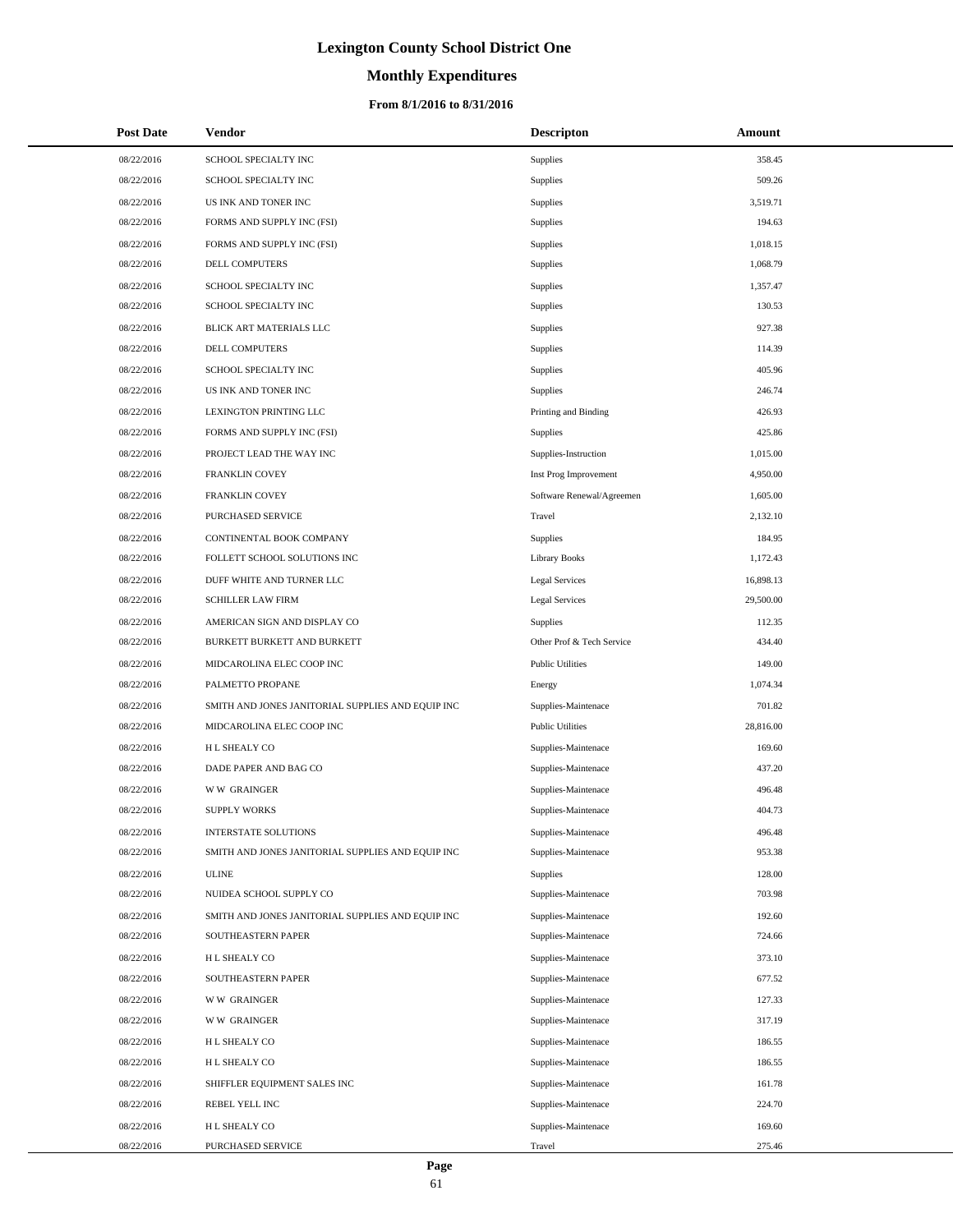# Lexington County School District One

## Monthly Expenditures

### From 8/1/2016 to 8/31/2016

| Post Date | Vendor | Descripton | Amount |
| --- | --- | --- | --- |
| 08/22/2016 | SCHOOL SPECIALTY INC | Supplies | 358.45 |
| 08/22/2016 | SCHOOL SPECIALTY INC | Supplies | 509.26 |
| 08/22/2016 | US INK AND TONER INC | Supplies | 3,519.71 |
| 08/22/2016 | FORMS AND SUPPLY INC (FSI) | Supplies | 194.63 |
| 08/22/2016 | FORMS AND SUPPLY INC (FSI) | Supplies | 1,018.15 |
| 08/22/2016 | DELL COMPUTERS | Supplies | 1,068.79 |
| 08/22/2016 | SCHOOL SPECIALTY INC | Supplies | 1,357.47 |
| 08/22/2016 | SCHOOL SPECIALTY INC | Supplies | 130.53 |
| 08/22/2016 | BLICK ART MATERIALS LLC | Supplies | 927.38 |
| 08/22/2016 | DELL COMPUTERS | Supplies | 114.39 |
| 08/22/2016 | SCHOOL SPECIALTY INC | Supplies | 405.96 |
| 08/22/2016 | US INK AND TONER INC | Supplies | 246.74 |
| 08/22/2016 | LEXINGTON PRINTING LLC | Printing and Binding | 426.93 |
| 08/22/2016 | FORMS AND SUPPLY INC (FSI) | Supplies | 425.86 |
| 08/22/2016 | PROJECT LEAD THE WAY INC | Supplies-Instruction | 1,015.00 |
| 08/22/2016 | FRANKLIN COVEY | Inst Prog Improvement | 4,950.00 |
| 08/22/2016 | FRANKLIN COVEY | Software Renewal/Agreemen | 1,605.00 |
| 08/22/2016 | PURCHASED SERVICE | Travel | 2,132.10 |
| 08/22/2016 | CONTINENTAL BOOK COMPANY | Supplies | 184.95 |
| 08/22/2016 | FOLLETT SCHOOL SOLUTIONS INC | Library Books | 1,172.43 |
| 08/22/2016 | DUFF WHITE AND TURNER LLC | Legal Services | 16,898.13 |
| 08/22/2016 | SCHILLER LAW FIRM | Legal Services | 29,500.00 |
| 08/22/2016 | AMERICAN SIGN AND DISPLAY CO | Supplies | 112.35 |
| 08/22/2016 | BURKETT BURKETT AND BURKETT | Other Prof & Tech Service | 434.40 |
| 08/22/2016 | MIDCAROLINA ELEC COOP INC | Public Utilities | 149.00 |
| 08/22/2016 | PALMETTO PROPANE | Energy | 1,074.34 |
| 08/22/2016 | SMITH AND JONES JANITORIAL SUPPLIES AND EQUIP INC | Supplies-Maintenace | 701.82 |
| 08/22/2016 | MIDCAROLINA ELEC COOP INC | Public Utilities | 28,816.00 |
| 08/22/2016 | H L SHEALY CO | Supplies-Maintenace | 169.60 |
| 08/22/2016 | DADE PAPER AND BAG CO | Supplies-Maintenace | 437.20 |
| 08/22/2016 | W W GRAINGER | Supplies-Maintenace | 496.48 |
| 08/22/2016 | SUPPLY WORKS | Supplies-Maintenace | 404.73 |
| 08/22/2016 | INTERSTATE SOLUTIONS | Supplies-Maintenace | 496.48 |
| 08/22/2016 | SMITH AND JONES JANITORIAL SUPPLIES AND EQUIP INC | Supplies-Maintenace | 953.38 |
| 08/22/2016 | ULINE | Supplies | 128.00 |
| 08/22/2016 | NUIDEA SCHOOL SUPPLY CO | Supplies-Maintenace | 703.98 |
| 08/22/2016 | SMITH AND JONES JANITORIAL SUPPLIES AND EQUIP INC | Supplies-Maintenace | 192.60 |
| 08/22/2016 | SOUTHEASTERN PAPER | Supplies-Maintenace | 724.66 |
| 08/22/2016 | H L SHEALY CO | Supplies-Maintenace | 373.10 |
| 08/22/2016 | SOUTHEASTERN PAPER | Supplies-Maintenace | 677.52 |
| 08/22/2016 | W W GRAINGER | Supplies-Maintenace | 127.33 |
| 08/22/2016 | W W GRAINGER | Supplies-Maintenace | 317.19 |
| 08/22/2016 | H L SHEALY CO | Supplies-Maintenace | 186.55 |
| 08/22/2016 | H L SHEALY CO | Supplies-Maintenace | 186.55 |
| 08/22/2016 | SHIFFLER EQUIPMENT SALES INC | Supplies-Maintenace | 161.78 |
| 08/22/2016 | REBEL YELL INC | Supplies-Maintenace | 224.70 |
| 08/22/2016 | H L SHEALY CO | Supplies-Maintenace | 169.60 |
| 08/22/2016 | PURCHASED SERVICE | Travel | 275.46 |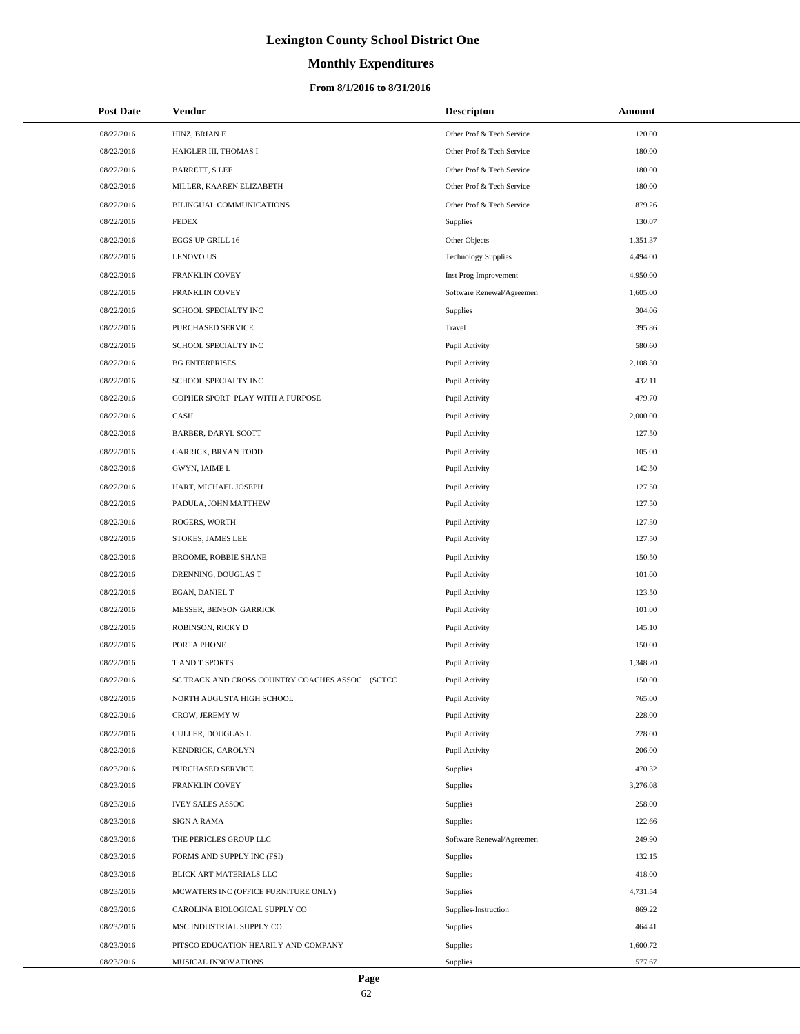# Lexington County School District One

## Monthly Expenditures

### From 8/1/2016 to 8/31/2016

| Post Date | Vendor | Descripton | Amount |
|---|---|---|---|
| 08/22/2016 | HINZ, BRIAN E | Other Prof & Tech Service | 120.00 |
| 08/22/2016 | HAIGLER III, THOMAS I | Other Prof & Tech Service | 180.00 |
| 08/22/2016 | BARRETT, S LEE | Other Prof & Tech Service | 180.00 |
| 08/22/2016 | MILLER, KAAREN ELIZABETH | Other Prof & Tech Service | 180.00 |
| 08/22/2016 | BILINGUAL COMMUNICATIONS | Other Prof & Tech Service | 879.26 |
| 08/22/2016 | FEDEX | Supplies | 130.07 |
| 08/22/2016 | EGGS UP GRILL 16 | Other Objects | 1,351.37 |
| 08/22/2016 | LENOVO US | Technology Supplies | 4,494.00 |
| 08/22/2016 | FRANKLIN COVEY | Inst Prog Improvement | 4,950.00 |
| 08/22/2016 | FRANKLIN COVEY | Software Renewal/Agreemen | 1,605.00 |
| 08/22/2016 | SCHOOL SPECIALTY INC | Supplies | 304.06 |
| 08/22/2016 | PURCHASED SERVICE | Travel | 395.86 |
| 08/22/2016 | SCHOOL SPECIALTY INC | Pupil Activity | 580.60 |
| 08/22/2016 | BG ENTERPRISES | Pupil Activity | 2,108.30 |
| 08/22/2016 | SCHOOL SPECIALTY INC | Pupil Activity | 432.11 |
| 08/22/2016 | GOPHER SPORT PLAY WITH A PURPOSE | Pupil Activity | 479.70 |
| 08/22/2016 | CASH | Pupil Activity | 2,000.00 |
| 08/22/2016 | BARBER, DARYL SCOTT | Pupil Activity | 127.50 |
| 08/22/2016 | GARRICK, BRYAN TODD | Pupil Activity | 105.00 |
| 08/22/2016 | GWYN, JAIME L | Pupil Activity | 142.50 |
| 08/22/2016 | HART, MICHAEL JOSEPH | Pupil Activity | 127.50 |
| 08/22/2016 | PADULA, JOHN MATTHEW | Pupil Activity | 127.50 |
| 08/22/2016 | ROGERS, WORTH | Pupil Activity | 127.50 |
| 08/22/2016 | STOKES, JAMES LEE | Pupil Activity | 127.50 |
| 08/22/2016 | BROOME, ROBBIE SHANE | Pupil Activity | 150.50 |
| 08/22/2016 | DRENNING, DOUGLAS T | Pupil Activity | 101.00 |
| 08/22/2016 | EGAN, DANIEL T | Pupil Activity | 123.50 |
| 08/22/2016 | MESSER, BENSON GARRICK | Pupil Activity | 101.00 |
| 08/22/2016 | ROBINSON, RICKY D | Pupil Activity | 145.10 |
| 08/22/2016 | PORTA PHONE | Pupil Activity | 150.00 |
| 08/22/2016 | T AND T SPORTS | Pupil Activity | 1,348.20 |
| 08/22/2016 | SC TRACK AND CROSS COUNTRY COACHES ASSOC (SCTCC | Pupil Activity | 150.00 |
| 08/22/2016 | NORTH AUGUSTA HIGH SCHOOL | Pupil Activity | 765.00 |
| 08/22/2016 | CROW, JEREMY W | Pupil Activity | 228.00 |
| 08/22/2016 | CULLER, DOUGLAS L | Pupil Activity | 228.00 |
| 08/22/2016 | KENDRICK, CAROLYN | Pupil Activity | 206.00 |
| 08/23/2016 | PURCHASED SERVICE | Supplies | 470.32 |
| 08/23/2016 | FRANKLIN COVEY | Supplies | 3,276.08 |
| 08/23/2016 | IVEY SALES ASSOC | Supplies | 258.00 |
| 08/23/2016 | SIGN A RAMA | Supplies | 122.66 |
| 08/23/2016 | THE PERICLES GROUP LLC | Software Renewal/Agreemen | 249.90 |
| 08/23/2016 | FORMS AND SUPPLY INC (FSI) | Supplies | 132.15 |
| 08/23/2016 | BLICK ART MATERIALS LLC | Supplies | 418.00 |
| 08/23/2016 | MCWATERS INC (OFFICE FURNITURE ONLY) | Supplies | 4,731.54 |
| 08/23/2016 | CAROLINA BIOLOGICAL SUPPLY CO | Supplies-Instruction | 869.22 |
| 08/23/2016 | MSC INDUSTRIAL SUPPLY CO | Supplies | 464.41 |
| 08/23/2016 | PITSCO EDUCATION HEARILY AND COMPANY | Supplies | 1,600.72 |
| 08/23/2016 | MUSICAL INNOVATIONS | Supplies | 577.67 |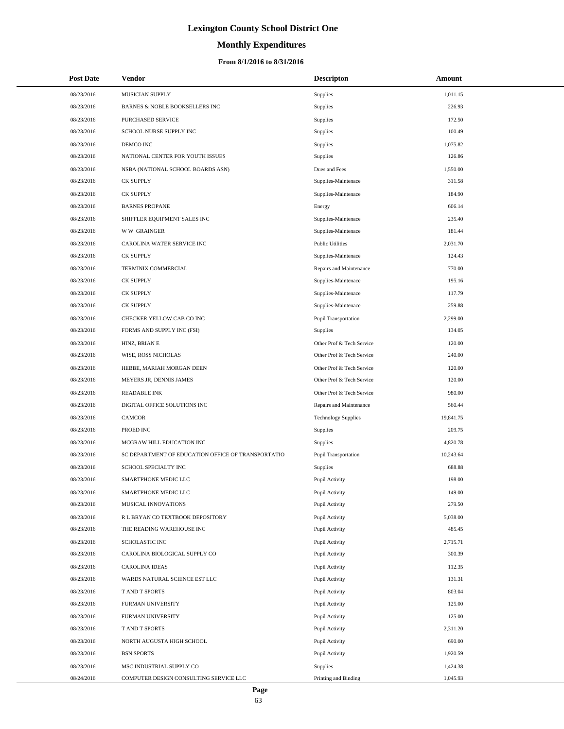# Lexington County School District One

## Monthly Expenditures

### From 8/1/2016 to 8/31/2016

| Post Date | Vendor | Descripton | Amount |
|---|---|---|---|
| 08/23/2016 | MUSICIAN SUPPLY | Supplies | 1,011.15 |
| 08/23/2016 | BARNES & NOBLE BOOKSELLERS INC | Supplies | 226.93 |
| 08/23/2016 | PURCHASED SERVICE | Supplies | 172.50 |
| 08/23/2016 | SCHOOL NURSE SUPPLY INC | Supplies | 100.49 |
| 08/23/2016 | DEMCO INC | Supplies | 1,075.82 |
| 08/23/2016 | NATIONAL CENTER FOR YOUTH ISSUES | Supplies | 126.86 |
| 08/23/2016 | NSBA (NATIONAL SCHOOL BOARDS ASN) | Dues and Fees | 1,550.00 |
| 08/23/2016 | CK SUPPLY | Supplies-Maintenace | 311.58 |
| 08/23/2016 | CK SUPPLY | Supplies-Maintenace | 184.90 |
| 08/23/2016 | BARNES PROPANE | Energy | 606.14 |
| 08/23/2016 | SHIFFLER EQUIPMENT SALES INC | Supplies-Maintenace | 235.40 |
| 08/23/2016 | W W GRAINGER | Supplies-Maintenace | 181.44 |
| 08/23/2016 | CAROLINA WATER SERVICE INC | Public Utilities | 2,031.70 |
| 08/23/2016 | CK SUPPLY | Supplies-Maintenace | 124.43 |
| 08/23/2016 | TERMINIX COMMERCIAL | Repairs and Maintenance | 770.00 |
| 08/23/2016 | CK SUPPLY | Supplies-Maintenace | 195.16 |
| 08/23/2016 | CK SUPPLY | Supplies-Maintenace | 117.79 |
| 08/23/2016 | CK SUPPLY | Supplies-Maintenace | 259.88 |
| 08/23/2016 | CHECKER YELLOW CAB CO INC | Pupil Transportation | 2,299.00 |
| 08/23/2016 | FORMS AND SUPPLY INC (FSI) | Supplies | 134.05 |
| 08/23/2016 | HINZ, BRIAN E | Other Prof & Tech Service | 120.00 |
| 08/23/2016 | WISE, ROSS NICHOLAS | Other Prof & Tech Service | 240.00 |
| 08/23/2016 | HEBBE, MARIAH MORGAN DEEN | Other Prof & Tech Service | 120.00 |
| 08/23/2016 | MEYERS JR, DENNIS JAMES | Other Prof & Tech Service | 120.00 |
| 08/23/2016 | READABLE INK | Other Prof & Tech Service | 980.00 |
| 08/23/2016 | DIGITAL OFFICE SOLUTIONS INC | Repairs and Maintenance | 560.44 |
| 08/23/2016 | CAMCOR | Technology Supplies | 19,841.75 |
| 08/23/2016 | PROED INC | Supplies | 209.75 |
| 08/23/2016 | MCGRAW HILL EDUCATION INC | Supplies | 4,820.78 |
| 08/23/2016 | SC DEPARTMENT OF EDUCATION OFFICE OF TRANSPORTATIO | Pupil Transportation | 10,243.64 |
| 08/23/2016 | SCHOOL SPECIALTY INC | Supplies | 688.88 |
| 08/23/2016 | SMARTPHONE MEDIC LLC | Pupil Activity | 198.00 |
| 08/23/2016 | SMARTPHONE MEDIC LLC | Pupil Activity | 149.00 |
| 08/23/2016 | MUSICAL INNOVATIONS | Pupil Activity | 279.50 |
| 08/23/2016 | R L BRYAN CO TEXTBOOK DEPOSITORY | Pupil Activity | 5,038.00 |
| 08/23/2016 | THE READING WAREHOUSE INC | Pupil Activity | 485.45 |
| 08/23/2016 | SCHOLASTIC INC | Pupil Activity | 2,715.71 |
| 08/23/2016 | CAROLINA BIOLOGICAL SUPPLY CO | Pupil Activity | 300.39 |
| 08/23/2016 | CAROLINA IDEAS | Pupil Activity | 112.35 |
| 08/23/2016 | WARDS NATURAL SCIENCE EST LLC | Pupil Activity | 131.31 |
| 08/23/2016 | T AND T SPORTS | Pupil Activity | 803.04 |
| 08/23/2016 | FURMAN UNIVERSITY | Pupil Activity | 125.00 |
| 08/23/2016 | FURMAN UNIVERSITY | Pupil Activity | 125.00 |
| 08/23/2016 | T AND T SPORTS | Pupil Activity | 2,311.20 |
| 08/23/2016 | NORTH AUGUSTA HIGH SCHOOL | Pupil Activity | 690.00 |
| 08/23/2016 | BSN SPORTS | Pupil Activity | 1,920.59 |
| 08/23/2016 | MSC INDUSTRIAL SUPPLY CO | Supplies | 1,424.38 |
| 08/24/2016 | COMPUTER DESIGN CONSULTING SERVICE LLC | Printing and Binding | 1,045.93 |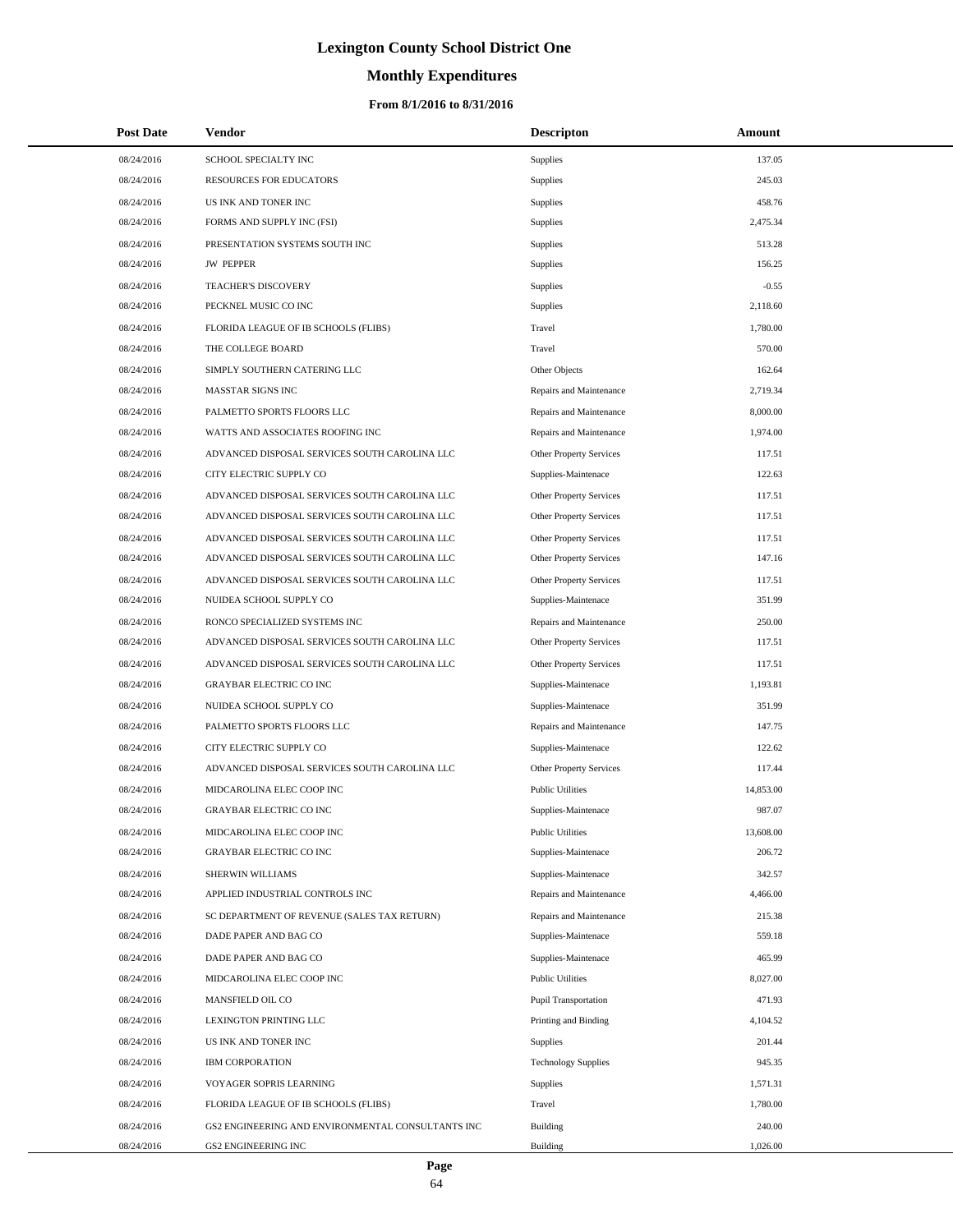# Lexington County School District One

## Monthly Expenditures

### From 8/1/2016 to 8/31/2016

| Post Date | Vendor | Descripton | Amount |
|---|---|---|---|
| 08/24/2016 | SCHOOL SPECIALTY INC | Supplies | 137.05 |
| 08/24/2016 | RESOURCES FOR EDUCATORS | Supplies | 245.03 |
| 08/24/2016 | US INK AND TONER INC | Supplies | 458.76 |
| 08/24/2016 | FORMS AND SUPPLY INC (FSI) | Supplies | 2,475.34 |
| 08/24/2016 | PRESENTATION SYSTEMS SOUTH INC | Supplies | 513.28 |
| 08/24/2016 | JW PEPPER | Supplies | 156.25 |
| 08/24/2016 | TEACHER'S DISCOVERY | Supplies | -0.55 |
| 08/24/2016 | PECKNEL MUSIC CO INC | Supplies | 2,118.60 |
| 08/24/2016 | FLORIDA LEAGUE OF IB SCHOOLS (FLIBS) | Travel | 1,780.00 |
| 08/24/2016 | THE COLLEGE BOARD | Travel | 570.00 |
| 08/24/2016 | SIMPLY SOUTHERN CATERING LLC | Other Objects | 162.64 |
| 08/24/2016 | MASSTAR SIGNS INC | Repairs and Maintenance | 2,719.34 |
| 08/24/2016 | PALMETTO SPORTS FLOORS LLC | Repairs and Maintenance | 8,000.00 |
| 08/24/2016 | WATTS AND ASSOCIATES ROOFING INC | Repairs and Maintenance | 1,974.00 |
| 08/24/2016 | ADVANCED DISPOSAL SERVICES SOUTH CAROLINA LLC | Other Property Services | 117.51 |
| 08/24/2016 | CITY ELECTRIC SUPPLY CO | Supplies-Maintenace | 122.63 |
| 08/24/2016 | ADVANCED DISPOSAL SERVICES SOUTH CAROLINA LLC | Other Property Services | 117.51 |
| 08/24/2016 | ADVANCED DISPOSAL SERVICES SOUTH CAROLINA LLC | Other Property Services | 117.51 |
| 08/24/2016 | ADVANCED DISPOSAL SERVICES SOUTH CAROLINA LLC | Other Property Services | 117.51 |
| 08/24/2016 | ADVANCED DISPOSAL SERVICES SOUTH CAROLINA LLC | Other Property Services | 147.16 |
| 08/24/2016 | ADVANCED DISPOSAL SERVICES SOUTH CAROLINA LLC | Other Property Services | 117.51 |
| 08/24/2016 | NUIDEA SCHOOL SUPPLY CO | Supplies-Maintenace | 351.99 |
| 08/24/2016 | RONCO SPECIALIZED SYSTEMS INC | Repairs and Maintenance | 250.00 |
| 08/24/2016 | ADVANCED DISPOSAL SERVICES SOUTH CAROLINA LLC | Other Property Services | 117.51 |
| 08/24/2016 | ADVANCED DISPOSAL SERVICES SOUTH CAROLINA LLC | Other Property Services | 117.51 |
| 08/24/2016 | GRAYBAR ELECTRIC CO INC | Supplies-Maintenace | 1,193.81 |
| 08/24/2016 | NUIDEA SCHOOL SUPPLY CO | Supplies-Maintenace | 351.99 |
| 08/24/2016 | PALMETTO SPORTS FLOORS LLC | Repairs and Maintenance | 147.75 |
| 08/24/2016 | CITY ELECTRIC SUPPLY CO | Supplies-Maintenace | 122.62 |
| 08/24/2016 | ADVANCED DISPOSAL SERVICES SOUTH CAROLINA LLC | Other Property Services | 117.44 |
| 08/24/2016 | MIDCAROLINA ELEC COOP INC | Public Utilities | 14,853.00 |
| 08/24/2016 | GRAYBAR ELECTRIC CO INC | Supplies-Maintenace | 987.07 |
| 08/24/2016 | MIDCAROLINA ELEC COOP INC | Public Utilities | 13,608.00 |
| 08/24/2016 | GRAYBAR ELECTRIC CO INC | Supplies-Maintenace | 206.72 |
| 08/24/2016 | SHERWIN WILLIAMS | Supplies-Maintenace | 342.57 |
| 08/24/2016 | APPLIED INDUSTRIAL CONTROLS INC | Repairs and Maintenance | 4,466.00 |
| 08/24/2016 | SC DEPARTMENT OF REVENUE (SALES TAX RETURN) | Repairs and Maintenance | 215.38 |
| 08/24/2016 | DADE PAPER AND BAG CO | Supplies-Maintenace | 559.18 |
| 08/24/2016 | DADE PAPER AND BAG CO | Supplies-Maintenace | 465.99 |
| 08/24/2016 | MIDCAROLINA ELEC COOP INC | Public Utilities | 8,027.00 |
| 08/24/2016 | MANSFIELD OIL CO | Pupil Transportation | 471.93 |
| 08/24/2016 | LEXINGTON PRINTING LLC | Printing and Binding | 4,104.52 |
| 08/24/2016 | US INK AND TONER INC | Supplies | 201.44 |
| 08/24/2016 | IBM CORPORATION | Technology Supplies | 945.35 |
| 08/24/2016 | VOYAGER SOPRIS LEARNING | Supplies | 1,571.31 |
| 08/24/2016 | FLORIDA LEAGUE OF IB SCHOOLS (FLIBS) | Travel | 1,780.00 |
| 08/24/2016 | GS2 ENGINEERING AND ENVIRONMENTAL CONSULTANTS INC | Building | 240.00 |
| 08/24/2016 | GS2 ENGINEERING INC | Building | 1,026.00 |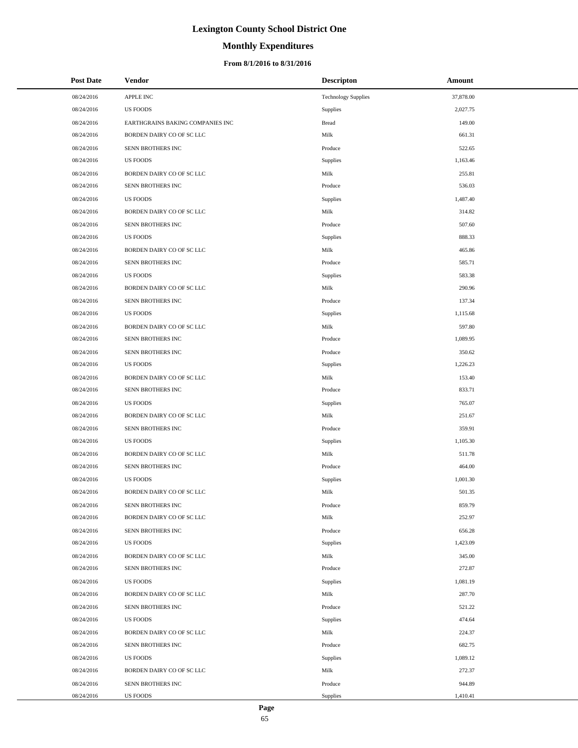# Lexington County School District One

## Monthly Expenditures

### From 8/1/2016 to 8/31/2016

| Post Date | Vendor | Descripton | Amount |
|---|---|---|---|
| 08/24/2016 | APPLE INC | Technology Supplies | 37,878.00 |
| 08/24/2016 | US FOODS | Supplies | 2,027.75 |
| 08/24/2016 | EARTHGRAINS BAKING COMPANIES INC | Bread | 149.00 |
| 08/24/2016 | BORDEN DAIRY CO OF SC LLC | Milk | 661.31 |
| 08/24/2016 | SENN BROTHERS INC | Produce | 522.65 |
| 08/24/2016 | US FOODS | Supplies | 1,163.46 |
| 08/24/2016 | BORDEN DAIRY CO OF SC LLC | Milk | 255.81 |
| 08/24/2016 | SENN BROTHERS INC | Produce | 536.03 |
| 08/24/2016 | US FOODS | Supplies | 1,487.40 |
| 08/24/2016 | BORDEN DAIRY CO OF SC LLC | Milk | 314.82 |
| 08/24/2016 | SENN BROTHERS INC | Produce | 507.60 |
| 08/24/2016 | US FOODS | Supplies | 888.33 |
| 08/24/2016 | BORDEN DAIRY CO OF SC LLC | Milk | 465.86 |
| 08/24/2016 | SENN BROTHERS INC | Produce | 585.71 |
| 08/24/2016 | US FOODS | Supplies | 583.38 |
| 08/24/2016 | BORDEN DAIRY CO OF SC LLC | Milk | 290.96 |
| 08/24/2016 | SENN BROTHERS INC | Produce | 137.34 |
| 08/24/2016 | US FOODS | Supplies | 1,115.68 |
| 08/24/2016 | BORDEN DAIRY CO OF SC LLC | Milk | 597.80 |
| 08/24/2016 | SENN BROTHERS INC | Produce | 1,089.95 |
| 08/24/2016 | SENN BROTHERS INC | Produce | 350.62 |
| 08/24/2016 | US FOODS | Supplies | 1,226.23 |
| 08/24/2016 | BORDEN DAIRY CO OF SC LLC | Milk | 153.40 |
| 08/24/2016 | SENN BROTHERS INC | Produce | 833.71 |
| 08/24/2016 | US FOODS | Supplies | 765.07 |
| 08/24/2016 | BORDEN DAIRY CO OF SC LLC | Milk | 251.67 |
| 08/24/2016 | SENN BROTHERS INC | Produce | 359.91 |
| 08/24/2016 | US FOODS | Supplies | 1,105.30 |
| 08/24/2016 | BORDEN DAIRY CO OF SC LLC | Milk | 511.78 |
| 08/24/2016 | SENN BROTHERS INC | Produce | 464.00 |
| 08/24/2016 | US FOODS | Supplies | 1,001.30 |
| 08/24/2016 | BORDEN DAIRY CO OF SC LLC | Milk | 501.35 |
| 08/24/2016 | SENN BROTHERS INC | Produce | 859.79 |
| 08/24/2016 | BORDEN DAIRY CO OF SC LLC | Milk | 252.97 |
| 08/24/2016 | SENN BROTHERS INC | Produce | 656.28 |
| 08/24/2016 | US FOODS | Supplies | 1,423.09 |
| 08/24/2016 | BORDEN DAIRY CO OF SC LLC | Milk | 345.00 |
| 08/24/2016 | SENN BROTHERS INC | Produce | 272.87 |
| 08/24/2016 | US FOODS | Supplies | 1,081.19 |
| 08/24/2016 | BORDEN DAIRY CO OF SC LLC | Milk | 287.70 |
| 08/24/2016 | SENN BROTHERS INC | Produce | 521.22 |
| 08/24/2016 | US FOODS | Supplies | 474.64 |
| 08/24/2016 | BORDEN DAIRY CO OF SC LLC | Milk | 224.37 |
| 08/24/2016 | SENN BROTHERS INC | Produce | 682.75 |
| 08/24/2016 | US FOODS | Supplies | 1,089.12 |
| 08/24/2016 | BORDEN DAIRY CO OF SC LLC | Milk | 272.37 |
| 08/24/2016 | SENN BROTHERS INC | Produce | 944.89 |
| 08/24/2016 | US FOODS | Supplies | 1,410.41 |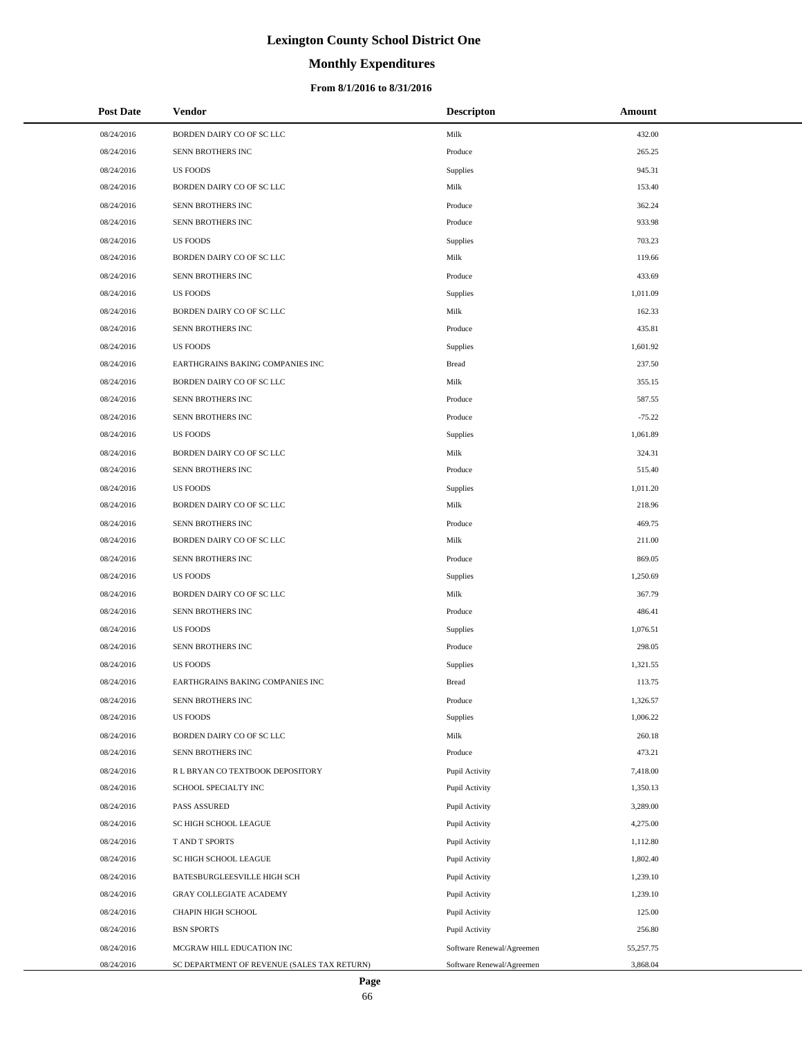# Lexington County School District One

## Monthly Expenditures

### From 8/1/2016 to 8/31/2016

| Post Date | Vendor | Descripton | Amount |
|---|---|---|---|
| 08/24/2016 | BORDEN DAIRY CO OF SC LLC | Milk | 432.00 |
| 08/24/2016 | SENN BROTHERS INC | Produce | 265.25 |
| 08/24/2016 | US FOODS | Supplies | 945.31 |
| 08/24/2016 | BORDEN DAIRY CO OF SC LLC | Milk | 153.40 |
| 08/24/2016 | SENN BROTHERS INC | Produce | 362.24 |
| 08/24/2016 | SENN BROTHERS INC | Produce | 933.98 |
| 08/24/2016 | US FOODS | Supplies | 703.23 |
| 08/24/2016 | BORDEN DAIRY CO OF SC LLC | Milk | 119.66 |
| 08/24/2016 | SENN BROTHERS INC | Produce | 433.69 |
| 08/24/2016 | US FOODS | Supplies | 1,011.09 |
| 08/24/2016 | BORDEN DAIRY CO OF SC LLC | Milk | 162.33 |
| 08/24/2016 | SENN BROTHERS INC | Produce | 435.81 |
| 08/24/2016 | US FOODS | Supplies | 1,601.92 |
| 08/24/2016 | EARTHGRAINS BAKING COMPANIES INC | Bread | 237.50 |
| 08/24/2016 | BORDEN DAIRY CO OF SC LLC | Milk | 355.15 |
| 08/24/2016 | SENN BROTHERS INC | Produce | 587.55 |
| 08/24/2016 | SENN BROTHERS INC | Produce | -75.22 |
| 08/24/2016 | US FOODS | Supplies | 1,061.89 |
| 08/24/2016 | BORDEN DAIRY CO OF SC LLC | Milk | 324.31 |
| 08/24/2016 | SENN BROTHERS INC | Produce | 515.40 |
| 08/24/2016 | US FOODS | Supplies | 1,011.20 |
| 08/24/2016 | BORDEN DAIRY CO OF SC LLC | Milk | 218.96 |
| 08/24/2016 | SENN BROTHERS INC | Produce | 469.75 |
| 08/24/2016 | BORDEN DAIRY CO OF SC LLC | Milk | 211.00 |
| 08/24/2016 | SENN BROTHERS INC | Produce | 869.05 |
| 08/24/2016 | US FOODS | Supplies | 1,250.69 |
| 08/24/2016 | BORDEN DAIRY CO OF SC LLC | Milk | 367.79 |
| 08/24/2016 | SENN BROTHERS INC | Produce | 486.41 |
| 08/24/2016 | US FOODS | Supplies | 1,076.51 |
| 08/24/2016 | SENN BROTHERS INC | Produce | 298.05 |
| 08/24/2016 | US FOODS | Supplies | 1,321.55 |
| 08/24/2016 | EARTHGRAINS BAKING COMPANIES INC | Bread | 113.75 |
| 08/24/2016 | SENN BROTHERS INC | Produce | 1,326.57 |
| 08/24/2016 | US FOODS | Supplies | 1,006.22 |
| 08/24/2016 | BORDEN DAIRY CO OF SC LLC | Milk | 260.18 |
| 08/24/2016 | SENN BROTHERS INC | Produce | 473.21 |
| 08/24/2016 | R L BRYAN CO TEXTBOOK DEPOSITORY | Pupil Activity | 7,418.00 |
| 08/24/2016 | SCHOOL SPECIALTY INC | Pupil Activity | 1,350.13 |
| 08/24/2016 | PASS ASSURED | Pupil Activity | 3,289.00 |
| 08/24/2016 | SC HIGH SCHOOL LEAGUE | Pupil Activity | 4,275.00 |
| 08/24/2016 | T AND T SPORTS | Pupil Activity | 1,112.80 |
| 08/24/2016 | SC HIGH SCHOOL LEAGUE | Pupil Activity | 1,802.40 |
| 08/24/2016 | BATESBURGLEESVILLE HIGH SCH | Pupil Activity | 1,239.10 |
| 08/24/2016 | GRAY COLLEGIATE ACADEMY | Pupil Activity | 1,239.10 |
| 08/24/2016 | CHAPIN HIGH SCHOOL | Pupil Activity | 125.00 |
| 08/24/2016 | BSN SPORTS | Pupil Activity | 256.80 |
| 08/24/2016 | MCGRAW HILL EDUCATION INC | Software Renewal/Agreemen | 55,257.75 |
| 08/24/2016 | SC DEPARTMENT OF REVENUE (SALES TAX RETURN) | Software Renewal/Agreemen | 3,868.04 |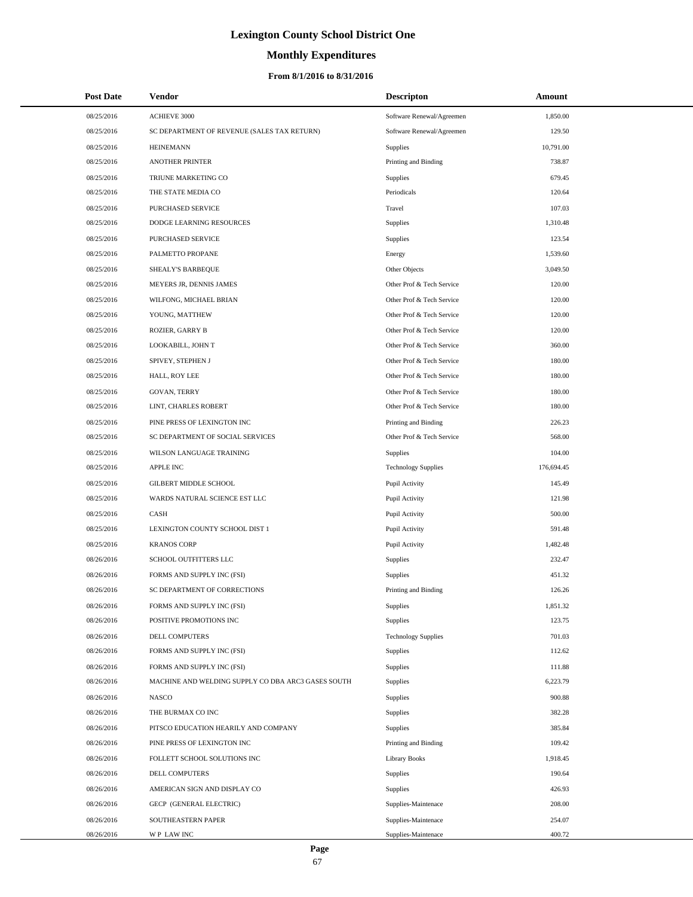# Lexington County School District One

## Monthly Expenditures

### From 8/1/2016 to 8/31/2016

| Post Date | Vendor | Descripton | Amount |
|---|---|---|---|
| 08/25/2016 | ACHIEVE 3000 | Software Renewal/Agreemen | 1,850.00 |
| 08/25/2016 | SC DEPARTMENT OF REVENUE (SALES TAX RETURN) | Software Renewal/Agreemen | 129.50 |
| 08/25/2016 | HEINEMANN | Supplies | 10,791.00 |
| 08/25/2016 | ANOTHER PRINTER | Printing and Binding | 738.87 |
| 08/25/2016 | TRIUNE MARKETING CO | Supplies | 679.45 |
| 08/25/2016 | THE STATE MEDIA CO | Periodicals | 120.64 |
| 08/25/2016 | PURCHASED SERVICE | Travel | 107.03 |
| 08/25/2016 | DODGE LEARNING RESOURCES | Supplies | 1,310.48 |
| 08/25/2016 | PURCHASED SERVICE | Supplies | 123.54 |
| 08/25/2016 | PALMETTO PROPANE | Energy | 1,539.60 |
| 08/25/2016 | SHEALY'S BARBEQUE | Other Objects | 3,049.50 |
| 08/25/2016 | MEYERS JR, DENNIS JAMES | Other Prof & Tech Service | 120.00 |
| 08/25/2016 | WILFONG, MICHAEL BRIAN | Other Prof & Tech Service | 120.00 |
| 08/25/2016 | YOUNG, MATTHEW | Other Prof & Tech Service | 120.00 |
| 08/25/2016 | ROZIER, GARRY B | Other Prof & Tech Service | 120.00 |
| 08/25/2016 | LOOKABILL, JOHN T | Other Prof & Tech Service | 360.00 |
| 08/25/2016 | SPIVEY, STEPHEN J | Other Prof & Tech Service | 180.00 |
| 08/25/2016 | HALL, ROY LEE | Other Prof & Tech Service | 180.00 |
| 08/25/2016 | GOVAN, TERRY | Other Prof & Tech Service | 180.00 |
| 08/25/2016 | LINT, CHARLES ROBERT | Other Prof & Tech Service | 180.00 |
| 08/25/2016 | PINE PRESS OF LEXINGTON INC | Printing and Binding | 226.23 |
| 08/25/2016 | SC DEPARTMENT OF SOCIAL SERVICES | Other Prof & Tech Service | 568.00 |
| 08/25/2016 | WILSON LANGUAGE TRAINING | Supplies | 104.00 |
| 08/25/2016 | APPLE INC | Technology Supplies | 176,694.45 |
| 08/25/2016 | GILBERT MIDDLE SCHOOL | Pupil Activity | 145.49 |
| 08/25/2016 | WARDS NATURAL SCIENCE EST LLC | Pupil Activity | 121.98 |
| 08/25/2016 | CASH | Pupil Activity | 500.00 |
| 08/25/2016 | LEXINGTON COUNTY SCHOOL DIST 1 | Pupil Activity | 591.48 |
| 08/25/2016 | KRANOS CORP | Pupil Activity | 1,482.48 |
| 08/26/2016 | SCHOOL OUTFITTERS LLC | Supplies | 232.47 |
| 08/26/2016 | FORMS AND SUPPLY INC (FSI) | Supplies | 451.32 |
| 08/26/2016 | SC DEPARTMENT OF CORRECTIONS | Printing and Binding | 126.26 |
| 08/26/2016 | FORMS AND SUPPLY INC (FSI) | Supplies | 1,851.32 |
| 08/26/2016 | POSITIVE PROMOTIONS INC | Supplies | 123.75 |
| 08/26/2016 | DELL COMPUTERS | Technology Supplies | 701.03 |
| 08/26/2016 | FORMS AND SUPPLY INC (FSI) | Supplies | 112.62 |
| 08/26/2016 | FORMS AND SUPPLY INC (FSI) | Supplies | 111.88 |
| 08/26/2016 | MACHINE AND WELDING SUPPLY CO DBA ARC3 GASES SOUTH | Supplies | 6,223.79 |
| 08/26/2016 | NASCO | Supplies | 900.88 |
| 08/26/2016 | THE BURMAX CO INC | Supplies | 382.28 |
| 08/26/2016 | PITSCO EDUCATION HEARILY AND COMPANY | Supplies | 385.84 |
| 08/26/2016 | PINE PRESS OF LEXINGTON INC | Printing and Binding | 109.42 |
| 08/26/2016 | FOLLETT SCHOOL SOLUTIONS INC | Library Books | 1,918.45 |
| 08/26/2016 | DELL COMPUTERS | Supplies | 190.64 |
| 08/26/2016 | AMERICAN SIGN AND DISPLAY CO | Supplies | 426.93 |
| 08/26/2016 | GECP (GENERAL ELECTRIC) | Supplies-Maintenace | 208.00 |
| 08/26/2016 | SOUTHEASTERN PAPER | Supplies-Maintenace | 254.07 |
| 08/26/2016 | W P LAW INC | Supplies-Maintenace | 400.72 |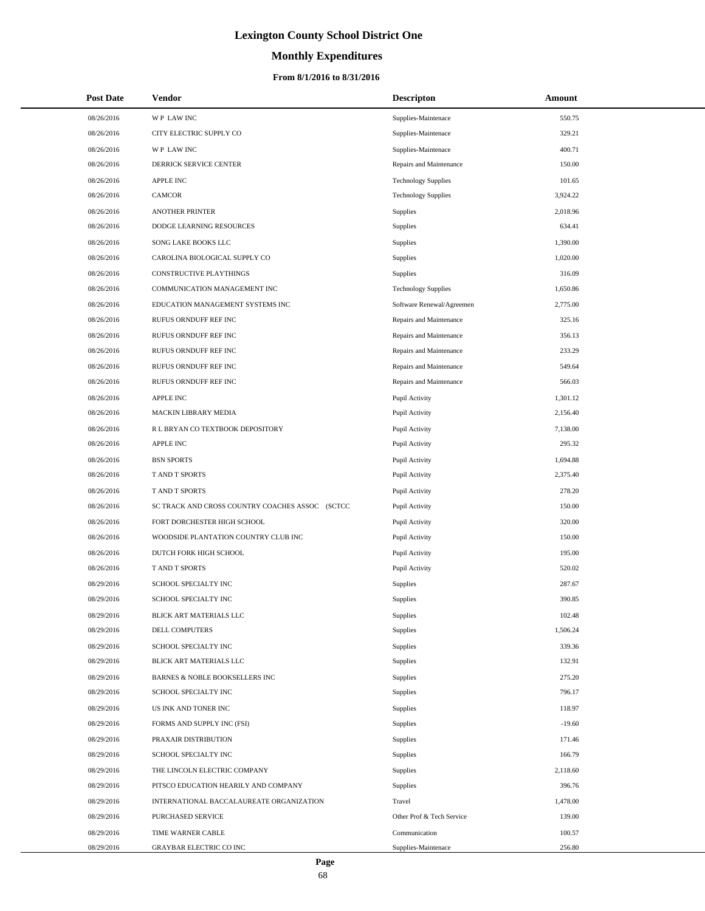# Lexington County School District One

## Monthly Expenditures

### From 8/1/2016 to 8/31/2016

| Post Date | Vendor | Descripton | Amount |
|---|---|---|---|
| 08/26/2016 | W P LAW INC | Supplies-Maintenace | 550.75 |
| 08/26/2016 | CITY ELECTRIC SUPPLY CO | Supplies-Maintenace | 329.21 |
| 08/26/2016 | W P LAW INC | Supplies-Maintenace | 400.71 |
| 08/26/2016 | DERRICK SERVICE CENTER | Repairs and Maintenance | 150.00 |
| 08/26/2016 | APPLE INC | Technology Supplies | 101.65 |
| 08/26/2016 | CAMCOR | Technology Supplies | 3,924.22 |
| 08/26/2016 | ANOTHER PRINTER | Supplies | 2,018.96 |
| 08/26/2016 | DODGE LEARNING RESOURCES | Supplies | 634.41 |
| 08/26/2016 | SONG LAKE BOOKS LLC | Supplies | 1,390.00 |
| 08/26/2016 | CAROLINA BIOLOGICAL SUPPLY CO | Supplies | 1,020.00 |
| 08/26/2016 | CONSTRUCTIVE PLAYTHINGS | Supplies | 316.09 |
| 08/26/2016 | COMMUNICATION MANAGEMENT INC | Technology Supplies | 1,650.86 |
| 08/26/2016 | EDUCATION MANAGEMENT SYSTEMS INC | Software Renewal/Agreemen | 2,775.00 |
| 08/26/2016 | RUFUS ORNDUFF REF INC | Repairs and Maintenance | 325.16 |
| 08/26/2016 | RUFUS ORNDUFF REF INC | Repairs and Maintenance | 356.13 |
| 08/26/2016 | RUFUS ORNDUFF REF INC | Repairs and Maintenance | 233.29 |
| 08/26/2016 | RUFUS ORNDUFF REF INC | Repairs and Maintenance | 549.64 |
| 08/26/2016 | RUFUS ORNDUFF REF INC | Repairs and Maintenance | 566.03 |
| 08/26/2016 | APPLE INC | Pupil Activity | 1,301.12 |
| 08/26/2016 | MACKIN LIBRARY MEDIA | Pupil Activity | 2,156.40 |
| 08/26/2016 | R L BRYAN CO TEXTBOOK DEPOSITORY | Pupil Activity | 7,138.00 |
| 08/26/2016 | APPLE INC | Pupil Activity | 295.32 |
| 08/26/2016 | BSN SPORTS | Pupil Activity | 1,694.88 |
| 08/26/2016 | T AND T SPORTS | Pupil Activity | 2,375.40 |
| 08/26/2016 | T AND T SPORTS | Pupil Activity | 278.20 |
| 08/26/2016 | SC TRACK AND CROSS COUNTRY COACHES ASSOC (SCTCC | Pupil Activity | 150.00 |
| 08/26/2016 | FORT DORCHESTER HIGH SCHOOL | Pupil Activity | 320.00 |
| 08/26/2016 | WOODSIDE PLANTATION COUNTRY CLUB INC | Pupil Activity | 150.00 |
| 08/26/2016 | DUTCH FORK HIGH SCHOOL | Pupil Activity | 195.00 |
| 08/26/2016 | T AND T SPORTS | Pupil Activity | 520.02 |
| 08/29/2016 | SCHOOL SPECIALTY INC | Supplies | 287.67 |
| 08/29/2016 | SCHOOL SPECIALTY INC | Supplies | 390.85 |
| 08/29/2016 | BLICK ART MATERIALS LLC | Supplies | 102.48 |
| 08/29/2016 | DELL COMPUTERS | Supplies | 1,506.24 |
| 08/29/2016 | SCHOOL SPECIALTY INC | Supplies | 339.36 |
| 08/29/2016 | BLICK ART MATERIALS LLC | Supplies | 132.91 |
| 08/29/2016 | BARNES & NOBLE BOOKSELLERS INC | Supplies | 275.20 |
| 08/29/2016 | SCHOOL SPECIALTY INC | Supplies | 796.17 |
| 08/29/2016 | US INK AND TONER INC | Supplies | 118.97 |
| 08/29/2016 | FORMS AND SUPPLY INC (FSI) | Supplies | -19.60 |
| 08/29/2016 | PRAXAIR DISTRIBUTION | Supplies | 171.46 |
| 08/29/2016 | SCHOOL SPECIALTY INC | Supplies | 166.79 |
| 08/29/2016 | THE LINCOLN ELECTRIC COMPANY | Supplies | 2,118.60 |
| 08/29/2016 | PITSCO EDUCATION HEARILY AND COMPANY | Supplies | 396.76 |
| 08/29/2016 | INTERNATIONAL BACCALAUREATE ORGANIZATION | Travel | 1,478.00 |
| 08/29/2016 | PURCHASED SERVICE | Other Prof & Tech Service | 139.00 |
| 08/29/2016 | TIME WARNER CABLE | Communication | 100.57 |
| 08/29/2016 | GRAYBAR ELECTRIC CO INC | Supplies-Maintenace | 256.80 |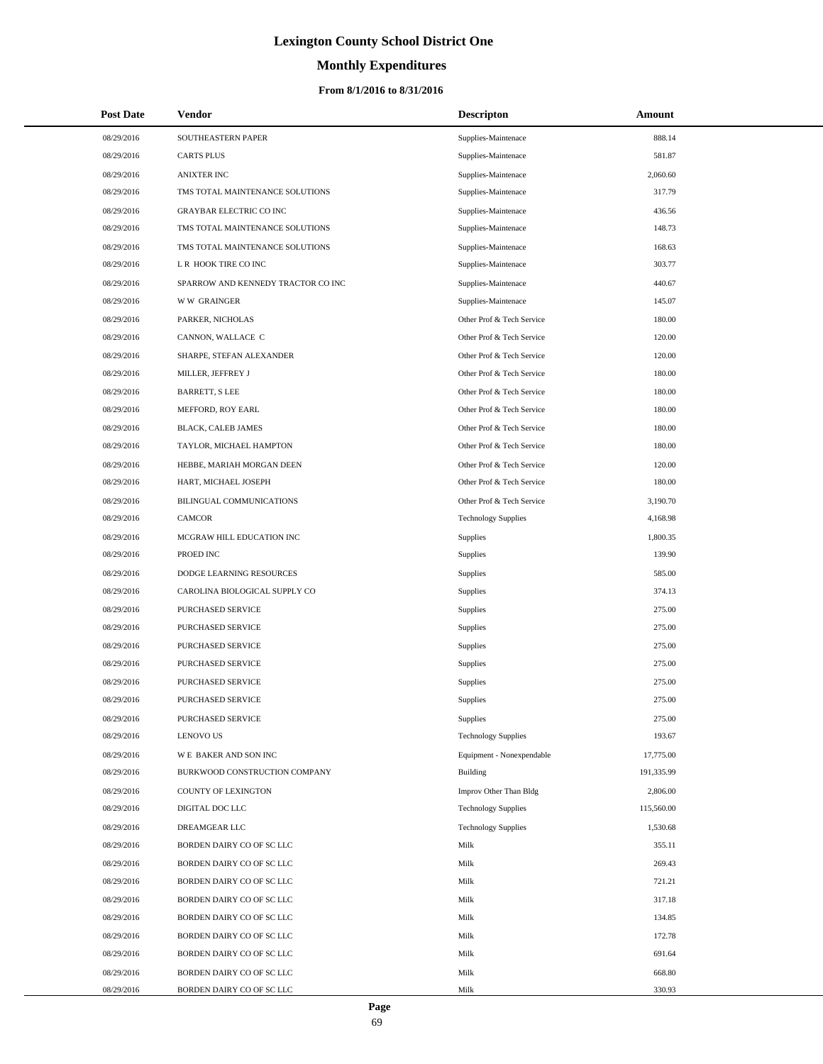# Lexington County School District One

## Monthly Expenditures

### From 8/1/2016 to 8/31/2016

| Post Date | Vendor | Descripton | Amount |
|---|---|---|---|
| 08/29/2016 | SOUTHEASTERN PAPER | Supplies-Maintenace | 888.14 |
| 08/29/2016 | CARTS PLUS | Supplies-Maintenace | 581.87 |
| 08/29/2016 | ANIXTER INC | Supplies-Maintenace | 2,060.60 |
| 08/29/2016 | TMS TOTAL MAINTENANCE SOLUTIONS | Supplies-Maintenace | 317.79 |
| 08/29/2016 | GRAYBAR ELECTRIC CO INC | Supplies-Maintenace | 436.56 |
| 08/29/2016 | TMS TOTAL MAINTENANCE SOLUTIONS | Supplies-Maintenace | 148.73 |
| 08/29/2016 | TMS TOTAL MAINTENANCE SOLUTIONS | Supplies-Maintenace | 168.63 |
| 08/29/2016 | L R HOOK TIRE CO INC | Supplies-Maintenace | 303.77 |
| 08/29/2016 | SPARROW AND KENNEDY TRACTOR CO INC | Supplies-Maintenace | 440.67 |
| 08/29/2016 | W W GRAINGER | Supplies-Maintenace | 145.07 |
| 08/29/2016 | PARKER, NICHOLAS | Other Prof & Tech Service | 180.00 |
| 08/29/2016 | CANNON, WALLACE C | Other Prof & Tech Service | 120.00 |
| 08/29/2016 | SHARPE, STEFAN ALEXANDER | Other Prof & Tech Service | 120.00 |
| 08/29/2016 | MILLER, JEFFREY J | Other Prof & Tech Service | 180.00 |
| 08/29/2016 | BARRETT, S LEE | Other Prof & Tech Service | 180.00 |
| 08/29/2016 | MEFFORD, ROY EARL | Other Prof & Tech Service | 180.00 |
| 08/29/2016 | BLACK, CALEB JAMES | Other Prof & Tech Service | 180.00 |
| 08/29/2016 | TAYLOR, MICHAEL HAMPTON | Other Prof & Tech Service | 180.00 |
| 08/29/2016 | HEBBE, MARIAH MORGAN DEEN | Other Prof & Tech Service | 120.00 |
| 08/29/2016 | HART, MICHAEL JOSEPH | Other Prof & Tech Service | 180.00 |
| 08/29/2016 | BILINGUAL COMMUNICATIONS | Other Prof & Tech Service | 3,190.70 |
| 08/29/2016 | CAMCOR | Technology Supplies | 4,168.98 |
| 08/29/2016 | MCGRAW HILL EDUCATION INC | Supplies | 1,800.35 |
| 08/29/2016 | PROED INC | Supplies | 139.90 |
| 08/29/2016 | DODGE LEARNING RESOURCES | Supplies | 585.00 |
| 08/29/2016 | CAROLINA BIOLOGICAL SUPPLY CO | Supplies | 374.13 |
| 08/29/2016 | PURCHASED SERVICE | Supplies | 275.00 |
| 08/29/2016 | PURCHASED SERVICE | Supplies | 275.00 |
| 08/29/2016 | PURCHASED SERVICE | Supplies | 275.00 |
| 08/29/2016 | PURCHASED SERVICE | Supplies | 275.00 |
| 08/29/2016 | PURCHASED SERVICE | Supplies | 275.00 |
| 08/29/2016 | PURCHASED SERVICE | Supplies | 275.00 |
| 08/29/2016 | PURCHASED SERVICE | Supplies | 275.00 |
| 08/29/2016 | LENOVO US | Technology Supplies | 193.67 |
| 08/29/2016 | W E BAKER AND SON INC | Equipment - Nonexpendable | 17,775.00 |
| 08/29/2016 | BURKWOOD CONSTRUCTION COMPANY | Building | 191,335.99 |
| 08/29/2016 | COUNTY OF LEXINGTON | Improv Other Than Bldg | 2,806.00 |
| 08/29/2016 | DIGITAL DOC LLC | Technology Supplies | 115,560.00 |
| 08/29/2016 | DREAMGEAR LLC | Technology Supplies | 1,530.68 |
| 08/29/2016 | BORDEN DAIRY CO OF SC LLC | Milk | 355.11 |
| 08/29/2016 | BORDEN DAIRY CO OF SC LLC | Milk | 269.43 |
| 08/29/2016 | BORDEN DAIRY CO OF SC LLC | Milk | 721.21 |
| 08/29/2016 | BORDEN DAIRY CO OF SC LLC | Milk | 317.18 |
| 08/29/2016 | BORDEN DAIRY CO OF SC LLC | Milk | 134.85 |
| 08/29/2016 | BORDEN DAIRY CO OF SC LLC | Milk | 172.78 |
| 08/29/2016 | BORDEN DAIRY CO OF SC LLC | Milk | 691.64 |
| 08/29/2016 | BORDEN DAIRY CO OF SC LLC | Milk | 668.80 |
| 08/29/2016 | BORDEN DAIRY CO OF SC LLC | Milk | 330.93 |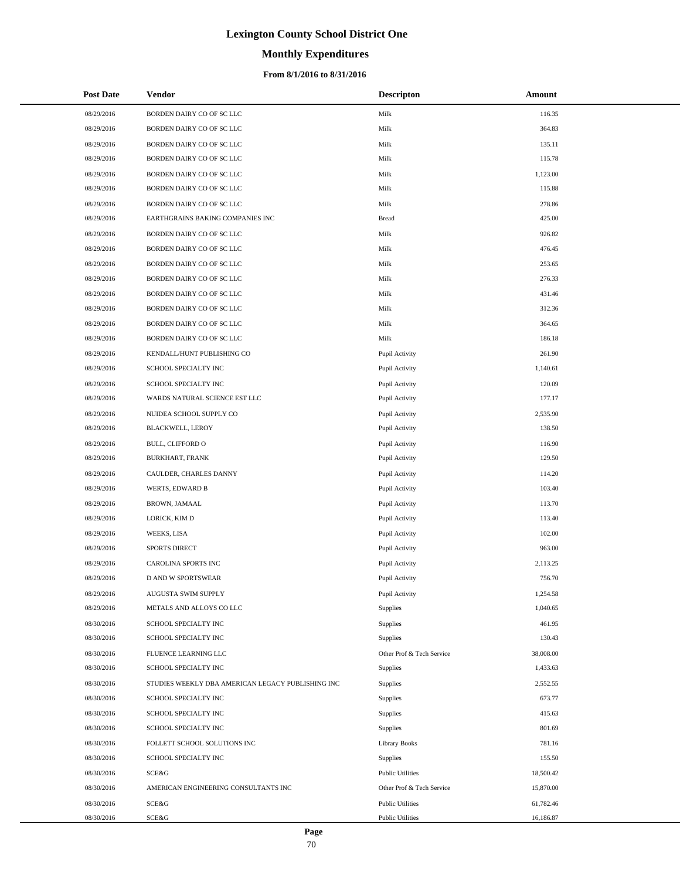# Lexington County School District One

## Monthly Expenditures

### From 8/1/2016 to 8/31/2016

| Post Date | Vendor | Descripton | Amount |
|---|---|---|---|
| 08/29/2016 | BORDEN DAIRY CO OF SC LLC | Milk | 116.35 |
| 08/29/2016 | BORDEN DAIRY CO OF SC LLC | Milk | 364.83 |
| 08/29/2016 | BORDEN DAIRY CO OF SC LLC | Milk | 135.11 |
| 08/29/2016 | BORDEN DAIRY CO OF SC LLC | Milk | 115.78 |
| 08/29/2016 | BORDEN DAIRY CO OF SC LLC | Milk | 1,123.00 |
| 08/29/2016 | BORDEN DAIRY CO OF SC LLC | Milk | 115.88 |
| 08/29/2016 | BORDEN DAIRY CO OF SC LLC | Milk | 278.86 |
| 08/29/2016 | EARTHGRAINS BAKING COMPANIES INC | Bread | 425.00 |
| 08/29/2016 | BORDEN DAIRY CO OF SC LLC | Milk | 926.82 |
| 08/29/2016 | BORDEN DAIRY CO OF SC LLC | Milk | 476.45 |
| 08/29/2016 | BORDEN DAIRY CO OF SC LLC | Milk | 253.65 |
| 08/29/2016 | BORDEN DAIRY CO OF SC LLC | Milk | 276.33 |
| 08/29/2016 | BORDEN DAIRY CO OF SC LLC | Milk | 431.46 |
| 08/29/2016 | BORDEN DAIRY CO OF SC LLC | Milk | 312.36 |
| 08/29/2016 | BORDEN DAIRY CO OF SC LLC | Milk | 364.65 |
| 08/29/2016 | BORDEN DAIRY CO OF SC LLC | Milk | 186.18 |
| 08/29/2016 | KENDALL/HUNT PUBLISHING CO | Pupil Activity | 261.90 |
| 08/29/2016 | SCHOOL SPECIALTY INC | Pupil Activity | 1,140.61 |
| 08/29/2016 | SCHOOL SPECIALTY INC | Pupil Activity | 120.09 |
| 08/29/2016 | WARDS NATURAL SCIENCE EST LLC | Pupil Activity | 177.17 |
| 08/29/2016 | NUIDEA SCHOOL SUPPLY CO | Pupil Activity | 2,535.90 |
| 08/29/2016 | BLACKWELL, LEROY | Pupil Activity | 138.50 |
| 08/29/2016 | BULL, CLIFFORD O | Pupil Activity | 116.90 |
| 08/29/2016 | BURKHART, FRANK | Pupil Activity | 129.50 |
| 08/29/2016 | CAULDER, CHARLES DANNY | Pupil Activity | 114.20 |
| 08/29/2016 | WERTS, EDWARD B | Pupil Activity | 103.40 |
| 08/29/2016 | BROWN, JAMAAL | Pupil Activity | 113.70 |
| 08/29/2016 | LORICK, KIM D | Pupil Activity | 113.40 |
| 08/29/2016 | WEEKS, LISA | Pupil Activity | 102.00 |
| 08/29/2016 | SPORTS DIRECT | Pupil Activity | 963.00 |
| 08/29/2016 | CAROLINA SPORTS INC | Pupil Activity | 2,113.25 |
| 08/29/2016 | D AND W SPORTSWEAR | Pupil Activity | 756.70 |
| 08/29/2016 | AUGUSTA SWIM SUPPLY | Pupil Activity | 1,254.58 |
| 08/29/2016 | METALS AND ALLOYS CO LLC | Supplies | 1,040.65 |
| 08/30/2016 | SCHOOL SPECIALTY INC | Supplies | 461.95 |
| 08/30/2016 | SCHOOL SPECIALTY INC | Supplies | 130.43 |
| 08/30/2016 | FLUENCE LEARNING LLC | Other Prof & Tech Service | 38,008.00 |
| 08/30/2016 | SCHOOL SPECIALTY INC | Supplies | 1,433.63 |
| 08/30/2016 | STUDIES WEEKLY DBA AMERICAN LEGACY PUBLISHING INC | Supplies | 2,552.55 |
| 08/30/2016 | SCHOOL SPECIALTY INC | Supplies | 673.77 |
| 08/30/2016 | SCHOOL SPECIALTY INC | Supplies | 415.63 |
| 08/30/2016 | SCHOOL SPECIALTY INC | Supplies | 801.69 |
| 08/30/2016 | FOLLETT SCHOOL SOLUTIONS INC | Library Books | 781.16 |
| 08/30/2016 | SCHOOL SPECIALTY INC | Supplies | 155.50 |
| 08/30/2016 | SCE&G | Public Utilities | 18,500.42 |
| 08/30/2016 | AMERICAN ENGINEERING CONSULTANTS INC | Other Prof & Tech Service | 15,870.00 |
| 08/30/2016 | SCE&G | Public Utilities | 61,782.46 |
| 08/30/2016 | SCE&G | Public Utilities | 16,186.87 |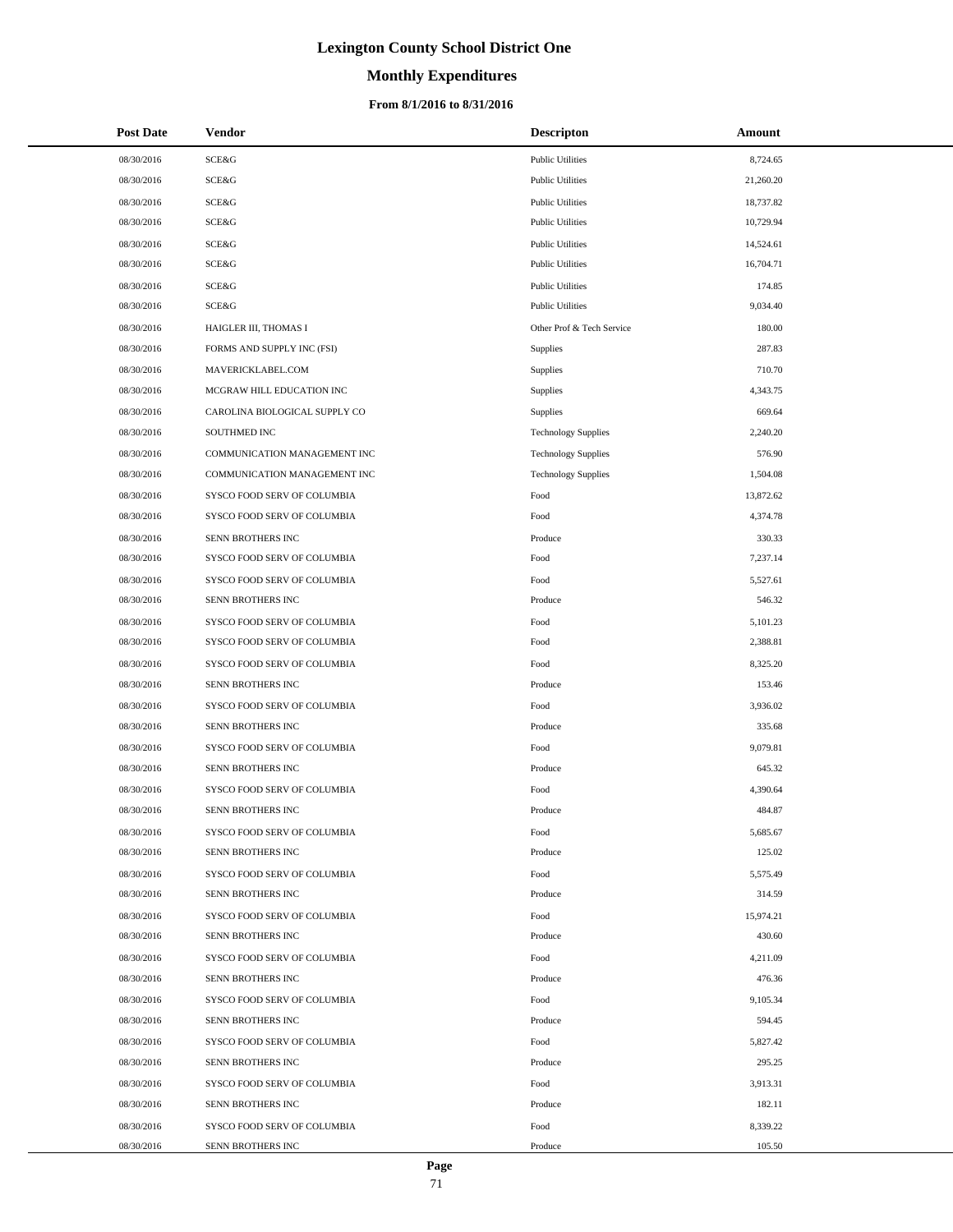# Lexington County School District One

## Monthly Expenditures

### From 8/1/2016 to 8/31/2016

| Post Date | Vendor | Descripton | Amount |
|---|---|---|---|
| 08/30/2016 | SCE&G | Public Utilities | 8,724.65 |
| 08/30/2016 | SCE&G | Public Utilities | 21,260.20 |
| 08/30/2016 | SCE&G | Public Utilities | 18,737.82 |
| 08/30/2016 | SCE&G | Public Utilities | 10,729.94 |
| 08/30/2016 | SCE&G | Public Utilities | 14,524.61 |
| 08/30/2016 | SCE&G | Public Utilities | 16,704.71 |
| 08/30/2016 | SCE&G | Public Utilities | 174.85 |
| 08/30/2016 | SCE&G | Public Utilities | 9,034.40 |
| 08/30/2016 | HAIGLER III, THOMAS I | Other Prof & Tech Service | 180.00 |
| 08/30/2016 | FORMS AND SUPPLY INC (FSI) | Supplies | 287.83 |
| 08/30/2016 | MAVERICKLABEL.COM | Supplies | 710.70 |
| 08/30/2016 | MCGRAW HILL EDUCATION INC | Supplies | 4,343.75 |
| 08/30/2016 | CAROLINA BIOLOGICAL SUPPLY CO | Supplies | 669.64 |
| 08/30/2016 | SOUTHMED INC | Technology Supplies | 2,240.20 |
| 08/30/2016 | COMMUNICATION MANAGEMENT INC | Technology Supplies | 576.90 |
| 08/30/2016 | COMMUNICATION MANAGEMENT INC | Technology Supplies | 1,504.08 |
| 08/30/2016 | SYSCO FOOD SERV OF COLUMBIA | Food | 13,872.62 |
| 08/30/2016 | SYSCO FOOD SERV OF COLUMBIA | Food | 4,374.78 |
| 08/30/2016 | SENN BROTHERS INC | Produce | 330.33 |
| 08/30/2016 | SYSCO FOOD SERV OF COLUMBIA | Food | 7,237.14 |
| 08/30/2016 | SYSCO FOOD SERV OF COLUMBIA | Food | 5,527.61 |
| 08/30/2016 | SENN BROTHERS INC | Produce | 546.32 |
| 08/30/2016 | SYSCO FOOD SERV OF COLUMBIA | Food | 5,101.23 |
| 08/30/2016 | SYSCO FOOD SERV OF COLUMBIA | Food | 2,388.81 |
| 08/30/2016 | SYSCO FOOD SERV OF COLUMBIA | Food | 8,325.20 |
| 08/30/2016 | SENN BROTHERS INC | Produce | 153.46 |
| 08/30/2016 | SYSCO FOOD SERV OF COLUMBIA | Food | 3,936.02 |
| 08/30/2016 | SENN BROTHERS INC | Produce | 335.68 |
| 08/30/2016 | SYSCO FOOD SERV OF COLUMBIA | Food | 9,079.81 |
| 08/30/2016 | SENN BROTHERS INC | Produce | 645.32 |
| 08/30/2016 | SYSCO FOOD SERV OF COLUMBIA | Food | 4,390.64 |
| 08/30/2016 | SENN BROTHERS INC | Produce | 484.87 |
| 08/30/2016 | SYSCO FOOD SERV OF COLUMBIA | Food | 5,685.67 |
| 08/30/2016 | SENN BROTHERS INC | Produce | 125.02 |
| 08/30/2016 | SYSCO FOOD SERV OF COLUMBIA | Food | 5,575.49 |
| 08/30/2016 | SENN BROTHERS INC | Produce | 314.59 |
| 08/30/2016 | SYSCO FOOD SERV OF COLUMBIA | Food | 15,974.21 |
| 08/30/2016 | SENN BROTHERS INC | Produce | 430.60 |
| 08/30/2016 | SYSCO FOOD SERV OF COLUMBIA | Food | 4,211.09 |
| 08/30/2016 | SENN BROTHERS INC | Produce | 476.36 |
| 08/30/2016 | SYSCO FOOD SERV OF COLUMBIA | Food | 9,105.34 |
| 08/30/2016 | SENN BROTHERS INC | Produce | 594.45 |
| 08/30/2016 | SYSCO FOOD SERV OF COLUMBIA | Food | 5,827.42 |
| 08/30/2016 | SENN BROTHERS INC | Produce | 295.25 |
| 08/30/2016 | SYSCO FOOD SERV OF COLUMBIA | Food | 3,913.31 |
| 08/30/2016 | SENN BROTHERS INC | Produce | 182.11 |
| 08/30/2016 | SYSCO FOOD SERV OF COLUMBIA | Food | 8,339.22 |
| 08/30/2016 | SENN BROTHERS INC | Produce | 105.50 |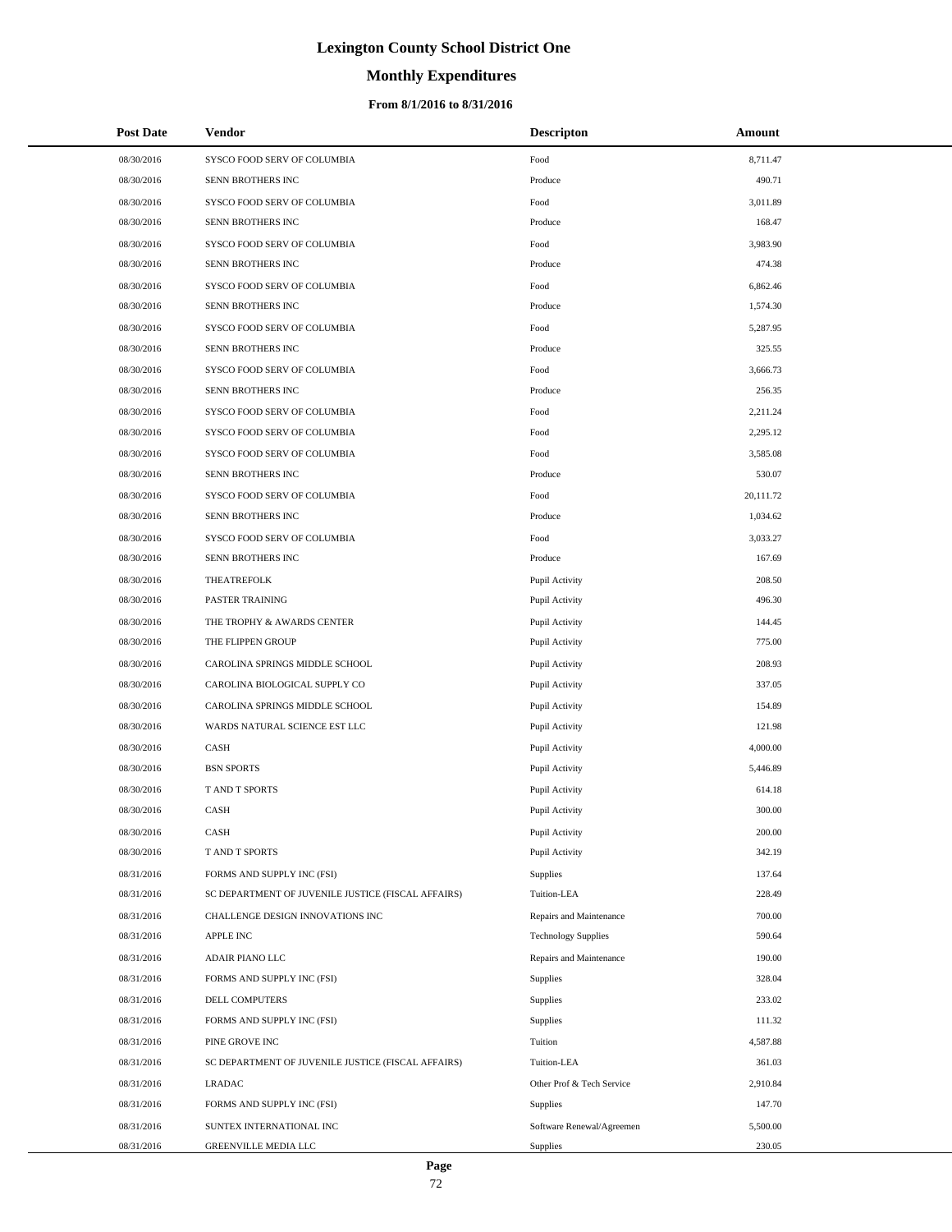# Lexington County School District One

## Monthly Expenditures

### From 8/1/2016 to 8/31/2016

| Post Date | Vendor | Descripton | Amount |
|---|---|---|---|
| 08/30/2016 | SYSCO FOOD SERV OF COLUMBIA | Food | 8,711.47 |
| 08/30/2016 | SENN BROTHERS INC | Produce | 490.71 |
| 08/30/2016 | SYSCO FOOD SERV OF COLUMBIA | Food | 3,011.89 |
| 08/30/2016 | SENN BROTHERS INC | Produce | 168.47 |
| 08/30/2016 | SYSCO FOOD SERV OF COLUMBIA | Food | 3,983.90 |
| 08/30/2016 | SENN BROTHERS INC | Produce | 474.38 |
| 08/30/2016 | SYSCO FOOD SERV OF COLUMBIA | Food | 6,862.46 |
| 08/30/2016 | SENN BROTHERS INC | Produce | 1,574.30 |
| 08/30/2016 | SYSCO FOOD SERV OF COLUMBIA | Food | 5,287.95 |
| 08/30/2016 | SENN BROTHERS INC | Produce | 325.55 |
| 08/30/2016 | SYSCO FOOD SERV OF COLUMBIA | Food | 3,666.73 |
| 08/30/2016 | SENN BROTHERS INC | Produce | 256.35 |
| 08/30/2016 | SYSCO FOOD SERV OF COLUMBIA | Food | 2,211.24 |
| 08/30/2016 | SYSCO FOOD SERV OF COLUMBIA | Food | 2,295.12 |
| 08/30/2016 | SYSCO FOOD SERV OF COLUMBIA | Food | 3,585.08 |
| 08/30/2016 | SENN BROTHERS INC | Produce | 530.07 |
| 08/30/2016 | SYSCO FOOD SERV OF COLUMBIA | Food | 20,111.72 |
| 08/30/2016 | SENN BROTHERS INC | Produce | 1,034.62 |
| 08/30/2016 | SYSCO FOOD SERV OF COLUMBIA | Food | 3,033.27 |
| 08/30/2016 | SENN BROTHERS INC | Produce | 167.69 |
| 08/30/2016 | THEATREFOLK | Pupil Activity | 208.50 |
| 08/30/2016 | PASTER TRAINING | Pupil Activity | 496.30 |
| 08/30/2016 | THE TROPHY & AWARDS CENTER | Pupil Activity | 144.45 |
| 08/30/2016 | THE FLIPPEN GROUP | Pupil Activity | 775.00 |
| 08/30/2016 | CAROLINA SPRINGS MIDDLE SCHOOL | Pupil Activity | 208.93 |
| 08/30/2016 | CAROLINA BIOLOGICAL SUPPLY CO | Pupil Activity | 337.05 |
| 08/30/2016 | CAROLINA SPRINGS MIDDLE SCHOOL | Pupil Activity | 154.89 |
| 08/30/2016 | WARDS NATURAL SCIENCE EST LLC | Pupil Activity | 121.98 |
| 08/30/2016 | CASH | Pupil Activity | 4,000.00 |
| 08/30/2016 | BSN SPORTS | Pupil Activity | 5,446.89 |
| 08/30/2016 | T AND T SPORTS | Pupil Activity | 614.18 |
| 08/30/2016 | CASH | Pupil Activity | 300.00 |
| 08/30/2016 | CASH | Pupil Activity | 200.00 |
| 08/30/2016 | T AND T SPORTS | Pupil Activity | 342.19 |
| 08/31/2016 | FORMS AND SUPPLY INC (FSI) | Supplies | 137.64 |
| 08/31/2016 | SC DEPARTMENT OF JUVENILE JUSTICE (FISCAL AFFAIRS) | Tuition-LEA | 228.49 |
| 08/31/2016 | CHALLENGE DESIGN INNOVATIONS INC | Repairs and Maintenance | 700.00 |
| 08/31/2016 | APPLE INC | Technology Supplies | 590.64 |
| 08/31/2016 | ADAIR PIANO LLC | Repairs and Maintenance | 190.00 |
| 08/31/2016 | FORMS AND SUPPLY INC (FSI) | Supplies | 328.04 |
| 08/31/2016 | DELL COMPUTERS | Supplies | 233.02 |
| 08/31/2016 | FORMS AND SUPPLY INC (FSI) | Supplies | 111.32 |
| 08/31/2016 | PINE GROVE INC | Tuition | 4,587.88 |
| 08/31/2016 | SC DEPARTMENT OF JUVENILE JUSTICE (FISCAL AFFAIRS) | Tuition-LEA | 361.03 |
| 08/31/2016 | LRADAC | Other Prof & Tech Service | 2,910.84 |
| 08/31/2016 | FORMS AND SUPPLY INC (FSI) | Supplies | 147.70 |
| 08/31/2016 | SUNTEX INTERNATIONAL INC | Software Renewal/Agreemen | 5,500.00 |
| 08/31/2016 | GREENVILLE MEDIA LLC | Supplies | 230.05 |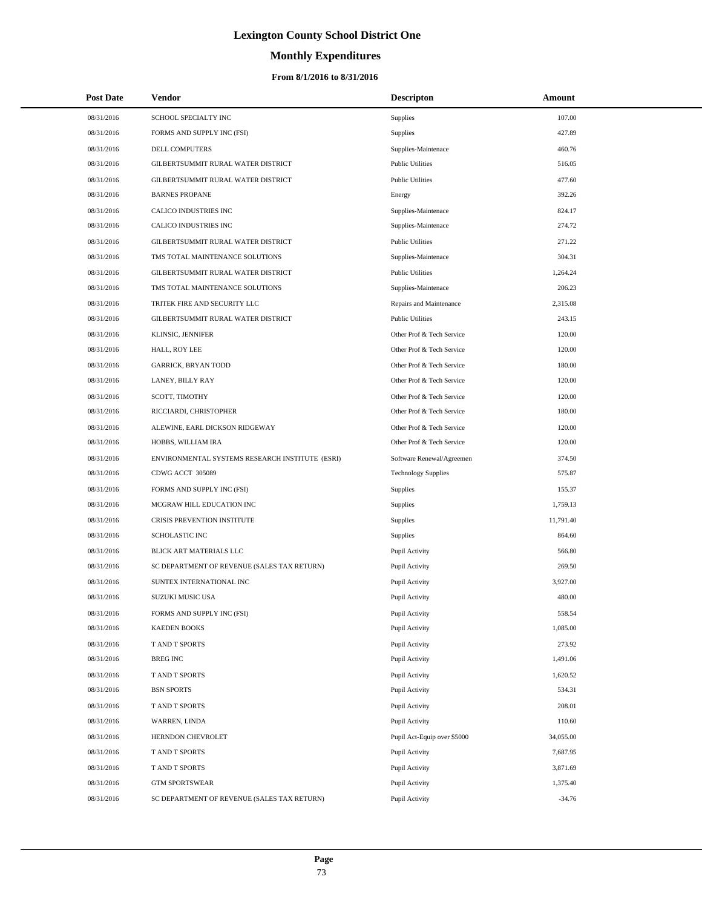# Lexington County School District One

## Monthly Expenditures

### From 8/1/2016 to 8/31/2016

| Post Date | Vendor | Descripton | Amount |
|---|---|---|---|
| 08/31/2016 | SCHOOL SPECIALTY INC | Supplies | 107.00 |
| 08/31/2016 | FORMS AND SUPPLY INC (FSI) | Supplies | 427.89 |
| 08/31/2016 | DELL COMPUTERS | Supplies-Maintenace | 460.76 |
| 08/31/2016 | GILBERTSUMMIT RURAL WATER DISTRICT | Public Utilities | 516.05 |
| 08/31/2016 | GILBERTSUMMIT RURAL WATER DISTRICT | Public Utilities | 477.60 |
| 08/31/2016 | BARNES PROPANE | Energy | 392.26 |
| 08/31/2016 | CALICO INDUSTRIES INC | Supplies-Maintenace | 824.17 |
| 08/31/2016 | CALICO INDUSTRIES INC | Supplies-Maintenace | 274.72 |
| 08/31/2016 | GILBERTSUMMIT RURAL WATER DISTRICT | Public Utilities | 271.22 |
| 08/31/2016 | TMS TOTAL MAINTENANCE SOLUTIONS | Supplies-Maintenace | 304.31 |
| 08/31/2016 | GILBERTSUMMIT RURAL WATER DISTRICT | Public Utilities | 1,264.24 |
| 08/31/2016 | TMS TOTAL MAINTENANCE SOLUTIONS | Supplies-Maintenace | 206.23 |
| 08/31/2016 | TRITEK FIRE AND SECURITY LLC | Repairs and Maintenance | 2,315.08 |
| 08/31/2016 | GILBERTSUMMIT RURAL WATER DISTRICT | Public Utilities | 243.15 |
| 08/31/2016 | KLINSIC, JENNIFER | Other Prof & Tech Service | 120.00 |
| 08/31/2016 | HALL, ROY LEE | Other Prof & Tech Service | 120.00 |
| 08/31/2016 | GARRICK, BRYAN TODD | Other Prof & Tech Service | 180.00 |
| 08/31/2016 | LANEY, BILLY RAY | Other Prof & Tech Service | 120.00 |
| 08/31/2016 | SCOTT, TIMOTHY | Other Prof & Tech Service | 120.00 |
| 08/31/2016 | RICCIARDI, CHRISTOPHER | Other Prof & Tech Service | 180.00 |
| 08/31/2016 | ALEWINE, EARL DICKSON RIDGEWAY | Other Prof & Tech Service | 120.00 |
| 08/31/2016 | HOBBS, WILLIAM IRA | Other Prof & Tech Service | 120.00 |
| 08/31/2016 | ENVIRONMENTAL SYSTEMS RESEARCH INSTITUTE (ESRI) | Software Renewal/Agreemen | 374.50 |
| 08/31/2016 | CDWG ACCT 305089 | Technology Supplies | 575.87 |
| 08/31/2016 | FORMS AND SUPPLY INC (FSI) | Supplies | 155.37 |
| 08/31/2016 | MCGRAW HILL EDUCATION INC | Supplies | 1,759.13 |
| 08/31/2016 | CRISIS PREVENTION INSTITUTE | Supplies | 11,791.40 |
| 08/31/2016 | SCHOLASTIC INC | Supplies | 864.60 |
| 08/31/2016 | BLICK ART MATERIALS LLC | Pupil Activity | 566.80 |
| 08/31/2016 | SC DEPARTMENT OF REVENUE (SALES TAX RETURN) | Pupil Activity | 269.50 |
| 08/31/2016 | SUNTEX INTERNATIONAL INC | Pupil Activity | 3,927.00 |
| 08/31/2016 | SUZUKI MUSIC USA | Pupil Activity | 480.00 |
| 08/31/2016 | FORMS AND SUPPLY INC (FSI) | Pupil Activity | 558.54 |
| 08/31/2016 | KAEDEN BOOKS | Pupil Activity | 1,085.00 |
| 08/31/2016 | T AND T SPORTS | Pupil Activity | 273.92 |
| 08/31/2016 | BREG INC | Pupil Activity | 1,491.06 |
| 08/31/2016 | T AND T SPORTS | Pupil Activity | 1,620.52 |
| 08/31/2016 | BSN SPORTS | Pupil Activity | 534.31 |
| 08/31/2016 | T AND T SPORTS | Pupil Activity | 208.01 |
| 08/31/2016 | WARREN, LINDA | Pupil Activity | 110.60 |
| 08/31/2016 | HERNDON CHEVROLET | Pupil Act-Equip over $5000 | 34,055.00 |
| 08/31/2016 | T AND T SPORTS | Pupil Activity | 7,687.95 |
| 08/31/2016 | T AND T SPORTS | Pupil Activity | 3,871.69 |
| 08/31/2016 | GTM SPORTSWEAR | Pupil Activity | 1,375.40 |
| 08/31/2016 | SC DEPARTMENT OF REVENUE (SALES TAX RETURN) | Pupil Activity | -34.76 |